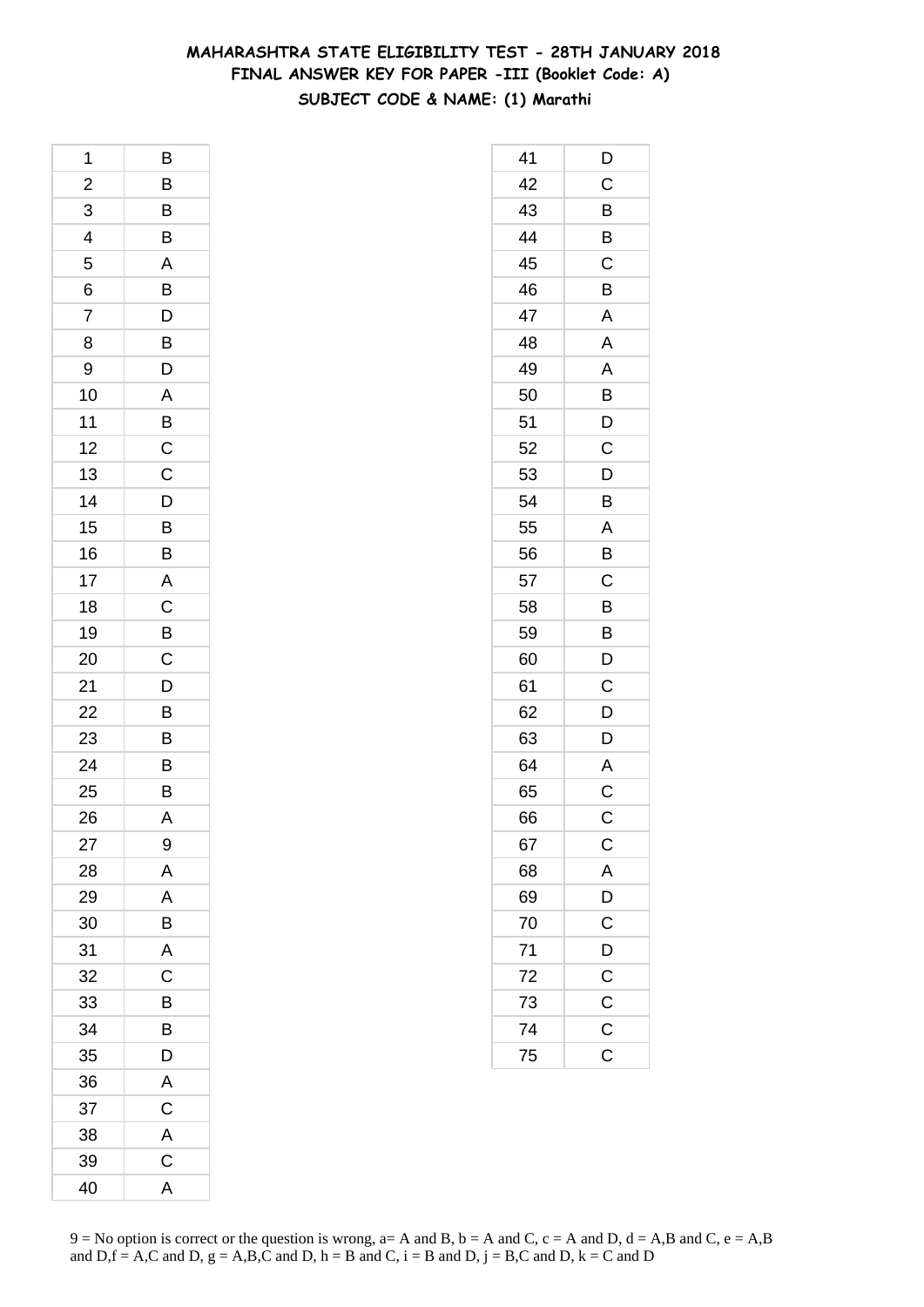# MAHARASHTRA STATE ELIGIBILITY TEST - 28TH JANUARY 2018
## FINAL ANSWER KEY FOR PAPER -III (Booklet Code: A)
### SUBJECT CODE & NAME: (1) Marathi

| Q | Ans |
|---|---|
| 1 | B |
| 2 | B |
| 3 | B |
| 4 | B |
| 5 | A |
| 6 | B |
| 7 | D |
| 8 | B |
| 9 | D |
| 10 | A |
| 11 | B |
| 12 | C |
| 13 | C |
| 14 | D |
| 15 | B |
| 16 | B |
| 17 | A |
| 18 | C |
| 19 | B |
| 20 | C |
| 21 | D |
| 22 | B |
| 23 | B |
| 24 | B |
| 25 | B |
| 26 | A |
| 27 | 9 |
| 28 | A |
| 29 | A |
| 30 | B |
| 31 | A |
| 32 | C |
| 33 | B |
| 34 | B |
| 35 | D |
| 36 | A |
| 37 | C |
| 38 | A |
| 39 | C |
| 40 | A |
| 41 | D |
| 42 | C |
| 43 | B |
| 44 | B |
| 45 | C |
| 46 | B |
| 47 | A |
| 48 | A |
| 49 | A |
| 50 | B |
| 51 | D |
| 52 | C |
| 53 | D |
| 54 | B |
| 55 | A |
| 56 | B |
| 57 | C |
| 58 | B |
| 59 | B |
| 60 | D |
| 61 | C |
| 62 | D |
| 63 | D |
| 64 | A |
| 65 | C |
| 66 | C |
| 67 | C |
| 68 | A |
| 69 | D |
| 70 | C |
| 71 | D |
| 72 | C |
| 73 | C |
| 74 | C |
| 75 | C |

9 = No option is correct or the question is wrong, a= A and B, b = A and C, c = A and D, d = A,B and C, e = A,B and D,f = A,C and D, g = A,B,C and D, h = B and C, i = B and D, j = B,C and D, k = C and D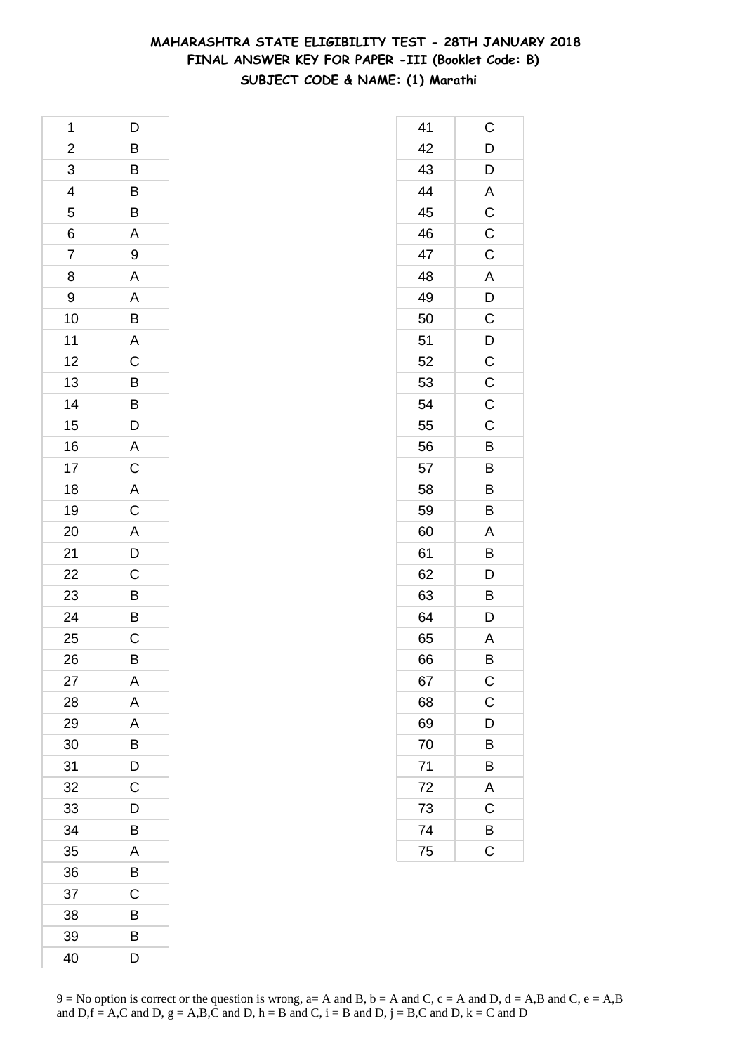# MAHARASHTRA STATE ELIGIBILITY TEST - 28TH JANUARY 2018
## FINAL ANSWER KEY FOR PAPER -III (Booklet Code: B)
### SUBJECT CODE & NAME: (1) Marathi

| Q | Ans | Q | Ans |
|---|---|---|---|
| 1 | D | 41 | C |
| 2 | B | 42 | D |
| 3 | B | 43 | D |
| 4 | B | 44 | A |
| 5 | B | 45 | C |
| 6 | A | 46 | C |
| 7 | 9 | 47 | C |
| 8 | A | 48 | A |
| 9 | A | 49 | D |
| 10 | B | 50 | C |
| 11 | A | 51 | D |
| 12 | C | 52 | C |
| 13 | B | 53 | C |
| 14 | B | 54 | C |
| 15 | D | 55 | C |
| 16 | A | 56 | B |
| 17 | C | 57 | B |
| 18 | A | 58 | B |
| 19 | C | 59 | B |
| 20 | A | 60 | A |
| 21 | D | 61 | B |
| 22 | C | 62 | D |
| 23 | B | 63 | B |
| 24 | B | 64 | D |
| 25 | C | 65 | A |
| 26 | B | 66 | B |
| 27 | A | 67 | C |
| 28 | A | 68 | C |
| 29 | A | 69 | D |
| 30 | B | 70 | B |
| 31 | D | 71 | B |
| 32 | C | 72 | A |
| 33 | D | 73 | C |
| 34 | B | 74 | B |
| 35 | A | 75 | C |
| 36 | B | | |
| 37 | C | | |
| 38 | B | | |
| 39 | B | | |
| 40 | D | | |

9 = No option is correct or the question is wrong, a= A and B, b = A and C, c = A and D, d = A,B and C, e = A,B and D,f = A,C and D, g = A,B,C and D, h = B and C, i = B and D, j = B,C and D, k = C and D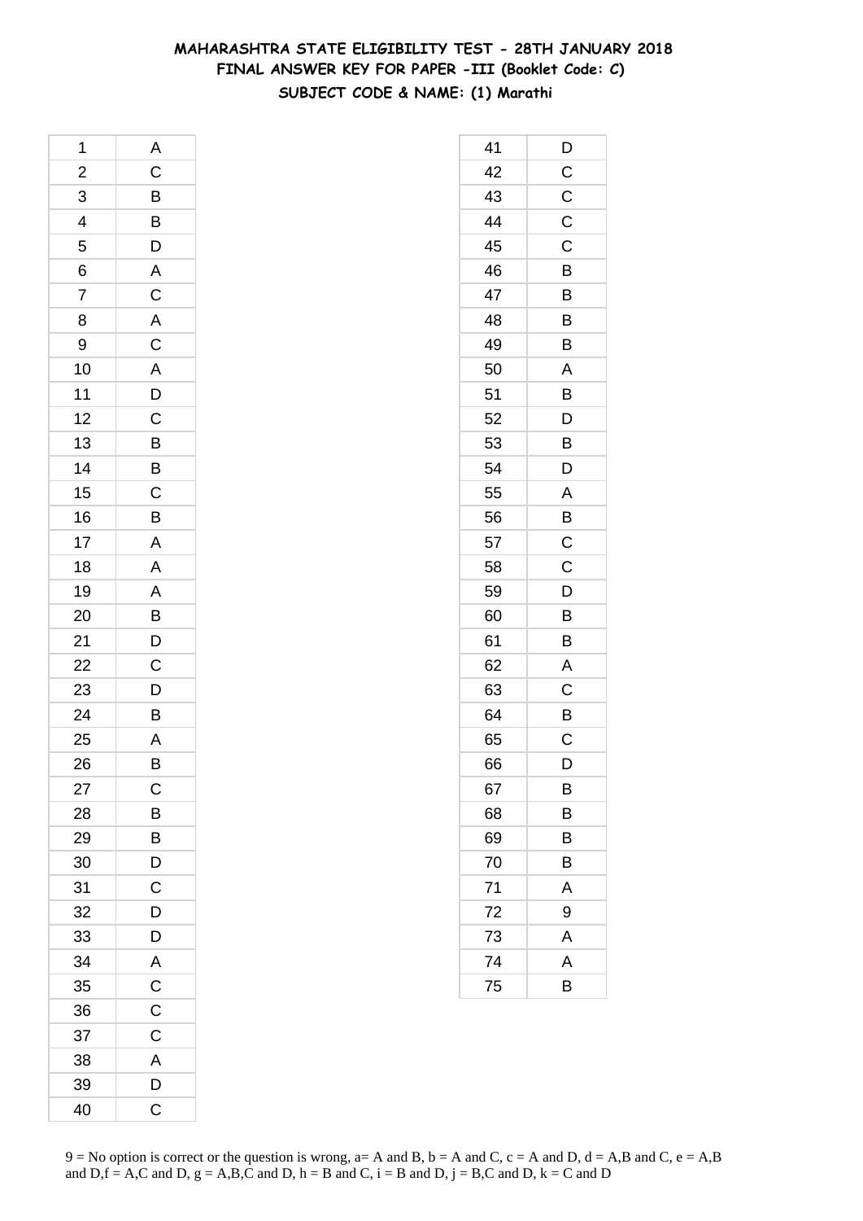**MAHARASHTRA STATE ELIGIBILITY TEST - 28TH JANUARY 2018**
**FINAL ANSWER KEY FOR PAPER -III (Booklet Code: C)**
**SUBJECT CODE & NAME: (1) Marathi**

| | |
|---|---|
| 1 | A |
| 2 | C |
| 3 | B |
| 4 | B |
| 5 | D |
| 6 | A |
| 7 | C |
| 8 | A |
| 9 | C |
| 10 | A |
| 11 | D |
| 12 | C |
| 13 | B |
| 14 | B |
| 15 | C |
| 16 | B |
| 17 | A |
| 18 | A |
| 19 | A |
| 20 | B |
| 21 | D |
| 22 | C |
| 23 | D |
| 24 | B |
| 25 | A |
| 26 | B |
| 27 | C |
| 28 | B |
| 29 | B |
| 30 | D |
| 31 | C |
| 32 | D |
| 33 | D |
| 34 | A |
| 35 | C |
| 36 | C |
| 37 | C |
| 38 | A |
| 39 | D |
| 40 | C |
| 41 | D |
| 42 | C |
| 43 | C |
| 44 | C |
| 45 | C |
| 46 | B |
| 47 | B |
| 48 | B |
| 49 | B |
| 50 | A |
| 51 | B |
| 52 | D |
| 53 | B |
| 54 | D |
| 55 | A |
| 56 | B |
| 57 | C |
| 58 | C |
| 59 | D |
| 60 | B |
| 61 | B |
| 62 | A |
| 63 | C |
| 64 | B |
| 65 | C |
| 66 | D |
| 67 | B |
| 68 | B |
| 69 | B |
| 70 | B |
| 71 | A |
| 72 | 9 |
| 73 | A |
| 74 | A |
| 75 | B |

9 = No option is correct or the question is wrong, a= A and B, b = A and C, c = A and D, d = A,B and C, e = A,B and D,f = A,C and D, g = A,B,C and D, h = B and C, i = B and D, j = B,C and D, k = C and D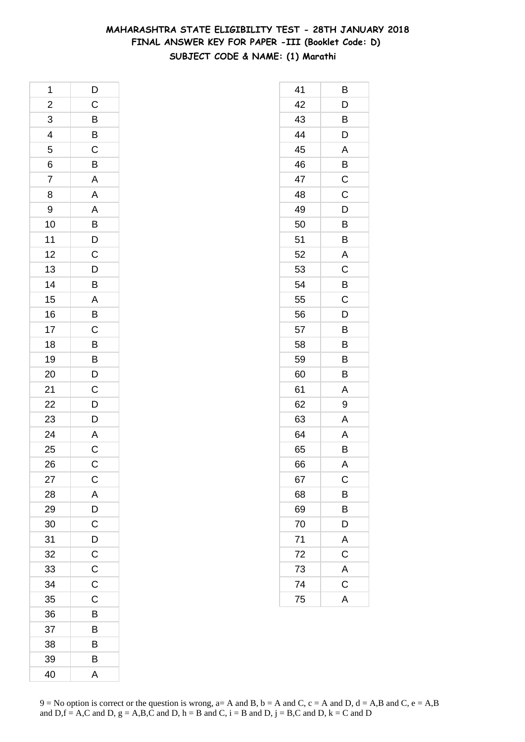**MAHARASHTRA STATE ELIGIBILITY TEST - 28TH JANUARY 2018**
**FINAL ANSWER KEY FOR PAPER -III (Booklet Code: D)**
**SUBJECT CODE & NAME: (1) Marathi**

| | |
|---|---|
| 1 | D |
| 2 | C |
| 3 | B |
| 4 | B |
| 5 | C |
| 6 | B |
| 7 | A |
| 8 | A |
| 9 | A |
| 10 | B |
| 11 | D |
| 12 | C |
| 13 | D |
| 14 | B |
| 15 | A |
| 16 | B |
| 17 | C |
| 18 | B |
| 19 | B |
| 20 | D |
| 21 | C |
| 22 | D |
| 23 | D |
| 24 | A |
| 25 | C |
| 26 | C |
| 27 | C |
| 28 | A |
| 29 | D |
| 30 | C |
| 31 | D |
| 32 | C |
| 33 | C |
| 34 | C |
| 35 | C |
| 36 | B |
| 37 | B |
| 38 | B |
| 39 | B |
| 40 | A |

| | |
|---|---|
| 41 | B |
| 42 | D |
| 43 | B |
| 44 | D |
| 45 | A |
| 46 | B |
| 47 | C |
| 48 | C |
| 49 | D |
| 50 | B |
| 51 | B |
| 52 | A |
| 53 | C |
| 54 | B |
| 55 | C |
| 56 | D |
| 57 | B |
| 58 | B |
| 59 | B |
| 60 | B |
| 61 | A |
| 62 | 9 |
| 63 | A |
| 64 | A |
| 65 | B |
| 66 | A |
| 67 | C |
| 68 | B |
| 69 | B |
| 70 | D |
| 71 | A |
| 72 | C |
| 73 | A |
| 74 | C |
| 75 | A |

9 = No option is correct or the question is wrong, a= A and B, b = A and C, c = A and D, d = A,B and C, e = A,B and D,f = A,C and D, g = A,B,C and D, h = B and C, i = B and D, j = B,C and D, k = C and D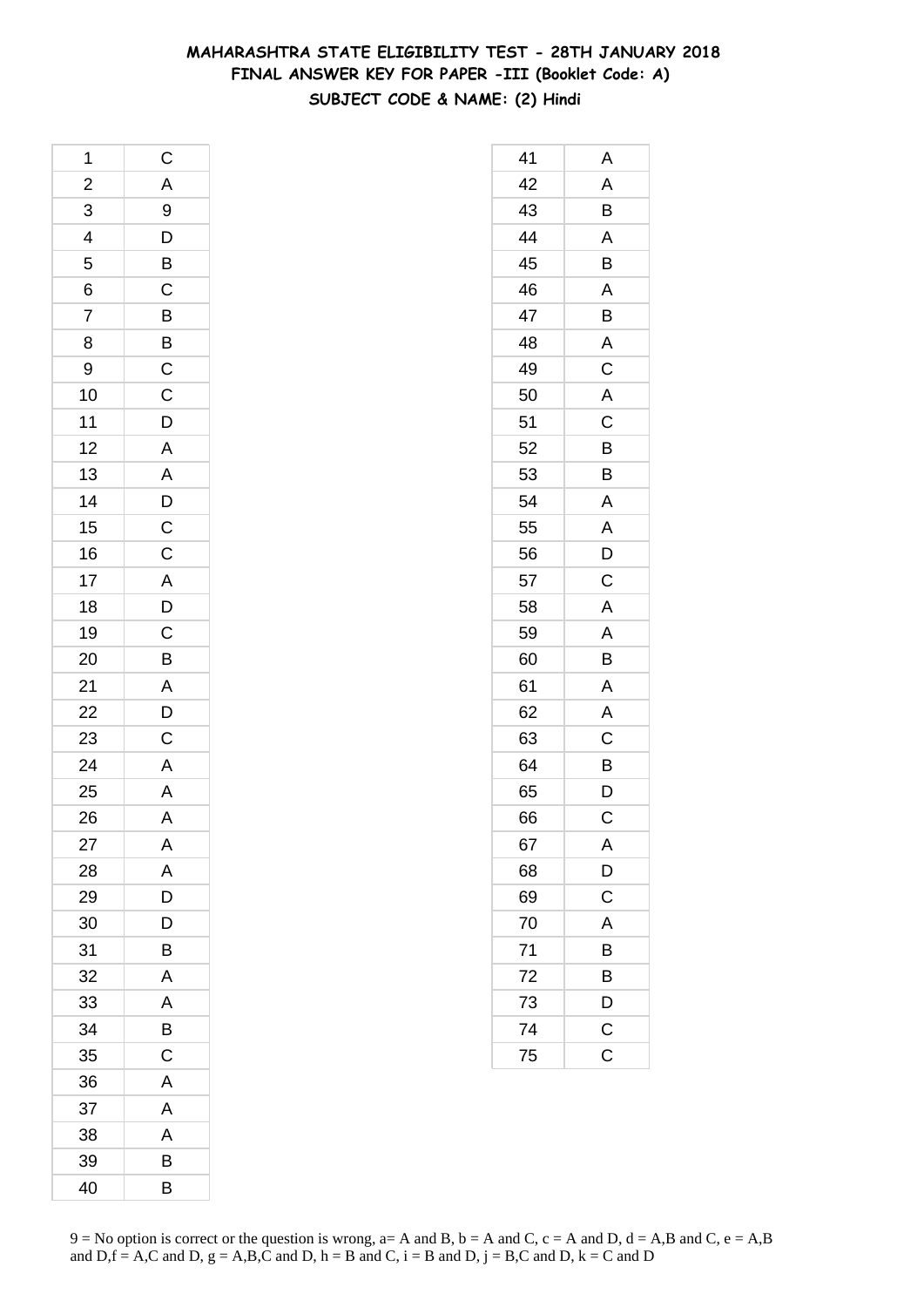# MAHARASHTRA STATE ELIGIBILITY TEST - 28TH JANUARY 2018
## FINAL ANSWER KEY FOR PAPER -III (Booklet Code: A)
### SUBJECT CODE & NAME: (2) Hindi

| Q | Ans |
|---|---|
| 1 | C |
| 2 | A |
| 3 | 9 |
| 4 | D |
| 5 | B |
| 6 | C |
| 7 | B |
| 8 | B |
| 9 | C |
| 10 | C |
| 11 | D |
| 12 | A |
| 13 | A |
| 14 | D |
| 15 | C |
| 16 | C |
| 17 | A |
| 18 | D |
| 19 | C |
| 20 | B |
| 21 | A |
| 22 | D |
| 23 | C |
| 24 | A |
| 25 | A |
| 26 | A |
| 27 | A |
| 28 | A |
| 29 | D |
| 30 | D |
| 31 | B |
| 32 | A |
| 33 | A |
| 34 | B |
| 35 | C |
| 36 | A |
| 37 | A |
| 38 | A |
| 39 | B |
| 40 | B |

| Q | Ans |
|---|---|
| 41 | A |
| 42 | A |
| 43 | B |
| 44 | A |
| 45 | B |
| 46 | A |
| 47 | B |
| 48 | A |
| 49 | C |
| 50 | A |
| 51 | C |
| 52 | B |
| 53 | B |
| 54 | A |
| 55 | A |
| 56 | D |
| 57 | C |
| 58 | A |
| 59 | A |
| 60 | B |
| 61 | A |
| 62 | A |
| 63 | C |
| 64 | B |
| 65 | D |
| 66 | C |
| 67 | A |
| 68 | D |
| 69 | C |
| 70 | A |
| 71 | B |
| 72 | B |
| 73 | D |
| 74 | C |
| 75 | C |

9 = No option is correct or the question is wrong, a= A and B, b = A and C, c = A and D, d = A,B and C, e = A,B and D,f = A,C and D, g = A,B,C and D, h = B and C, i = B and D, j = B,C and D, k = C and D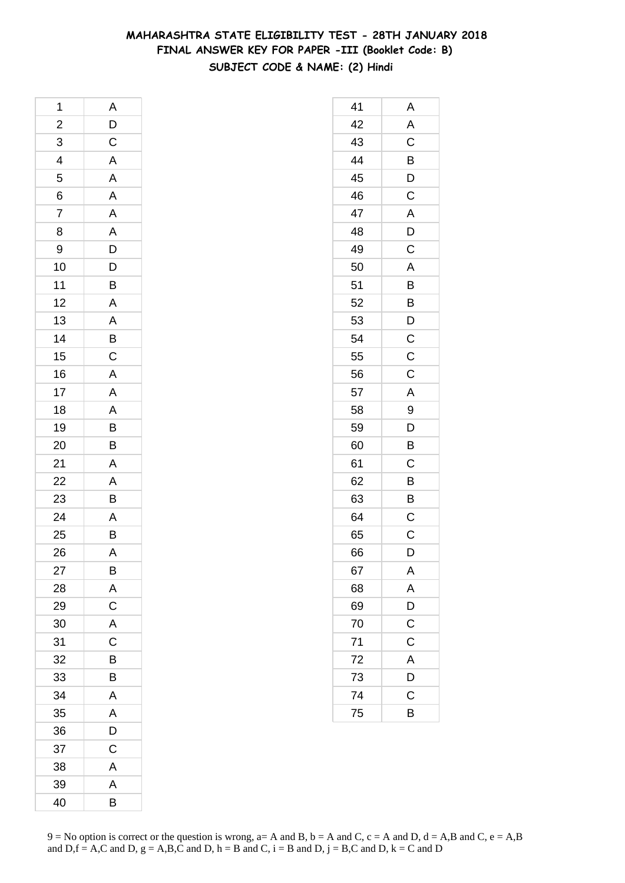# MAHARASHTRA STATE ELIGIBILITY TEST - 28TH JANUARY 2018
## FINAL ANSWER KEY FOR PAPER -III (Booklet Code: B)
### SUBJECT CODE & NAME: (2) Hindi

| Q | Ans |
|---|---|
| 1 | A |
| 2 | D |
| 3 | C |
| 4 | A |
| 5 | A |
| 6 | A |
| 7 | A |
| 8 | A |
| 9 | D |
| 10 | D |
| 11 | B |
| 12 | A |
| 13 | A |
| 14 | B |
| 15 | C |
| 16 | A |
| 17 | A |
| 18 | A |
| 19 | B |
| 20 | B |
| 21 | A |
| 22 | A |
| 23 | B |
| 24 | A |
| 25 | B |
| 26 | A |
| 27 | B |
| 28 | A |
| 29 | C |
| 30 | A |
| 31 | C |
| 32 | B |
| 33 | B |
| 34 | A |
| 35 | A |
| 36 | D |
| 37 | C |
| 38 | A |
| 39 | A |
| 40 | B |

| Q | Ans |
|---|---|
| 41 | A |
| 42 | A |
| 43 | C |
| 44 | B |
| 45 | D |
| 46 | C |
| 47 | A |
| 48 | D |
| 49 | C |
| 50 | A |
| 51 | B |
| 52 | B |
| 53 | D |
| 54 | C |
| 55 | C |
| 56 | C |
| 57 | A |
| 58 | 9 |
| 59 | D |
| 60 | B |
| 61 | C |
| 62 | B |
| 63 | B |
| 64 | C |
| 65 | C |
| 66 | D |
| 67 | A |
| 68 | A |
| 69 | D |
| 70 | C |
| 71 | C |
| 72 | A |
| 73 | D |
| 74 | C |
| 75 | B |

9 = No option is correct or the question is wrong, a= A and B, b = A and C, c = A and D, d = A,B and C, e = A,B and D,f = A,C and D, g = A,B,C and D, h = B and C, i = B and D, j = B,C and D, k = C and D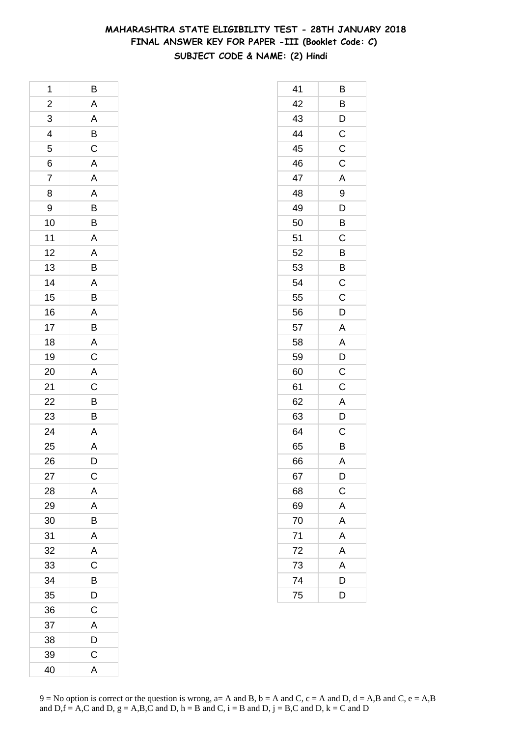# MAHARASHTRA STATE ELIGIBILITY TEST - 28TH JANUARY 2018
## FINAL ANSWER KEY FOR PAPER -III (Booklet Code: C)
### SUBJECT CODE & NAME: (2) Hindi

| | |
|---|---|
| 1 | B |
| 2 | A |
| 3 | A |
| 4 | B |
| 5 | C |
| 6 | A |
| 7 | A |
| 8 | A |
| 9 | B |
| 10 | B |
| 11 | A |
| 12 | A |
| 13 | B |
| 14 | A |
| 15 | B |
| 16 | A |
| 17 | B |
| 18 | A |
| 19 | C |
| 20 | A |
| 21 | C |
| 22 | B |
| 23 | B |
| 24 | A |
| 25 | A |
| 26 | D |
| 27 | C |
| 28 | A |
| 29 | A |
| 30 | B |
| 31 | A |
| 32 | A |
| 33 | C |
| 34 | B |
| 35 | D |
| 36 | C |
| 37 | A |
| 38 | D |
| 39 | C |
| 40 | A |
| 41 | B |
| 42 | B |
| 43 | D |
| 44 | C |
| 45 | C |
| 46 | C |
| 47 | A |
| 48 | 9 |
| 49 | D |
| 50 | B |
| 51 | C |
| 52 | B |
| 53 | B |
| 54 | C |
| 55 | C |
| 56 | D |
| 57 | A |
| 58 | A |
| 59 | D |
| 60 | C |
| 61 | C |
| 62 | A |
| 63 | D |
| 64 | C |
| 65 | B |
| 66 | A |
| 67 | D |
| 68 | C |
| 69 | A |
| 70 | A |
| 71 | A |
| 72 | A |
| 73 | A |
| 74 | D |
| 75 | D |

9 = No option is correct or the question is wrong, a= A and B, b = A and C, c = A and D, d = A,B and C, e = A,B and D,f = A,C and D, g = A,B,C and D, h = B and C, i = B and D, j = B,C and D, k = C and D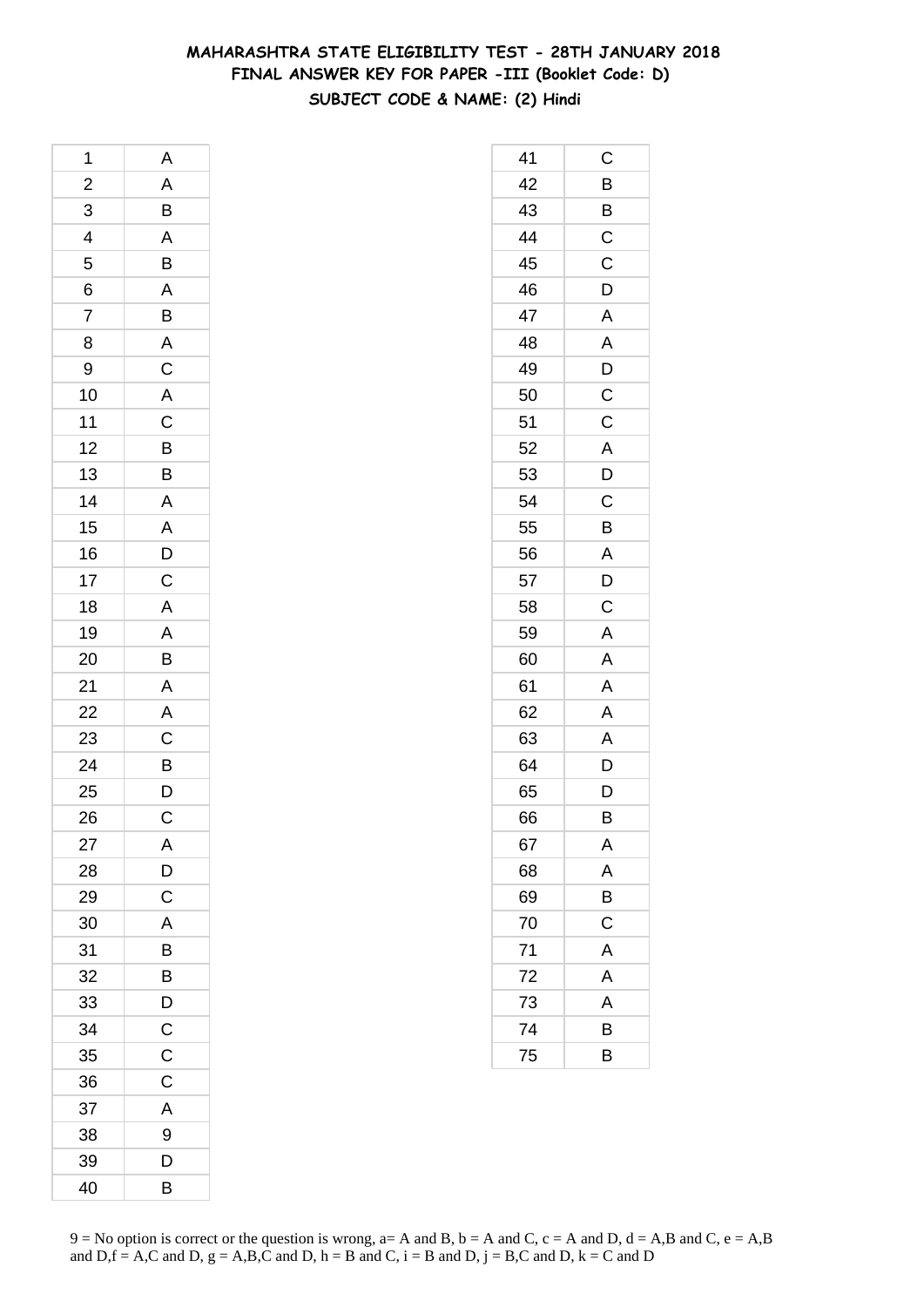**MAHARASHTRA STATE ELIGIBILITY TEST - 28TH JANUARY 2018**
**FINAL ANSWER KEY FOR PAPER -III (Booklet Code: D)**
**SUBJECT CODE & NAME: (2) Hindi**

| | |
|---|---|
| 1 | A |
| 2 | A |
| 3 | B |
| 4 | A |
| 5 | B |
| 6 | A |
| 7 | B |
| 8 | A |
| 9 | C |
| 10 | A |
| 11 | C |
| 12 | B |
| 13 | B |
| 14 | A |
| 15 | A |
| 16 | D |
| 17 | C |
| 18 | A |
| 19 | A |
| 20 | B |
| 21 | A |
| 22 | A |
| 23 | C |
| 24 | B |
| 25 | D |
| 26 | C |
| 27 | A |
| 28 | D |
| 29 | C |
| 30 | A |
| 31 | B |
| 32 | B |
| 33 | D |
| 34 | C |
| 35 | C |
| 36 | C |
| 37 | A |
| 38 | 9 |
| 39 | D |
| 40 | B |

| | |
|---|---|
| 41 | C |
| 42 | B |
| 43 | B |
| 44 | C |
| 45 | C |
| 46 | D |
| 47 | A |
| 48 | A |
| 49 | D |
| 50 | C |
| 51 | C |
| 52 | A |
| 53 | D |
| 54 | C |
| 55 | B |
| 56 | A |
| 57 | D |
| 58 | C |
| 59 | A |
| 60 | A |
| 61 | A |
| 62 | A |
| 63 | A |
| 64 | D |
| 65 | D |
| 66 | B |
| 67 | A |
| 68 | A |
| 69 | B |
| 70 | C |
| 71 | A |
| 72 | A |
| 73 | A |
| 74 | B |
| 75 | B |

9 = No option is correct or the question is wrong, a= A and B, b = A and C, c = A and D, d = A,B and C, e = A,B and D,f = A,C and D, g = A,B,C and D, h = B and C, i = B and D, j = B,C and D, k = C and D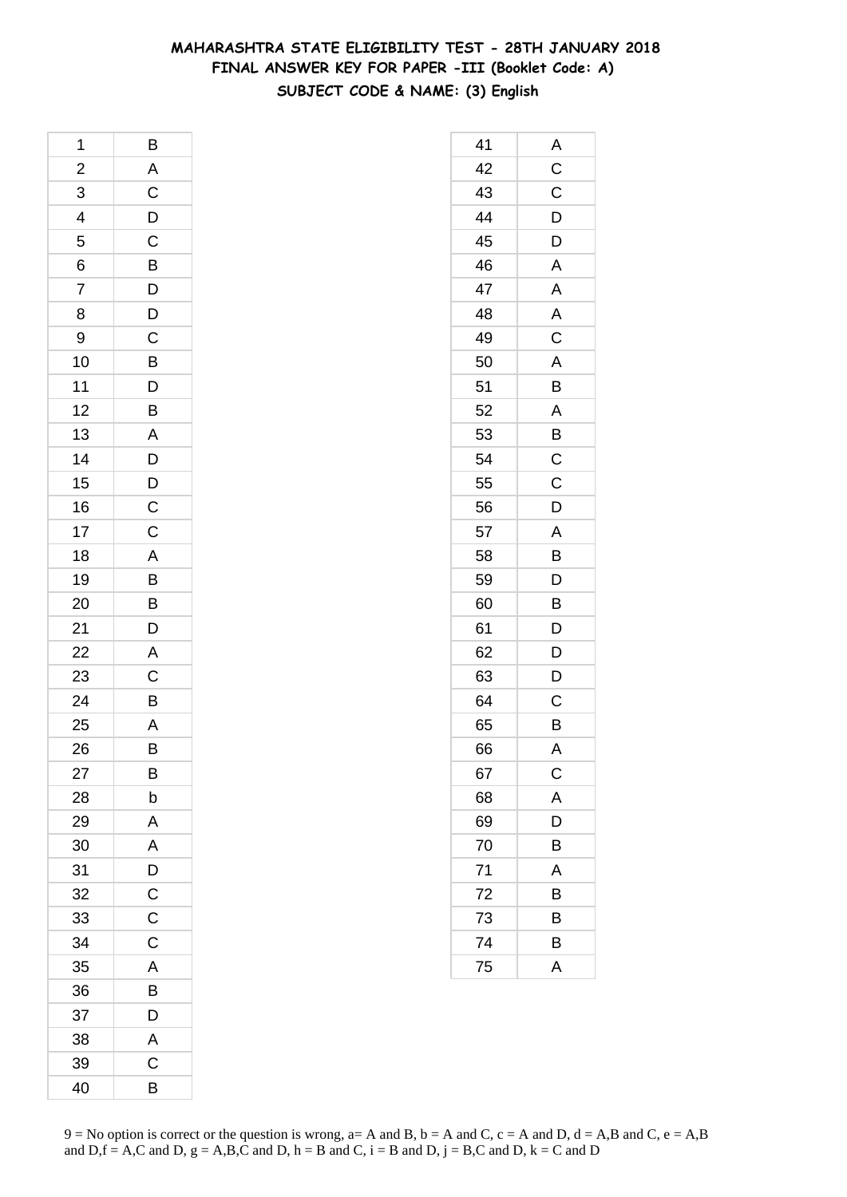# MAHARASHTRA STATE ELIGIBILITY TEST - 28TH JANUARY 2018

## FINAL ANSWER KEY FOR PAPER -III (Booklet Code: A)

### SUBJECT CODE & NAME: (3) English

| Q | Ans |
|---|---|
| 1 | B |
| 2 | A |
| 3 | C |
| 4 | D |
| 5 | C |
| 6 | B |
| 7 | D |
| 8 | D |
| 9 | C |
| 10 | B |
| 11 | D |
| 12 | B |
| 13 | A |
| 14 | D |
| 15 | D |
| 16 | C |
| 17 | C |
| 18 | A |
| 19 | B |
| 20 | B |
| 21 | D |
| 22 | A |
| 23 | C |
| 24 | B |
| 25 | A |
| 26 | B |
| 27 | B |
| 28 | b |
| 29 | A |
| 30 | A |
| 31 | D |
| 32 | C |
| 33 | C |
| 34 | C |
| 35 | A |
| 36 | B |
| 37 | D |
| 38 | A |
| 39 | C |
| 40 | B |

| Q | Ans |
|---|---|
| 41 | A |
| 42 | C |
| 43 | C |
| 44 | D |
| 45 | D |
| 46 | A |
| 47 | A |
| 48 | A |
| 49 | C |
| 50 | A |
| 51 | B |
| 52 | A |
| 53 | B |
| 54 | C |
| 55 | C |
| 56 | D |
| 57 | A |
| 58 | B |
| 59 | D |
| 60 | B |
| 61 | D |
| 62 | D |
| 63 | D |
| 64 | C |
| 65 | B |
| 66 | A |
| 67 | C |
| 68 | A |
| 69 | D |
| 70 | B |
| 71 | A |
| 72 | B |
| 73 | B |
| 74 | B |
| 75 | A |

9 = No option is correct or the question is wrong, a= A and B, b = A and C, c = A and D, d = A,B and C, e = A,B and D,f = A,C and D, g = A,B,C and D, h = B and C, i = B and D, j = B,C and D, k = C and D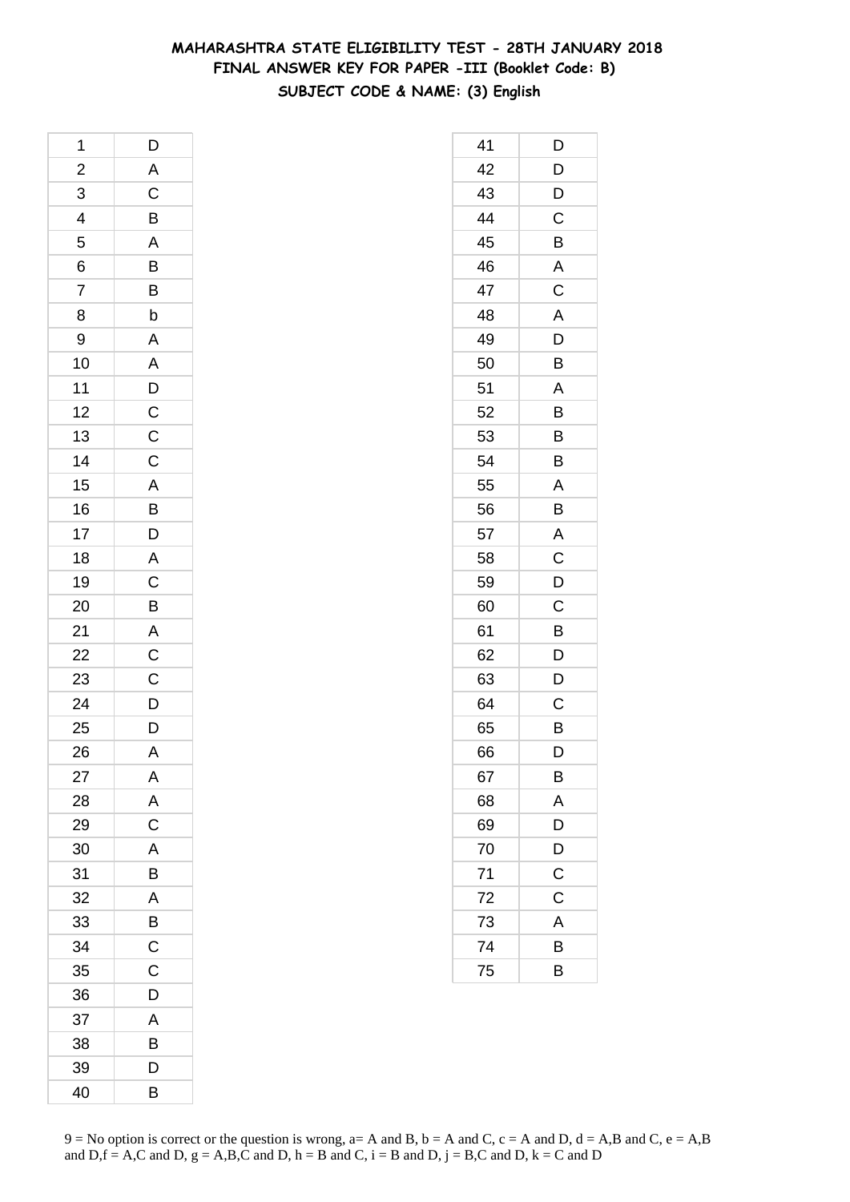# MAHARASHTRA STATE ELIGIBILITY TEST - 28TH JANUARY 2018

## FINAL ANSWER KEY FOR PAPER -III (Booklet Code: B)

### SUBJECT CODE & NAME: (3) English

| | |
|---|---|
| 1 | D |
| 2 | A |
| 3 | C |
| 4 | B |
| 5 | A |
| 6 | B |
| 7 | B |
| 8 | b |
| 9 | A |
| 10 | A |
| 11 | D |
| 12 | C |
| 13 | C |
| 14 | C |
| 15 | A |
| 16 | B |
| 17 | D |
| 18 | A |
| 19 | C |
| 20 | B |
| 21 | A |
| 22 | C |
| 23 | C |
| 24 | D |
| 25 | D |
| 26 | A |
| 27 | A |
| 28 | A |
| 29 | C |
| 30 | A |
| 31 | B |
| 32 | A |
| 33 | B |
| 34 | C |
| 35 | C |
| 36 | D |
| 37 | A |
| 38 | B |
| 39 | D |
| 40 | B |
| 41 | D |
| 42 | D |
| 43 | D |
| 44 | C |
| 45 | B |
| 46 | A |
| 47 | C |
| 48 | A |
| 49 | D |
| 50 | B |
| 51 | A |
| 52 | B |
| 53 | B |
| 54 | B |
| 55 | A |
| 56 | B |
| 57 | A |
| 58 | C |
| 59 | D |
| 60 | C |
| 61 | B |
| 62 | D |
| 63 | D |
| 64 | C |
| 65 | B |
| 66 | D |
| 67 | B |
| 68 | A |
| 69 | D |
| 70 | D |
| 71 | C |
| 72 | C |
| 73 | A |
| 74 | B |
| 75 | B |

9 = No option is correct or the question is wrong, a= A and B, b = A and C, c = A and D, d = A,B and C, e = A,B and D,f = A,C and D, g = A,B,C and D, h = B and C, i = B and D, j = B,C and D, k = C and D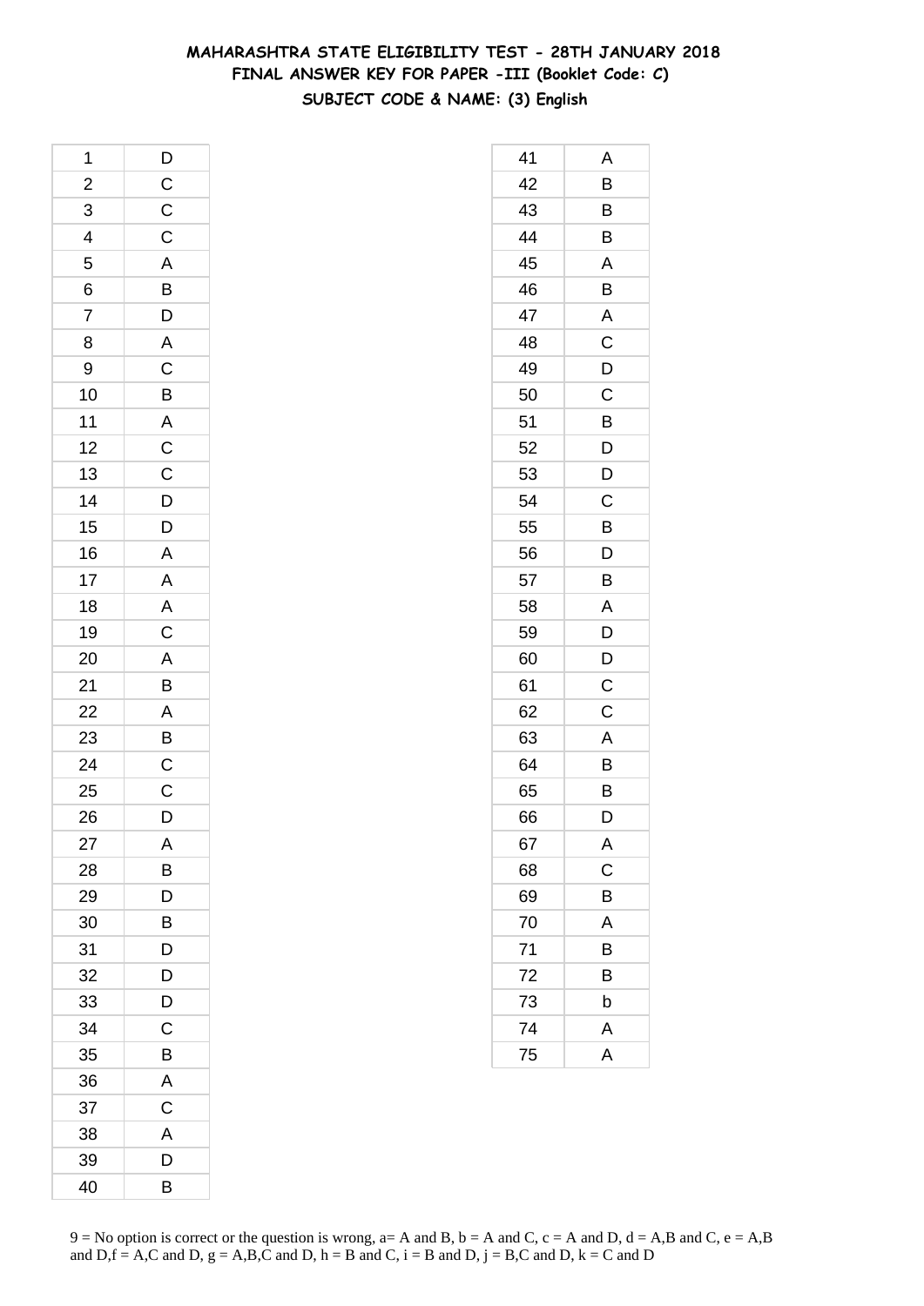# MAHARASHTRA STATE ELIGIBILITY TEST - 28TH JANUARY 2018

## FINAL ANSWER KEY FOR PAPER -III (Booklet Code: C)

### SUBJECT CODE & NAME: (3) English

| | |
|---|---|
| 1 | D |
| 2 | C |
| 3 | C |
| 4 | C |
| 5 | A |
| 6 | B |
| 7 | D |
| 8 | A |
| 9 | C |
| 10 | B |
| 11 | A |
| 12 | C |
| 13 | C |
| 14 | D |
| 15 | D |
| 16 | A |
| 17 | A |
| 18 | A |
| 19 | C |
| 20 | A |
| 21 | B |
| 22 | A |
| 23 | B |
| 24 | C |
| 25 | C |
| 26 | D |
| 27 | A |
| 28 | B |
| 29 | D |
| 30 | B |
| 31 | D |
| 32 | D |
| 33 | D |
| 34 | C |
| 35 | B |
| 36 | A |
| 37 | C |
| 38 | A |
| 39 | D |
| 40 | B |
| 41 | A |
| 42 | B |
| 43 | B |
| 44 | B |
| 45 | A |
| 46 | B |
| 47 | A |
| 48 | C |
| 49 | D |
| 50 | C |
| 51 | B |
| 52 | D |
| 53 | D |
| 54 | C |
| 55 | B |
| 56 | D |
| 57 | B |
| 58 | A |
| 59 | D |
| 60 | D |
| 61 | C |
| 62 | C |
| 63 | A |
| 64 | B |
| 65 | B |
| 66 | D |
| 67 | A |
| 68 | C |
| 69 | B |
| 70 | A |
| 71 | B |
| 72 | B |
| 73 | b |
| 74 | A |
| 75 | A |

9 = No option is correct or the question is wrong, a= A and B, b = A and C, c = A and D, d = A,B and C, e = A,B and D,f = A,C and D, g = A,B,C and D, h = B and C, i = B and D, j = B,C and D, k = C and D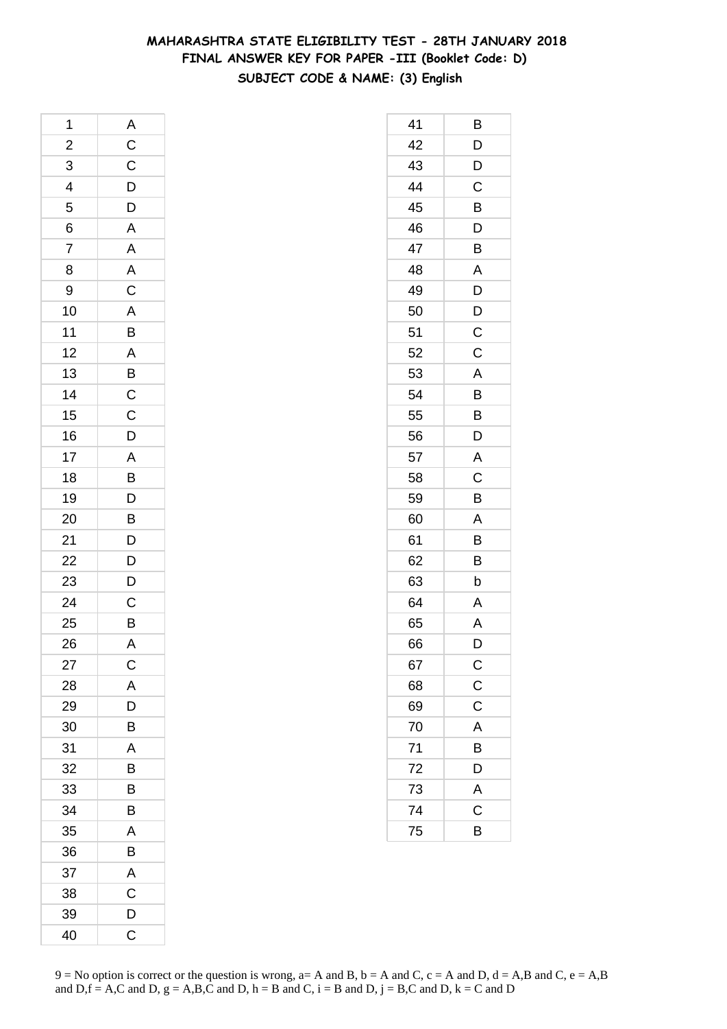# MAHARASHTRA STATE ELIGIBILITY TEST - 28TH JANUARY 2018

## FINAL ANSWER KEY FOR PAPER -III (Booklet Code: D)

### SUBJECT CODE & NAME: (3) English

| | |
|---|---|
| 1 | A |
| 2 | C |
| 3 | C |
| 4 | D |
| 5 | D |
| 6 | A |
| 7 | A |
| 8 | A |
| 9 | C |
| 10 | A |
| 11 | B |
| 12 | A |
| 13 | B |
| 14 | C |
| 15 | C |
| 16 | D |
| 17 | A |
| 18 | B |
| 19 | D |
| 20 | B |
| 21 | D |
| 22 | D |
| 23 | D |
| 24 | C |
| 25 | B |
| 26 | A |
| 27 | C |
| 28 | A |
| 29 | D |
| 30 | B |
| 31 | A |
| 32 | B |
| 33 | B |
| 34 | B |
| 35 | A |
| 36 | B |
| 37 | A |
| 38 | C |
| 39 | D |
| 40 | C |

| | |
|---|---|
| 41 | B |
| 42 | D |
| 43 | D |
| 44 | C |
| 45 | B |
| 46 | D |
| 47 | B |
| 48 | A |
| 49 | D |
| 50 | D |
| 51 | C |
| 52 | C |
| 53 | A |
| 54 | B |
| 55 | B |
| 56 | D |
| 57 | A |
| 58 | C |
| 59 | B |
| 60 | A |
| 61 | B |
| 62 | B |
| 63 | b |
| 64 | A |
| 65 | A |
| 66 | D |
| 67 | C |
| 68 | C |
| 69 | C |
| 70 | A |
| 71 | B |
| 72 | D |
| 73 | A |
| 74 | C |
| 75 | B |

9 = No option is correct or the question is wrong, a= A and B, b = A and C, c = A and D, d = A,B and C, e = A,B and D,f = A,C and D, g = A,B,C and D, h = B and C, i = B and D, j = B,C and D, k = C and D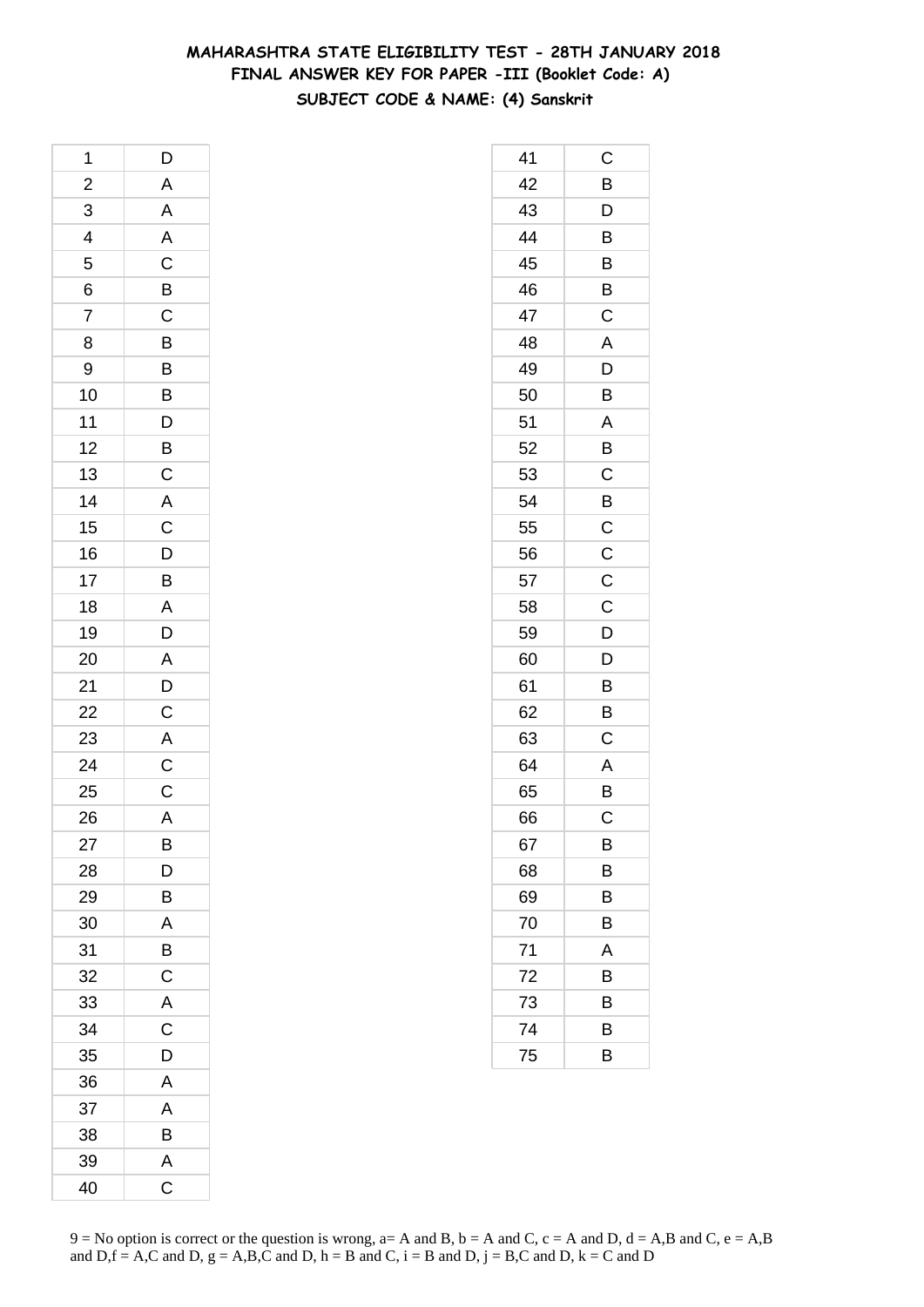# MAHARASHTRA STATE ELIGIBILITY TEST - 28TH JANUARY 2018
## FINAL ANSWER KEY FOR PAPER -III (Booklet Code: A)
### SUBJECT CODE & NAME: (4) Sanskrit

| Q | Ans |
|---|---|
| 1 | D |
| 2 | A |
| 3 | A |
| 4 | A |
| 5 | C |
| 6 | B |
| 7 | C |
| 8 | B |
| 9 | B |
| 10 | B |
| 11 | D |
| 12 | B |
| 13 | C |
| 14 | A |
| 15 | C |
| 16 | D |
| 17 | B |
| 18 | A |
| 19 | D |
| 20 | A |
| 21 | D |
| 22 | C |
| 23 | A |
| 24 | C |
| 25 | C |
| 26 | A |
| 27 | B |
| 28 | D |
| 29 | B |
| 30 | A |
| 31 | B |
| 32 | C |
| 33 | A |
| 34 | C |
| 35 | D |
| 36 | A |
| 37 | A |
| 38 | B |
| 39 | A |
| 40 | C |
| 41 | C |
| 42 | B |
| 43 | D |
| 44 | B |
| 45 | B |
| 46 | B |
| 47 | C |
| 48 | A |
| 49 | D |
| 50 | B |
| 51 | A |
| 52 | B |
| 53 | C |
| 54 | B |
| 55 | C |
| 56 | C |
| 57 | C |
| 58 | C |
| 59 | D |
| 60 | D |
| 61 | B |
| 62 | B |
| 63 | C |
| 64 | A |
| 65 | B |
| 66 | C |
| 67 | B |
| 68 | B |
| 69 | B |
| 70 | B |
| 71 | A |
| 72 | B |
| 73 | B |
| 74 | B |
| 75 | B |

9 = No option is correct or the question is wrong, a= A and B, b = A and C, c = A and D, d = A,B and C, e = A,B and D,f = A,C and D, g = A,B,C and D, h = B and C, i = B and D, j = B,C and D, k = C and D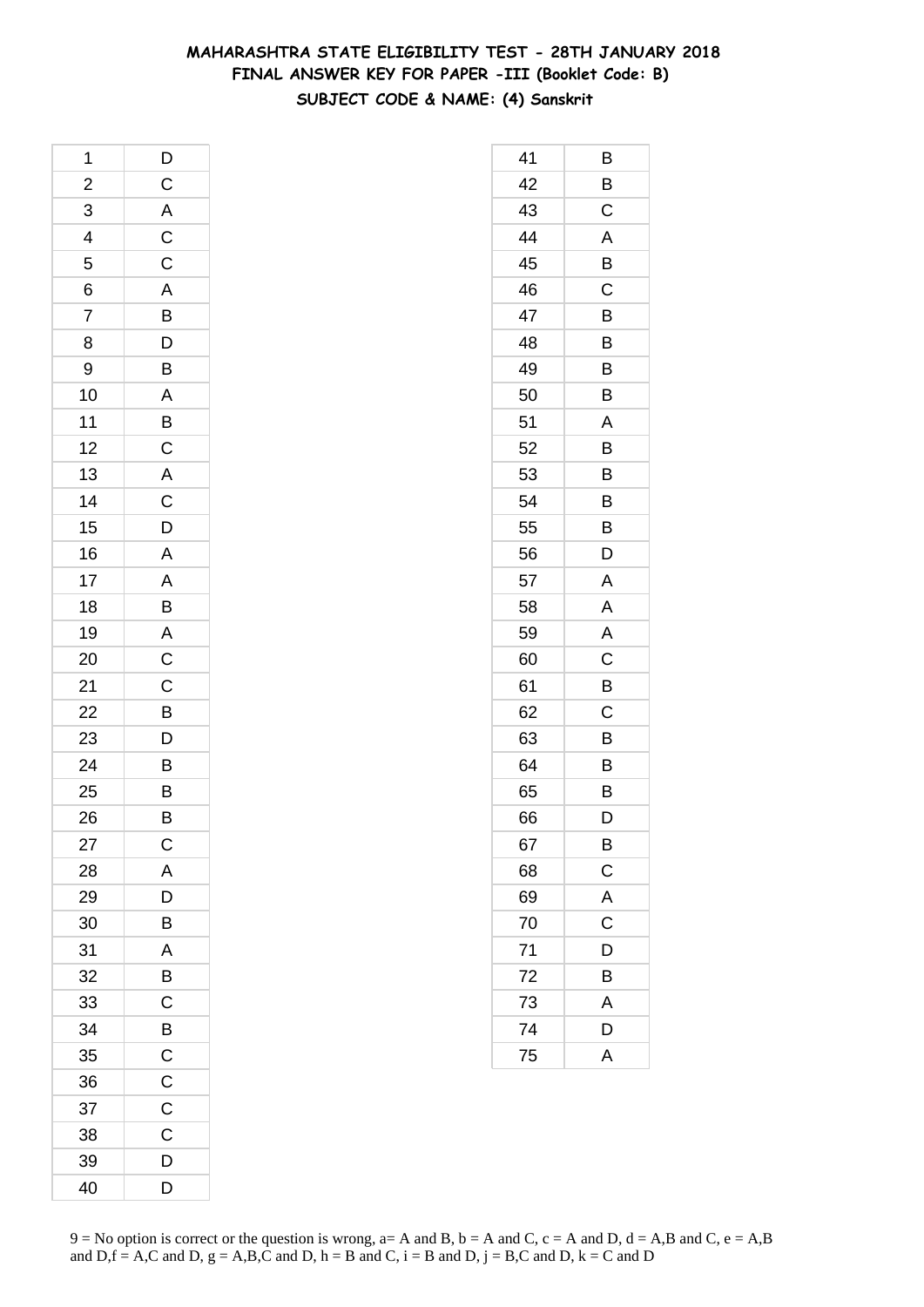# MAHARASHTRA STATE ELIGIBILITY TEST - 28TH JANUARY 2018

## FINAL ANSWER KEY FOR PAPER -III (Booklet Code: B)

### SUBJECT CODE & NAME: (4) Sanskrit

| Q | Ans | Q | Ans |
|---|---|---|---|
| 1 | D | 41 | B |
| 2 | C | 42 | B |
| 3 | A | 43 | C |
| 4 | C | 44 | A |
| 5 | C | 45 | B |
| 6 | A | 46 | C |
| 7 | B | 47 | B |
| 8 | D | 48 | B |
| 9 | B | 49 | B |
| 10 | A | 50 | B |
| 11 | B | 51 | A |
| 12 | C | 52 | B |
| 13 | A | 53 | B |
| 14 | C | 54 | B |
| 15 | D | 55 | B |
| 16 | A | 56 | D |
| 17 | A | 57 | A |
| 18 | B | 58 | A |
| 19 | A | 59 | A |
| 20 | C | 60 | C |
| 21 | C | 61 | B |
| 22 | B | 62 | C |
| 23 | D | 63 | B |
| 24 | B | 64 | B |
| 25 | B | 65 | B |
| 26 | B | 66 | D |
| 27 | C | 67 | B |
| 28 | A | 68 | C |
| 29 | D | 69 | A |
| 30 | B | 70 | C |
| 31 | A | 71 | D |
| 32 | B | 72 | B |
| 33 | C | 73 | A |
| 34 | B | 74 | D |
| 35 | C | 75 | A |
| 36 | C | | |
| 37 | C | | |
| 38 | C | | |
| 39 | D | | |
| 40 | D | | |

9 = No option is correct or the question is wrong, a= A and B, b = A and C, c = A and D, d = A,B and C, e = A,B and D,f = A,C and D, g = A,B,C and D, h = B and C, i = B and D, j = B,C and D, k = C and D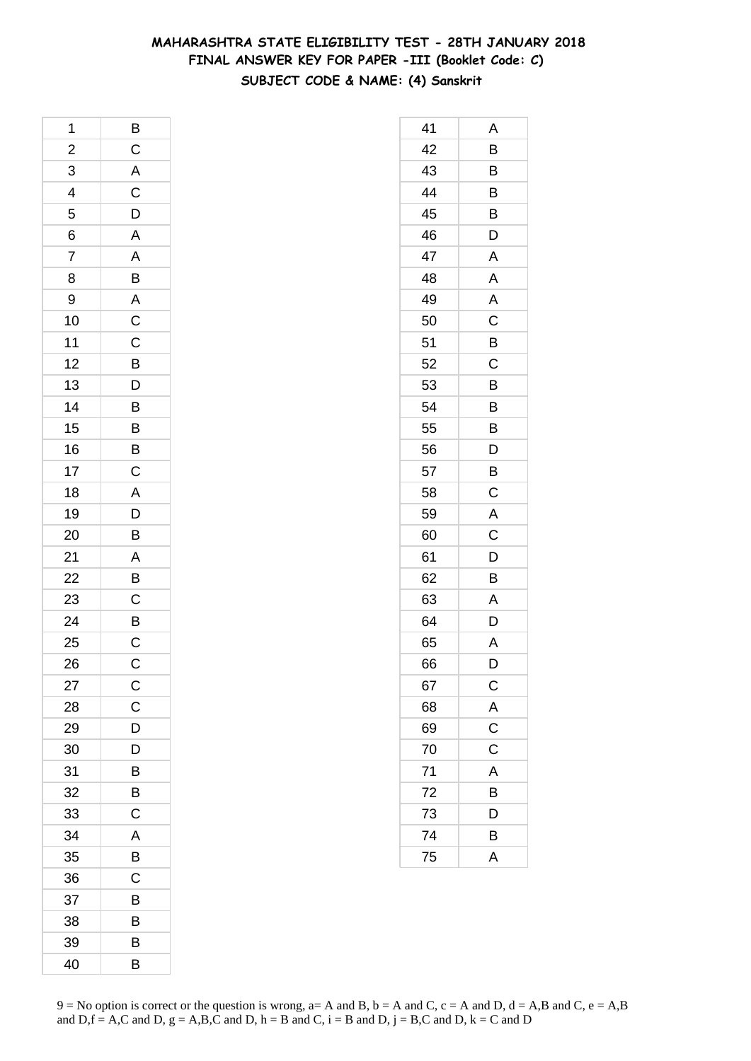# MAHARASHTRA STATE ELIGIBILITY TEST - 28TH JANUARY 2018
## FINAL ANSWER KEY FOR PAPER -III (Booklet Code: C)
### SUBJECT CODE & NAME: (4) Sanskrit

| | |
|---|---|
| 1 | B |
| 2 | C |
| 3 | A |
| 4 | C |
| 5 | D |
| 6 | A |
| 7 | A |
| 8 | B |
| 9 | A |
| 10 | C |
| 11 | C |
| 12 | B |
| 13 | D |
| 14 | B |
| 15 | B |
| 16 | B |
| 17 | C |
| 18 | A |
| 19 | D |
| 20 | B |
| 21 | A |
| 22 | B |
| 23 | C |
| 24 | B |
| 25 | C |
| 26 | C |
| 27 | C |
| 28 | C |
| 29 | D |
| 30 | D |
| 31 | B |
| 32 | B |
| 33 | C |
| 34 | A |
| 35 | B |
| 36 | C |
| 37 | B |
| 38 | B |
| 39 | B |
| 40 | B |

| | |
|---|---|
| 41 | A |
| 42 | B |
| 43 | B |
| 44 | B |
| 45 | B |
| 46 | D |
| 47 | A |
| 48 | A |
| 49 | A |
| 50 | C |
| 51 | B |
| 52 | C |
| 53 | B |
| 54 | B |
| 55 | B |
| 56 | D |
| 57 | B |
| 58 | C |
| 59 | A |
| 60 | C |
| 61 | D |
| 62 | B |
| 63 | A |
| 64 | D |
| 65 | A |
| 66 | D |
| 67 | C |
| 68 | A |
| 69 | C |
| 70 | C |
| 71 | A |
| 72 | B |
| 73 | D |
| 74 | B |
| 75 | A |

9 = No option is correct or the question is wrong, a= A and B, b = A and C, c = A and D, d = A,B and C, e = A,B and D,f = A,C and D, g = A,B,C and D, h = B and C, i = B and D, j = B,C and D, k = C and D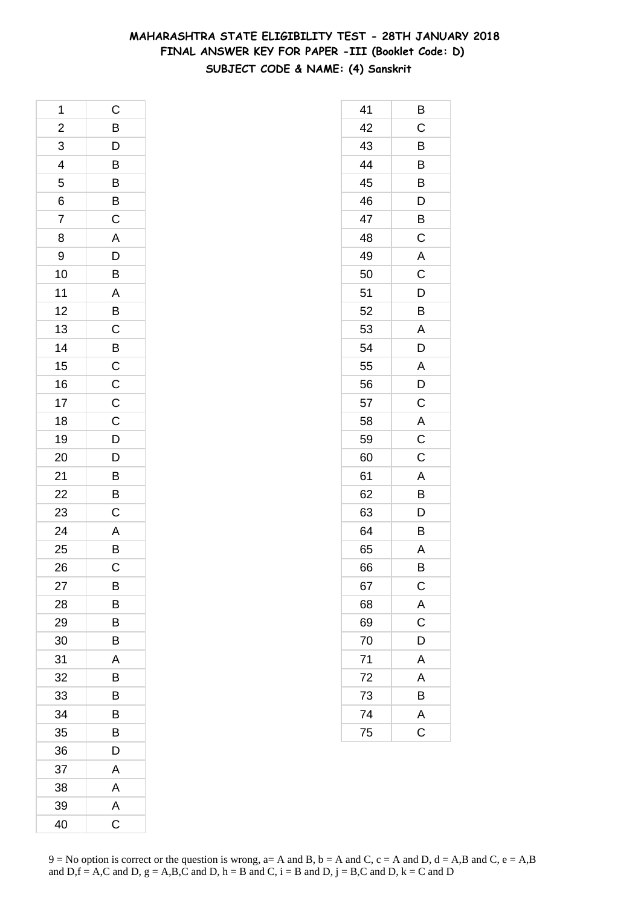# MAHARASHTRA STATE ELIGIBILITY TEST - 28TH JANUARY 2018
## FINAL ANSWER KEY FOR PAPER -III (Booklet Code: D)
### SUBJECT CODE & NAME: (4) Sanskrit

| Q | Ans |
|---|---|
| 1 | C |
| 2 | B |
| 3 | D |
| 4 | B |
| 5 | B |
| 6 | B |
| 7 | C |
| 8 | A |
| 9 | D |
| 10 | B |
| 11 | A |
| 12 | B |
| 13 | C |
| 14 | B |
| 15 | C |
| 16 | C |
| 17 | C |
| 18 | C |
| 19 | D |
| 20 | D |
| 21 | B |
| 22 | B |
| 23 | C |
| 24 | A |
| 25 | B |
| 26 | C |
| 27 | B |
| 28 | B |
| 29 | B |
| 30 | B |
| 31 | A |
| 32 | B |
| 33 | B |
| 34 | B |
| 35 | B |
| 36 | D |
| 37 | A |
| 38 | A |
| 39 | A |
| 40 | C |

| Q | Ans |
|---|---|
| 41 | B |
| 42 | C |
| 43 | B |
| 44 | B |
| 45 | B |
| 46 | D |
| 47 | B |
| 48 | C |
| 49 | A |
| 50 | C |
| 51 | D |
| 52 | B |
| 53 | A |
| 54 | D |
| 55 | A |
| 56 | D |
| 57 | C |
| 58 | A |
| 59 | C |
| 60 | C |
| 61 | A |
| 62 | B |
| 63 | D |
| 64 | B |
| 65 | A |
| 66 | B |
| 67 | C |
| 68 | A |
| 69 | C |
| 70 | D |
| 71 | A |
| 72 | A |
| 73 | B |
| 74 | A |
| 75 | C |

9 = No option is correct or the question is wrong, a= A and B, b = A and C, c = A and D, d = A,B and C, e = A,B and D,f = A,C and D, g = A,B,C and D, h = B and C, i = B and D, j = B,C and D, k = C and D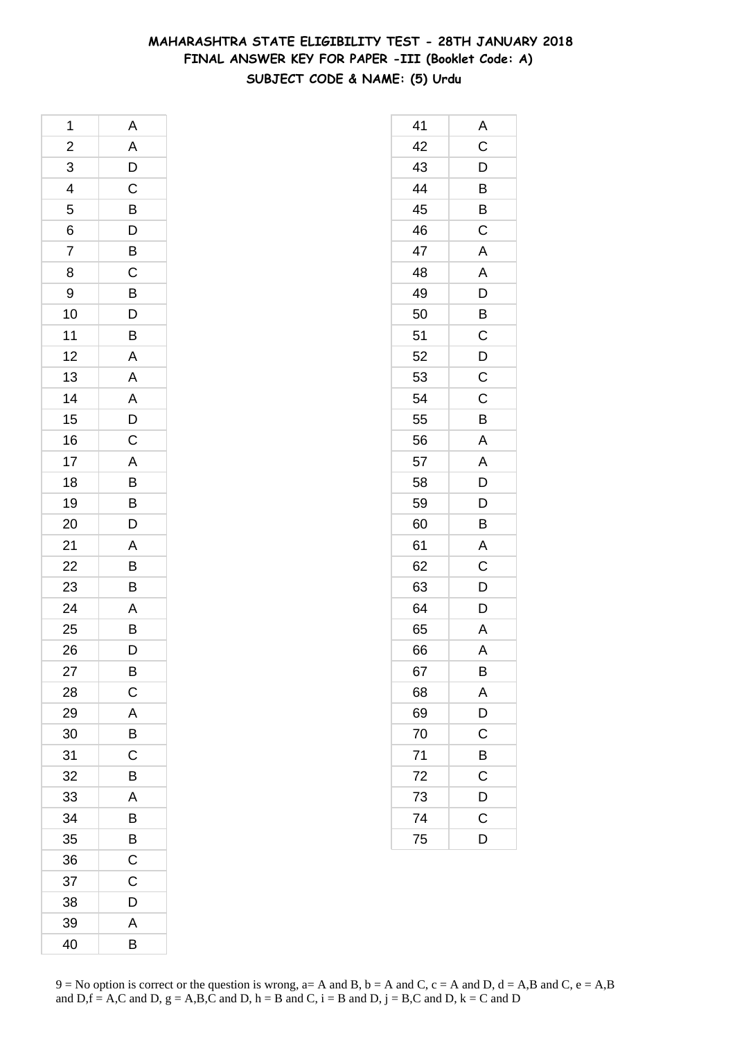# MAHARASHTRA STATE ELIGIBILITY TEST - 28TH JANUARY 2018
## FINAL ANSWER KEY FOR PAPER -III (Booklet Code: A)
### SUBJECT CODE & NAME: (5) Urdu

| | |
|---|---|
| 1 | A |
| 2 | A |
| 3 | D |
| 4 | C |
| 5 | B |
| 6 | D |
| 7 | B |
| 8 | C |
| 9 | B |
| 10 | D |
| 11 | B |
| 12 | A |
| 13 | A |
| 14 | A |
| 15 | D |
| 16 | C |
| 17 | A |
| 18 | B |
| 19 | B |
| 20 | D |
| 21 | A |
| 22 | B |
| 23 | B |
| 24 | A |
| 25 | B |
| 26 | D |
| 27 | B |
| 28 | C |
| 29 | A |
| 30 | B |
| 31 | C |
| 32 | B |
| 33 | A |
| 34 | B |
| 35 | B |
| 36 | C |
| 37 | C |
| 38 | D |
| 39 | A |
| 40 | B |
| 41 | A |
| 42 | C |
| 43 | D |
| 44 | B |
| 45 | B |
| 46 | C |
| 47 | A |
| 48 | A |
| 49 | D |
| 50 | B |
| 51 | C |
| 52 | D |
| 53 | C |
| 54 | C |
| 55 | B |
| 56 | A |
| 57 | A |
| 58 | D |
| 59 | D |
| 60 | B |
| 61 | A |
| 62 | C |
| 63 | D |
| 64 | D |
| 65 | A |
| 66 | A |
| 67 | B |
| 68 | A |
| 69 | D |
| 70 | C |
| 71 | B |
| 72 | C |
| 73 | D |
| 74 | C |
| 75 | D |

9 = No option is correct or the question is wrong, a= A and B, b = A and C, c = A and D, d = A,B and C, e = A,B and D,f = A,C and D, g = A,B,C and D, h = B and C, i = B and D, j = B,C and D, k = C and D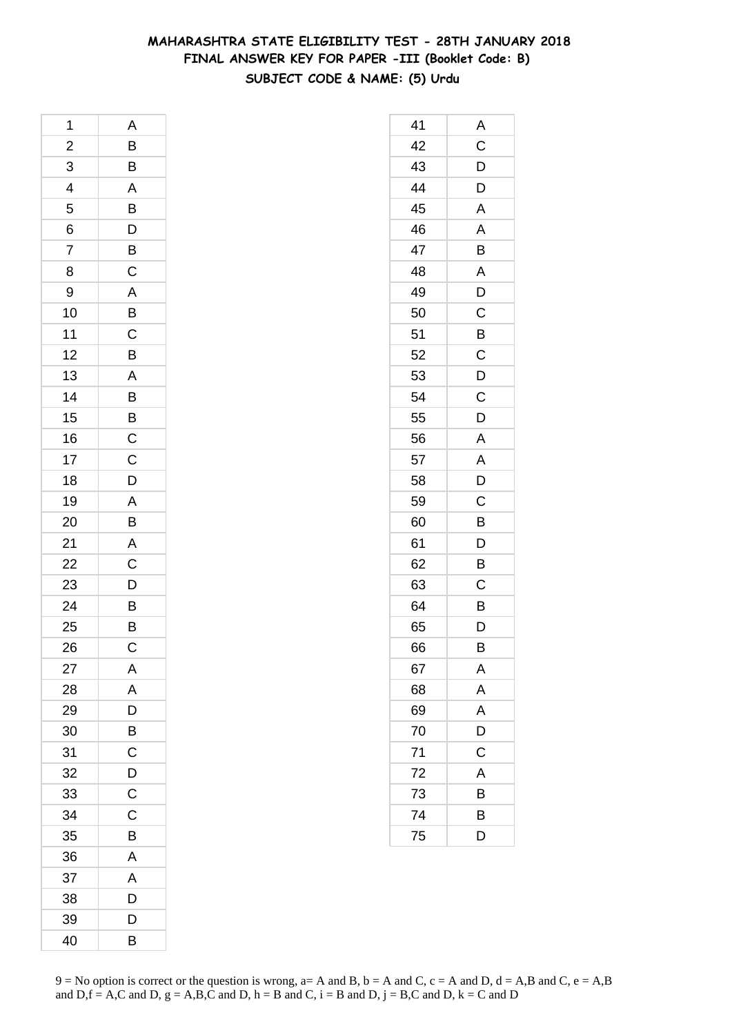# MAHARASHTRA STATE ELIGIBILITY TEST - 28TH JANUARY 2018
## FINAL ANSWER KEY FOR PAPER -III (Booklet Code: B)
### SUBJECT CODE & NAME: (5) Urdu

| Q. No. | Answer |
|---|---|
| 1 | A |
| 2 | B |
| 3 | B |
| 4 | A |
| 5 | B |
| 6 | D |
| 7 | B |
| 8 | C |
| 9 | A |
| 10 | B |
| 11 | C |
| 12 | B |
| 13 | A |
| 14 | B |
| 15 | B |
| 16 | C |
| 17 | C |
| 18 | D |
| 19 | A |
| 20 | B |
| 21 | A |
| 22 | C |
| 23 | D |
| 24 | B |
| 25 | B |
| 26 | C |
| 27 | A |
| 28 | A |
| 29 | D |
| 30 | B |
| 31 | C |
| 32 | D |
| 33 | C |
| 34 | C |
| 35 | B |
| 36 | A |
| 37 | A |
| 38 | D |
| 39 | D |
| 40 | B |
| 41 | A |
| 42 | C |
| 43 | D |
| 44 | D |
| 45 | A |
| 46 | A |
| 47 | B |
| 48 | A |
| 49 | D |
| 50 | C |
| 51 | B |
| 52 | C |
| 53 | D |
| 54 | C |
| 55 | D |
| 56 | A |
| 57 | A |
| 58 | D |
| 59 | C |
| 60 | B |
| 61 | D |
| 62 | B |
| 63 | C |
| 64 | B |
| 65 | D |
| 66 | B |
| 67 | A |
| 68 | A |
| 69 | A |
| 70 | D |
| 71 | C |
| 72 | A |
| 73 | B |
| 74 | B |
| 75 | D |

9 = No option is correct or the question is wrong, a= A and B, b = A and C, c = A and D, d = A,B and C, e = A,B and D,f = A,C and D, g = A,B,C and D, h = B and C, i = B and D, j = B,C and D, k = C and D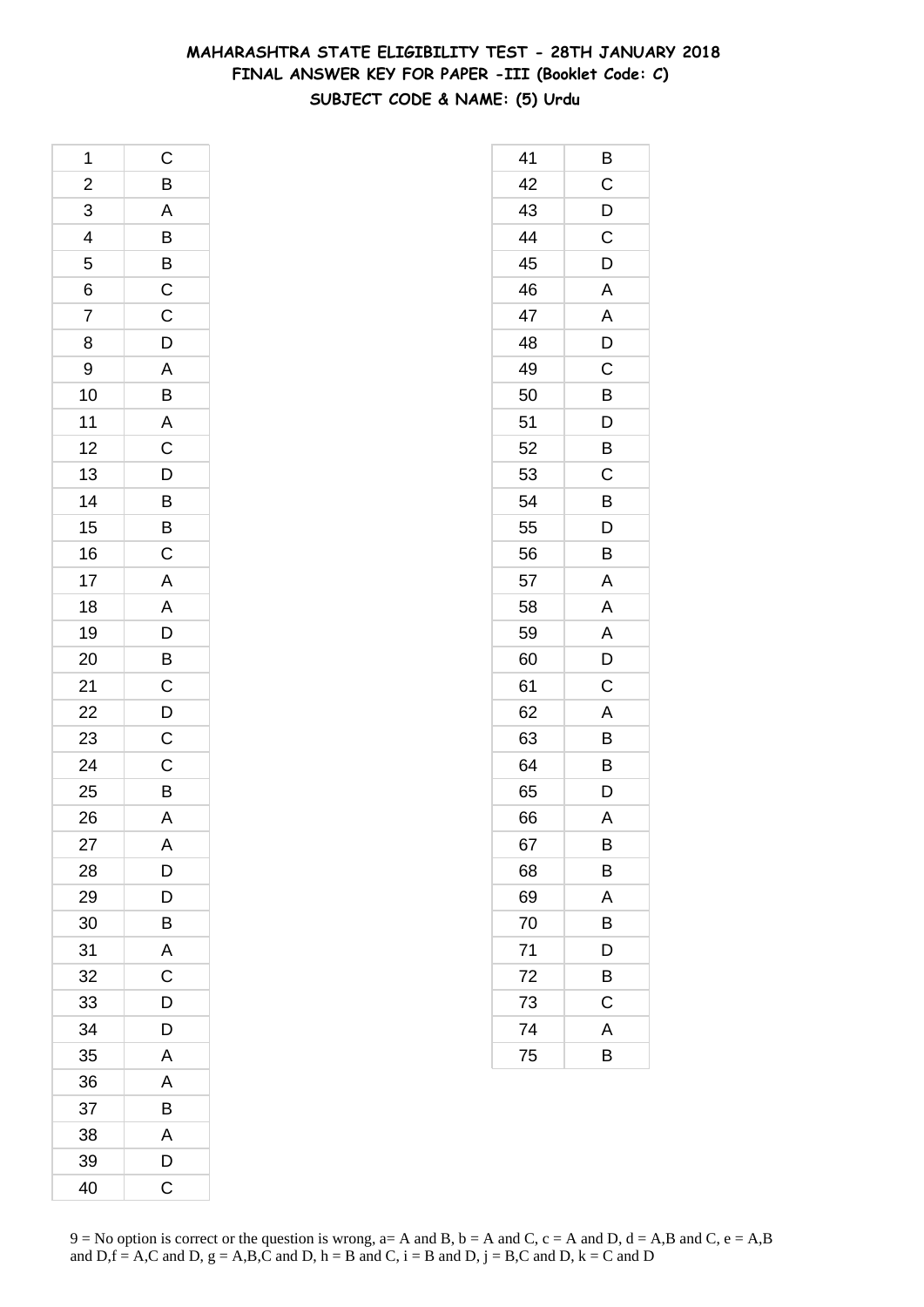# MAHARASHTRA STATE ELIGIBILITY TEST - 28TH JANUARY 2018
## FINAL ANSWER KEY FOR PAPER -III (Booklet Code: C)
### SUBJECT CODE & NAME: (5) Urdu

| Q | Ans |
|---|---|
| 1 | C |
| 2 | B |
| 3 | A |
| 4 | B |
| 5 | B |
| 6 | C |
| 7 | C |
| 8 | D |
| 9 | A |
| 10 | B |
| 11 | A |
| 12 | C |
| 13 | D |
| 14 | B |
| 15 | B |
| 16 | C |
| 17 | A |
| 18 | A |
| 19 | D |
| 20 | B |
| 21 | C |
| 22 | D |
| 23 | C |
| 24 | C |
| 25 | B |
| 26 | A |
| 27 | A |
| 28 | D |
| 29 | D |
| 30 | B |
| 31 | A |
| 32 | C |
| 33 | D |
| 34 | D |
| 35 | A |
| 36 | A |
| 37 | B |
| 38 | A |
| 39 | D |
| 40 | C |

| Q | Ans |
|---|---|
| 41 | B |
| 42 | C |
| 43 | D |
| 44 | C |
| 45 | D |
| 46 | A |
| 47 | A |
| 48 | D |
| 49 | C |
| 50 | B |
| 51 | D |
| 52 | B |
| 53 | C |
| 54 | B |
| 55 | D |
| 56 | B |
| 57 | A |
| 58 | A |
| 59 | A |
| 60 | D |
| 61 | C |
| 62 | A |
| 63 | B |
| 64 | B |
| 65 | D |
| 66 | A |
| 67 | B |
| 68 | B |
| 69 | A |
| 70 | B |
| 71 | D |
| 72 | B |
| 73 | C |
| 74 | A |
| 75 | B |

9 = No option is correct or the question is wrong, a= A and B, b = A and C, c = A and D, d = A,B and C, e = A,B and D,f = A,C and D, g = A,B,C and D, h = B and C, i = B and D, j = B,C and D, k = C and D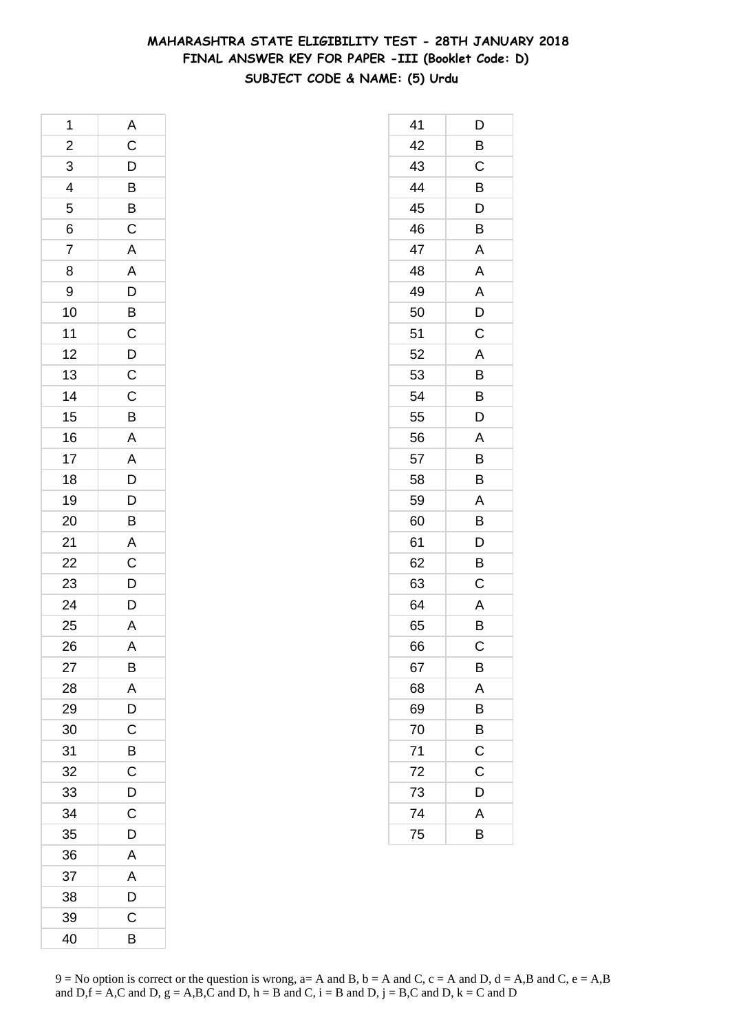# MAHARASHTRA STATE ELIGIBILITY TEST - 28TH JANUARY 2018
## FINAL ANSWER KEY FOR PAPER -III (Booklet Code: D)
### SUBJECT CODE & NAME: (5) Urdu

| Q | Ans |
|---|---|
| 1 | A |
| 2 | C |
| 3 | D |
| 4 | B |
| 5 | B |
| 6 | C |
| 7 | A |
| 8 | A |
| 9 | D |
| 10 | B |
| 11 | C |
| 12 | D |
| 13 | C |
| 14 | C |
| 15 | B |
| 16 | A |
| 17 | A |
| 18 | D |
| 19 | D |
| 20 | B |
| 21 | A |
| 22 | C |
| 23 | D |
| 24 | D |
| 25 | A |
| 26 | A |
| 27 | B |
| 28 | A |
| 29 | D |
| 30 | C |
| 31 | B |
| 32 | C |
| 33 | D |
| 34 | C |
| 35 | D |
| 36 | A |
| 37 | A |
| 38 | D |
| 39 | C |
| 40 | B |
| 41 | D |
| 42 | B |
| 43 | C |
| 44 | B |
| 45 | D |
| 46 | B |
| 47 | A |
| 48 | A |
| 49 | A |
| 50 | D |
| 51 | C |
| 52 | A |
| 53 | B |
| 54 | B |
| 55 | D |
| 56 | A |
| 57 | B |
| 58 | B |
| 59 | A |
| 60 | B |
| 61 | D |
| 62 | B |
| 63 | C |
| 64 | A |
| 65 | B |
| 66 | C |
| 67 | B |
| 68 | A |
| 69 | B |
| 70 | B |
| 71 | C |
| 72 | C |
| 73 | D |
| 74 | A |
| 75 | B |

9 = No option is correct or the question is wrong, a= A and B, b = A and C, c = A and D, d = A,B and C, e = A,B and D,f = A,C and D, g = A,B,C and D, h = B and C, i = B and D, j = B,C and D, k = C and D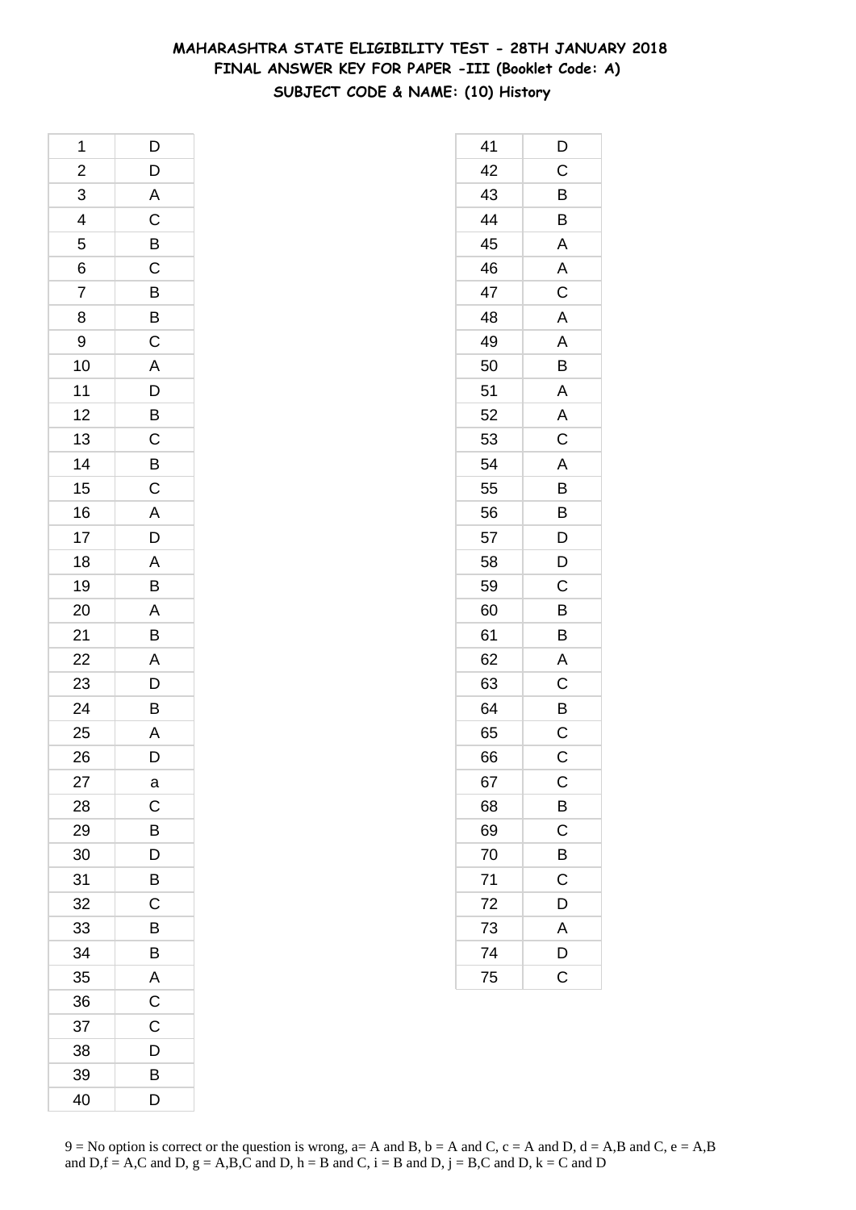# MAHARASHTRA STATE ELIGIBILITY TEST - 28TH JANUARY 2018
## FINAL ANSWER KEY FOR PAPER -III (Booklet Code: A)
### SUBJECT CODE & NAME: (10) History

| Q | Ans |
|---|---|
| 1 | D |
| 2 | D |
| 3 | A |
| 4 | C |
| 5 | B |
| 6 | C |
| 7 | B |
| 8 | B |
| 9 | C |
| 10 | A |
| 11 | D |
| 12 | B |
| 13 | C |
| 14 | B |
| 15 | C |
| 16 | A |
| 17 | D |
| 18 | A |
| 19 | B |
| 20 | A |
| 21 | B |
| 22 | A |
| 23 | D |
| 24 | B |
| 25 | A |
| 26 | D |
| 27 | a |
| 28 | C |
| 29 | B |
| 30 | D |
| 31 | B |
| 32 | C |
| 33 | B |
| 34 | B |
| 35 | A |
| 36 | C |
| 37 | C |
| 38 | D |
| 39 | B |
| 40 | D |

| Q | Ans |
|---|---|
| 41 | D |
| 42 | C |
| 43 | B |
| 44 | B |
| 45 | A |
| 46 | A |
| 47 | C |
| 48 | A |
| 49 | A |
| 50 | B |
| 51 | A |
| 52 | A |
| 53 | C |
| 54 | A |
| 55 | B |
| 56 | B |
| 57 | D |
| 58 | D |
| 59 | C |
| 60 | B |
| 61 | B |
| 62 | A |
| 63 | C |
| 64 | B |
| 65 | C |
| 66 | C |
| 67 | C |
| 68 | B |
| 69 | C |
| 70 | B |
| 71 | C |
| 72 | D |
| 73 | A |
| 74 | D |
| 75 | C |

9 = No option is correct or the question is wrong, a= A and B, b = A and C, c = A and D, d = A,B and C, e = A,B and D,f = A,C and D, g = A,B,C and D, h = B and C, i = B and D, j = B,C and D, k = C and D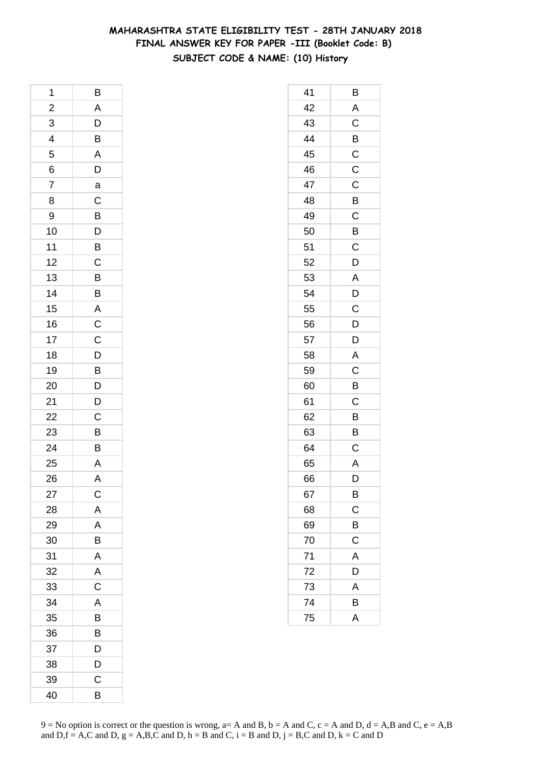# MAHARASHTRA STATE ELIGIBILITY TEST - 28TH JANUARY 2018
## FINAL ANSWER KEY FOR PAPER -III (Booklet Code: B)
### SUBJECT CODE & NAME: (10) History

| | |
|---|---|
| 1 | B |
| 2 | A |
| 3 | D |
| 4 | B |
| 5 | A |
| 6 | D |
| 7 | a |
| 8 | C |
| 9 | B |
| 10 | D |
| 11 | B |
| 12 | C |
| 13 | B |
| 14 | B |
| 15 | A |
| 16 | C |
| 17 | C |
| 18 | D |
| 19 | B |
| 20 | D |
| 21 | D |
| 22 | C |
| 23 | B |
| 24 | B |
| 25 | A |
| 26 | A |
| 27 | C |
| 28 | A |
| 29 | A |
| 30 | B |
| 31 | A |
| 32 | A |
| 33 | C |
| 34 | A |
| 35 | B |
| 36 | B |
| 37 | D |
| 38 | D |
| 39 | C |
| 40 | B |
| 41 | B |
| 42 | A |
| 43 | C |
| 44 | B |
| 45 | C |
| 46 | C |
| 47 | C |
| 48 | B |
| 49 | C |
| 50 | B |
| 51 | C |
| 52 | D |
| 53 | A |
| 54 | D |
| 55 | C |
| 56 | D |
| 57 | D |
| 58 | A |
| 59 | C |
| 60 | B |
| 61 | C |
| 62 | B |
| 63 | B |
| 64 | C |
| 65 | A |
| 66 | D |
| 67 | B |
| 68 | C |
| 69 | B |
| 70 | C |
| 71 | A |
| 72 | D |
| 73 | A |
| 74 | B |
| 75 | A |

9 = No option is correct or the question is wrong, a= A and B, b = A and C, c = A and D, d = A,B and C, e = A,B and D,f = A,C and D, g = A,B,C and D, h = B and C, i = B and D, j = B,C and D, k = C and D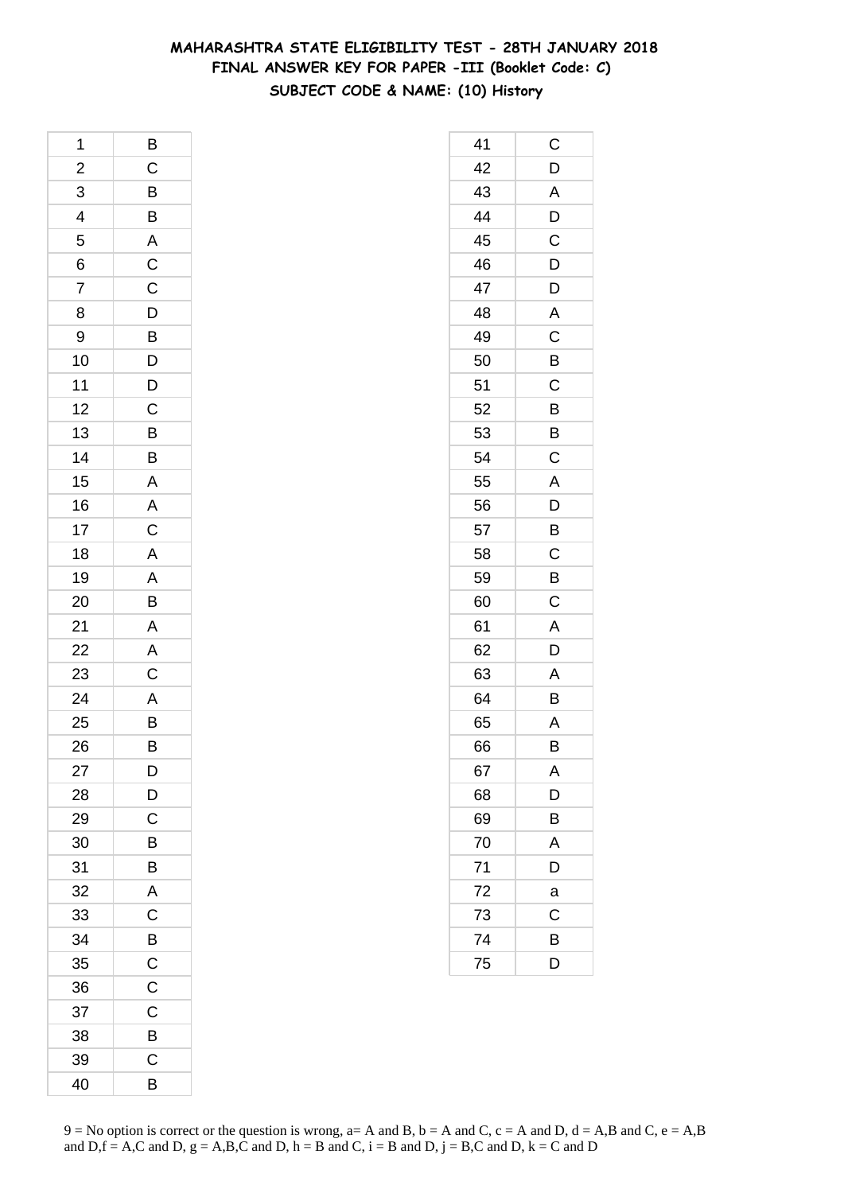# MAHARASHTRA STATE ELIGIBILITY TEST - 28TH JANUARY 2018
## FINAL ANSWER KEY FOR PAPER -III (Booklet Code: C)
### SUBJECT CODE & NAME: (10) History

| | |
|---|---|
| 1 | B |
| 2 | C |
| 3 | B |
| 4 | B |
| 5 | A |
| 6 | C |
| 7 | C |
| 8 | D |
| 9 | B |
| 10 | D |
| 11 | D |
| 12 | C |
| 13 | B |
| 14 | B |
| 15 | A |
| 16 | A |
| 17 | C |
| 18 | A |
| 19 | A |
| 20 | B |
| 21 | A |
| 22 | A |
| 23 | C |
| 24 | A |
| 25 | B |
| 26 | B |
| 27 | D |
| 28 | D |
| 29 | C |
| 30 | B |
| 31 | B |
| 32 | A |
| 33 | C |
| 34 | B |
| 35 | C |
| 36 | C |
| 37 | C |
| 38 | B |
| 39 | C |
| 40 | B |

| | |
|---|---|
| 41 | C |
| 42 | D |
| 43 | A |
| 44 | D |
| 45 | C |
| 46 | D |
| 47 | D |
| 48 | A |
| 49 | C |
| 50 | B |
| 51 | C |
| 52 | B |
| 53 | B |
| 54 | C |
| 55 | A |
| 56 | D |
| 57 | B |
| 58 | C |
| 59 | B |
| 60 | C |
| 61 | A |
| 62 | D |
| 63 | A |
| 64 | B |
| 65 | A |
| 66 | B |
| 67 | A |
| 68 | D |
| 69 | B |
| 70 | A |
| 71 | D |
| 72 | a |
| 73 | C |
| 74 | B |
| 75 | D |

9 = No option is correct or the question is wrong, a= A and B, b = A and C, c = A and D, d = A,B and C, e = A,B and D,f = A,C and D, g = A,B,C and D, h = B and C, i = B and D, j = B,C and D, k = C and D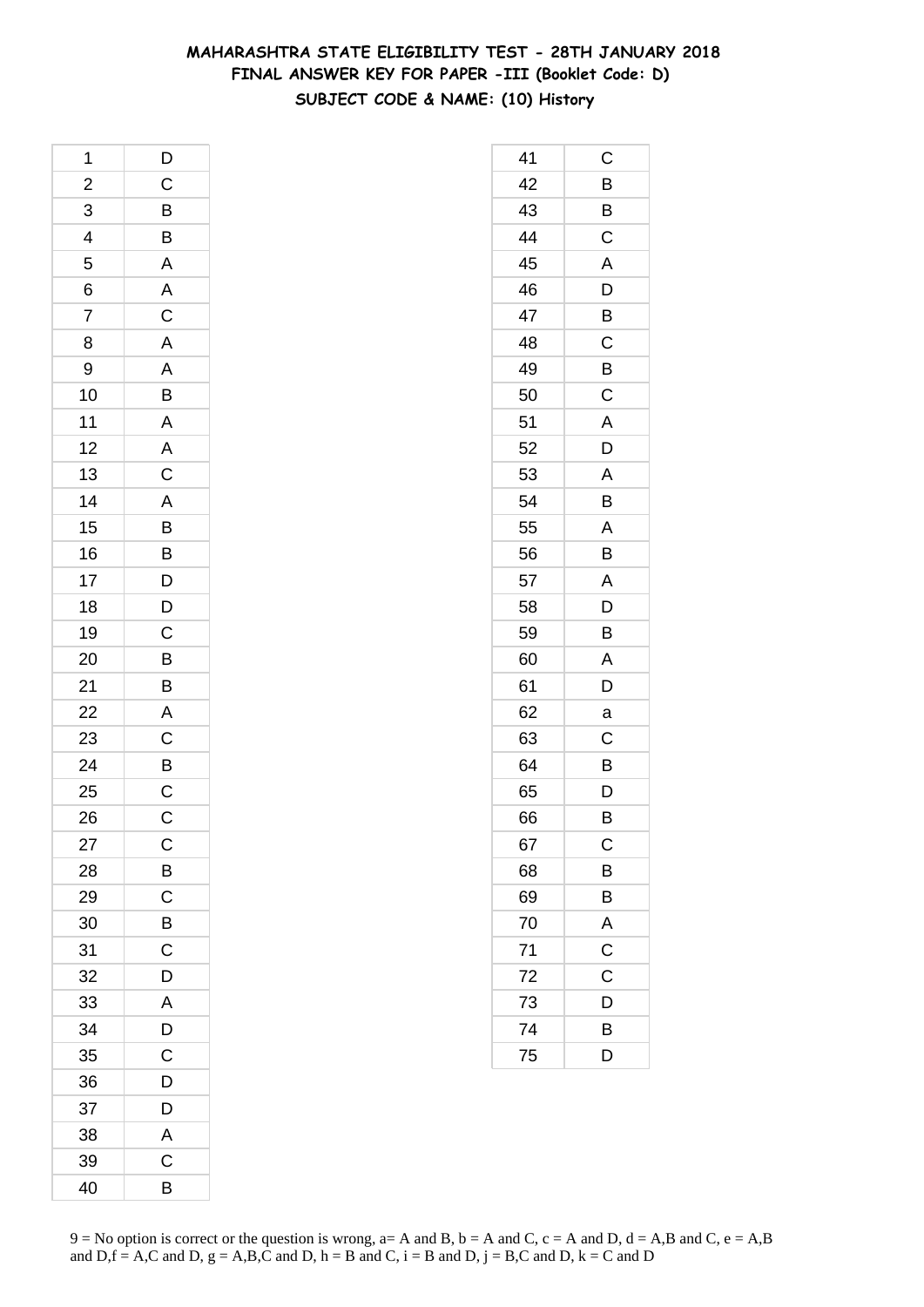# MAHARASHTRA STATE ELIGIBILITY TEST - 28TH JANUARY 2018
## FINAL ANSWER KEY FOR PAPER -III (Booklet Code: D)
### SUBJECT CODE & NAME: (10) History

| Q. No. | Answer |
|---|---|
| 1 | D |
| 2 | C |
| 3 | B |
| 4 | B |
| 5 | A |
| 6 | A |
| 7 | C |
| 8 | A |
| 9 | A |
| 10 | B |
| 11 | A |
| 12 | A |
| 13 | C |
| 14 | A |
| 15 | B |
| 16 | B |
| 17 | D |
| 18 | D |
| 19 | C |
| 20 | B |
| 21 | B |
| 22 | A |
| 23 | C |
| 24 | B |
| 25 | C |
| 26 | C |
| 27 | C |
| 28 | B |
| 29 | C |
| 30 | B |
| 31 | C |
| 32 | D |
| 33 | A |
| 34 | D |
| 35 | C |
| 36 | D |
| 37 | D |
| 38 | A |
| 39 | C |
| 40 | B |
| 41 | C |
| 42 | B |
| 43 | B |
| 44 | C |
| 45 | A |
| 46 | D |
| 47 | B |
| 48 | C |
| 49 | B |
| 50 | C |
| 51 | A |
| 52 | D |
| 53 | A |
| 54 | B |
| 55 | A |
| 56 | B |
| 57 | A |
| 58 | D |
| 59 | B |
| 60 | A |
| 61 | D |
| 62 | a |
| 63 | C |
| 64 | B |
| 65 | D |
| 66 | B |
| 67 | C |
| 68 | B |
| 69 | B |
| 70 | A |
| 71 | C |
| 72 | C |
| 73 | D |
| 74 | B |
| 75 | D |

9 = No option is correct or the question is wrong, a= A and B, b = A and C, c = A and D, d = A,B and C, e = A,B and D,f = A,C and D, g = A,B,C and D, h = B and C, i = B and D, j = B,C and D, k = C and D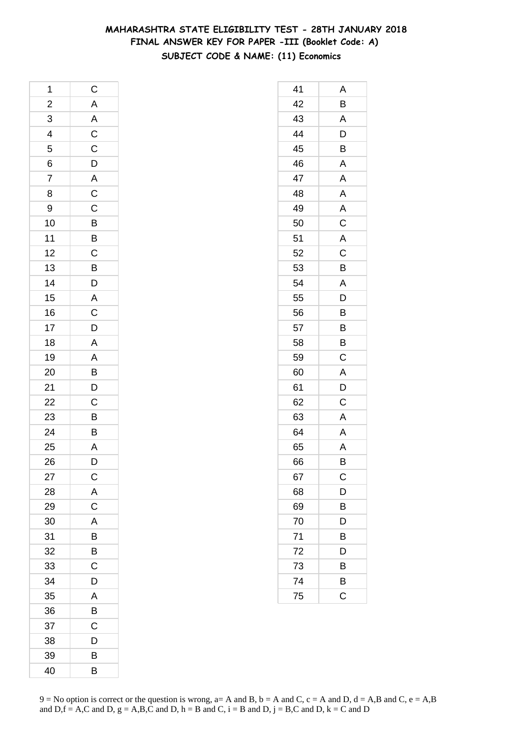# MAHARASHTRA STATE ELIGIBILITY TEST - 28TH JANUARY 2018
## FINAL ANSWER KEY FOR PAPER -III (Booklet Code: A)
### SUBJECT CODE & NAME: (11) Economics

| | |
|---|---|
| 1 | C |
| 2 | A |
| 3 | A |
| 4 | C |
| 5 | C |
| 6 | D |
| 7 | A |
| 8 | C |
| 9 | C |
| 10 | B |
| 11 | B |
| 12 | C |
| 13 | B |
| 14 | D |
| 15 | A |
| 16 | C |
| 17 | D |
| 18 | A |
| 19 | A |
| 20 | B |
| 21 | D |
| 22 | C |
| 23 | B |
| 24 | B |
| 25 | A |
| 26 | D |
| 27 | C |
| 28 | A |
| 29 | C |
| 30 | A |
| 31 | B |
| 32 | B |
| 33 | C |
| 34 | D |
| 35 | A |
| 36 | B |
| 37 | C |
| 38 | D |
| 39 | B |
| 40 | B |
| 41 | A |
| 42 | B |
| 43 | A |
| 44 | D |
| 45 | B |
| 46 | A |
| 47 | A |
| 48 | A |
| 49 | A |
| 50 | C |
| 51 | A |
| 52 | C |
| 53 | B |
| 54 | A |
| 55 | D |
| 56 | B |
| 57 | B |
| 58 | B |
| 59 | C |
| 60 | A |
| 61 | D |
| 62 | C |
| 63 | A |
| 64 | A |
| 65 | A |
| 66 | B |
| 67 | C |
| 68 | D |
| 69 | B |
| 70 | D |
| 71 | B |
| 72 | D |
| 73 | B |
| 74 | B |
| 75 | C |

9 = No option is correct or the question is wrong, a= A and B, b = A and C, c = A and D, d = A,B and C, e = A,B and D,f = A,C and D, g = A,B,C and D, h = B and C, i = B and D, j = B,C and D, k = C and D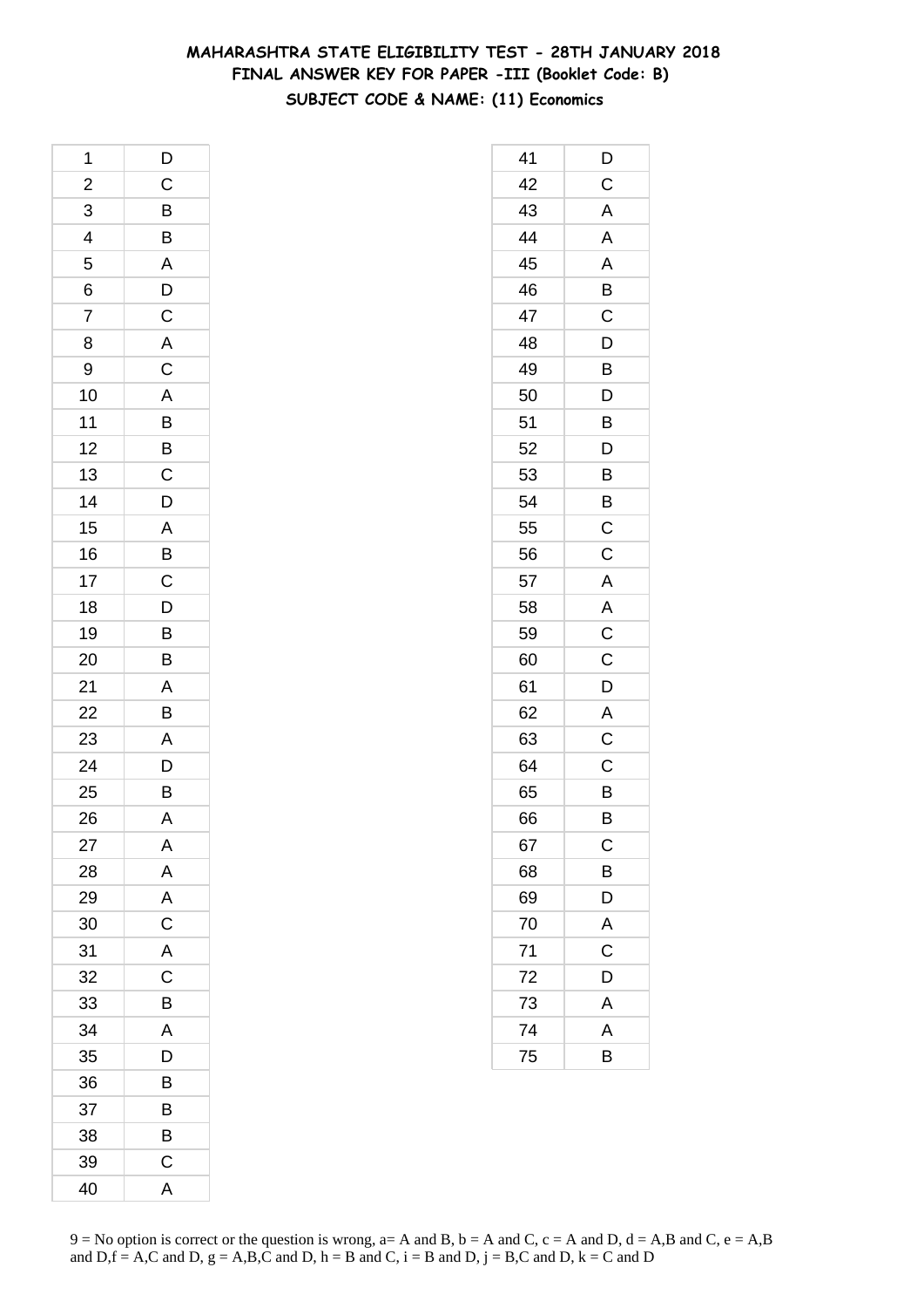# MAHARASHTRA STATE ELIGIBILITY TEST - 28TH JANUARY 2018
## FINAL ANSWER KEY FOR PAPER -III (Booklet Code: B)
### SUBJECT CODE & NAME: (11) Economics

| Q | Ans |
|---|---|
| 1 | D |
| 2 | C |
| 3 | B |
| 4 | B |
| 5 | A |
| 6 | D |
| 7 | C |
| 8 | A |
| 9 | C |
| 10 | A |
| 11 | B |
| 12 | B |
| 13 | C |
| 14 | D |
| 15 | A |
| 16 | B |
| 17 | C |
| 18 | D |
| 19 | B |
| 20 | B |
| 21 | A |
| 22 | B |
| 23 | A |
| 24 | D |
| 25 | B |
| 26 | A |
| 27 | A |
| 28 | A |
| 29 | A |
| 30 | C |
| 31 | A |
| 32 | C |
| 33 | B |
| 34 | A |
| 35 | D |
| 36 | B |
| 37 | B |
| 38 | B |
| 39 | C |
| 40 | A |
| 41 | D |
| 42 | C |
| 43 | A |
| 44 | A |
| 45 | A |
| 46 | B |
| 47 | C |
| 48 | D |
| 49 | B |
| 50 | D |
| 51 | B |
| 52 | D |
| 53 | B |
| 54 | B |
| 55 | C |
| 56 | C |
| 57 | A |
| 58 | A |
| 59 | C |
| 60 | C |
| 61 | D |
| 62 | A |
| 63 | C |
| 64 | C |
| 65 | B |
| 66 | B |
| 67 | C |
| 68 | B |
| 69 | D |
| 70 | A |
| 71 | C |
| 72 | D |
| 73 | A |
| 74 | A |
| 75 | B |

9 = No option is correct or the question is wrong, a= A and B, b = A and C, c = A and D, d = A,B and C, e = A,B and D,f = A,C and D, g = A,B,C and D, h = B and C, i = B and D, j = B,C and D, k = C and D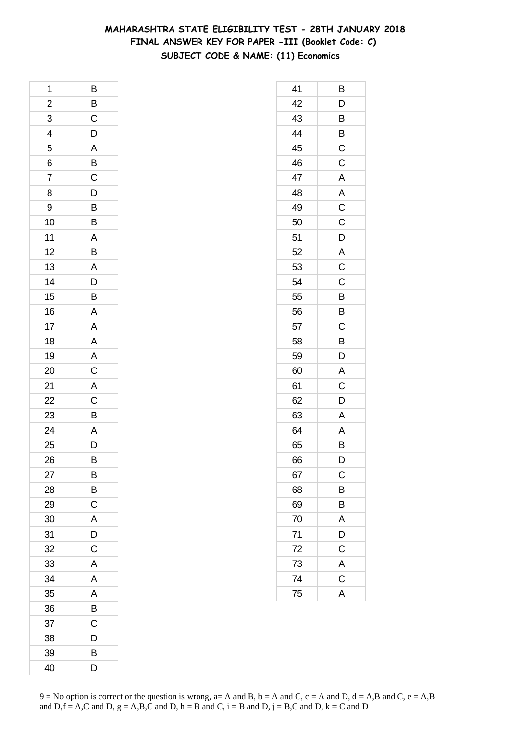# MAHARASHTRA STATE ELIGIBILITY TEST - 28TH JANUARY 2018
## FINAL ANSWER KEY FOR PAPER -III (Booklet Code: C)
### SUBJECT CODE & NAME: (11) Economics

| Q | Ans |
|---|---|
| 1 | B |
| 2 | B |
| 3 | C |
| 4 | D |
| 5 | A |
| 6 | B |
| 7 | C |
| 8 | D |
| 9 | B |
| 10 | B |
| 11 | A |
| 12 | B |
| 13 | A |
| 14 | D |
| 15 | B |
| 16 | A |
| 17 | A |
| 18 | A |
| 19 | A |
| 20 | C |
| 21 | A |
| 22 | C |
| 23 | B |
| 24 | A |
| 25 | D |
| 26 | B |
| 27 | B |
| 28 | B |
| 29 | C |
| 30 | A |
| 31 | D |
| 32 | C |
| 33 | A |
| 34 | A |
| 35 | A |
| 36 | B |
| 37 | C |
| 38 | D |
| 39 | B |
| 40 | D |
| 41 | B |
| 42 | D |
| 43 | B |
| 44 | B |
| 45 | C |
| 46 | C |
| 47 | A |
| 48 | A |
| 49 | C |
| 50 | C |
| 51 | D |
| 52 | A |
| 53 | C |
| 54 | C |
| 55 | B |
| 56 | B |
| 57 | C |
| 58 | B |
| 59 | D |
| 60 | A |
| 61 | C |
| 62 | D |
| 63 | A |
| 64 | A |
| 65 | B |
| 66 | D |
| 67 | C |
| 68 | B |
| 69 | B |
| 70 | A |
| 71 | D |
| 72 | C |
| 73 | A |
| 74 | C |
| 75 | A |

9 = No option is correct or the question is wrong, a= A and B, b = A and C, c = A and D, d = A,B and C, e = A,B and D,f = A,C and D, g = A,B,C and D, h = B and C, i = B and D, j = B,C and D, k = C and D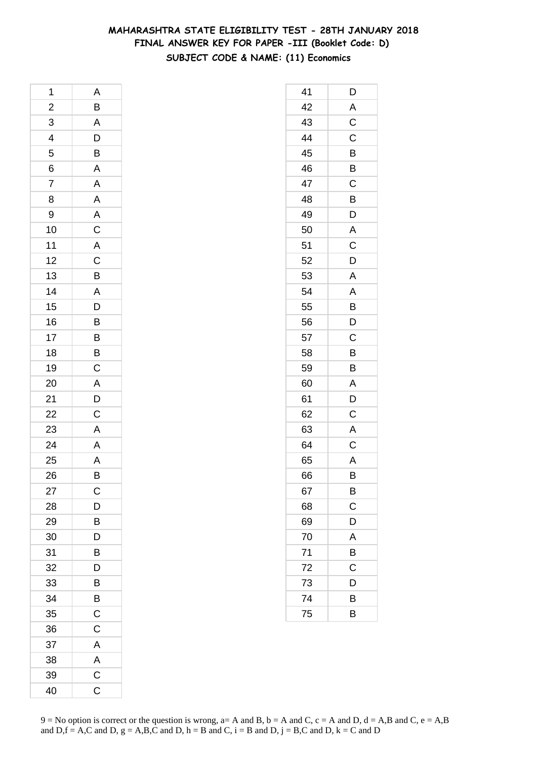# MAHARASHTRA STATE ELIGIBILITY TEST - 28TH JANUARY 2018

## FINAL ANSWER KEY FOR PAPER -III (Booklet Code: D)

### SUBJECT CODE & NAME: (11) Economics

| Q | Ans |
|---|---|
| 1 | A |
| 2 | B |
| 3 | A |
| 4 | D |
| 5 | B |
| 6 | A |
| 7 | A |
| 8 | A |
| 9 | A |
| 10 | C |
| 11 | A |
| 12 | C |
| 13 | B |
| 14 | A |
| 15 | D |
| 16 | B |
| 17 | B |
| 18 | B |
| 19 | C |
| 20 | A |
| 21 | D |
| 22 | C |
| 23 | A |
| 24 | A |
| 25 | A |
| 26 | B |
| 27 | C |
| 28 | D |
| 29 | B |
| 30 | D |
| 31 | B |
| 32 | D |
| 33 | B |
| 34 | B |
| 35 | C |
| 36 | C |
| 37 | A |
| 38 | A |
| 39 | C |
| 40 | C |
| 41 | D |
| 42 | A |
| 43 | C |
| 44 | C |
| 45 | B |
| 46 | B |
| 47 | C |
| 48 | B |
| 49 | D |
| 50 | A |
| 51 | C |
| 52 | D |
| 53 | A |
| 54 | A |
| 55 | B |
| 56 | D |
| 57 | C |
| 58 | B |
| 59 | B |
| 60 | A |
| 61 | D |
| 62 | C |
| 63 | A |
| 64 | C |
| 65 | A |
| 66 | B |
| 67 | B |
| 68 | C |
| 69 | D |
| 70 | A |
| 71 | B |
| 72 | C |
| 73 | D |
| 74 | B |
| 75 | B |

9 = No option is correct or the question is wrong, a= A and B, b = A and C, c = A and D, d = A,B and C, e = A,B and D,f = A,C and D, g = A,B,C and D, h = B and C, i = B and D, j = B,C and D, k = C and D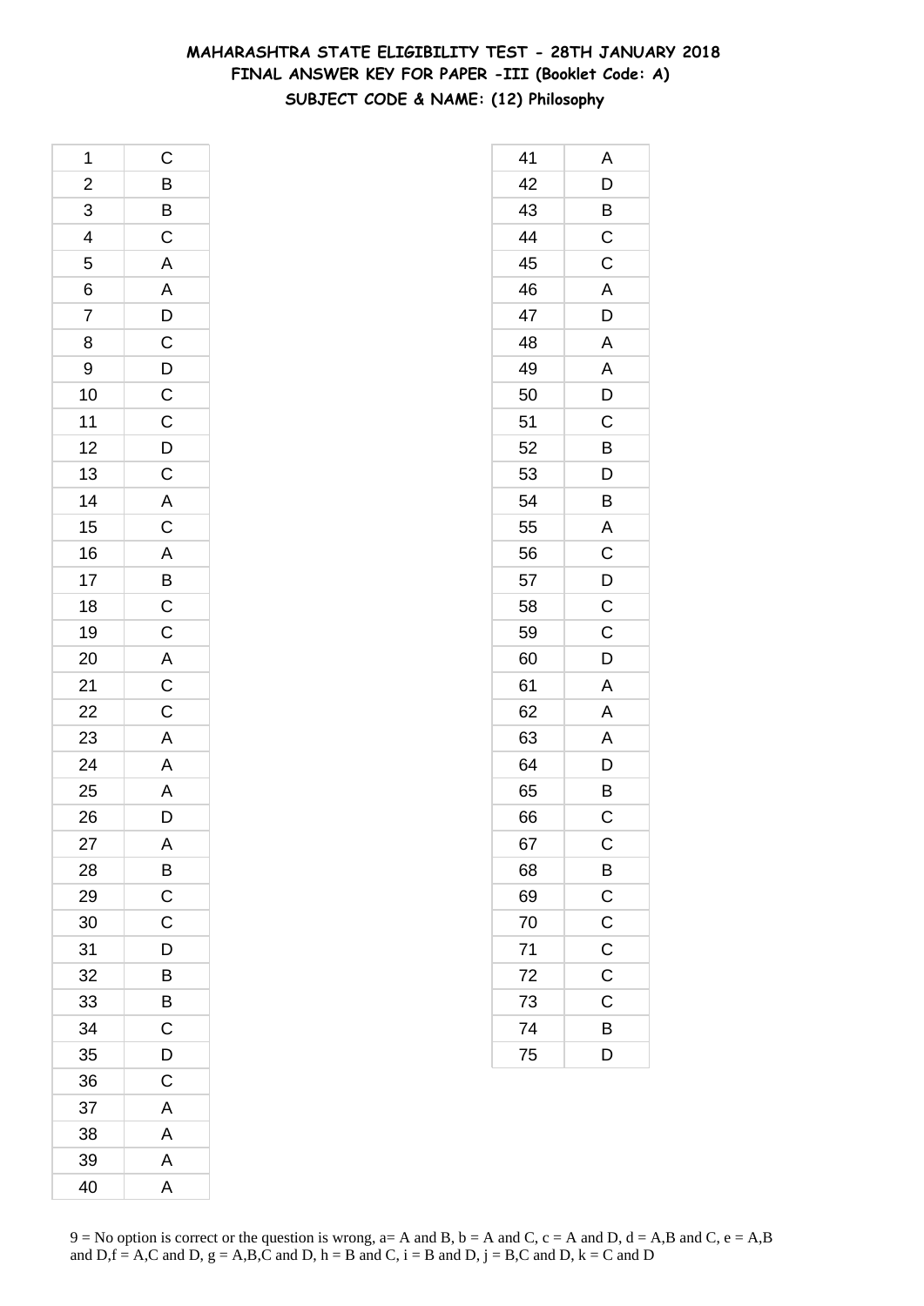# MAHARASHTRA STATE ELIGIBILITY TEST - 28TH JANUARY 2018
## FINAL ANSWER KEY FOR PAPER -III (Booklet Code: A)
### SUBJECT CODE & NAME: (12) Philosophy

| | |
|---|---|
| 1 | C |
| 2 | B |
| 3 | B |
| 4 | C |
| 5 | A |
| 6 | A |
| 7 | D |
| 8 | C |
| 9 | D |
| 10 | C |
| 11 | C |
| 12 | D |
| 13 | C |
| 14 | A |
| 15 | C |
| 16 | A |
| 17 | B |
| 18 | C |
| 19 | C |
| 20 | A |
| 21 | C |
| 22 | C |
| 23 | A |
| 24 | A |
| 25 | A |
| 26 | D |
| 27 | A |
| 28 | B |
| 29 | C |
| 30 | C |
| 31 | D |
| 32 | B |
| 33 | B |
| 34 | C |
| 35 | D |
| 36 | C |
| 37 | A |
| 38 | A |
| 39 | A |
| 40 | A |

| | |
|---|---|
| 41 | A |
| 42 | D |
| 43 | B |
| 44 | C |
| 45 | C |
| 46 | A |
| 47 | D |
| 48 | A |
| 49 | A |
| 50 | D |
| 51 | C |
| 52 | B |
| 53 | D |
| 54 | B |
| 55 | A |
| 56 | C |
| 57 | D |
| 58 | C |
| 59 | C |
| 60 | D |
| 61 | A |
| 62 | A |
| 63 | A |
| 64 | D |
| 65 | B |
| 66 | C |
| 67 | C |
| 68 | B |
| 69 | C |
| 70 | C |
| 71 | C |
| 72 | C |
| 73 | C |
| 74 | B |
| 75 | D |

9 = No option is correct or the question is wrong, a= A and B, b = A and C, c = A and D, d = A,B and C, e = A,B and D,f = A,C and D, g = A,B,C and D, h = B and C, i = B and D, j = B,C and D, k = C and D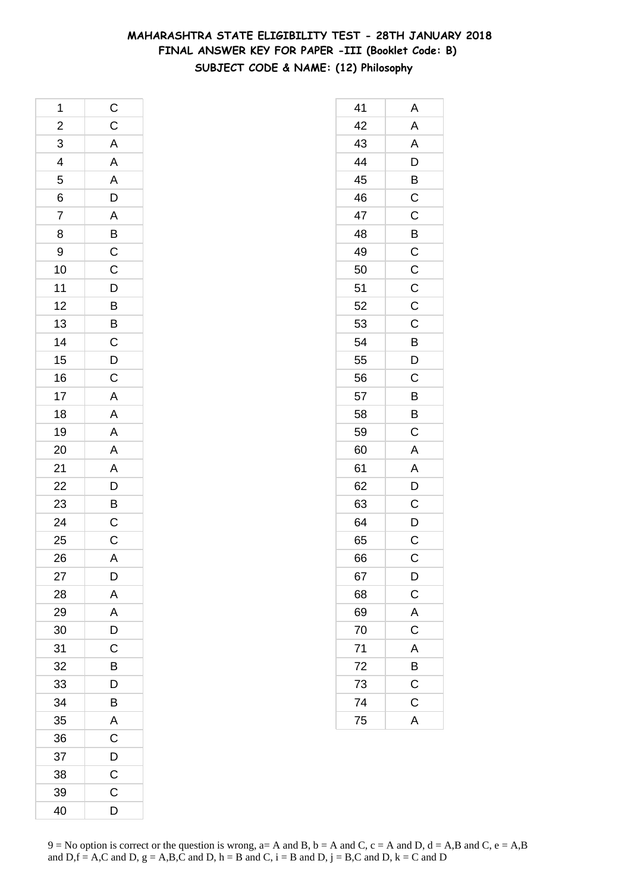# MAHARASHTRA STATE ELIGIBILITY TEST - 28TH JANUARY 2018

## FINAL ANSWER KEY FOR PAPER -III (Booklet Code: B)

### SUBJECT CODE & NAME: (12) Philosophy

| | |
|---|---|
| 1 | C |
| 2 | C |
| 3 | A |
| 4 | A |
| 5 | A |
| 6 | D |
| 7 | A |
| 8 | B |
| 9 | C |
| 10 | C |
| 11 | D |
| 12 | B |
| 13 | B |
| 14 | C |
| 15 | D |
| 16 | C |
| 17 | A |
| 18 | A |
| 19 | A |
| 20 | A |
| 21 | A |
| 22 | D |
| 23 | B |
| 24 | C |
| 25 | C |
| 26 | A |
| 27 | D |
| 28 | A |
| 29 | A |
| 30 | D |
| 31 | C |
| 32 | B |
| 33 | D |
| 34 | B |
| 35 | A |
| 36 | C |
| 37 | D |
| 38 | C |
| 39 | C |
| 40 | D |

| | |
|---|---|
| 41 | A |
| 42 | A |
| 43 | A |
| 44 | D |
| 45 | B |
| 46 | C |
| 47 | C |
| 48 | B |
| 49 | C |
| 50 | C |
| 51 | C |
| 52 | C |
| 53 | C |
| 54 | B |
| 55 | D |
| 56 | C |
| 57 | B |
| 58 | B |
| 59 | C |
| 60 | A |
| 61 | A |
| 62 | D |
| 63 | C |
| 64 | D |
| 65 | C |
| 66 | C |
| 67 | D |
| 68 | C |
| 69 | A |
| 70 | C |
| 71 | A |
| 72 | B |
| 73 | C |
| 74 | C |
| 75 | A |

9 = No option is correct or the question is wrong, a= A and B, b = A and C, c = A and D, d = A,B and C, e = A,B and D,f = A,C and D, g = A,B,C and D, h = B and C, i = B and D, j = B,C and D, k = C and D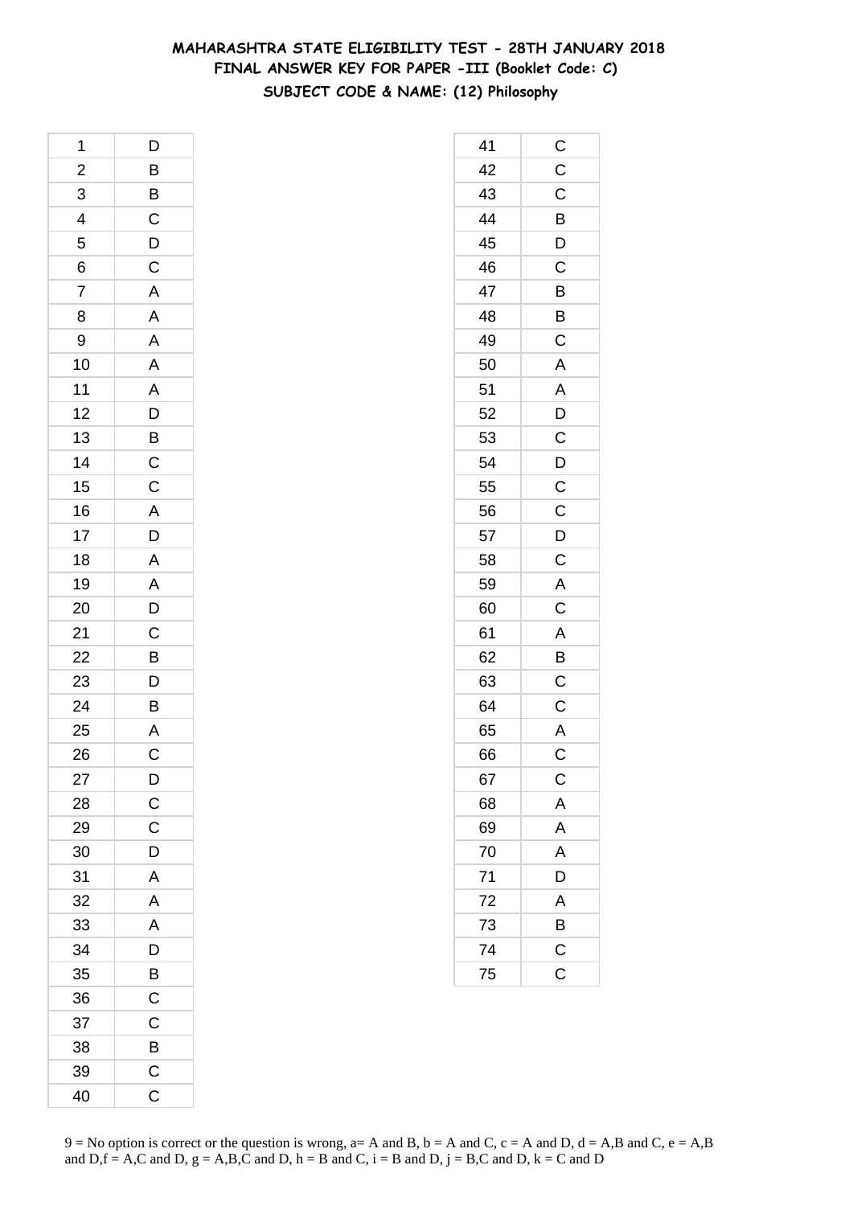# MAHARASHTRA STATE ELIGIBILITY TEST - 28TH JANUARY 2018
## FINAL ANSWER KEY FOR PAPER -III (Booklet Code: C)
### SUBJECT CODE & NAME: (12) Philosophy

| Q | Ans |
|---|---|
| 1 | D |
| 2 | B |
| 3 | B |
| 4 | C |
| 5 | D |
| 6 | C |
| 7 | A |
| 8 | A |
| 9 | A |
| 10 | A |
| 11 | A |
| 12 | D |
| 13 | B |
| 14 | C |
| 15 | C |
| 16 | A |
| 17 | D |
| 18 | A |
| 19 | A |
| 20 | D |
| 21 | C |
| 22 | B |
| 23 | D |
| 24 | B |
| 25 | A |
| 26 | C |
| 27 | D |
| 28 | C |
| 29 | C |
| 30 | D |
| 31 | A |
| 32 | A |
| 33 | A |
| 34 | D |
| 35 | B |
| 36 | C |
| 37 | C |
| 38 | B |
| 39 | C |
| 40 | C |
| 41 | C |
| 42 | C |
| 43 | C |
| 44 | B |
| 45 | D |
| 46 | C |
| 47 | B |
| 48 | B |
| 49 | C |
| 50 | A |
| 51 | A |
| 52 | D |
| 53 | C |
| 54 | D |
| 55 | C |
| 56 | C |
| 57 | D |
| 58 | C |
| 59 | A |
| 60 | C |
| 61 | A |
| 62 | B |
| 63 | C |
| 64 | C |
| 65 | A |
| 66 | C |
| 67 | C |
| 68 | A |
| 69 | A |
| 70 | A |
| 71 | D |
| 72 | A |
| 73 | B |
| 74 | C |
| 75 | C |

9 = No option is correct or the question is wrong, a= A and B, b = A and C, c = A and D, d = A,B and C, e = A,B and D,f = A,C and D, g = A,B,C and D, h = B and C, i = B and D, j = B,C and D, k = C and D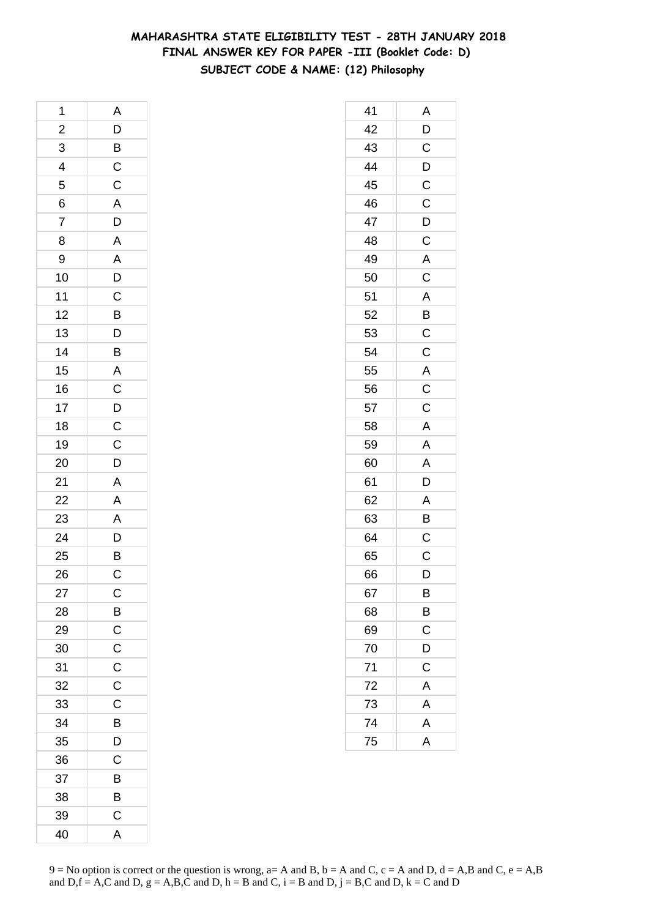**MAHARASHTRA STATE ELIGIBILITY TEST - 28TH JANUARY 2018**
**FINAL ANSWER KEY FOR PAPER -III (Booklet Code: D)**
**SUBJECT CODE & NAME: (12) Philosophy**

| | |
|---|---|
| 1 | A |
| 2 | D |
| 3 | B |
| 4 | C |
| 5 | C |
| 6 | A |
| 7 | D |
| 8 | A |
| 9 | A |
| 10 | D |
| 11 | C |
| 12 | B |
| 13 | D |
| 14 | B |
| 15 | A |
| 16 | C |
| 17 | D |
| 18 | C |
| 19 | C |
| 20 | D |
| 21 | A |
| 22 | A |
| 23 | A |
| 24 | D |
| 25 | B |
| 26 | C |
| 27 | C |
| 28 | B |
| 29 | C |
| 30 | C |
| 31 | C |
| 32 | C |
| 33 | C |
| 34 | B |
| 35 | D |
| 36 | C |
| 37 | B |
| 38 | B |
| 39 | C |
| 40 | A |

| | |
|---|---|
| 41 | A |
| 42 | D |
| 43 | C |
| 44 | D |
| 45 | C |
| 46 | C |
| 47 | D |
| 48 | C |
| 49 | A |
| 50 | C |
| 51 | A |
| 52 | B |
| 53 | C |
| 54 | C |
| 55 | A |
| 56 | C |
| 57 | C |
| 58 | A |
| 59 | A |
| 60 | A |
| 61 | D |
| 62 | A |
| 63 | B |
| 64 | C |
| 65 | C |
| 66 | D |
| 67 | B |
| 68 | B |
| 69 | C |
| 70 | D |
| 71 | C |
| 72 | A |
| 73 | A |
| 74 | A |
| 75 | A |

9 = No option is correct or the question is wrong, a= A and B, b = A and C, c = A and D, d = A,B and C, e = A,B and D,f = A,C and D, g = A,B,C and D, h = B and C, i = B and D, j = B,C and D, k = C and D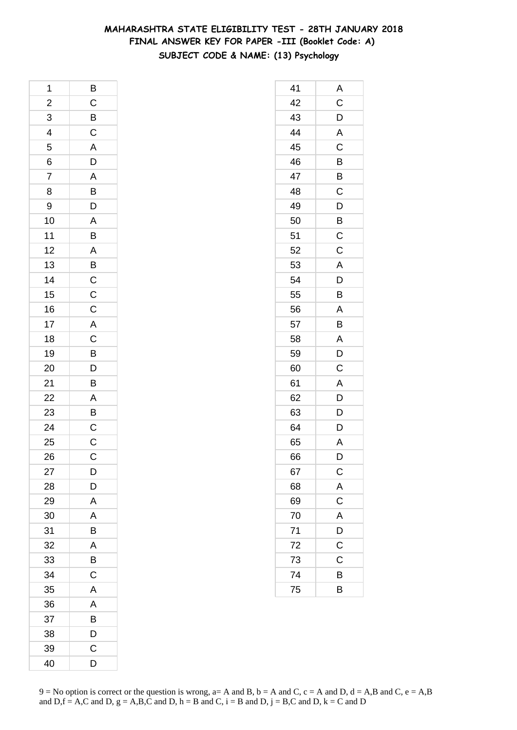# MAHARASHTRA STATE ELIGIBILITY TEST - 28TH JANUARY 2018
## FINAL ANSWER KEY FOR PAPER -III (Booklet Code: A)
### SUBJECT CODE & NAME: (13) Psychology

| Q | Ans |
|---|---|
| 1 | B |
| 2 | C |
| 3 | B |
| 4 | C |
| 5 | A |
| 6 | D |
| 7 | A |
| 8 | B |
| 9 | D |
| 10 | A |
| 11 | B |
| 12 | A |
| 13 | B |
| 14 | C |
| 15 | C |
| 16 | C |
| 17 | A |
| 18 | C |
| 19 | B |
| 20 | D |
| 21 | B |
| 22 | A |
| 23 | B |
| 24 | C |
| 25 | C |
| 26 | C |
| 27 | D |
| 28 | D |
| 29 | A |
| 30 | A |
| 31 | B |
| 32 | A |
| 33 | B |
| 34 | C |
| 35 | A |
| 36 | A |
| 37 | B |
| 38 | D |
| 39 | C |
| 40 | D |
| 41 | A |
| 42 | C |
| 43 | D |
| 44 | A |
| 45 | C |
| 46 | B |
| 47 | B |
| 48 | C |
| 49 | D |
| 50 | B |
| 51 | C |
| 52 | C |
| 53 | A |
| 54 | D |
| 55 | B |
| 56 | A |
| 57 | B |
| 58 | A |
| 59 | D |
| 60 | C |
| 61 | A |
| 62 | D |
| 63 | D |
| 64 | D |
| 65 | A |
| 66 | D |
| 67 | C |
| 68 | A |
| 69 | C |
| 70 | A |
| 71 | D |
| 72 | C |
| 73 | C |
| 74 | B |
| 75 | B |

9 = No option is correct or the question is wrong, a= A and B, b = A and C, c = A and D, d = A,B and C, e = A,B and D,f = A,C and D, g = A,B,C and D, h = B and C, i = B and D, j = B,C and D, k = C and D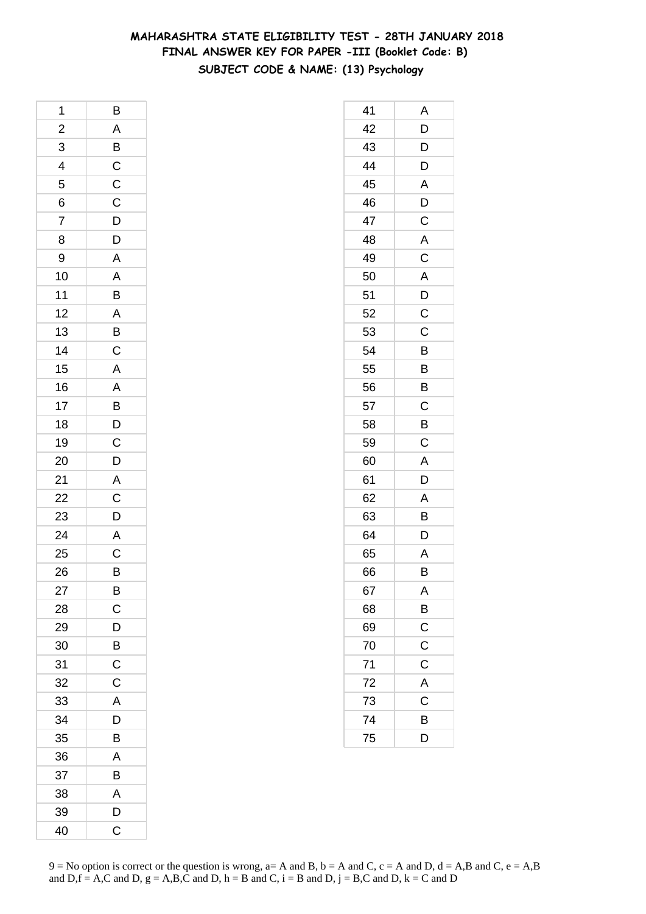# MAHARASHTRA STATE ELIGIBILITY TEST - 28TH JANUARY 2018

## FINAL ANSWER KEY FOR PAPER -III (Booklet Code: B)

### SUBJECT CODE & NAME: (13) Psychology

| Q | Ans |
|---|---|
| 1 | B |
| 2 | A |
| 3 | B |
| 4 | C |
| 5 | C |
| 6 | C |
| 7 | D |
| 8 | D |
| 9 | A |
| 10 | A |
| 11 | B |
| 12 | A |
| 13 | B |
| 14 | C |
| 15 | A |
| 16 | A |
| 17 | B |
| 18 | D |
| 19 | C |
| 20 | D |
| 21 | A |
| 22 | C |
| 23 | D |
| 24 | A |
| 25 | C |
| 26 | B |
| 27 | B |
| 28 | C |
| 29 | D |
| 30 | B |
| 31 | C |
| 32 | C |
| 33 | A |
| 34 | D |
| 35 | B |
| 36 | A |
| 37 | B |
| 38 | A |
| 39 | D |
| 40 | C |
| 41 | A |
| 42 | D |
| 43 | D |
| 44 | D |
| 45 | A |
| 46 | D |
| 47 | C |
| 48 | A |
| 49 | C |
| 50 | A |
| 51 | D |
| 52 | C |
| 53 | C |
| 54 | B |
| 55 | B |
| 56 | B |
| 57 | C |
| 58 | B |
| 59 | C |
| 60 | A |
| 61 | D |
| 62 | A |
| 63 | B |
| 64 | D |
| 65 | A |
| 66 | B |
| 67 | A |
| 68 | B |
| 69 | C |
| 70 | C |
| 71 | C |
| 72 | A |
| 73 | C |
| 74 | B |
| 75 | D |

9 = No option is correct or the question is wrong, a= A and B, b = A and C, c = A and D, d = A,B and C, e = A,B and D,f = A,C and D, g = A,B,C and D, h = B and C, i = B and D, j = B,C and D, k = C and D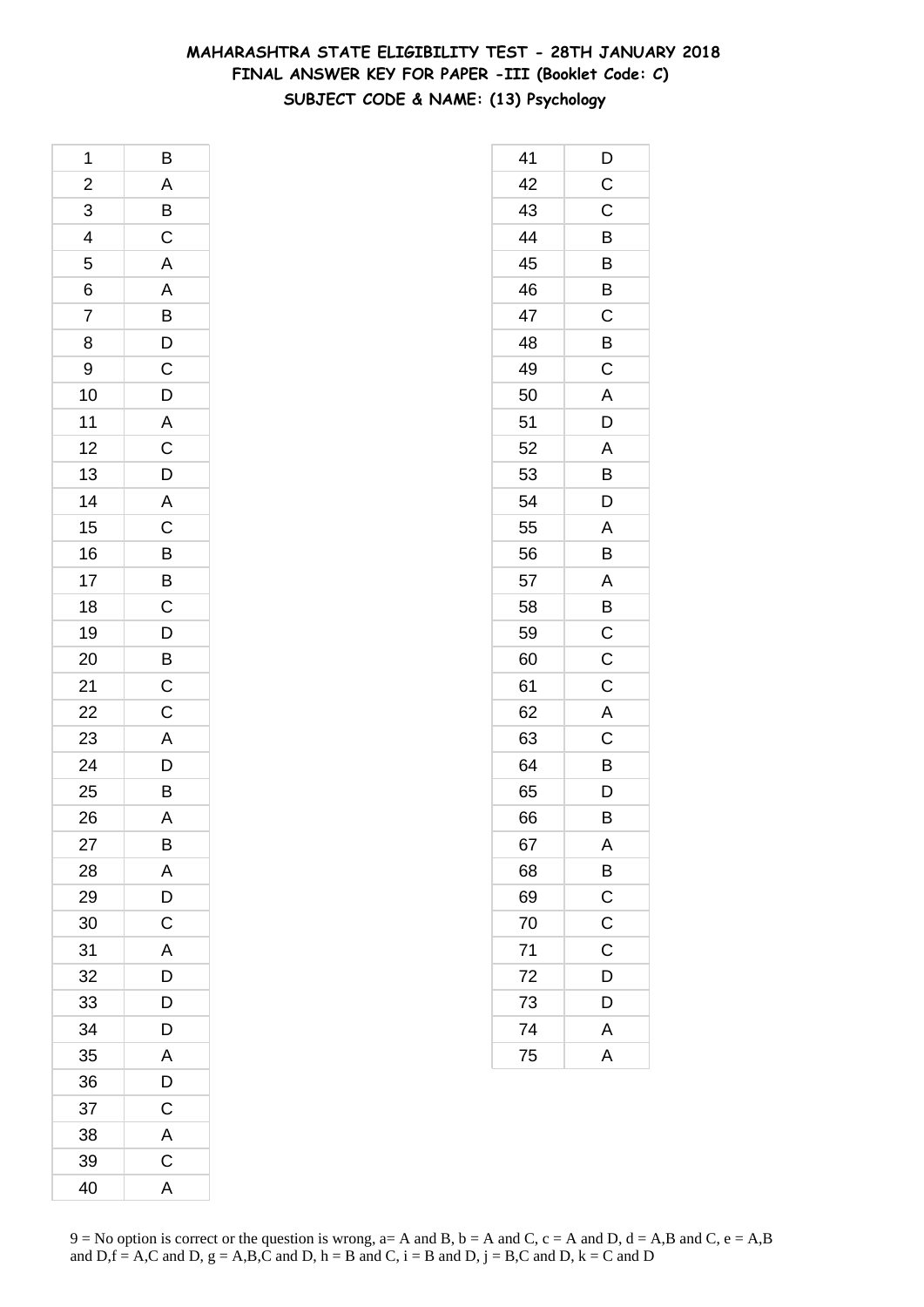# MAHARASHTRA STATE ELIGIBILITY TEST - 28TH JANUARY 2018
## FINAL ANSWER KEY FOR PAPER -III (Booklet Code: C)
### SUBJECT CODE & NAME: (13) Psychology

| | |
|---|---|
| 1 | B |
| 2 | A |
| 3 | B |
| 4 | C |
| 5 | A |
| 6 | A |
| 7 | B |
| 8 | D |
| 9 | C |
| 10 | D |
| 11 | A |
| 12 | C |
| 13 | D |
| 14 | A |
| 15 | C |
| 16 | B |
| 17 | B |
| 18 | C |
| 19 | D |
| 20 | B |
| 21 | C |
| 22 | C |
| 23 | A |
| 24 | D |
| 25 | B |
| 26 | A |
| 27 | B |
| 28 | A |
| 29 | D |
| 30 | C |
| 31 | A |
| 32 | D |
| 33 | D |
| 34 | D |
| 35 | A |
| 36 | D |
| 37 | C |
| 38 | A |
| 39 | C |
| 40 | A |
| 41 | D |
| 42 | C |
| 43 | C |
| 44 | B |
| 45 | B |
| 46 | B |
| 47 | C |
| 48 | B |
| 49 | C |
| 50 | A |
| 51 | D |
| 52 | A |
| 53 | B |
| 54 | D |
| 55 | A |
| 56 | B |
| 57 | A |
| 58 | B |
| 59 | C |
| 60 | C |
| 61 | C |
| 62 | A |
| 63 | C |
| 64 | B |
| 65 | D |
| 66 | B |
| 67 | A |
| 68 | B |
| 69 | C |
| 70 | C |
| 71 | C |
| 72 | D |
| 73 | D |
| 74 | A |
| 75 | A |

9 = No option is correct or the question is wrong, a= A and B, b = A and C, c = A and D, d = A,B and C, e = A,B and D,f = A,C and D, g = A,B,C and D, h = B and C, i = B and D, j = B,C and D, k = C and D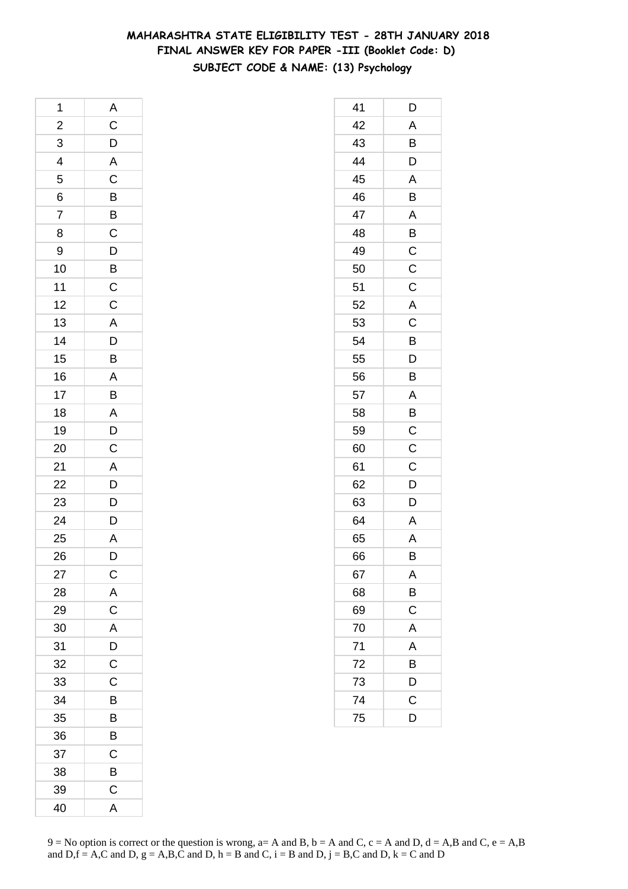# MAHARASHTRA STATE ELIGIBILITY TEST - 28TH JANUARY 2018
## FINAL ANSWER KEY FOR PAPER -III (Booklet Code: D)
### SUBJECT CODE & NAME: (13) Psychology

| Q | Ans |
|---|---|
| 1 | A |
| 2 | C |
| 3 | D |
| 4 | A |
| 5 | C |
| 6 | B |
| 7 | B |
| 8 | C |
| 9 | D |
| 10 | B |
| 11 | C |
| 12 | C |
| 13 | A |
| 14 | D |
| 15 | B |
| 16 | A |
| 17 | B |
| 18 | A |
| 19 | D |
| 20 | C |
| 21 | A |
| 22 | D |
| 23 | D |
| 24 | D |
| 25 | A |
| 26 | D |
| 27 | C |
| 28 | A |
| 29 | C |
| 30 | A |
| 31 | D |
| 32 | C |
| 33 | C |
| 34 | B |
| 35 | B |
| 36 | B |
| 37 | C |
| 38 | B |
| 39 | C |
| 40 | A |
| 41 | D |
| 42 | A |
| 43 | B |
| 44 | D |
| 45 | A |
| 46 | B |
| 47 | A |
| 48 | B |
| 49 | C |
| 50 | C |
| 51 | C |
| 52 | A |
| 53 | C |
| 54 | B |
| 55 | D |
| 56 | B |
| 57 | A |
| 58 | B |
| 59 | C |
| 60 | C |
| 61 | C |
| 62 | D |
| 63 | D |
| 64 | A |
| 65 | A |
| 66 | B |
| 67 | A |
| 68 | B |
| 69 | C |
| 70 | A |
| 71 | A |
| 72 | B |
| 73 | D |
| 74 | C |
| 75 | D |

9 = No option is correct or the question is wrong, a= A and B, b = A and C, c = A and D, d = A,B and C, e = A,B and D,f = A,C and D, g = A,B,C and D, h = B and C, i = B and D, j = B,C and D, k = C and D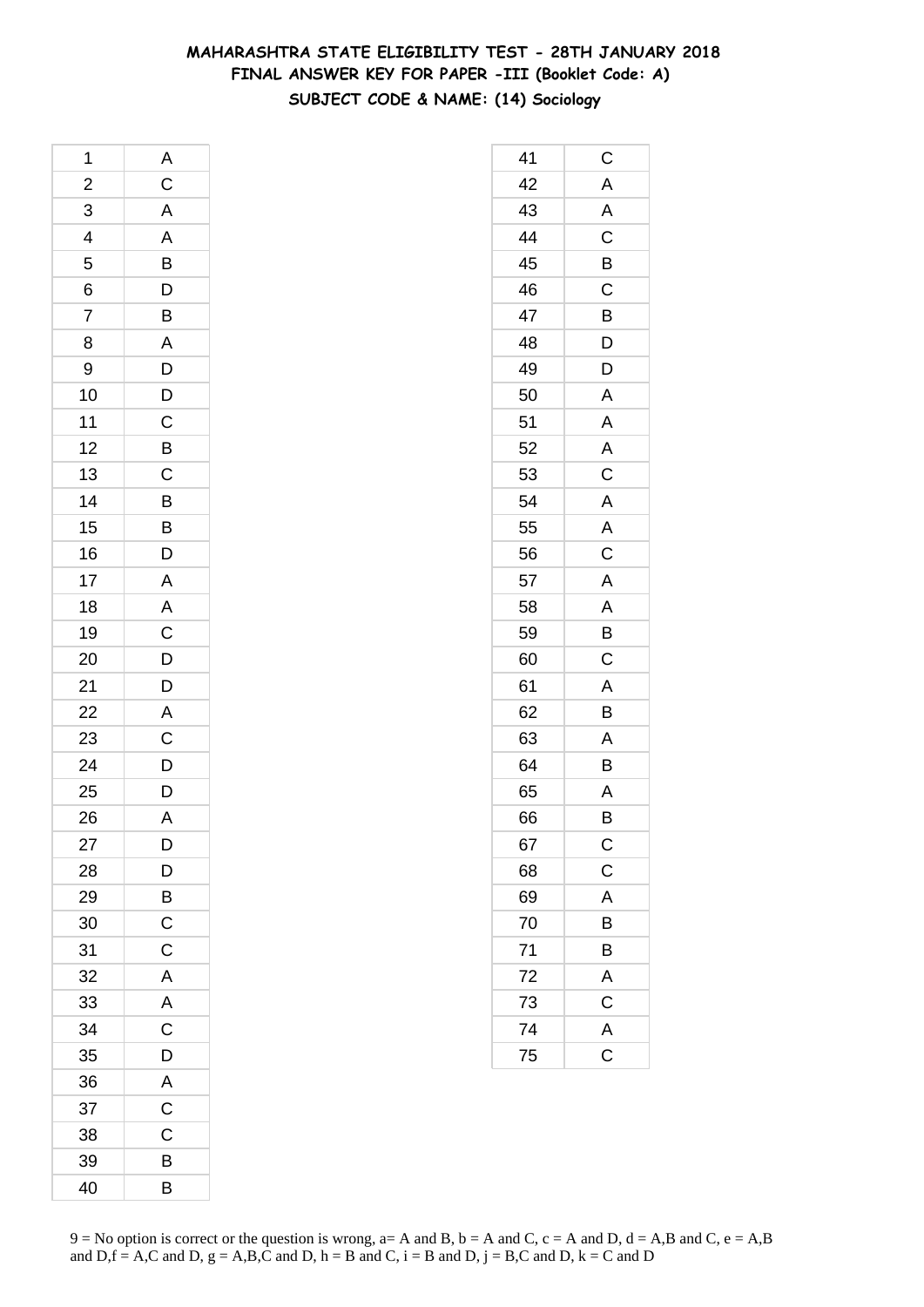# MAHARASHTRA STATE ELIGIBILITY TEST - 28TH JANUARY 2018
## FINAL ANSWER KEY FOR PAPER -III (Booklet Code: A)
### SUBJECT CODE & NAME: (14) Sociology

| | |
|---|---|
| 1 | A |
| 2 | C |
| 3 | A |
| 4 | A |
| 5 | B |
| 6 | D |
| 7 | B |
| 8 | A |
| 9 | D |
| 10 | D |
| 11 | C |
| 12 | B |
| 13 | C |
| 14 | B |
| 15 | B |
| 16 | D |
| 17 | A |
| 18 | A |
| 19 | C |
| 20 | D |
| 21 | D |
| 22 | A |
| 23 | C |
| 24 | D |
| 25 | D |
| 26 | A |
| 27 | D |
| 28 | D |
| 29 | B |
| 30 | C |
| 31 | C |
| 32 | A |
| 33 | A |
| 34 | C |
| 35 | D |
| 36 | A |
| 37 | C |
| 38 | C |
| 39 | B |
| 40 | B |

| | |
|---|---|
| 41 | C |
| 42 | A |
| 43 | A |
| 44 | C |
| 45 | B |
| 46 | C |
| 47 | B |
| 48 | D |
| 49 | D |
| 50 | A |
| 51 | A |
| 52 | A |
| 53 | C |
| 54 | A |
| 55 | A |
| 56 | C |
| 57 | A |
| 58 | A |
| 59 | B |
| 60 | C |
| 61 | A |
| 62 | B |
| 63 | A |
| 64 | B |
| 65 | A |
| 66 | B |
| 67 | C |
| 68 | C |
| 69 | A |
| 70 | B |
| 71 | B |
| 72 | A |
| 73 | C |
| 74 | A |
| 75 | C |

9 = No option is correct or the question is wrong, a= A and B, b = A and C, c = A and D, d = A,B and C, e = A,B and D,f = A,C and D, g = A,B,C and D, h = B and C, i = B and D, j = B,C and D, k = C and D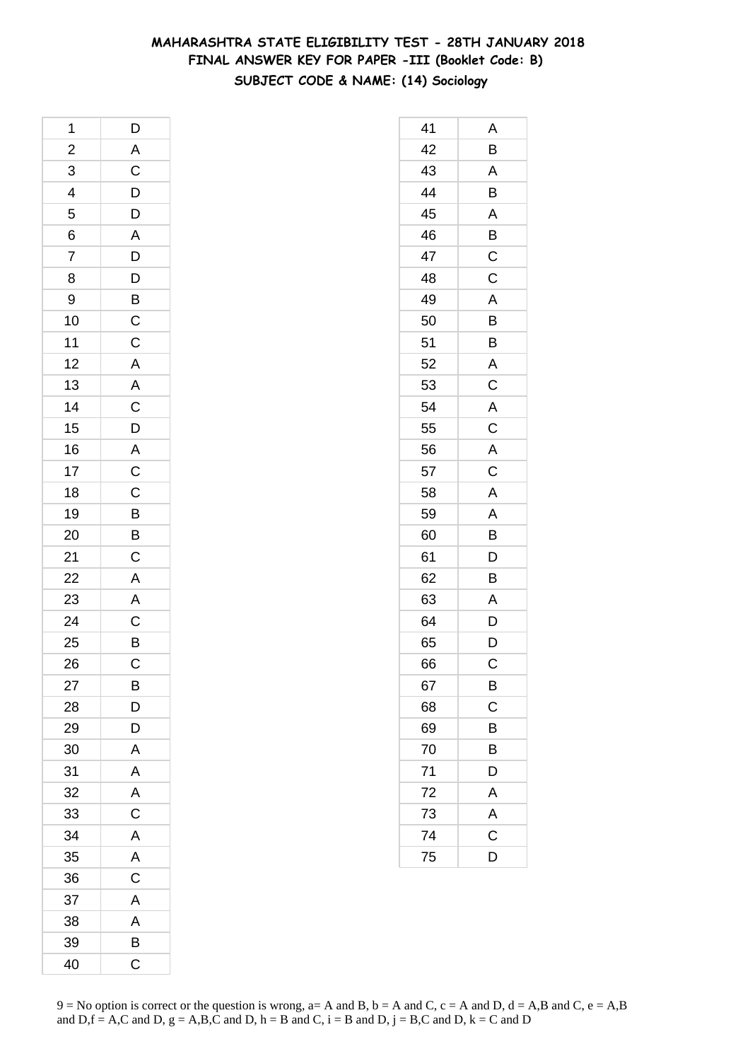# MAHARASHTRA STATE ELIGIBILITY TEST - 28TH JANUARY 2018
## FINAL ANSWER KEY FOR PAPER -III (Booklet Code: B)
### SUBJECT CODE & NAME: (14) Sociology

| Q | Ans |
|---|---|
| 1 | D |
| 2 | A |
| 3 | C |
| 4 | D |
| 5 | D |
| 6 | A |
| 7 | D |
| 8 | D |
| 9 | B |
| 10 | C |
| 11 | C |
| 12 | A |
| 13 | A |
| 14 | C |
| 15 | D |
| 16 | A |
| 17 | C |
| 18 | C |
| 19 | B |
| 20 | B |
| 21 | C |
| 22 | A |
| 23 | A |
| 24 | C |
| 25 | B |
| 26 | C |
| 27 | B |
| 28 | D |
| 29 | D |
| 30 | A |
| 31 | A |
| 32 | A |
| 33 | C |
| 34 | A |
| 35 | A |
| 36 | C |
| 37 | A |
| 38 | A |
| 39 | B |
| 40 | C |

| Q | Ans |
|---|---|
| 41 | A |
| 42 | B |
| 43 | A |
| 44 | B |
| 45 | A |
| 46 | B |
| 47 | C |
| 48 | C |
| 49 | A |
| 50 | B |
| 51 | B |
| 52 | A |
| 53 | C |
| 54 | A |
| 55 | C |
| 56 | A |
| 57 | C |
| 58 | A |
| 59 | A |
| 60 | B |
| 61 | D |
| 62 | B |
| 63 | A |
| 64 | D |
| 65 | D |
| 66 | C |
| 67 | B |
| 68 | C |
| 69 | B |
| 70 | B |
| 71 | D |
| 72 | A |
| 73 | A |
| 74 | C |
| 75 | D |

9 = No option is correct or the question is wrong, a= A and B, b = A and C, c = A and D, d = A,B and C, e = A,B and D,f = A,C and D, g = A,B,C and D, h = B and C, i = B and D, j = B,C and D, k = C and D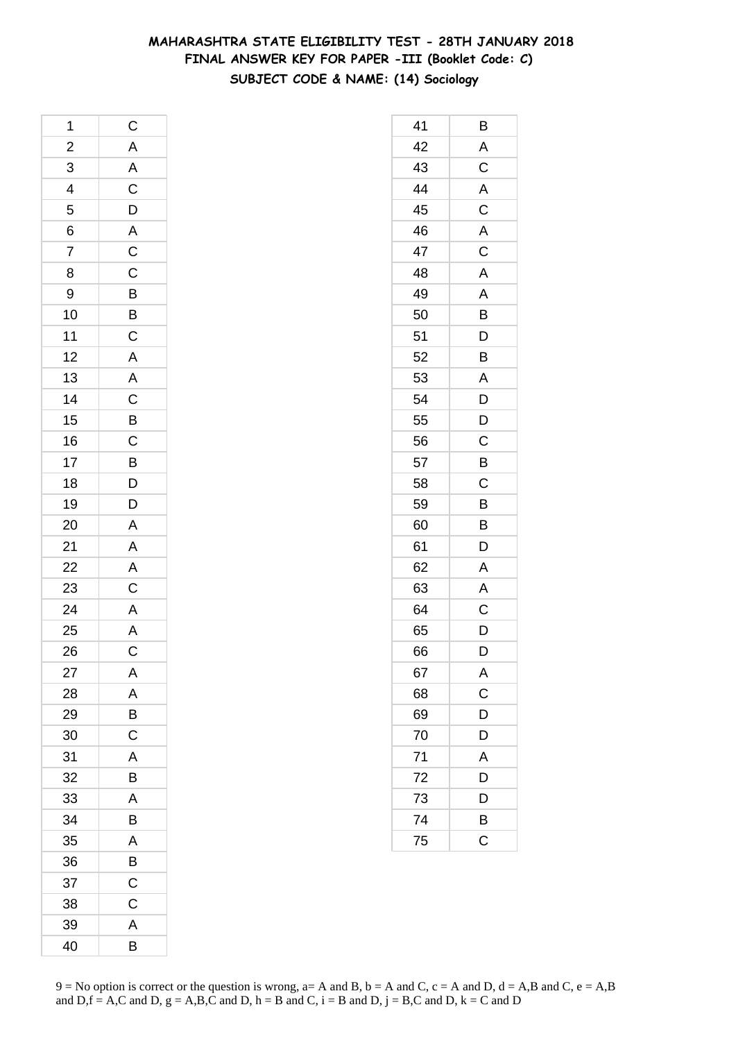# MAHARASHTRA STATE ELIGIBILITY TEST - 28TH JANUARY 2018
## FINAL ANSWER KEY FOR PAPER -III (Booklet Code: C)
### SUBJECT CODE & NAME: (14) Sociology

| Q | Ans |
|---|---|
| 1 | C |
| 2 | A |
| 3 | A |
| 4 | C |
| 5 | D |
| 6 | A |
| 7 | C |
| 8 | C |
| 9 | B |
| 10 | B |
| 11 | C |
| 12 | A |
| 13 | A |
| 14 | C |
| 15 | B |
| 16 | C |
| 17 | B |
| 18 | D |
| 19 | D |
| 20 | A |
| 21 | A |
| 22 | A |
| 23 | C |
| 24 | A |
| 25 | A |
| 26 | C |
| 27 | A |
| 28 | A |
| 29 | B |
| 30 | C |
| 31 | A |
| 32 | B |
| 33 | A |
| 34 | B |
| 35 | A |
| 36 | B |
| 37 | C |
| 38 | C |
| 39 | A |
| 40 | B |
| 41 | B |
| 42 | A |
| 43 | C |
| 44 | A |
| 45 | C |
| 46 | A |
| 47 | C |
| 48 | A |
| 49 | A |
| 50 | B |
| 51 | D |
| 52 | B |
| 53 | A |
| 54 | D |
| 55 | D |
| 56 | C |
| 57 | B |
| 58 | C |
| 59 | B |
| 60 | B |
| 61 | D |
| 62 | A |
| 63 | A |
| 64 | C |
| 65 | D |
| 66 | D |
| 67 | A |
| 68 | C |
| 69 | D |
| 70 | D |
| 71 | A |
| 72 | D |
| 73 | D |
| 74 | B |
| 75 | C |

9 = No option is correct or the question is wrong, a= A and B, b = A and C, c = A and D, d = A,B and C, e = A,B and D,f = A,C and D, g = A,B,C and D, h = B and C, i = B and D, j = B,C and D, k = C and D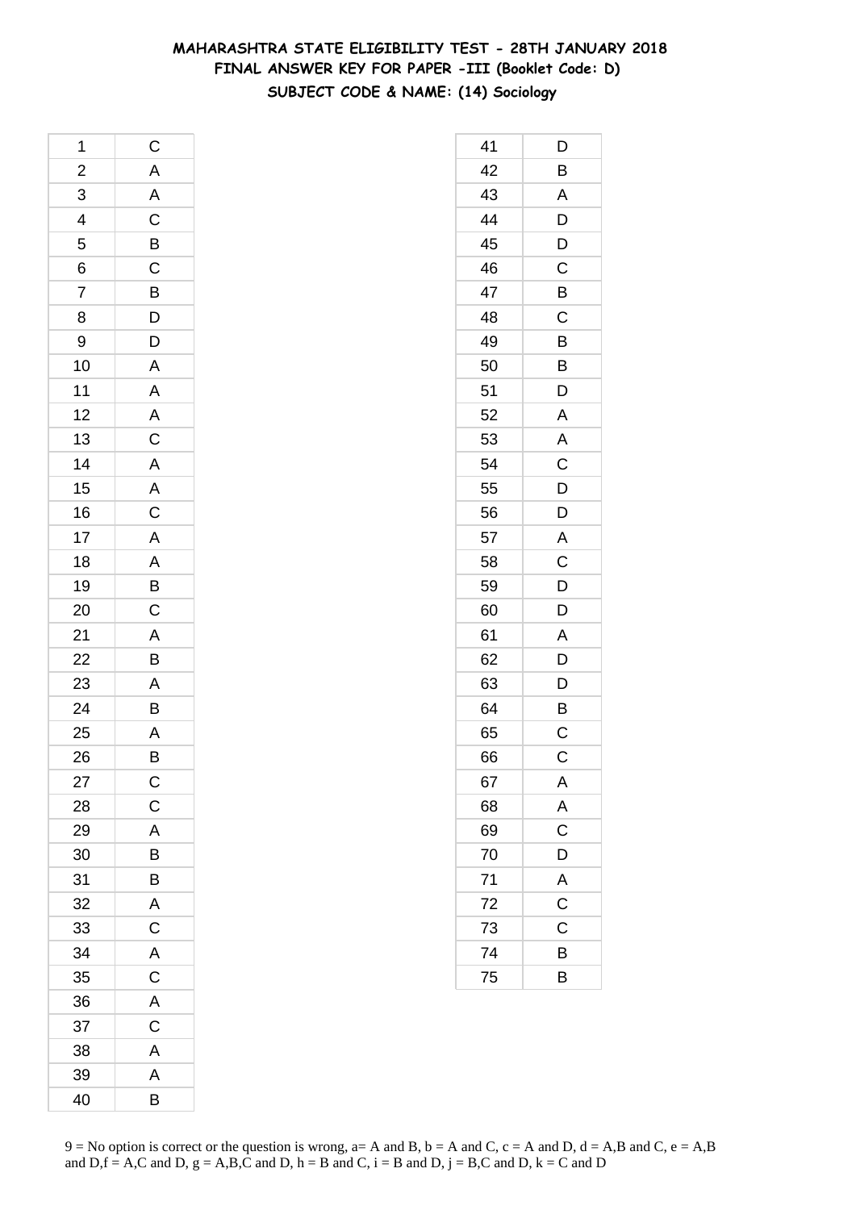# MAHARASHTRA STATE ELIGIBILITY TEST - 28TH JANUARY 2018
## FINAL ANSWER KEY FOR PAPER -III (Booklet Code: D)
### SUBJECT CODE & NAME: (14) Sociology

| | |
|---|---|
| 1 | C |
| 2 | A |
| 3 | A |
| 4 | C |
| 5 | B |
| 6 | C |
| 7 | B |
| 8 | D |
| 9 | D |
| 10 | A |
| 11 | A |
| 12 | A |
| 13 | C |
| 14 | A |
| 15 | A |
| 16 | C |
| 17 | A |
| 18 | A |
| 19 | B |
| 20 | C |
| 21 | A |
| 22 | B |
| 23 | A |
| 24 | B |
| 25 | A |
| 26 | B |
| 27 | C |
| 28 | C |
| 29 | A |
| 30 | B |
| 31 | B |
| 32 | A |
| 33 | C |
| 34 | A |
| 35 | C |
| 36 | A |
| 37 | C |
| 38 | A |
| 39 | A |
| 40 | B |
| 41 | D |
| 42 | B |
| 43 | A |
| 44 | D |
| 45 | D |
| 46 | C |
| 47 | B |
| 48 | C |
| 49 | B |
| 50 | B |
| 51 | D |
| 52 | A |
| 53 | A |
| 54 | C |
| 55 | D |
| 56 | D |
| 57 | A |
| 58 | C |
| 59 | D |
| 60 | D |
| 61 | A |
| 62 | D |
| 63 | D |
| 64 | B |
| 65 | C |
| 66 | C |
| 67 | A |
| 68 | A |
| 69 | C |
| 70 | D |
| 71 | A |
| 72 | C |
| 73 | C |
| 74 | B |
| 75 | B |

9 = No option is correct or the question is wrong, a= A and B, b = A and C, c = A and D, d = A,B and C, e = A,B and D,f = A,C and D, g = A,B,C and D, h = B and C, i = B and D, j = B,C and D, k = C and D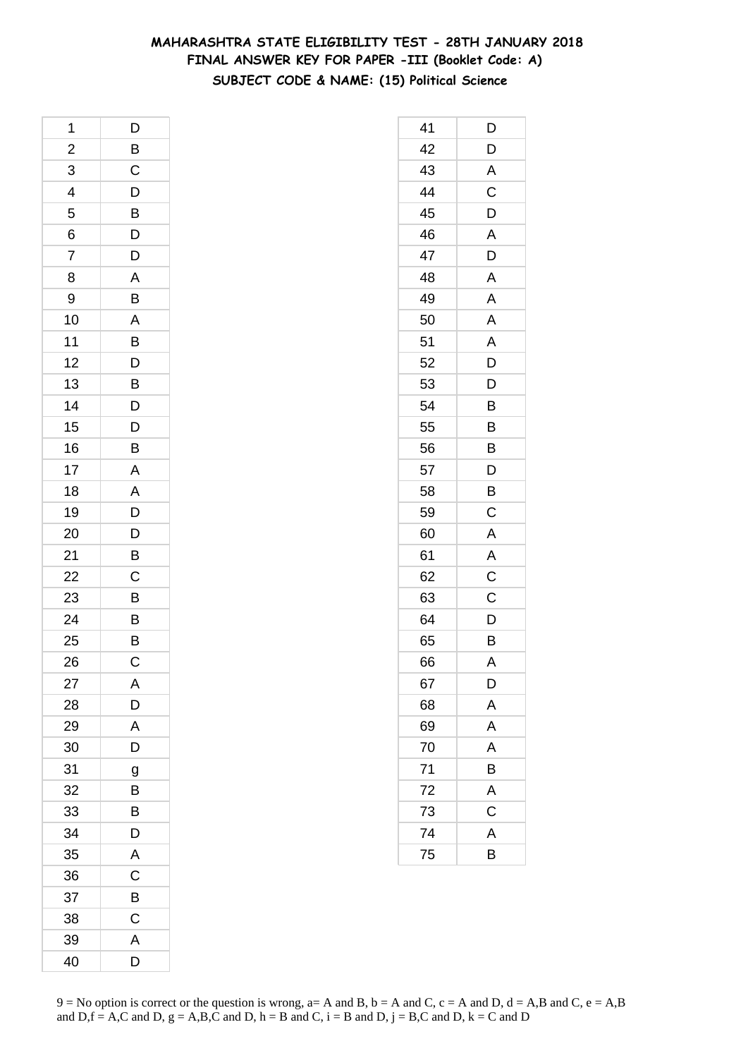# MAHARASHTRA STATE ELIGIBILITY TEST - 28TH JANUARY 2018
## FINAL ANSWER KEY FOR PAPER -III (Booklet Code: A)
### SUBJECT CODE & NAME: (15) Political Science

| Q | Ans |
|---|---|
| 1 | D |
| 2 | B |
| 3 | C |
| 4 | D |
| 5 | B |
| 6 | D |
| 7 | D |
| 8 | A |
| 9 | B |
| 10 | A |
| 11 | B |
| 12 | D |
| 13 | B |
| 14 | D |
| 15 | D |
| 16 | B |
| 17 | A |
| 18 | A |
| 19 | D |
| 20 | D |
| 21 | B |
| 22 | C |
| 23 | B |
| 24 | B |
| 25 | B |
| 26 | C |
| 27 | A |
| 28 | D |
| 29 | A |
| 30 | D |
| 31 | g |
| 32 | B |
| 33 | B |
| 34 | D |
| 35 | A |
| 36 | C |
| 37 | B |
| 38 | C |
| 39 | A |
| 40 | D |
| 41 | D |
| 42 | D |
| 43 | A |
| 44 | C |
| 45 | D |
| 46 | A |
| 47 | D |
| 48 | A |
| 49 | A |
| 50 | A |
| 51 | A |
| 52 | D |
| 53 | D |
| 54 | B |
| 55 | B |
| 56 | B |
| 57 | D |
| 58 | B |
| 59 | C |
| 60 | A |
| 61 | A |
| 62 | C |
| 63 | C |
| 64 | D |
| 65 | B |
| 66 | A |
| 67 | D |
| 68 | A |
| 69 | A |
| 70 | A |
| 71 | B |
| 72 | A |
| 73 | C |
| 74 | A |
| 75 | B |

9 = No option is correct or the question is wrong, a= A and B, b = A and C, c = A and D, d = A,B and C, e = A,B and D,f = A,C and D, g = A,B,C and D, h = B and C, i = B and D, j = B,C and D, k = C and D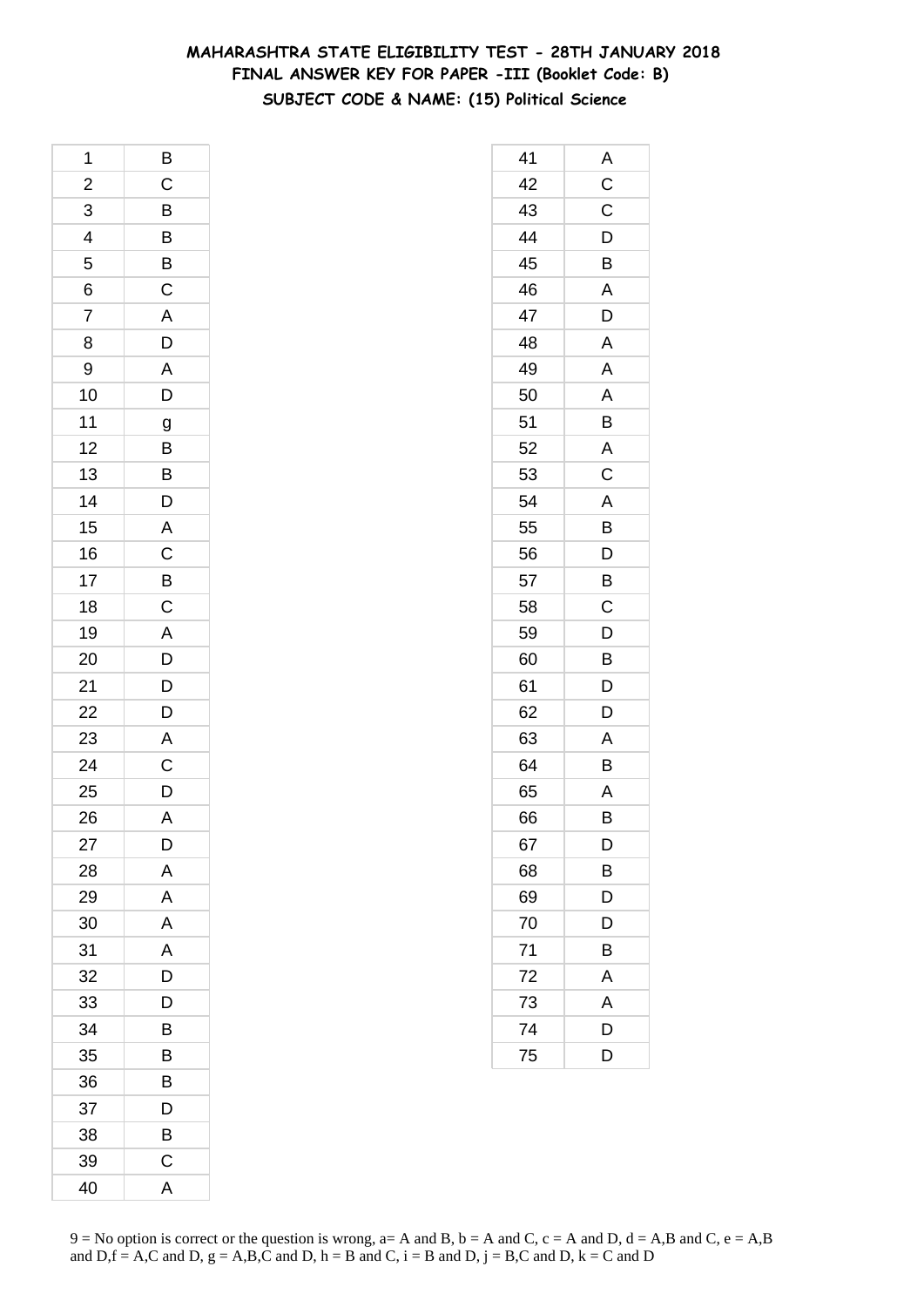# MAHARASHTRA STATE ELIGIBILITY TEST - 28TH JANUARY 2018
## FINAL ANSWER KEY FOR PAPER -III (Booklet Code: B)
### SUBJECT CODE & NAME: (15) Political Science

| Q | Ans |
|---|---|
| 1 | B |
| 2 | C |
| 3 | B |
| 4 | B |
| 5 | B |
| 6 | C |
| 7 | A |
| 8 | D |
| 9 | A |
| 10 | D |
| 11 | g |
| 12 | B |
| 13 | B |
| 14 | D |
| 15 | A |
| 16 | C |
| 17 | B |
| 18 | C |
| 19 | A |
| 20 | D |
| 21 | D |
| 22 | D |
| 23 | A |
| 24 | C |
| 25 | D |
| 26 | A |
| 27 | D |
| 28 | A |
| 29 | A |
| 30 | A |
| 31 | A |
| 32 | D |
| 33 | D |
| 34 | B |
| 35 | B |
| 36 | B |
| 37 | D |
| 38 | B |
| 39 | C |
| 40 | A |

| Q | Ans |
|---|---|
| 41 | A |
| 42 | C |
| 43 | C |
| 44 | D |
| 45 | B |
| 46 | A |
| 47 | D |
| 48 | A |
| 49 | A |
| 50 | A |
| 51 | B |
| 52 | A |
| 53 | C |
| 54 | A |
| 55 | B |
| 56 | D |
| 57 | B |
| 58 | C |
| 59 | D |
| 60 | B |
| 61 | D |
| 62 | D |
| 63 | A |
| 64 | B |
| 65 | A |
| 66 | B |
| 67 | D |
| 68 | B |
| 69 | D |
| 70 | D |
| 71 | B |
| 72 | A |
| 73 | A |
| 74 | D |
| 75 | D |

9 = No option is correct or the question is wrong, a= A and B, b = A and C, c = A and D, d = A,B and C, e = A,B and D,f = A,C and D, g = A,B,C and D, h = B and C, i = B and D, j = B,C and D, k = C and D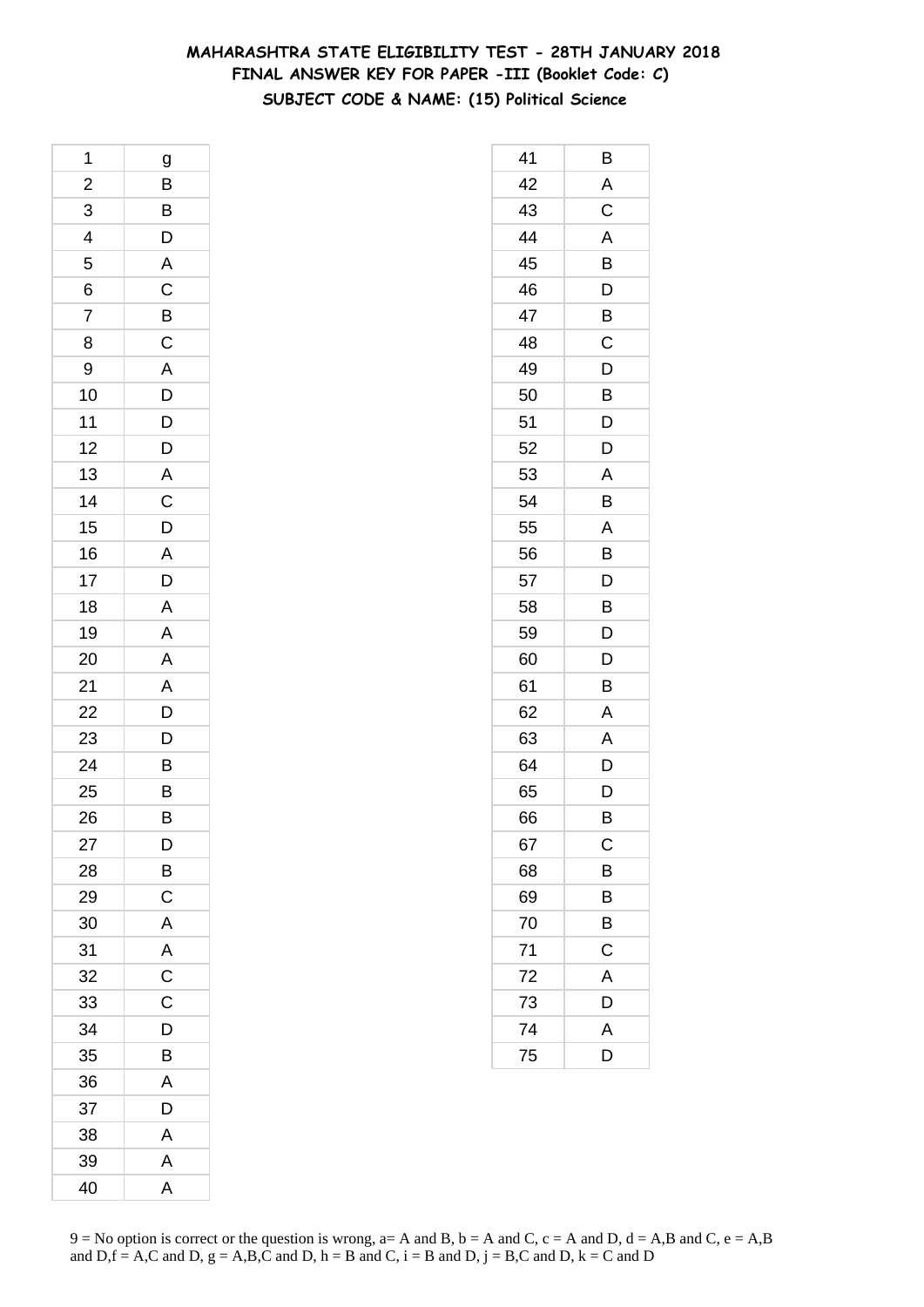# MAHARASHTRA STATE ELIGIBILITY TEST - 28TH JANUARY 2018
## FINAL ANSWER KEY FOR PAPER -III (Booklet Code: C)
### SUBJECT CODE & NAME: (15) Political Science

| | |
|---|---|
| 1 | g |
| 2 | B |
| 3 | B |
| 4 | D |
| 5 | A |
| 6 | C |
| 7 | B |
| 8 | C |
| 9 | A |
| 10 | D |
| 11 | D |
| 12 | D |
| 13 | A |
| 14 | C |
| 15 | D |
| 16 | A |
| 17 | D |
| 18 | A |
| 19 | A |
| 20 | A |
| 21 | A |
| 22 | D |
| 23 | D |
| 24 | B |
| 25 | B |
| 26 | B |
| 27 | D |
| 28 | B |
| 29 | C |
| 30 | A |
| 31 | A |
| 32 | C |
| 33 | C |
| 34 | D |
| 35 | B |
| 36 | A |
| 37 | D |
| 38 | A |
| 39 | A |
| 40 | A |

| | |
|---|---|
| 41 | B |
| 42 | A |
| 43 | C |
| 44 | A |
| 45 | B |
| 46 | D |
| 47 | B |
| 48 | C |
| 49 | D |
| 50 | B |
| 51 | D |
| 52 | D |
| 53 | A |
| 54 | B |
| 55 | A |
| 56 | B |
| 57 | D |
| 58 | B |
| 59 | D |
| 60 | D |
| 61 | B |
| 62 | A |
| 63 | A |
| 64 | D |
| 65 | D |
| 66 | B |
| 67 | C |
| 68 | B |
| 69 | B |
| 70 | B |
| 71 | C |
| 72 | A |
| 73 | D |
| 74 | A |
| 75 | D |

9 = No option is correct or the question is wrong, a= A and B, b = A and C, c = A and D, d = A,B and C, e = A,B and D,f = A,C and D, g = A,B,C and D, h = B and C, i = B and D, j = B,C and D, k = C and D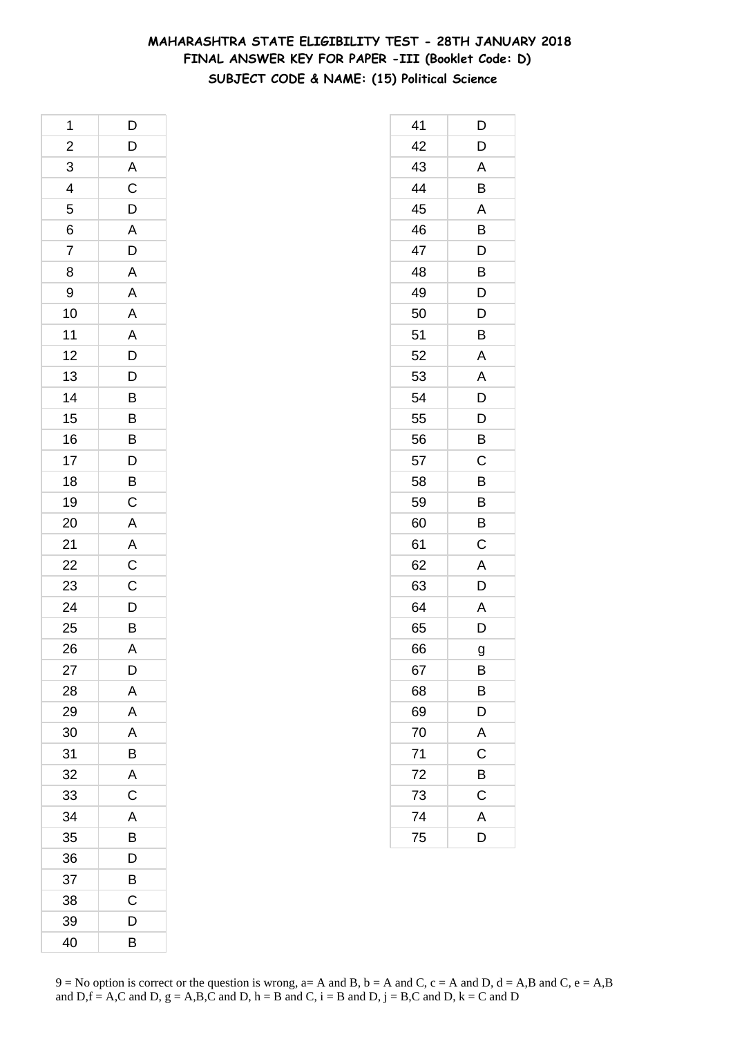# MAHARASHTRA STATE ELIGIBILITY TEST - 28TH JANUARY 2018
## FINAL ANSWER KEY FOR PAPER -III (Booklet Code: D)
### SUBJECT CODE & NAME: (15) Political Science

| Q | Ans |
|---|---|
| 1 | D |
| 2 | D |
| 3 | A |
| 4 | C |
| 5 | D |
| 6 | A |
| 7 | D |
| 8 | A |
| 9 | A |
| 10 | A |
| 11 | A |
| 12 | D |
| 13 | D |
| 14 | B |
| 15 | B |
| 16 | B |
| 17 | D |
| 18 | B |
| 19 | C |
| 20 | A |
| 21 | A |
| 22 | C |
| 23 | C |
| 24 | D |
| 25 | B |
| 26 | A |
| 27 | D |
| 28 | A |
| 29 | A |
| 30 | A |
| 31 | B |
| 32 | A |
| 33 | C |
| 34 | A |
| 35 | B |
| 36 | D |
| 37 | B |
| 38 | C |
| 39 | D |
| 40 | B |
| 41 | D |
| 42 | D |
| 43 | A |
| 44 | B |
| 45 | A |
| 46 | B |
| 47 | D |
| 48 | B |
| 49 | D |
| 50 | D |
| 51 | B |
| 52 | A |
| 53 | A |
| 54 | D |
| 55 | D |
| 56 | B |
| 57 | C |
| 58 | B |
| 59 | B |
| 60 | B |
| 61 | C |
| 62 | A |
| 63 | D |
| 64 | A |
| 65 | D |
| 66 | g |
| 67 | B |
| 68 | B |
| 69 | D |
| 70 | A |
| 71 | C |
| 72 | B |
| 73 | C |
| 74 | A |
| 75 | D |

9 = No option is correct or the question is wrong, a= A and B, b = A and C, c = A and D, d = A,B and C, e = A,B and D,f = A,C and D, g = A,B,C and D, h = B and C, i = B and D, j = B,C and D, k = C and D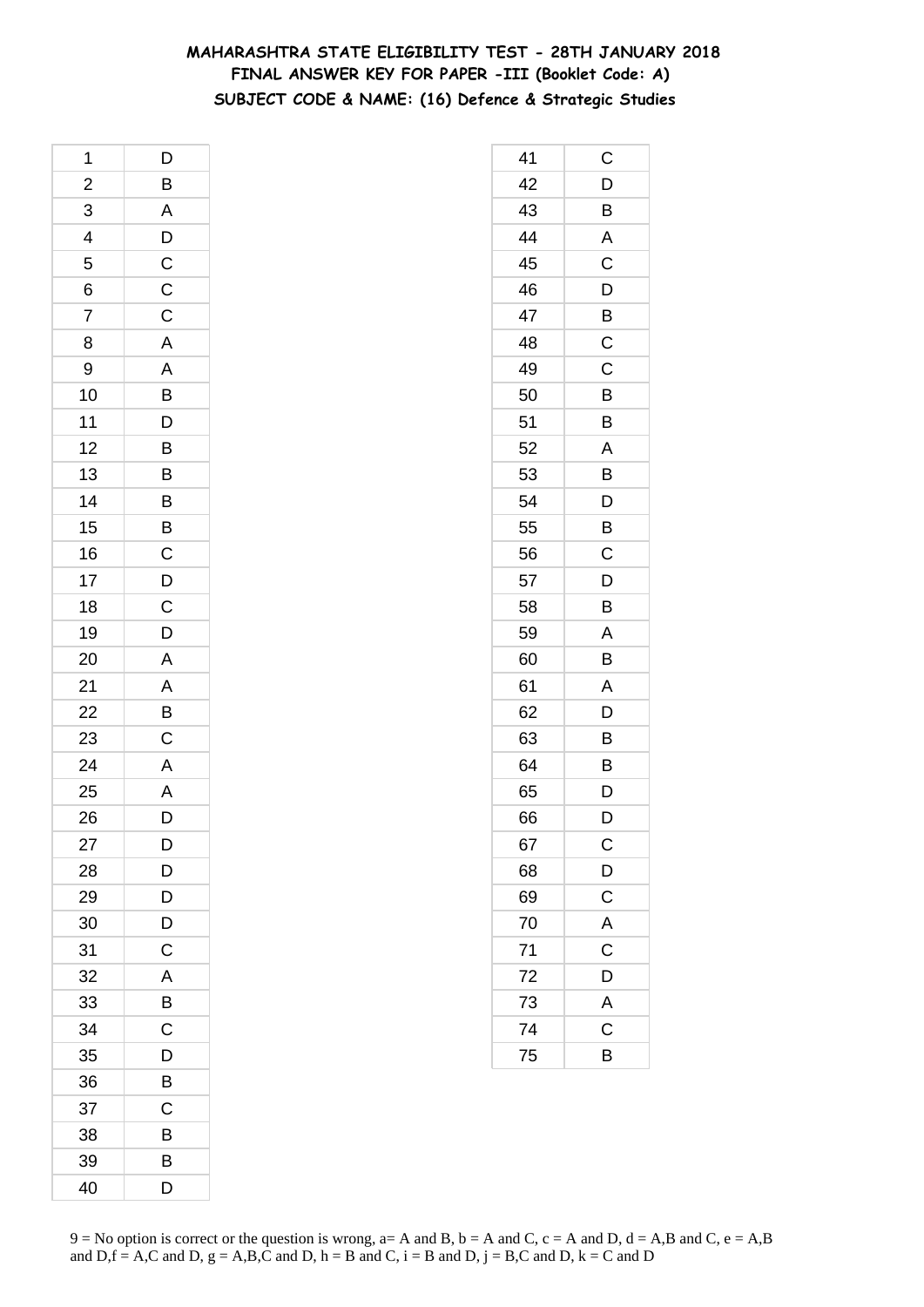**MAHARASHTRA STATE ELIGIBILITY TEST - 28TH JANUARY 2018**
**FINAL ANSWER KEY FOR PAPER -III (Booklet Code: A)**
**SUBJECT CODE & NAME: (16) Defence & Strategic Studies**

| | |
|---|---|
| 1 | D |
| 2 | B |
| 3 | A |
| 4 | D |
| 5 | C |
| 6 | C |
| 7 | C |
| 8 | A |
| 9 | A |
| 10 | B |
| 11 | D |
| 12 | B |
| 13 | B |
| 14 | B |
| 15 | B |
| 16 | C |
| 17 | D |
| 18 | C |
| 19 | D |
| 20 | A |
| 21 | A |
| 22 | B |
| 23 | C |
| 24 | A |
| 25 | A |
| 26 | D |
| 27 | D |
| 28 | D |
| 29 | D |
| 30 | D |
| 31 | C |
| 32 | A |
| 33 | B |
| 34 | C |
| 35 | D |
| 36 | B |
| 37 | C |
| 38 | B |
| 39 | B |
| 40 | D |

| | |
|---|---|
| 41 | C |
| 42 | D |
| 43 | B |
| 44 | A |
| 45 | C |
| 46 | D |
| 47 | B |
| 48 | C |
| 49 | C |
| 50 | B |
| 51 | B |
| 52 | A |
| 53 | B |
| 54 | D |
| 55 | B |
| 56 | C |
| 57 | D |
| 58 | B |
| 59 | A |
| 60 | B |
| 61 | A |
| 62 | D |
| 63 | B |
| 64 | B |
| 65 | D |
| 66 | D |
| 67 | C |
| 68 | D |
| 69 | C |
| 70 | A |
| 71 | C |
| 72 | D |
| 73 | A |
| 74 | C |
| 75 | B |

9 = No option is correct or the question is wrong, a= A and B, b = A and C, c = A and D, d = A,B and C, e = A,B and D,f = A,C and D, g = A,B,C and D, h = B and C, i = B and D, j = B,C and D, k = C and D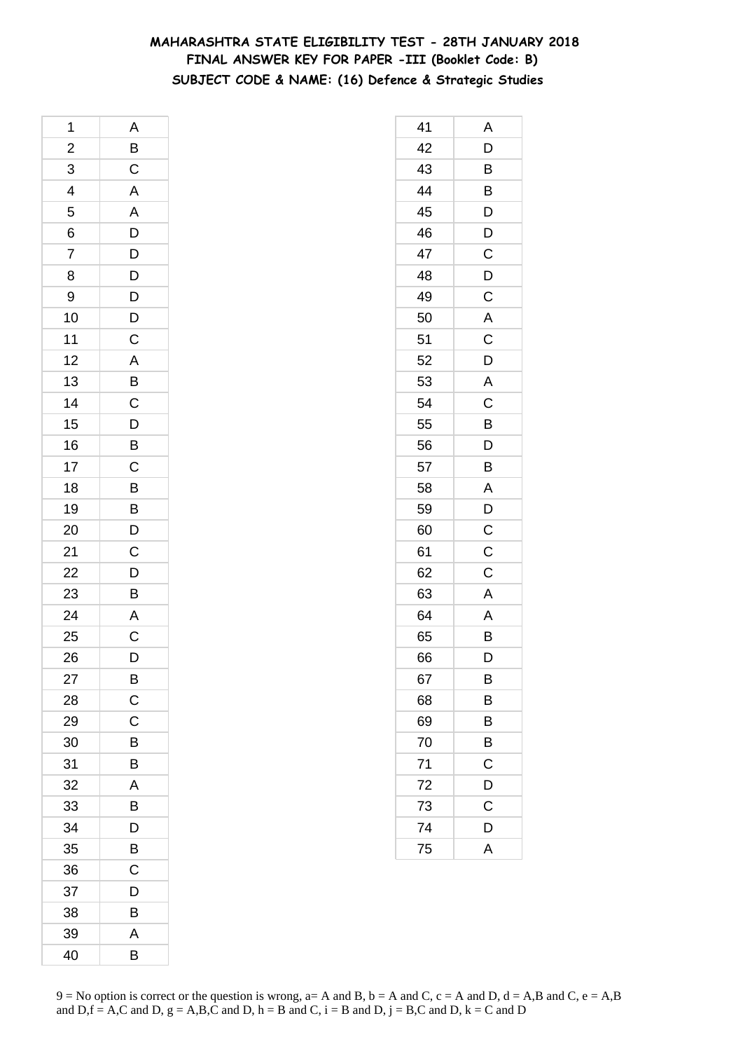# MAHARASHTRA STATE ELIGIBILITY TEST - 28TH JANUARY 2018
## FINAL ANSWER KEY FOR PAPER -III (Booklet Code: B)
### SUBJECT CODE & NAME: (16) Defence & Strategic Studies

| | |
|---|---|
| 1 | A |
| 2 | B |
| 3 | C |
| 4 | A |
| 5 | A |
| 6 | D |
| 7 | D |
| 8 | D |
| 9 | D |
| 10 | D |
| 11 | C |
| 12 | A |
| 13 | B |
| 14 | C |
| 15 | D |
| 16 | B |
| 17 | C |
| 18 | B |
| 19 | B |
| 20 | D |
| 21 | C |
| 22 | D |
| 23 | B |
| 24 | A |
| 25 | C |
| 26 | D |
| 27 | B |
| 28 | C |
| 29 | C |
| 30 | B |
| 31 | B |
| 32 | A |
| 33 | B |
| 34 | D |
| 35 | B |
| 36 | C |
| 37 | D |
| 38 | B |
| 39 | A |
| 40 | B |
| 41 | A |
| 42 | D |
| 43 | B |
| 44 | B |
| 45 | D |
| 46 | D |
| 47 | C |
| 48 | D |
| 49 | C |
| 50 | A |
| 51 | C |
| 52 | D |
| 53 | A |
| 54 | C |
| 55 | B |
| 56 | D |
| 57 | B |
| 58 | A |
| 59 | D |
| 60 | C |
| 61 | C |
| 62 | C |
| 63 | A |
| 64 | A |
| 65 | B |
| 66 | D |
| 67 | B |
| 68 | B |
| 69 | B |
| 70 | B |
| 71 | C |
| 72 | D |
| 73 | C |
| 74 | D |
| 75 | A |

9 = No option is correct or the question is wrong, a= A and B, b = A and C, c = A and D, d = A,B and C, e = A,B and D,f = A,C and D, g = A,B,C and D, h = B and C, i = B and D, j = B,C and D, k = C and D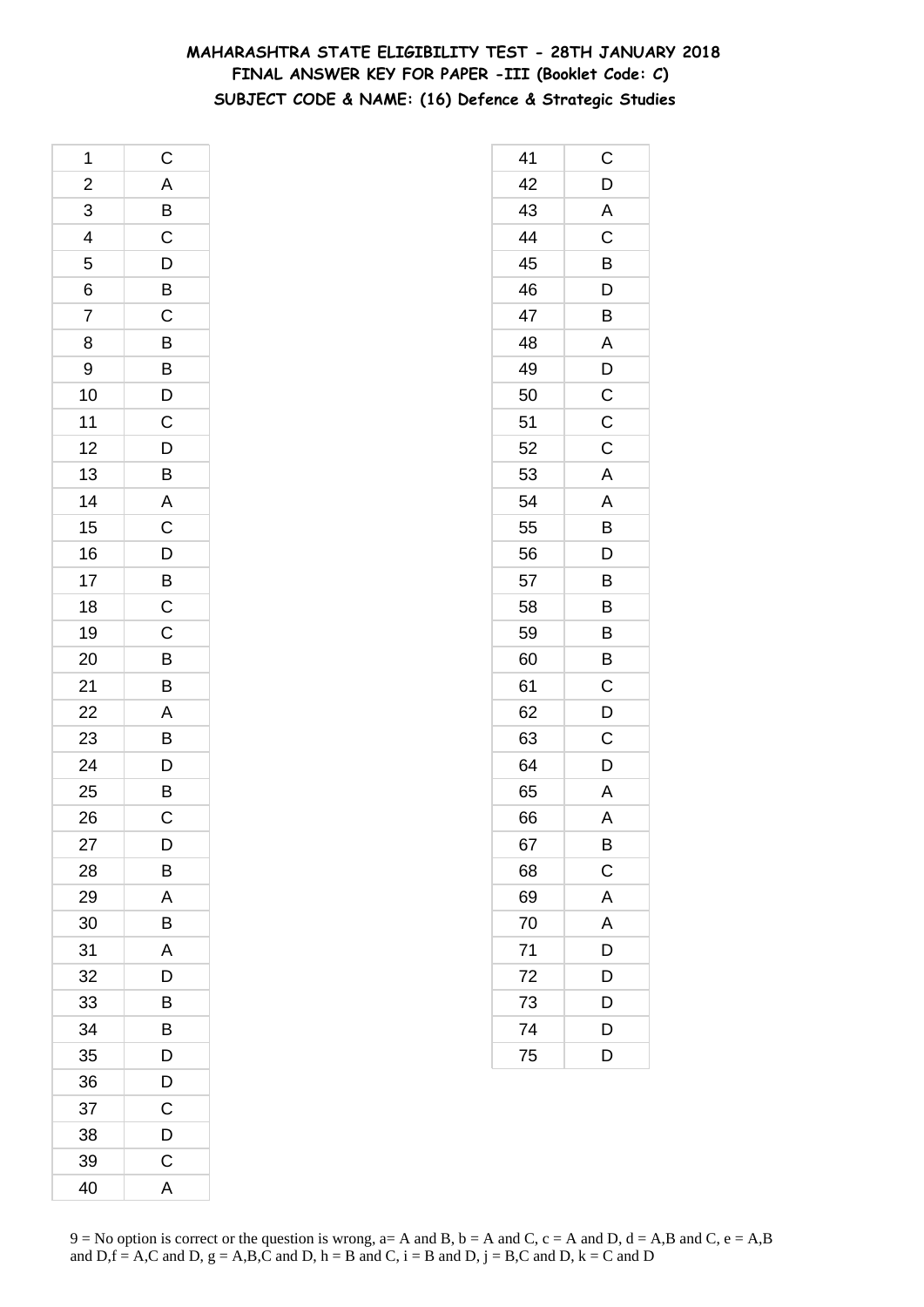# MAHARASHTRA STATE ELIGIBILITY TEST - 28TH JANUARY 2018

## FINAL ANSWER KEY FOR PAPER -III (Booklet Code: C)

### SUBJECT CODE & NAME: (16) Defence & Strategic Studies

| Q | Ans |
|---|---|
| 1 | C |
| 2 | A |
| 3 | B |
| 4 | C |
| 5 | D |
| 6 | B |
| 7 | C |
| 8 | B |
| 9 | B |
| 10 | D |
| 11 | C |
| 12 | D |
| 13 | B |
| 14 | A |
| 15 | C |
| 16 | D |
| 17 | B |
| 18 | C |
| 19 | C |
| 20 | B |
| 21 | B |
| 22 | A |
| 23 | B |
| 24 | D |
| 25 | B |
| 26 | C |
| 27 | D |
| 28 | B |
| 29 | A |
| 30 | B |
| 31 | A |
| 32 | D |
| 33 | B |
| 34 | B |
| 35 | D |
| 36 | D |
| 37 | C |
| 38 | D |
| 39 | C |
| 40 | A |
| 41 | C |
| 42 | D |
| 43 | A |
| 44 | C |
| 45 | B |
| 46 | D |
| 47 | B |
| 48 | A |
| 49 | D |
| 50 | C |
| 51 | C |
| 52 | C |
| 53 | A |
| 54 | A |
| 55 | B |
| 56 | D |
| 57 | B |
| 58 | B |
| 59 | B |
| 60 | B |
| 61 | C |
| 62 | D |
| 63 | C |
| 64 | D |
| 65 | A |
| 66 | A |
| 67 | B |
| 68 | C |
| 69 | A |
| 70 | A |
| 71 | D |
| 72 | D |
| 73 | D |
| 74 | D |
| 75 | D |

9 = No option is correct or the question is wrong, a= A and B, b = A and C, c = A and D, d = A,B and C, e = A,B and D,f = A,C and D, g = A,B,C and D, h = B and C, i = B and D, j = B,C and D, k = C and D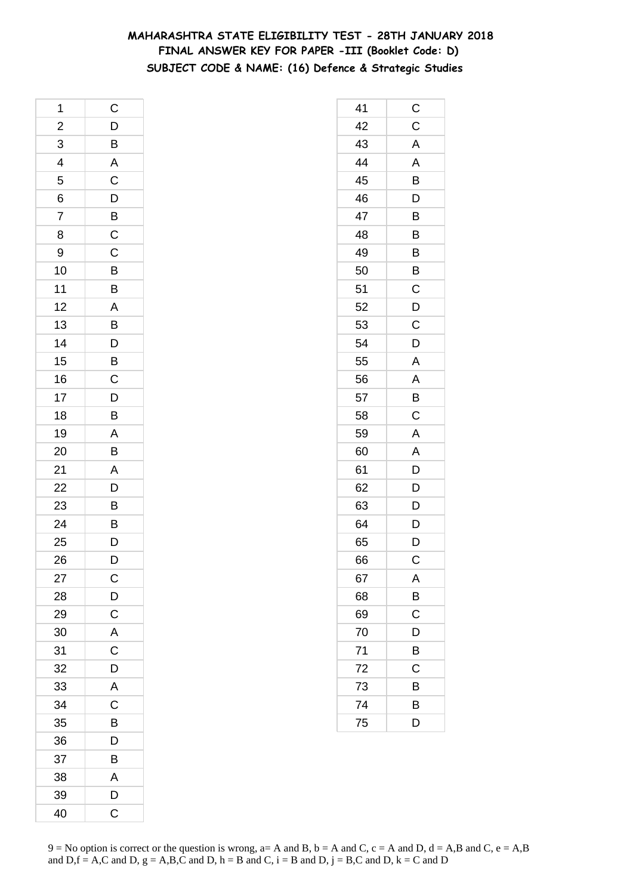**MAHARASHTRA STATE ELIGIBILITY TEST - 28TH JANUARY 2018**
**FINAL ANSWER KEY FOR PAPER -III (Booklet Code: D)**
**SUBJECT CODE & NAME: (16) Defence & Strategic Studies**

| | |
|---|---|
| 1 | C |
| 2 | D |
| 3 | B |
| 4 | A |
| 5 | C |
| 6 | D |
| 7 | B |
| 8 | C |
| 9 | C |
| 10 | B |
| 11 | B |
| 12 | A |
| 13 | B |
| 14 | D |
| 15 | B |
| 16 | C |
| 17 | D |
| 18 | B |
| 19 | A |
| 20 | B |
| 21 | A |
| 22 | D |
| 23 | B |
| 24 | B |
| 25 | D |
| 26 | D |
| 27 | C |
| 28 | D |
| 29 | C |
| 30 | A |
| 31 | C |
| 32 | D |
| 33 | A |
| 34 | C |
| 35 | B |
| 36 | D |
| 37 | B |
| 38 | A |
| 39 | D |
| 40 | C |

| | |
|---|---|
| 41 | C |
| 42 | C |
| 43 | A |
| 44 | A |
| 45 | B |
| 46 | D |
| 47 | B |
| 48 | B |
| 49 | B |
| 50 | B |
| 51 | C |
| 52 | D |
| 53 | C |
| 54 | D |
| 55 | A |
| 56 | A |
| 57 | B |
| 58 | C |
| 59 | A |
| 60 | A |
| 61 | D |
| 62 | D |
| 63 | D |
| 64 | D |
| 65 | D |
| 66 | C |
| 67 | A |
| 68 | B |
| 69 | C |
| 70 | D |
| 71 | B |
| 72 | C |
| 73 | B |
| 74 | B |
| 75 | D |

9 = No option is correct or the question is wrong, a= A and B, b = A and C, c = A and D, d = A,B and C, e = A,B and D,f = A,C and D, g = A,B,C and D, h = B and C, i = B and D, j = B,C and D, k = C and D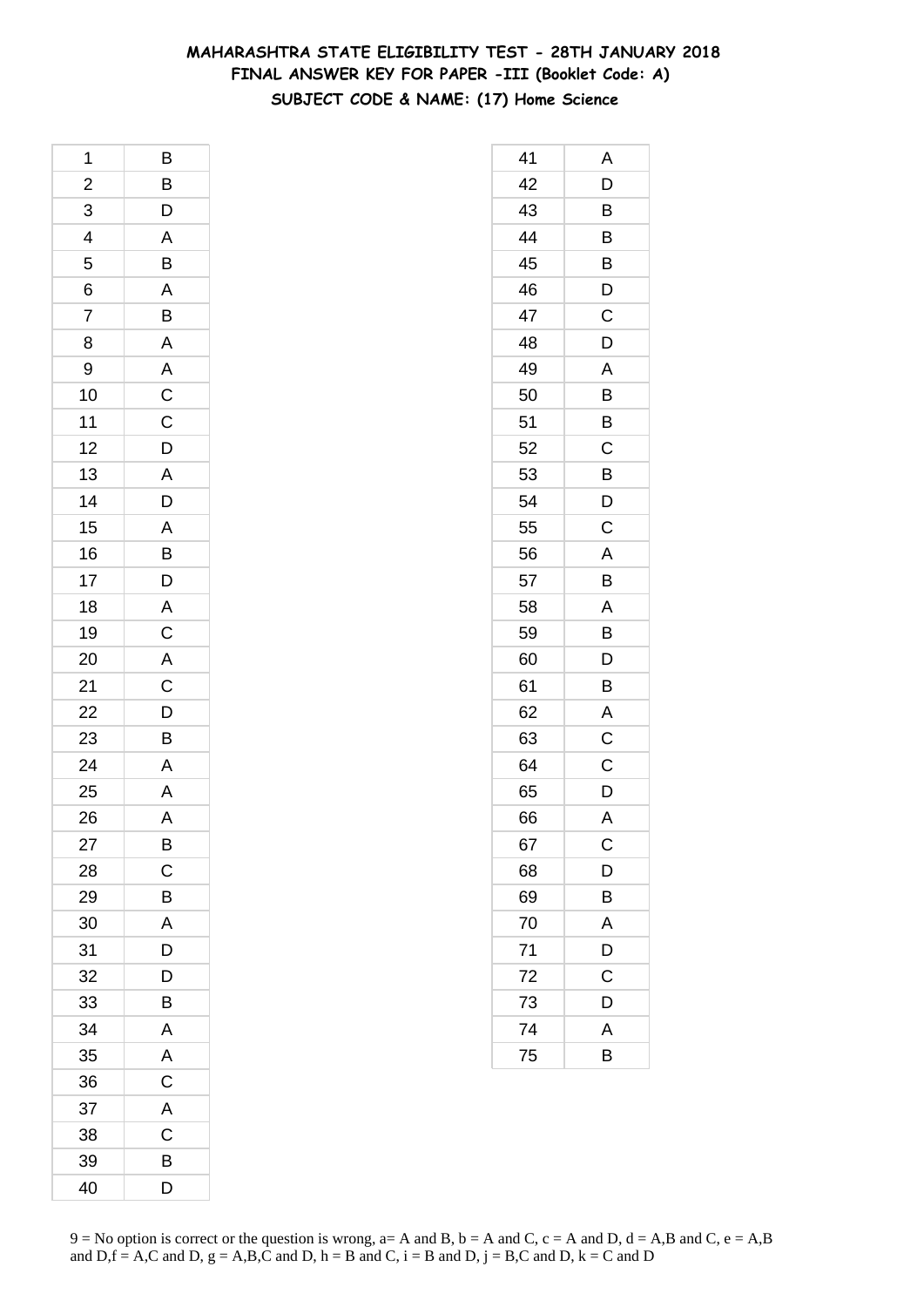**MAHARASHTRA STATE ELIGIBILITY TEST - 28TH JANUARY 2018**
**FINAL ANSWER KEY FOR PAPER -III (Booklet Code: A)**
**SUBJECT CODE & NAME: (17) Home Science**

| | |
|---|---|
| 1 | B |
| 2 | B |
| 3 | D |
| 4 | A |
| 5 | B |
| 6 | A |
| 7 | B |
| 8 | A |
| 9 | A |
| 10 | C |
| 11 | C |
| 12 | D |
| 13 | A |
| 14 | D |
| 15 | A |
| 16 | B |
| 17 | D |
| 18 | A |
| 19 | C |
| 20 | A |
| 21 | C |
| 22 | D |
| 23 | B |
| 24 | A |
| 25 | A |
| 26 | A |
| 27 | B |
| 28 | C |
| 29 | B |
| 30 | A |
| 31 | D |
| 32 | D |
| 33 | B |
| 34 | A |
| 35 | A |
| 36 | C |
| 37 | A |
| 38 | C |
| 39 | B |
| 40 | D |
| 41 | A |
| 42 | D |
| 43 | B |
| 44 | B |
| 45 | B |
| 46 | D |
| 47 | C |
| 48 | D |
| 49 | A |
| 50 | B |
| 51 | B |
| 52 | C |
| 53 | B |
| 54 | D |
| 55 | C |
| 56 | A |
| 57 | B |
| 58 | A |
| 59 | B |
| 60 | D |
| 61 | B |
| 62 | A |
| 63 | C |
| 64 | C |
| 65 | D |
| 66 | A |
| 67 | C |
| 68 | D |
| 69 | B |
| 70 | A |
| 71 | D |
| 72 | C |
| 73 | D |
| 74 | A |
| 75 | B |

9 = No option is correct or the question is wrong, a= A and B, b = A and C, c = A and D, d = A,B and C, e = A,B and D,f = A,C and D, g = A,B,C and D, h = B and C, i = B and D, j = B,C and D, k = C and D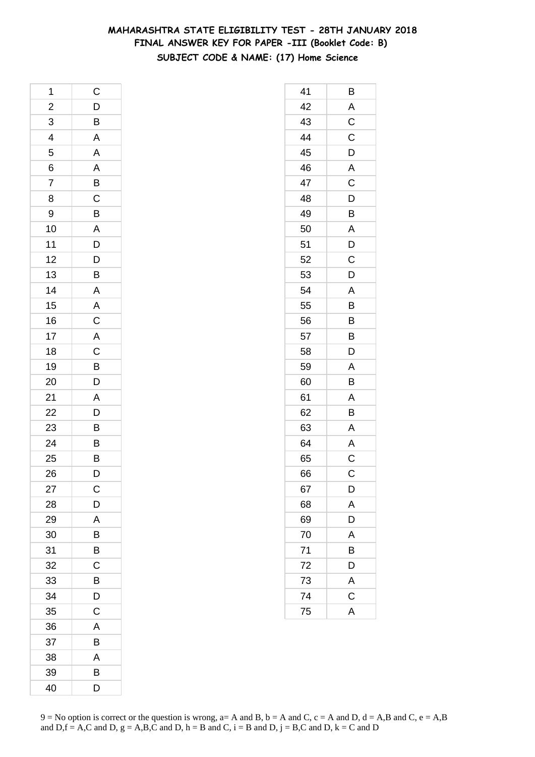# MAHARASHTRA STATE ELIGIBILITY TEST - 28TH JANUARY 2018
## FINAL ANSWER KEY FOR PAPER -III (Booklet Code: B)
### SUBJECT CODE & NAME: (17) Home Science

| Q | Ans | Q | Ans |
|---|---|---|---|
| 1 | C | 41 | B |
| 2 | D | 42 | A |
| 3 | B | 43 | C |
| 4 | A | 44 | C |
| 5 | A | 45 | D |
| 6 | A | 46 | A |
| 7 | B | 47 | C |
| 8 | C | 48 | D |
| 9 | B | 49 | B |
| 10 | A | 50 | A |
| 11 | D | 51 | D |
| 12 | D | 52 | C |
| 13 | B | 53 | D |
| 14 | A | 54 | A |
| 15 | A | 55 | B |
| 16 | C | 56 | B |
| 17 | A | 57 | B |
| 18 | C | 58 | D |
| 19 | B | 59 | A |
| 20 | D | 60 | B |
| 21 | A | 61 | A |
| 22 | D | 62 | B |
| 23 | B | 63 | A |
| 24 | B | 64 | A |
| 25 | B | 65 | C |
| 26 | D | 66 | C |
| 27 | C | 67 | D |
| 28 | D | 68 | A |
| 29 | A | 69 | D |
| 30 | B | 70 | A |
| 31 | B | 71 | B |
| 32 | C | 72 | D |
| 33 | B | 73 | A |
| 34 | D | 74 | C |
| 35 | C | 75 | A |
| 36 | A | | |
| 37 | B | | |
| 38 | A | | |
| 39 | B | | |
| 40 | D | | |

9 = No option is correct or the question is wrong, a= A and B, b = A and C, c = A and D, d = A,B and C, e = A,B and D,f = A,C and D, g = A,B,C and D, h = B and C, i = B and D, j = B,C and D, k = C and D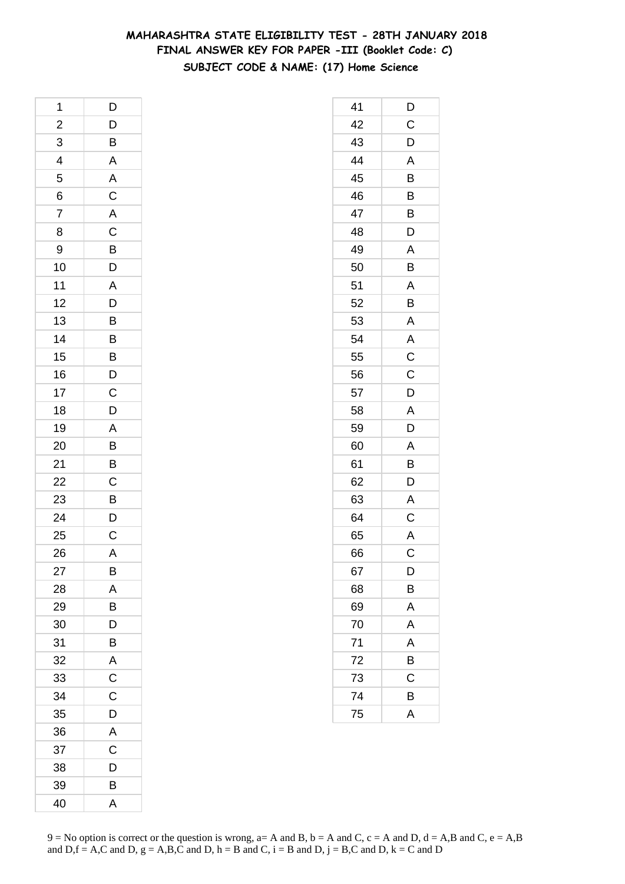# MAHARASHTRA STATE ELIGIBILITY TEST - 28TH JANUARY 2018
## FINAL ANSWER KEY FOR PAPER -III (Booklet Code: C)
### SUBJECT CODE & NAME: (17) Home Science

| | |
|---|---|
| 1 | D |
| 2 | D |
| 3 | B |
| 4 | A |
| 5 | A |
| 6 | C |
| 7 | A |
| 8 | C |
| 9 | B |
| 10 | D |
| 11 | A |
| 12 | D |
| 13 | B |
| 14 | B |
| 15 | B |
| 16 | D |
| 17 | C |
| 18 | D |
| 19 | A |
| 20 | B |
| 21 | B |
| 22 | C |
| 23 | B |
| 24 | D |
| 25 | C |
| 26 | A |
| 27 | B |
| 28 | A |
| 29 | B |
| 30 | D |
| 31 | B |
| 32 | A |
| 33 | C |
| 34 | C |
| 35 | D |
| 36 | A |
| 37 | C |
| 38 | D |
| 39 | B |
| 40 | A |
| 41 | D |
| 42 | C |
| 43 | D |
| 44 | A |
| 45 | B |
| 46 | B |
| 47 | B |
| 48 | D |
| 49 | A |
| 50 | B |
| 51 | A |
| 52 | B |
| 53 | A |
| 54 | A |
| 55 | C |
| 56 | C |
| 57 | D |
| 58 | A |
| 59 | D |
| 60 | A |
| 61 | B |
| 62 | D |
| 63 | A |
| 64 | C |
| 65 | A |
| 66 | C |
| 67 | D |
| 68 | B |
| 69 | A |
| 70 | A |
| 71 | A |
| 72 | B |
| 73 | C |
| 74 | B |
| 75 | A |

9 = No option is correct or the question is wrong, a= A and B, b = A and C, c = A and D, d = A,B and C, e = A,B and D,f = A,C and D, g = A,B,C and D, h = B and C, i = B and D, j = B,C and D, k = C and D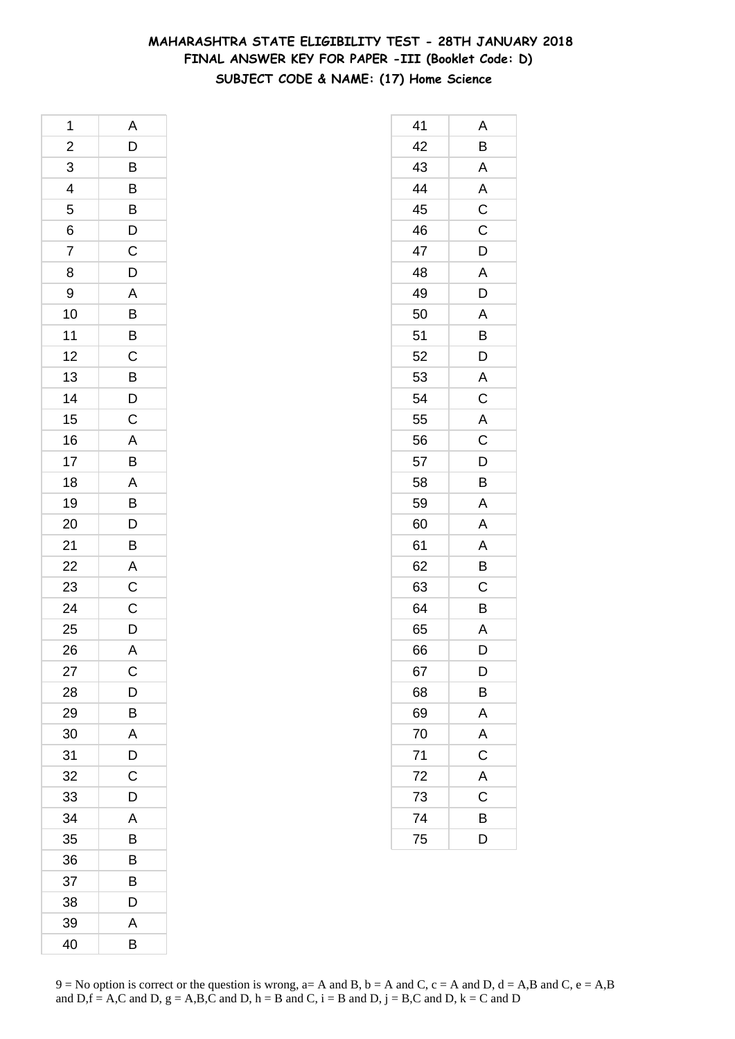# MAHARASHTRA STATE ELIGIBILITY TEST - 28TH JANUARY 2018

## FINAL ANSWER KEY FOR PAPER -III (Booklet Code: D)

### SUBJECT CODE & NAME: (17) Home Science

| | |
|---|---|
| 1 | A |
| 2 | D |
| 3 | B |
| 4 | B |
| 5 | B |
| 6 | D |
| 7 | C |
| 8 | D |
| 9 | A |
| 10 | B |
| 11 | B |
| 12 | C |
| 13 | B |
| 14 | D |
| 15 | C |
| 16 | A |
| 17 | B |
| 18 | A |
| 19 | B |
| 20 | D |
| 21 | B |
| 22 | A |
| 23 | C |
| 24 | C |
| 25 | D |
| 26 | A |
| 27 | C |
| 28 | D |
| 29 | B |
| 30 | A |
| 31 | D |
| 32 | C |
| 33 | D |
| 34 | A |
| 35 | B |
| 36 | B |
| 37 | B |
| 38 | D |
| 39 | A |
| 40 | B |

| | |
|---|---|
| 41 | A |
| 42 | B |
| 43 | A |
| 44 | A |
| 45 | C |
| 46 | C |
| 47 | D |
| 48 | A |
| 49 | D |
| 50 | A |
| 51 | B |
| 52 | D |
| 53 | A |
| 54 | C |
| 55 | A |
| 56 | C |
| 57 | D |
| 58 | B |
| 59 | A |
| 60 | A |
| 61 | A |
| 62 | B |
| 63 | C |
| 64 | B |
| 65 | A |
| 66 | D |
| 67 | D |
| 68 | B |
| 69 | A |
| 70 | A |
| 71 | C |
| 72 | A |
| 73 | C |
| 74 | B |
| 75 | D |

9 = No option is correct or the question is wrong, a= A and B, b = A and C, c = A and D, d = A,B and C, e = A,B and D,f = A,C and D, g = A,B,C and D, h = B and C, i = B and D, j = B,C and D, k = C and D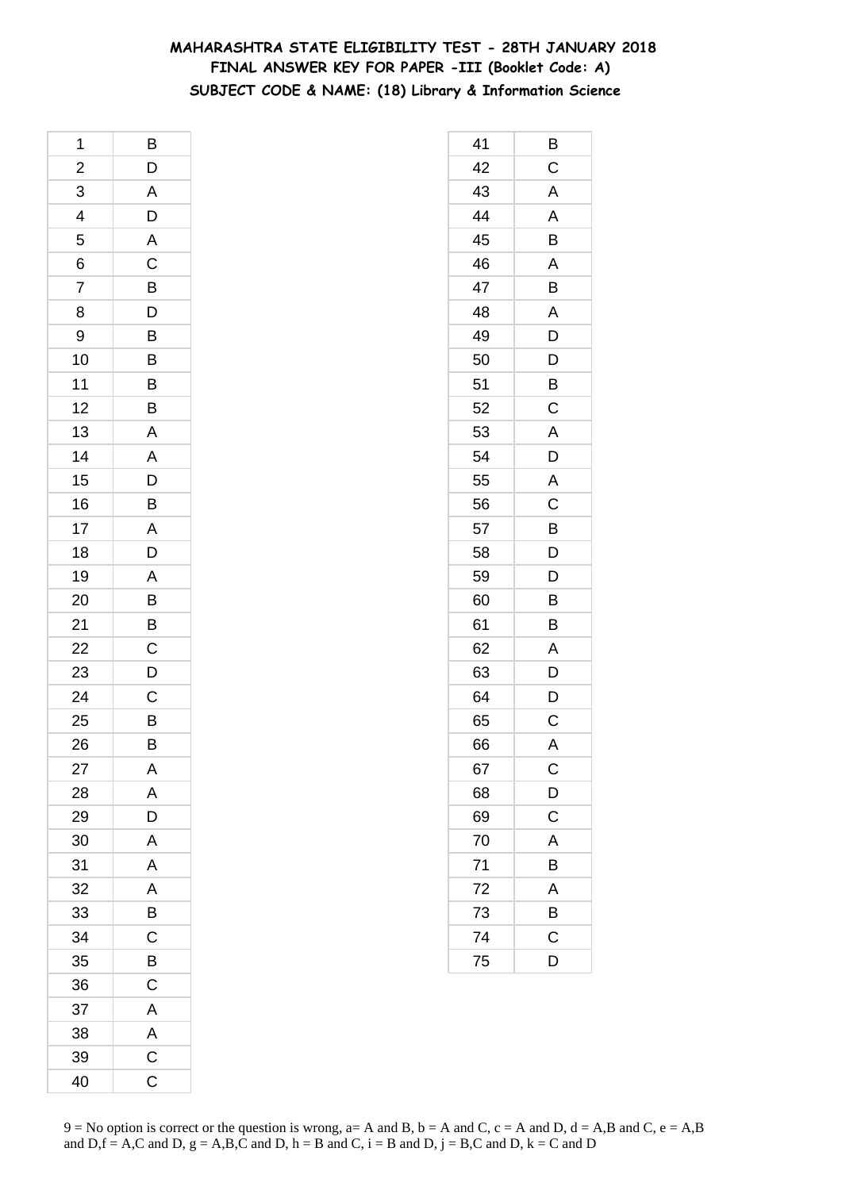# MAHARASHTRA STATE ELIGIBILITY TEST - 28TH JANUARY 2018
## FINAL ANSWER KEY FOR PAPER -III (Booklet Code: A)
### SUBJECT CODE & NAME: (18) Library & Information Science

| | |
|---|---|
| 1 | B |
| 2 | D |
| 3 | A |
| 4 | D |
| 5 | A |
| 6 | C |
| 7 | B |
| 8 | D |
| 9 | B |
| 10 | B |
| 11 | B |
| 12 | B |
| 13 | A |
| 14 | A |
| 15 | D |
| 16 | B |
| 17 | A |
| 18 | D |
| 19 | A |
| 20 | B |
| 21 | B |
| 22 | C |
| 23 | D |
| 24 | C |
| 25 | B |
| 26 | B |
| 27 | A |
| 28 | A |
| 29 | D |
| 30 | A |
| 31 | A |
| 32 | A |
| 33 | B |
| 34 | C |
| 35 | B |
| 36 | C |
| 37 | A |
| 38 | A |
| 39 | C |
| 40 | C |

| | |
|---|---|
| 41 | B |
| 42 | C |
| 43 | A |
| 44 | A |
| 45 | B |
| 46 | A |
| 47 | B |
| 48 | A |
| 49 | D |
| 50 | D |
| 51 | B |
| 52 | C |
| 53 | A |
| 54 | D |
| 55 | A |
| 56 | C |
| 57 | B |
| 58 | D |
| 59 | D |
| 60 | B |
| 61 | B |
| 62 | A |
| 63 | D |
| 64 | D |
| 65 | C |
| 66 | A |
| 67 | C |
| 68 | D |
| 69 | C |
| 70 | A |
| 71 | B |
| 72 | A |
| 73 | B |
| 74 | C |
| 75 | D |

9 = No option is correct or the question is wrong, a= A and B, b = A and C, c = A and D, d = A,B and C, e = A,B and D,f = A,C and D, g = A,B,C and D, h = B and C, i = B and D, j = B,C and D, k = C and D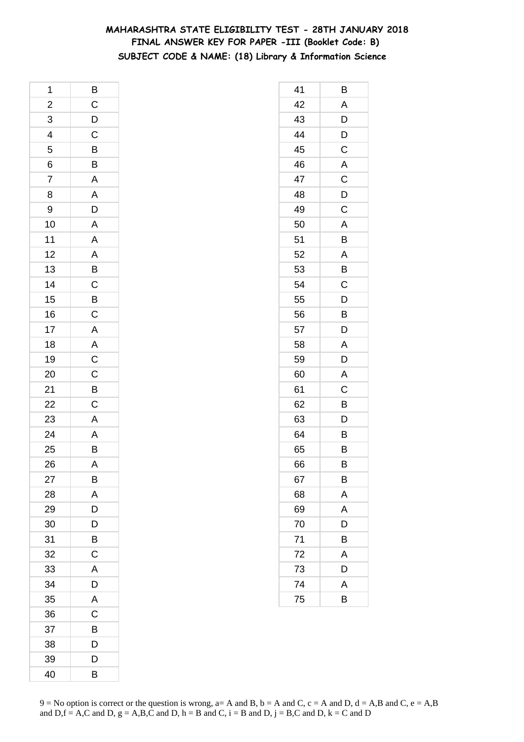**MAHARASHTRA STATE ELIGIBILITY TEST - 28TH JANUARY 2018**
**FINAL ANSWER KEY FOR PAPER -III (Booklet Code: B)**
**SUBJECT CODE & NAME: (18) Library & Information Science**

| | |
|---|---|
| 1 | B |
| 2 | C |
| 3 | D |
| 4 | C |
| 5 | B |
| 6 | B |
| 7 | A |
| 8 | A |
| 9 | D |
| 10 | A |
| 11 | A |
| 12 | A |
| 13 | B |
| 14 | C |
| 15 | B |
| 16 | C |
| 17 | A |
| 18 | A |
| 19 | C |
| 20 | C |
| 21 | B |
| 22 | C |
| 23 | A |
| 24 | A |
| 25 | B |
| 26 | A |
| 27 | B |
| 28 | A |
| 29 | D |
| 30 | D |
| 31 | B |
| 32 | C |
| 33 | A |
| 34 | D |
| 35 | A |
| 36 | C |
| 37 | B |
| 38 | D |
| 39 | D |
| 40 | B |

| | |
|---|---|
| 41 | B |
| 42 | A |
| 43 | D |
| 44 | D |
| 45 | C |
| 46 | A |
| 47 | C |
| 48 | D |
| 49 | C |
| 50 | A |
| 51 | B |
| 52 | A |
| 53 | B |
| 54 | C |
| 55 | D |
| 56 | B |
| 57 | D |
| 58 | A |
| 59 | D |
| 60 | A |
| 61 | C |
| 62 | B |
| 63 | D |
| 64 | B |
| 65 | B |
| 66 | B |
| 67 | B |
| 68 | A |
| 69 | A |
| 70 | D |
| 71 | B |
| 72 | A |
| 73 | D |
| 74 | A |
| 75 | B |

9 = No option is correct or the question is wrong, a= A and B, b = A and C, c = A and D, d = A,B and C, e = A,B and D,f = A,C and D, g = A,B,C and D, h = B and C, i = B and D, j = B,C and D, k = C and D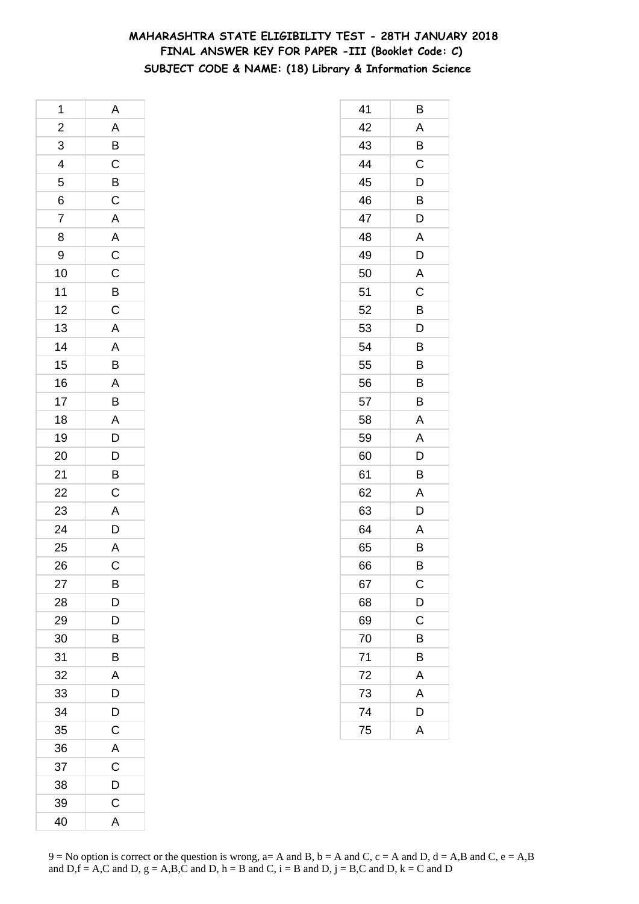# MAHARASHTRA STATE ELIGIBILITY TEST - 28TH JANUARY 2018
## FINAL ANSWER KEY FOR PAPER -III (Booklet Code: C)
### SUBJECT CODE & NAME: (18) Library & Information Science

| | |
|---|---|
| 1 | A |
| 2 | A |
| 3 | B |
| 4 | C |
| 5 | B |
| 6 | C |
| 7 | A |
| 8 | A |
| 9 | C |
| 10 | C |
| 11 | B |
| 12 | C |
| 13 | A |
| 14 | A |
| 15 | B |
| 16 | A |
| 17 | B |
| 18 | A |
| 19 | D |
| 20 | D |
| 21 | B |
| 22 | C |
| 23 | A |
| 24 | D |
| 25 | A |
| 26 | C |
| 27 | B |
| 28 | D |
| 29 | D |
| 30 | B |
| 31 | B |
| 32 | A |
| 33 | D |
| 34 | D |
| 35 | C |
| 36 | A |
| 37 | C |
| 38 | D |
| 39 | C |
| 40 | A |

| | |
|---|---|
| 41 | B |
| 42 | A |
| 43 | B |
| 44 | C |
| 45 | D |
| 46 | B |
| 47 | D |
| 48 | A |
| 49 | D |
| 50 | A |
| 51 | C |
| 52 | B |
| 53 | D |
| 54 | B |
| 55 | B |
| 56 | B |
| 57 | B |
| 58 | A |
| 59 | A |
| 60 | D |
| 61 | B |
| 62 | A |
| 63 | D |
| 64 | A |
| 65 | B |
| 66 | B |
| 67 | C |
| 68 | D |
| 69 | C |
| 70 | B |
| 71 | B |
| 72 | A |
| 73 | A |
| 74 | D |
| 75 | A |

9 = No option is correct or the question is wrong, a= A and B, b = A and C, c = A and D, d = A,B and C, e = A,B and D,f = A,C and D, g = A,B,C and D, h = B and C, i = B and D, j = B,C and D, k = C and D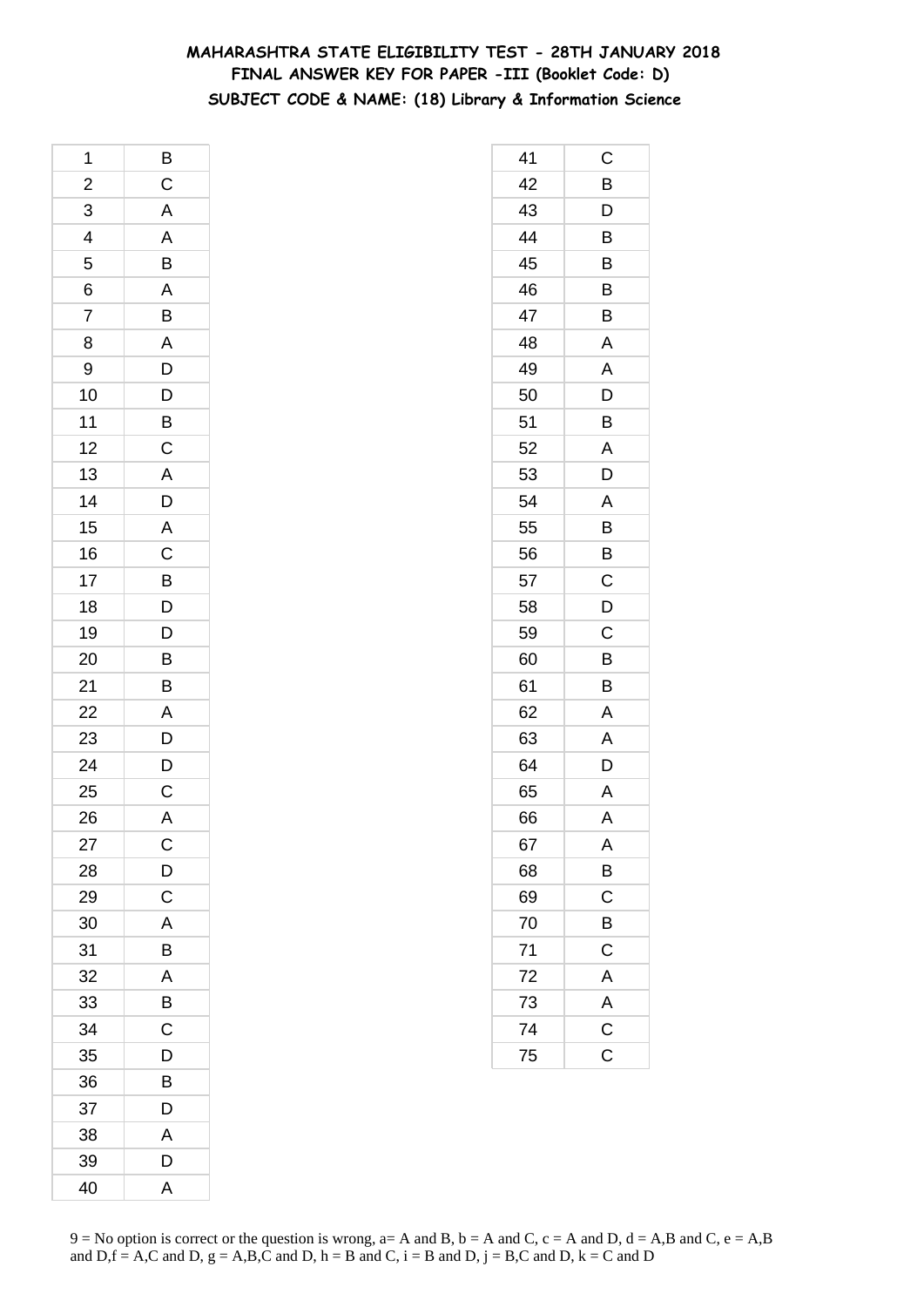# MAHARASHTRA STATE ELIGIBILITY TEST - 28TH JANUARY 2018

## FINAL ANSWER KEY FOR PAPER -III (Booklet Code: D)

### SUBJECT CODE & NAME: (18) Library & Information Science

| | |
|---|---|
| 1 | B |
| 2 | C |
| 3 | A |
| 4 | A |
| 5 | B |
| 6 | A |
| 7 | B |
| 8 | A |
| 9 | D |
| 10 | D |
| 11 | B |
| 12 | C |
| 13 | A |
| 14 | D |
| 15 | A |
| 16 | C |
| 17 | B |
| 18 | D |
| 19 | D |
| 20 | B |
| 21 | B |
| 22 | A |
| 23 | D |
| 24 | D |
| 25 | C |
| 26 | A |
| 27 | C |
| 28 | D |
| 29 | C |
| 30 | A |
| 31 | B |
| 32 | A |
| 33 | B |
| 34 | C |
| 35 | D |
| 36 | B |
| 37 | D |
| 38 | A |
| 39 | D |
| 40 | A |
| 41 | C |
| 42 | B |
| 43 | D |
| 44 | B |
| 45 | B |
| 46 | B |
| 47 | B |
| 48 | A |
| 49 | A |
| 50 | D |
| 51 | B |
| 52 | A |
| 53 | D |
| 54 | A |
| 55 | B |
| 56 | B |
| 57 | C |
| 58 | D |
| 59 | C |
| 60 | B |
| 61 | B |
| 62 | A |
| 63 | A |
| 64 | D |
| 65 | A |
| 66 | A |
| 67 | A |
| 68 | B |
| 69 | C |
| 70 | B |
| 71 | C |
| 72 | A |
| 73 | A |
| 74 | C |
| 75 | C |

9 = No option is correct or the question is wrong, a= A and B, b = A and C, c = A and D, d = A,B and C, e = A,B and D,f = A,C and D, g = A,B,C and D, h = B and C, i = B and D, j = B,C and D, k = C and D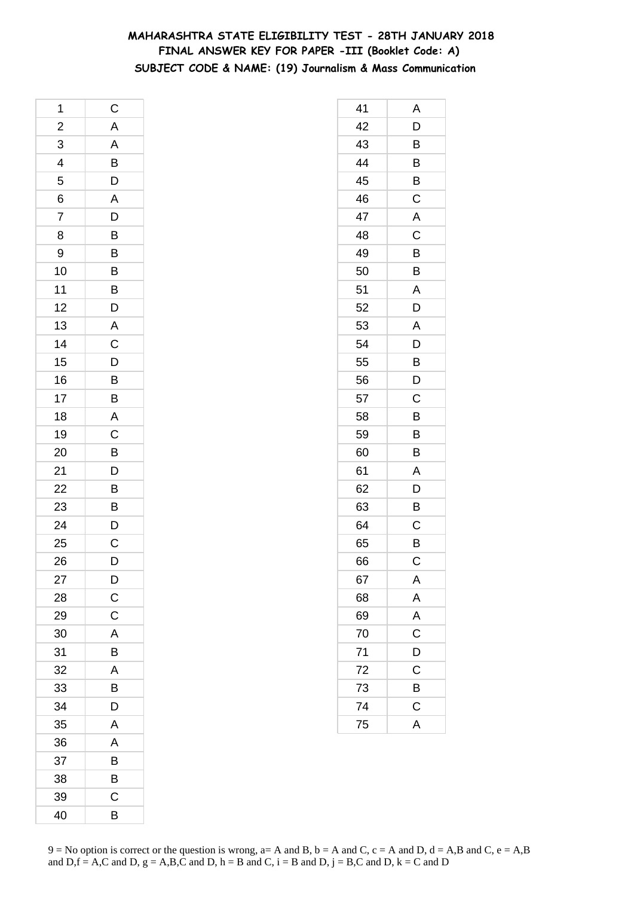# MAHARASHTRA STATE ELIGIBILITY TEST - 28TH JANUARY 2018
## FINAL ANSWER KEY FOR PAPER -III (Booklet Code: A)
### SUBJECT CODE & NAME: (19) Journalism & Mass Communication

| Q | Ans |
|---|---|
| 1 | C |
| 2 | A |
| 3 | A |
| 4 | B |
| 5 | D |
| 6 | A |
| 7 | D |
| 8 | B |
| 9 | B |
| 10 | B |
| 11 | B |
| 12 | D |
| 13 | A |
| 14 | C |
| 15 | D |
| 16 | B |
| 17 | B |
| 18 | A |
| 19 | C |
| 20 | B |
| 21 | D |
| 22 | B |
| 23 | B |
| 24 | D |
| 25 | C |
| 26 | D |
| 27 | D |
| 28 | C |
| 29 | C |
| 30 | A |
| 31 | B |
| 32 | A |
| 33 | B |
| 34 | D |
| 35 | A |
| 36 | A |
| 37 | B |
| 38 | B |
| 39 | C |
| 40 | B |

| Q | Ans |
|---|---|
| 41 | A |
| 42 | D |
| 43 | B |
| 44 | B |
| 45 | B |
| 46 | C |
| 47 | A |
| 48 | C |
| 49 | B |
| 50 | B |
| 51 | A |
| 52 | D |
| 53 | A |
| 54 | D |
| 55 | B |
| 56 | D |
| 57 | C |
| 58 | B |
| 59 | B |
| 60 | B |
| 61 | A |
| 62 | D |
| 63 | B |
| 64 | C |
| 65 | B |
| 66 | C |
| 67 | A |
| 68 | A |
| 69 | A |
| 70 | C |
| 71 | D |
| 72 | C |
| 73 | B |
| 74 | C |
| 75 | A |

9 = No option is correct or the question is wrong, a= A and B, b = A and C, c = A and D, d = A,B and C, e = A,B and D,f = A,C and D, g = A,B,C and D, h = B and C, i = B and D, j = B,C and D, k = C and D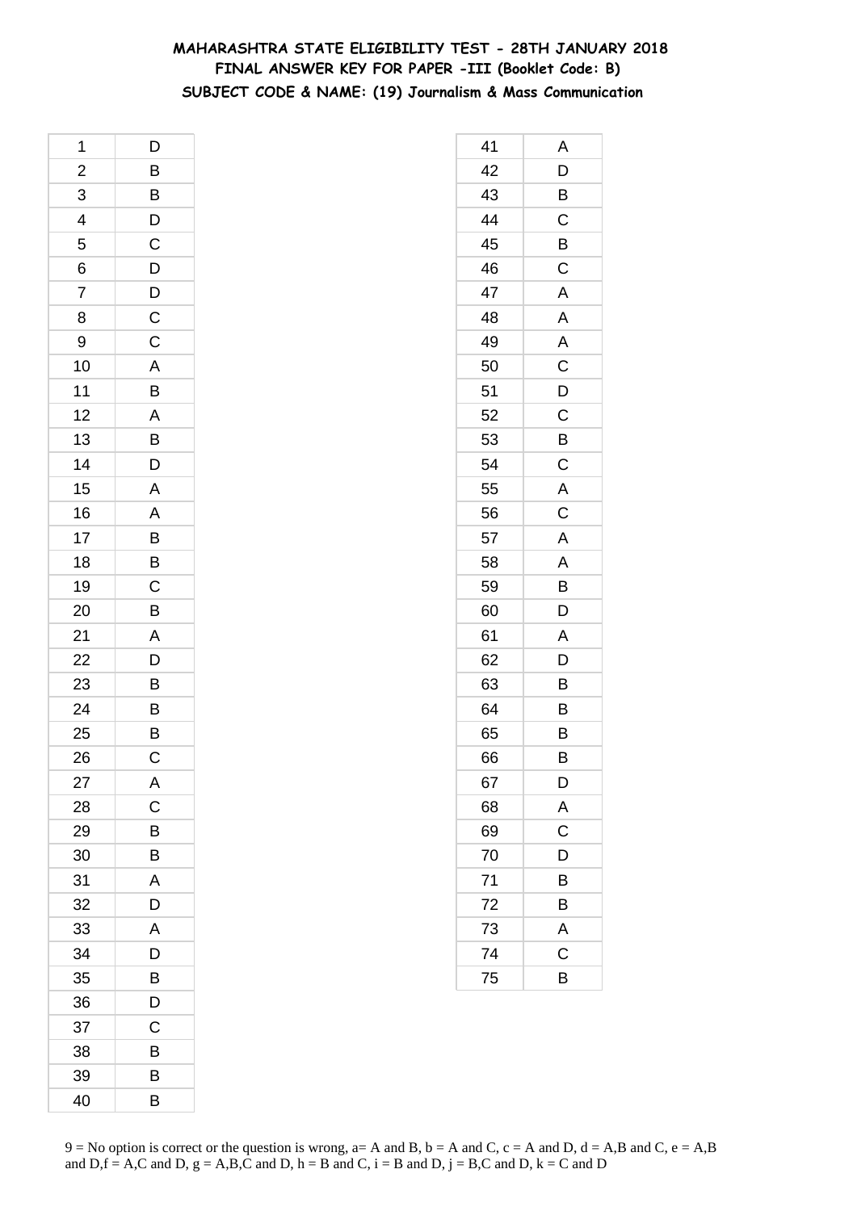# MAHARASHTRA STATE ELIGIBILITY TEST - 28TH JANUARY 2018

## FINAL ANSWER KEY FOR PAPER -III (Booklet Code: B)

### SUBJECT CODE & NAME: (19) Journalism & Mass Communication

| | |
|---|---|
| 1 | D |
| 2 | B |
| 3 | B |
| 4 | D |
| 5 | C |
| 6 | D |
| 7 | D |
| 8 | C |
| 9 | C |
| 10 | A |
| 11 | B |
| 12 | A |
| 13 | B |
| 14 | D |
| 15 | A |
| 16 | A |
| 17 | B |
| 18 | B |
| 19 | C |
| 20 | B |
| 21 | A |
| 22 | D |
| 23 | B |
| 24 | B |
| 25 | B |
| 26 | C |
| 27 | A |
| 28 | C |
| 29 | B |
| 30 | B |
| 31 | A |
| 32 | D |
| 33 | A |
| 34 | D |
| 35 | B |
| 36 | D |
| 37 | C |
| 38 | B |
| 39 | B |
| 40 | B |
| 41 | A |
| 42 | D |
| 43 | B |
| 44 | C |
| 45 | B |
| 46 | C |
| 47 | A |
| 48 | A |
| 49 | A |
| 50 | C |
| 51 | D |
| 52 | C |
| 53 | B |
| 54 | C |
| 55 | A |
| 56 | C |
| 57 | A |
| 58 | A |
| 59 | B |
| 60 | D |
| 61 | A |
| 62 | D |
| 63 | B |
| 64 | B |
| 65 | B |
| 66 | B |
| 67 | D |
| 68 | A |
| 69 | C |
| 70 | D |
| 71 | B |
| 72 | B |
| 73 | A |
| 74 | C |
| 75 | B |

9 = No option is correct or the question is wrong, a= A and B, b = A and C, c = A and D, d = A,B and C, e = A,B and D,f = A,C and D, g = A,B,C and D, h = B and C, i = B and D, j = B,C and D, k = C and D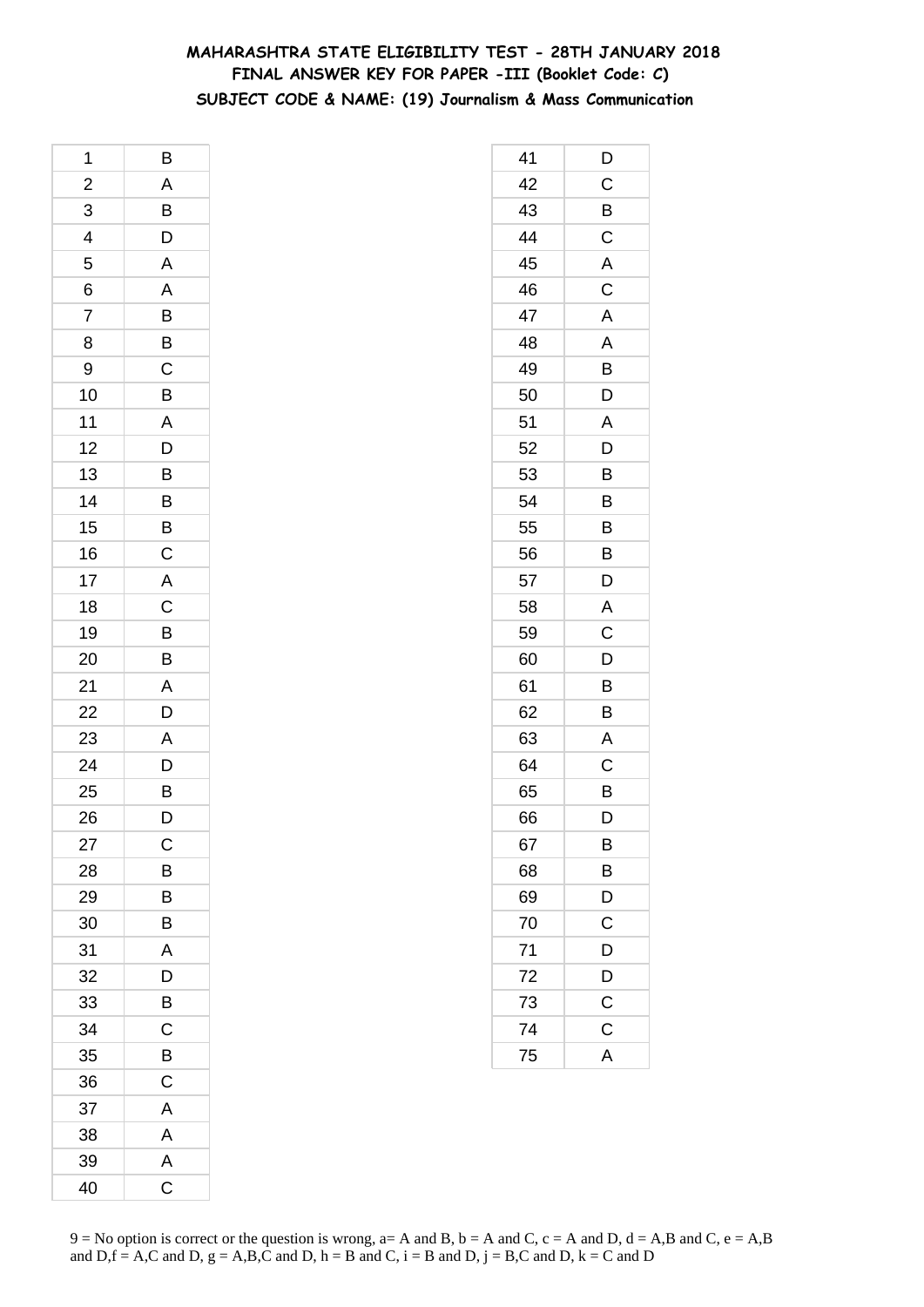# MAHARASHTRA STATE ELIGIBILITY TEST - 28TH JANUARY 2018

## FINAL ANSWER KEY FOR PAPER -III (Booklet Code: C)

### SUBJECT CODE & NAME: (19) Journalism & Mass Communication

| | |
|---|---|
| 1 | B |
| 2 | A |
| 3 | B |
| 4 | D |
| 5 | A |
| 6 | A |
| 7 | B |
| 8 | B |
| 9 | C |
| 10 | B |
| 11 | A |
| 12 | D |
| 13 | B |
| 14 | B |
| 15 | B |
| 16 | C |
| 17 | A |
| 18 | C |
| 19 | B |
| 20 | B |
| 21 | A |
| 22 | D |
| 23 | A |
| 24 | D |
| 25 | B |
| 26 | D |
| 27 | C |
| 28 | B |
| 29 | B |
| 30 | B |
| 31 | A |
| 32 | D |
| 33 | B |
| 34 | C |
| 35 | B |
| 36 | C |
| 37 | A |
| 38 | A |
| 39 | A |
| 40 | C |
| 41 | D |
| 42 | C |
| 43 | B |
| 44 | C |
| 45 | A |
| 46 | C |
| 47 | A |
| 48 | A |
| 49 | B |
| 50 | D |
| 51 | A |
| 52 | D |
| 53 | B |
| 54 | B |
| 55 | B |
| 56 | B |
| 57 | D |
| 58 | A |
| 59 | C |
| 60 | D |
| 61 | B |
| 62 | B |
| 63 | A |
| 64 | C |
| 65 | B |
| 66 | D |
| 67 | B |
| 68 | B |
| 69 | D |
| 70 | C |
| 71 | D |
| 72 | D |
| 73 | C |
| 74 | C |
| 75 | A |

9 = No option is correct or the question is wrong, a= A and B, b = A and C, c = A and D, d = A,B and C, e = A,B and D,f = A,C and D, g = A,B,C and D, h = B and C, i = B and D, j = B,C and D, k = C and D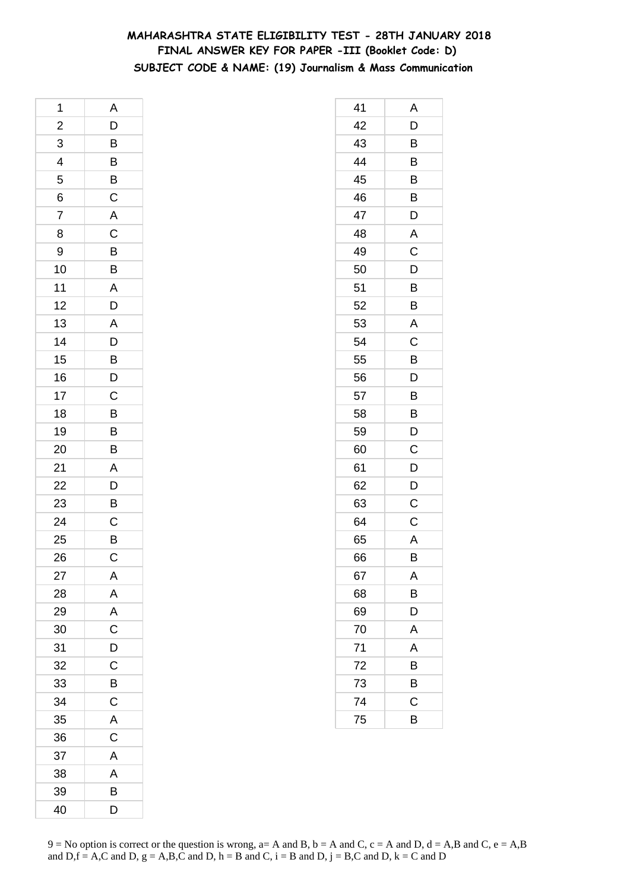**MAHARASHTRA STATE ELIGIBILITY TEST - 28TH JANUARY 2018**
**FINAL ANSWER KEY FOR PAPER -III (Booklet Code: D)**
**SUBJECT CODE & NAME: (19) Journalism & Mass Communication**

| | |
|---|---|
| 1 | A |
| 2 | D |
| 3 | B |
| 4 | B |
| 5 | B |
| 6 | C |
| 7 | A |
| 8 | C |
| 9 | B |
| 10 | B |
| 11 | A |
| 12 | D |
| 13 | A |
| 14 | D |
| 15 | B |
| 16 | D |
| 17 | C |
| 18 | B |
| 19 | B |
| 20 | B |
| 21 | A |
| 22 | D |
| 23 | B |
| 24 | C |
| 25 | B |
| 26 | C |
| 27 | A |
| 28 | A |
| 29 | A |
| 30 | C |
| 31 | D |
| 32 | C |
| 33 | B |
| 34 | C |
| 35 | A |
| 36 | C |
| 37 | A |
| 38 | A |
| 39 | B |
| 40 | D |
| 41 | A |
| 42 | D |
| 43 | B |
| 44 | B |
| 45 | B |
| 46 | B |
| 47 | D |
| 48 | A |
| 49 | C |
| 50 | D |
| 51 | B |
| 52 | B |
| 53 | A |
| 54 | C |
| 55 | B |
| 56 | D |
| 57 | B |
| 58 | B |
| 59 | D |
| 60 | C |
| 61 | D |
| 62 | D |
| 63 | C |
| 64 | C |
| 65 | A |
| 66 | B |
| 67 | A |
| 68 | B |
| 69 | D |
| 70 | A |
| 71 | A |
| 72 | B |
| 73 | B |
| 74 | C |
| 75 | B |

9 = No option is correct or the question is wrong, a= A and B, b = A and C, c = A and D, d = A,B and C, e = A,B and D,f = A,C and D, g = A,B,C and D, h = B and C, i = B and D, j = B,C and D, k = C and D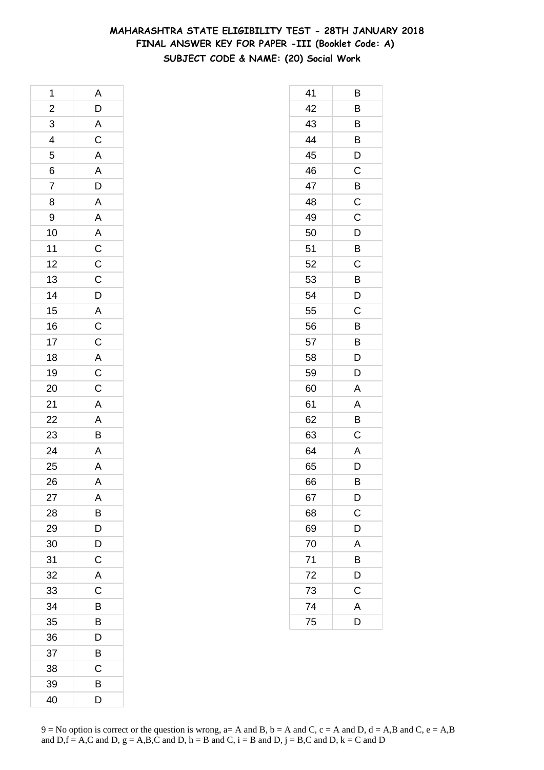# MAHARASHTRA STATE ELIGIBILITY TEST - 28TH JANUARY 2018
## FINAL ANSWER KEY FOR PAPER -III (Booklet Code: A)
### SUBJECT CODE & NAME: (20) Social Work

| | |
|---|---|
| 1 | A |
| 2 | D |
| 3 | A |
| 4 | C |
| 5 | A |
| 6 | A |
| 7 | D |
| 8 | A |
| 9 | A |
| 10 | A |
| 11 | C |
| 12 | C |
| 13 | C |
| 14 | D |
| 15 | A |
| 16 | C |
| 17 | C |
| 18 | A |
| 19 | C |
| 20 | C |
| 21 | A |
| 22 | A |
| 23 | B |
| 24 | A |
| 25 | A |
| 26 | A |
| 27 | A |
| 28 | B |
| 29 | D |
| 30 | D |
| 31 | C |
| 32 | A |
| 33 | C |
| 34 | B |
| 35 | B |
| 36 | D |
| 37 | B |
| 38 | C |
| 39 | B |
| 40 | D |
| 41 | B |
| 42 | B |
| 43 | B |
| 44 | B |
| 45 | D |
| 46 | C |
| 47 | B |
| 48 | C |
| 49 | C |
| 50 | D |
| 51 | B |
| 52 | C |
| 53 | B |
| 54 | D |
| 55 | C |
| 56 | B |
| 57 | B |
| 58 | D |
| 59 | D |
| 60 | A |
| 61 | A |
| 62 | B |
| 63 | C |
| 64 | A |
| 65 | D |
| 66 | B |
| 67 | D |
| 68 | C |
| 69 | D |
| 70 | A |
| 71 | B |
| 72 | D |
| 73 | C |
| 74 | A |
| 75 | D |

9 = No option is correct or the question is wrong, a= A and B, b = A and C, c = A and D, d = A,B and C, e = A,B and D,f = A,C and D, g = A,B,C and D, h = B and C, i = B and D, j = B,C and D, k = C and D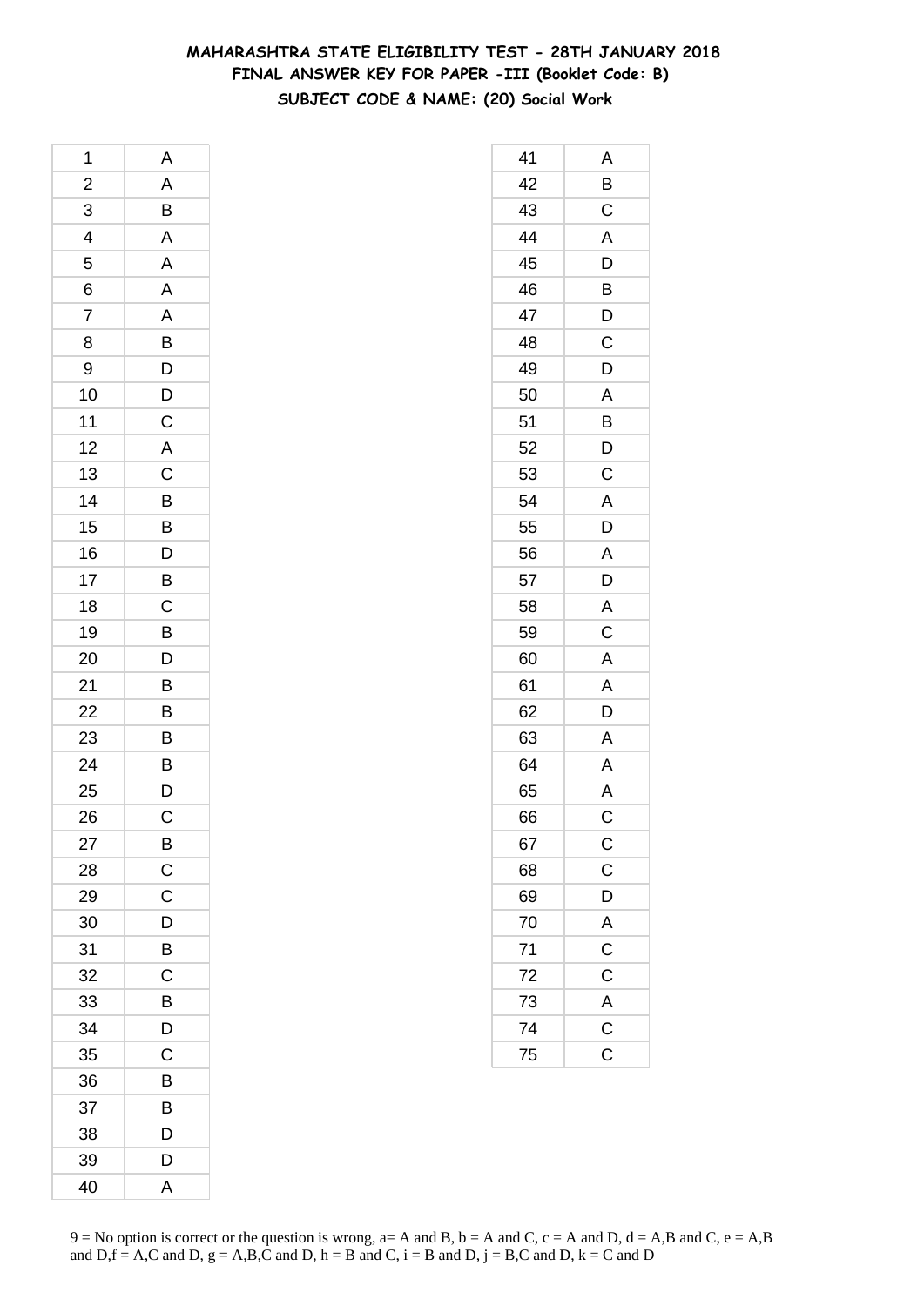# MAHARASHTRA STATE ELIGIBILITY TEST - 28TH JANUARY 2018
## FINAL ANSWER KEY FOR PAPER -III (Booklet Code: B)
### SUBJECT CODE & NAME: (20) Social Work

| | |
|---|---|
| 1 | A |
| 2 | A |
| 3 | B |
| 4 | A |
| 5 | A |
| 6 | A |
| 7 | A |
| 8 | B |
| 9 | D |
| 10 | D |
| 11 | C |
| 12 | A |
| 13 | C |
| 14 | B |
| 15 | B |
| 16 | D |
| 17 | B |
| 18 | C |
| 19 | B |
| 20 | D |
| 21 | B |
| 22 | B |
| 23 | B |
| 24 | B |
| 25 | D |
| 26 | C |
| 27 | B |
| 28 | C |
| 29 | C |
| 30 | D |
| 31 | B |
| 32 | C |
| 33 | B |
| 34 | D |
| 35 | C |
| 36 | B |
| 37 | B |
| 38 | D |
| 39 | D |
| 40 | A |

| | |
|---|---|
| 41 | A |
| 42 | B |
| 43 | C |
| 44 | A |
| 45 | D |
| 46 | B |
| 47 | D |
| 48 | C |
| 49 | D |
| 50 | A |
| 51 | B |
| 52 | D |
| 53 | C |
| 54 | A |
| 55 | D |
| 56 | A |
| 57 | D |
| 58 | A |
| 59 | C |
| 60 | A |
| 61 | A |
| 62 | D |
| 63 | A |
| 64 | A |
| 65 | A |
| 66 | C |
| 67 | C |
| 68 | C |
| 69 | D |
| 70 | A |
| 71 | C |
| 72 | C |
| 73 | A |
| 74 | C |
| 75 | C |

9 = No option is correct or the question is wrong, a= A and B, b = A and C, c = A and D, d = A,B and C, e = A,B and D,f = A,C and D, g = A,B,C and D, h = B and C, i = B and D, j = B,C and D, k = C and D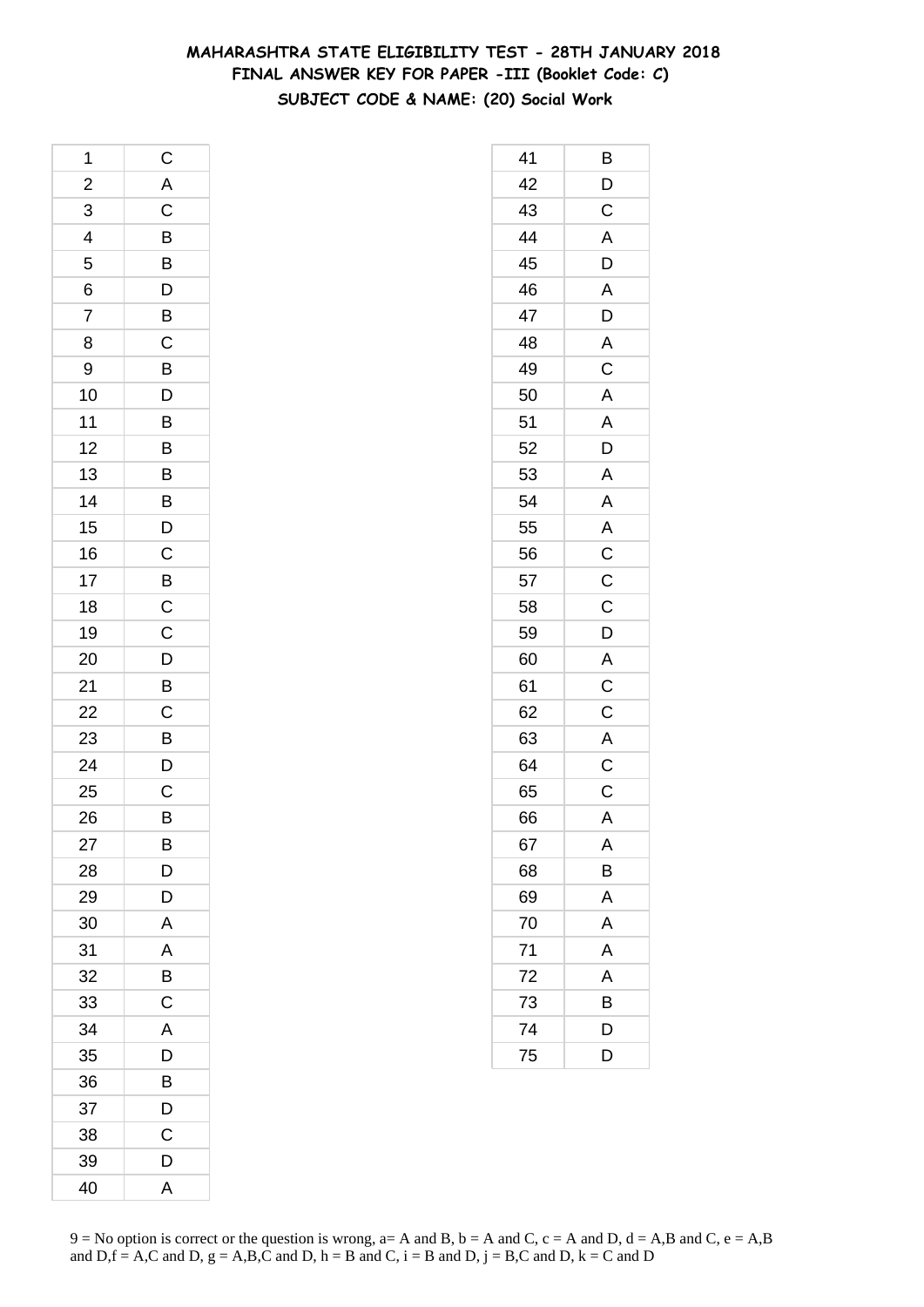# MAHARASHTRA STATE ELIGIBILITY TEST - 28TH JANUARY 2018
## FINAL ANSWER KEY FOR PAPER -III (Booklet Code: C)
### SUBJECT CODE & NAME: (20) Social Work

| Q | Ans |
|---|---|
| 1 | C |
| 2 | A |
| 3 | C |
| 4 | B |
| 5 | B |
| 6 | D |
| 7 | B |
| 8 | C |
| 9 | B |
| 10 | D |
| 11 | B |
| 12 | B |
| 13 | B |
| 14 | B |
| 15 | D |
| 16 | C |
| 17 | B |
| 18 | C |
| 19 | C |
| 20 | D |
| 21 | B |
| 22 | C |
| 23 | B |
| 24 | D |
| 25 | C |
| 26 | B |
| 27 | B |
| 28 | D |
| 29 | D |
| 30 | A |
| 31 | A |
| 32 | B |
| 33 | C |
| 34 | A |
| 35 | D |
| 36 | B |
| 37 | D |
| 38 | C |
| 39 | D |
| 40 | A |

| Q | Ans |
|---|---|
| 41 | B |
| 42 | D |
| 43 | C |
| 44 | A |
| 45 | D |
| 46 | A |
| 47 | D |
| 48 | A |
| 49 | C |
| 50 | A |
| 51 | A |
| 52 | D |
| 53 | A |
| 54 | A |
| 55 | A |
| 56 | C |
| 57 | C |
| 58 | C |
| 59 | D |
| 60 | A |
| 61 | C |
| 62 | C |
| 63 | A |
| 64 | C |
| 65 | C |
| 66 | A |
| 67 | A |
| 68 | B |
| 69 | A |
| 70 | A |
| 71 | A |
| 72 | A |
| 73 | B |
| 74 | D |
| 75 | D |

9 = No option is correct or the question is wrong, a= A and B, b = A and C, c = A and D, d = A,B and C, e = A,B and D,f = A,C and D, g = A,B,C and D, h = B and C, i = B and D, j = B,C and D, k = C and D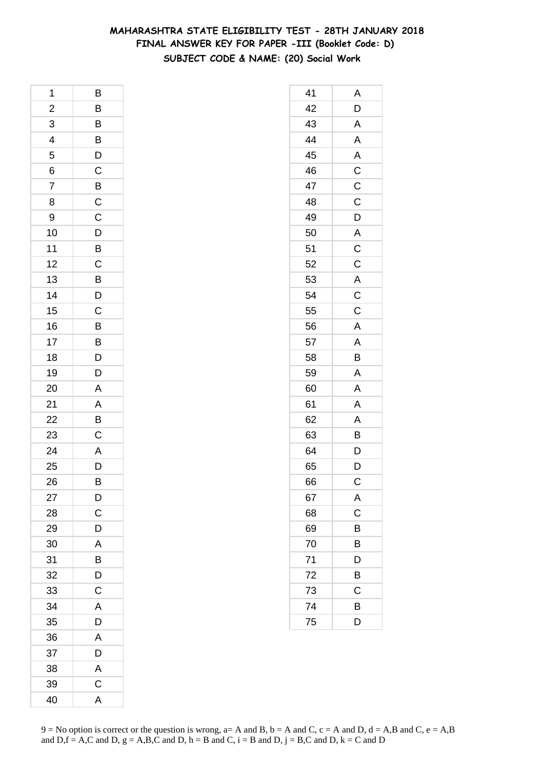# MAHARASHTRA STATE ELIGIBILITY TEST - 28TH JANUARY 2018
## FINAL ANSWER KEY FOR PAPER -III (Booklet Code: D)
### SUBJECT CODE & NAME: (20) Social Work

| Q | Ans |
|---|---|
| 1 | B |
| 2 | B |
| 3 | B |
| 4 | B |
| 5 | D |
| 6 | C |
| 7 | B |
| 8 | C |
| 9 | C |
| 10 | D |
| 11 | B |
| 12 | C |
| 13 | B |
| 14 | D |
| 15 | C |
| 16 | B |
| 17 | B |
| 18 | D |
| 19 | D |
| 20 | A |
| 21 | A |
| 22 | B |
| 23 | C |
| 24 | A |
| 25 | D |
| 26 | B |
| 27 | D |
| 28 | C |
| 29 | D |
| 30 | A |
| 31 | B |
| 32 | D |
| 33 | C |
| 34 | A |
| 35 | D |
| 36 | A |
| 37 | D |
| 38 | A |
| 39 | C |
| 40 | A |

| Q | Ans |
|---|---|
| 41 | A |
| 42 | D |
| 43 | A |
| 44 | A |
| 45 | A |
| 46 | C |
| 47 | C |
| 48 | C |
| 49 | D |
| 50 | A |
| 51 | C |
| 52 | C |
| 53 | A |
| 54 | C |
| 55 | C |
| 56 | A |
| 57 | A |
| 58 | B |
| 59 | A |
| 60 | A |
| 61 | A |
| 62 | A |
| 63 | B |
| 64 | D |
| 65 | D |
| 66 | C |
| 67 | A |
| 68 | C |
| 69 | B |
| 70 | B |
| 71 | D |
| 72 | B |
| 73 | C |
| 74 | B |
| 75 | D |

9 = No option is correct or the question is wrong, a= A and B, b = A and C, c = A and D, d = A,B and C, e = A,B and D,f = A,C and D, g = A,B,C and D, h = B and C, i = B and D, j = B,C and D, k = C and D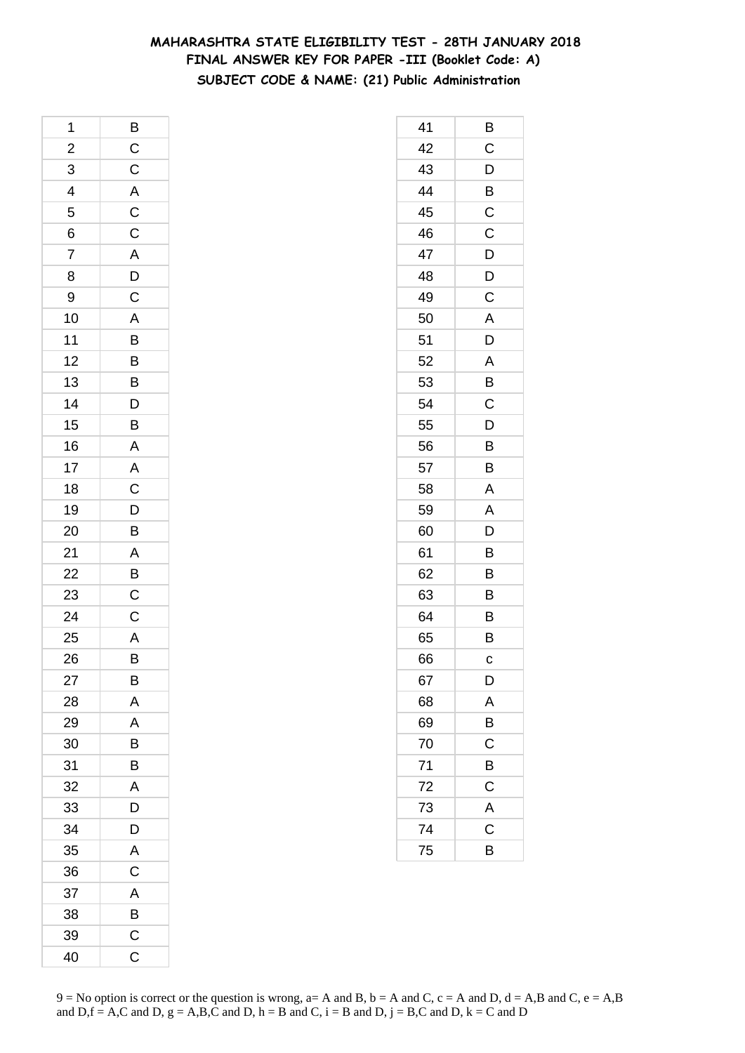**MAHARASHTRA STATE ELIGIBILITY TEST - 28TH JANUARY 2018**
**FINAL ANSWER KEY FOR PAPER -III (Booklet Code: A)**
**SUBJECT CODE & NAME: (21) Public Administration**

| | |
|---|---|
| 1 | B |
| 2 | C |
| 3 | C |
| 4 | A |
| 5 | C |
| 6 | C |
| 7 | A |
| 8 | D |
| 9 | C |
| 10 | A |
| 11 | B |
| 12 | B |
| 13 | B |
| 14 | D |
| 15 | B |
| 16 | A |
| 17 | A |
| 18 | C |
| 19 | D |
| 20 | B |
| 21 | A |
| 22 | B |
| 23 | C |
| 24 | C |
| 25 | A |
| 26 | B |
| 27 | B |
| 28 | A |
| 29 | A |
| 30 | B |
| 31 | B |
| 32 | A |
| 33 | D |
| 34 | D |
| 35 | A |
| 36 | C |
| 37 | A |
| 38 | B |
| 39 | C |
| 40 | C |
| 41 | B |
| 42 | C |
| 43 | D |
| 44 | B |
| 45 | C |
| 46 | C |
| 47 | D |
| 48 | D |
| 49 | C |
| 50 | A |
| 51 | D |
| 52 | A |
| 53 | B |
| 54 | C |
| 55 | D |
| 56 | B |
| 57 | B |
| 58 | A |
| 59 | A |
| 60 | D |
| 61 | B |
| 62 | B |
| 63 | B |
| 64 | B |
| 65 | B |
| 66 | c |
| 67 | D |
| 68 | A |
| 69 | B |
| 70 | C |
| 71 | B |
| 72 | C |
| 73 | A |
| 74 | C |
| 75 | B |

9 = No option is correct or the question is wrong, a= A and B, b = A and C, c = A and D, d = A,B and C, e = A,B and D,f = A,C and D, g = A,B,C and D, h = B and C, i = B and D, j = B,C and D, k = C and D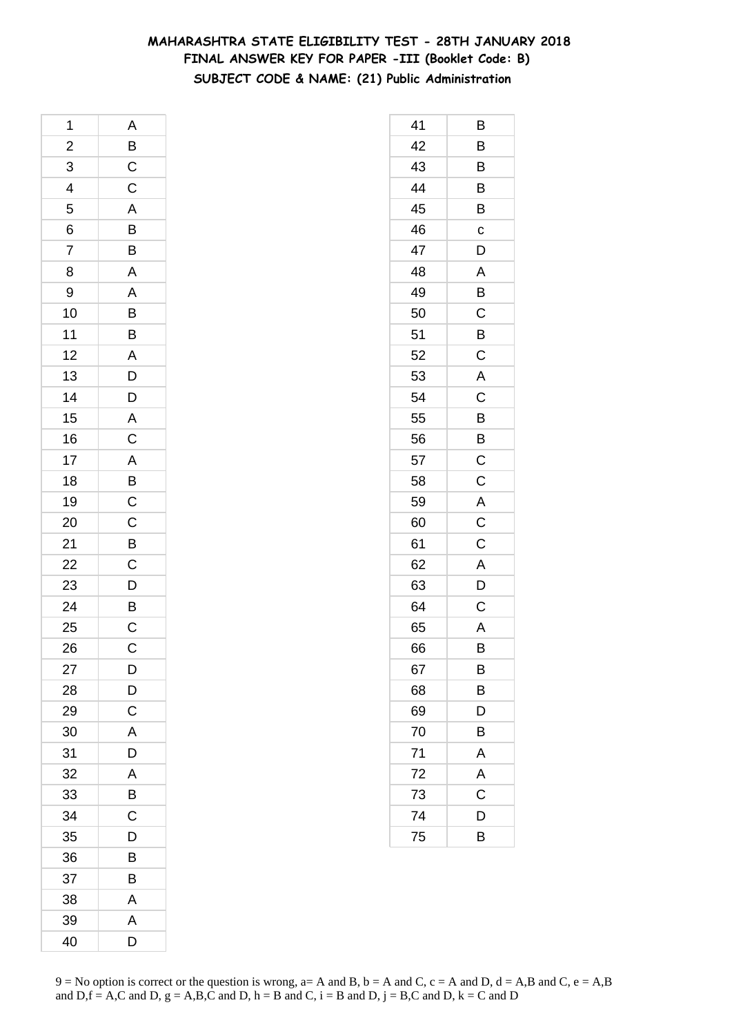**MAHARASHTRA STATE ELIGIBILITY TEST - 28TH JANUARY 2018**
**FINAL ANSWER KEY FOR PAPER -III (Booklet Code: B)**
**SUBJECT CODE & NAME: (21) Public Administration**

| | |
|---|---|
| 1 | A |
| 2 | B |
| 3 | C |
| 4 | C |
| 5 | A |
| 6 | B |
| 7 | B |
| 8 | A |
| 9 | A |
| 10 | B |
| 11 | B |
| 12 | A |
| 13 | D |
| 14 | D |
| 15 | A |
| 16 | C |
| 17 | A |
| 18 | B |
| 19 | C |
| 20 | C |
| 21 | B |
| 22 | C |
| 23 | D |
| 24 | B |
| 25 | C |
| 26 | C |
| 27 | D |
| 28 | D |
| 29 | C |
| 30 | A |
| 31 | D |
| 32 | A |
| 33 | B |
| 34 | C |
| 35 | D |
| 36 | B |
| 37 | B |
| 38 | A |
| 39 | A |
| 40 | D |

| | |
|---|---|
| 41 | B |
| 42 | B |
| 43 | B |
| 44 | B |
| 45 | B |
| 46 | c |
| 47 | D |
| 48 | A |
| 49 | B |
| 50 | C |
| 51 | B |
| 52 | C |
| 53 | A |
| 54 | C |
| 55 | B |
| 56 | B |
| 57 | C |
| 58 | C |
| 59 | A |
| 60 | C |
| 61 | C |
| 62 | A |
| 63 | D |
| 64 | C |
| 65 | A |
| 66 | B |
| 67 | B |
| 68 | B |
| 69 | D |
| 70 | B |
| 71 | A |
| 72 | A |
| 73 | C |
| 74 | D |
| 75 | B |

9 = No option is correct or the question is wrong, a= A and B, b = A and C, c = A and D, d = A,B and C, e = A,B and D,f = A,C and D, g = A,B,C and D, h = B and C, i = B and D, j = B,C and D, k = C and D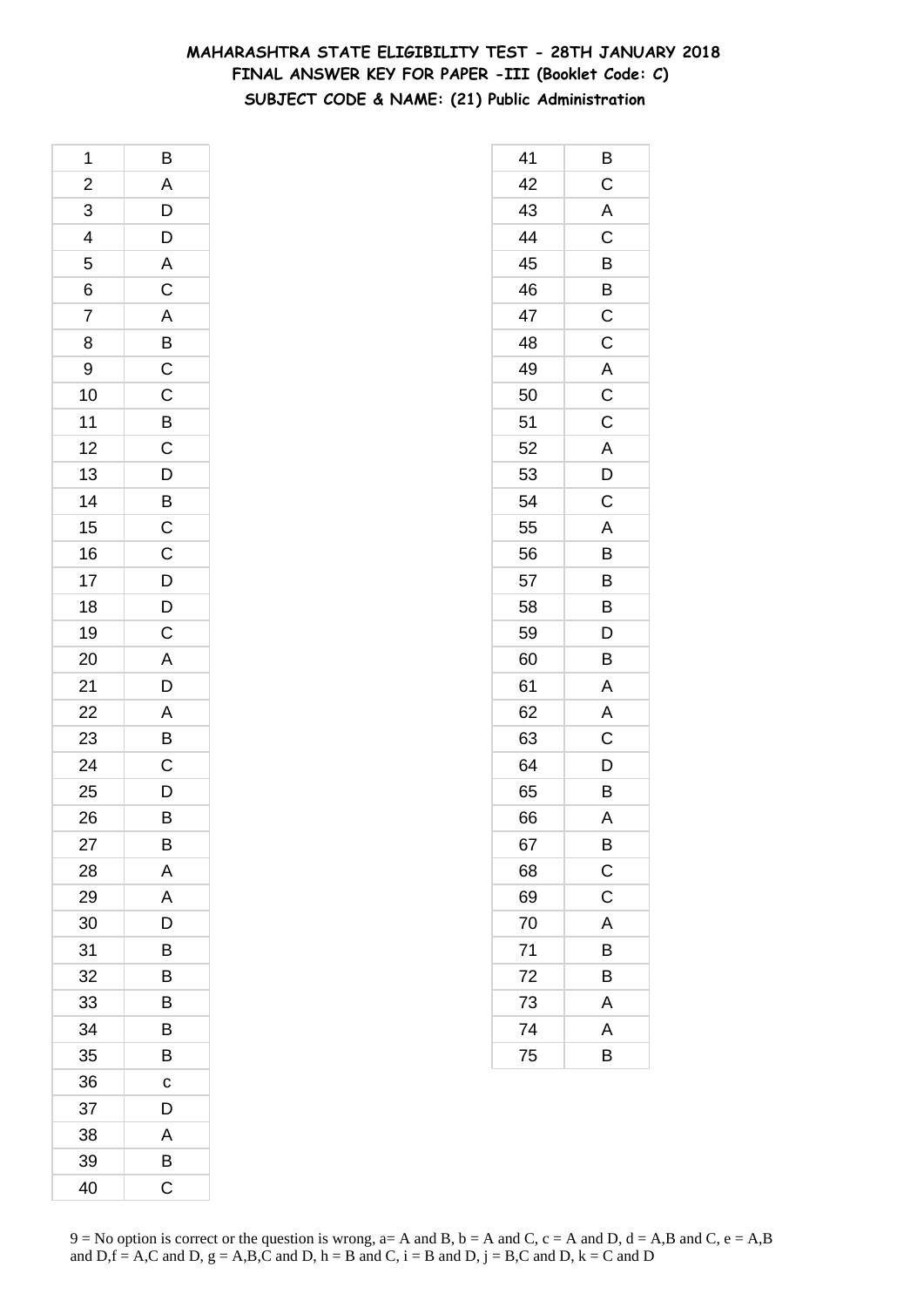# MAHARASHTRA STATE ELIGIBILITY TEST - 28TH JANUARY 2018

## FINAL ANSWER KEY FOR PAPER -III (Booklet Code: C)

### SUBJECT CODE & NAME: (21) Public Administration

| | |
|---|---|
| 1 | B |
| 2 | A |
| 3 | D |
| 4 | D |
| 5 | A |
| 6 | C |
| 7 | A |
| 8 | B |
| 9 | C |
| 10 | C |
| 11 | B |
| 12 | C |
| 13 | D |
| 14 | B |
| 15 | C |
| 16 | C |
| 17 | D |
| 18 | D |
| 19 | C |
| 20 | A |
| 21 | D |
| 22 | A |
| 23 | B |
| 24 | C |
| 25 | D |
| 26 | B |
| 27 | B |
| 28 | A |
| 29 | A |
| 30 | D |
| 31 | B |
| 32 | B |
| 33 | B |
| 34 | B |
| 35 | B |
| 36 | c |
| 37 | D |
| 38 | A |
| 39 | B |
| 40 | C |
| 41 | B |
| 42 | C |
| 43 | A |
| 44 | C |
| 45 | B |
| 46 | B |
| 47 | C |
| 48 | C |
| 49 | A |
| 50 | C |
| 51 | C |
| 52 | A |
| 53 | D |
| 54 | C |
| 55 | A |
| 56 | B |
| 57 | B |
| 58 | B |
| 59 | D |
| 60 | B |
| 61 | A |
| 62 | A |
| 63 | C |
| 64 | D |
| 65 | B |
| 66 | A |
| 67 | B |
| 68 | C |
| 69 | C |
| 70 | A |
| 71 | B |
| 72 | B |
| 73 | A |
| 74 | A |
| 75 | B |

9 = No option is correct or the question is wrong, a= A and B, b = A and C, c = A and D, d = A,B and C, e = A,B and D,f = A,C and D, g = A,B,C and D, h = B and C, i = B and D, j = B,C and D, k = C and D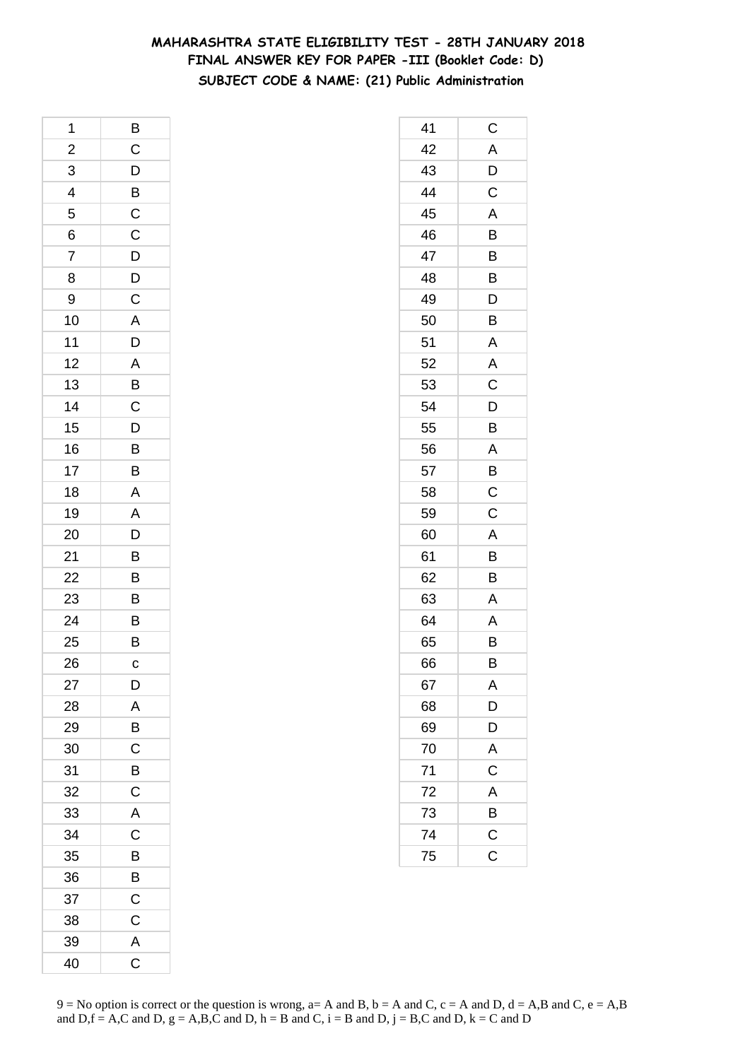**MAHARASHTRA STATE ELIGIBILITY TEST - 28TH JANUARY 2018**
**FINAL ANSWER KEY FOR PAPER -III (Booklet Code: D)**
**SUBJECT CODE & NAME: (21) Public Administration**

| Q | Ans | Q | Ans |
|---|---|---|---|
| 1 | B | 41 | C |
| 2 | C | 42 | A |
| 3 | D | 43 | D |
| 4 | B | 44 | C |
| 5 | C | 45 | A |
| 6 | C | 46 | B |
| 7 | D | 47 | B |
| 8 | D | 48 | B |
| 9 | C | 49 | D |
| 10 | A | 50 | B |
| 11 | D | 51 | A |
| 12 | A | 52 | A |
| 13 | B | 53 | C |
| 14 | C | 54 | D |
| 15 | D | 55 | B |
| 16 | B | 56 | A |
| 17 | B | 57 | B |
| 18 | A | 58 | C |
| 19 | A | 59 | C |
| 20 | D | 60 | A |
| 21 | B | 61 | B |
| 22 | B | 62 | B |
| 23 | B | 63 | A |
| 24 | B | 64 | A |
| 25 | B | 65 | B |
| 26 | c | 66 | B |
| 27 | D | 67 | A |
| 28 | A | 68 | D |
| 29 | B | 69 | D |
| 30 | C | 70 | A |
| 31 | B | 71 | C |
| 32 | C | 72 | A |
| 33 | A | 73 | B |
| 34 | C | 74 | C |
| 35 | B | 75 | C |
| 36 | B | | |
| 37 | C | | |
| 38 | C | | |
| 39 | A | | |
| 40 | C | | |

9 = No option is correct or the question is wrong, a= A and B, b = A and C, c = A and D, d = A,B and C, e = A,B and D,f = A,C and D, g = A,B,C and D, h = B and C, i = B and D, j = B,C and D, k = C and D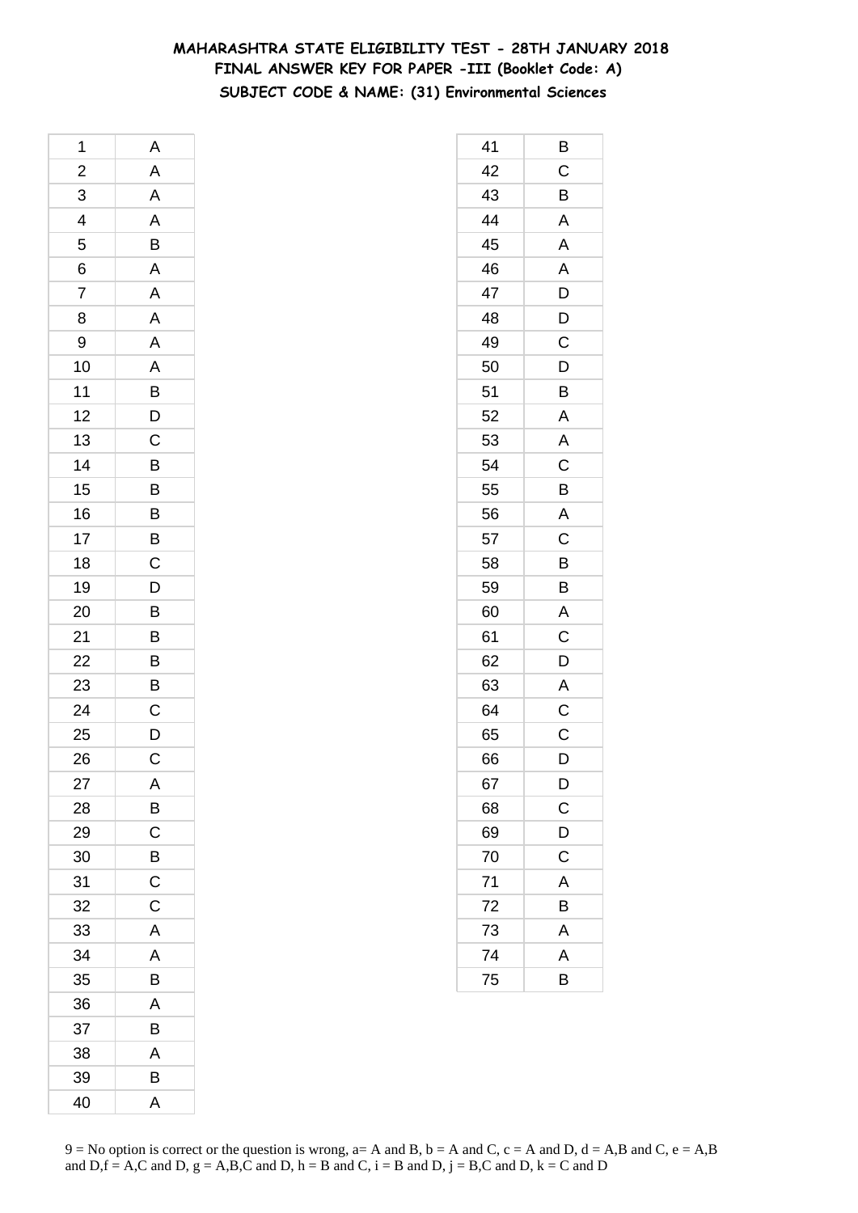# MAHARASHTRA STATE ELIGIBILITY TEST - 28TH JANUARY 2018
## FINAL ANSWER KEY FOR PAPER -III (Booklet Code: A)
### SUBJECT CODE & NAME: (31) Environmental Sciences

| Q | Ans | Q | Ans |
|---|---|---|---|
| 1 | A | 41 | B |
| 2 | A | 42 | C |
| 3 | A | 43 | B |
| 4 | A | 44 | A |
| 5 | B | 45 | A |
| 6 | A | 46 | A |
| 7 | A | 47 | D |
| 8 | A | 48 | D |
| 9 | A | 49 | C |
| 10 | A | 50 | D |
| 11 | B | 51 | B |
| 12 | D | 52 | A |
| 13 | C | 53 | A |
| 14 | B | 54 | C |
| 15 | B | 55 | B |
| 16 | B | 56 | A |
| 17 | B | 57 | C |
| 18 | C | 58 | B |
| 19 | D | 59 | B |
| 20 | B | 60 | A |
| 21 | B | 61 | C |
| 22 | B | 62 | D |
| 23 | B | 63 | A |
| 24 | C | 64 | C |
| 25 | D | 65 | C |
| 26 | C | 66 | D |
| 27 | A | 67 | D |
| 28 | B | 68 | C |
| 29 | C | 69 | D |
| 30 | B | 70 | C |
| 31 | C | 71 | A |
| 32 | C | 72 | B |
| 33 | A | 73 | A |
| 34 | A | 74 | A |
| 35 | B | 75 | B |
| 36 | A | | |
| 37 | B | | |
| 38 | A | | |
| 39 | B | | |
| 40 | A | | |

9 = No option is correct or the question is wrong, a= A and B, b = A and C, c = A and D, d = A,B and C, e = A,B and D,f = A,C and D, g = A,B,C and D, h = B and C, i = B and D, j = B,C and D, k = C and D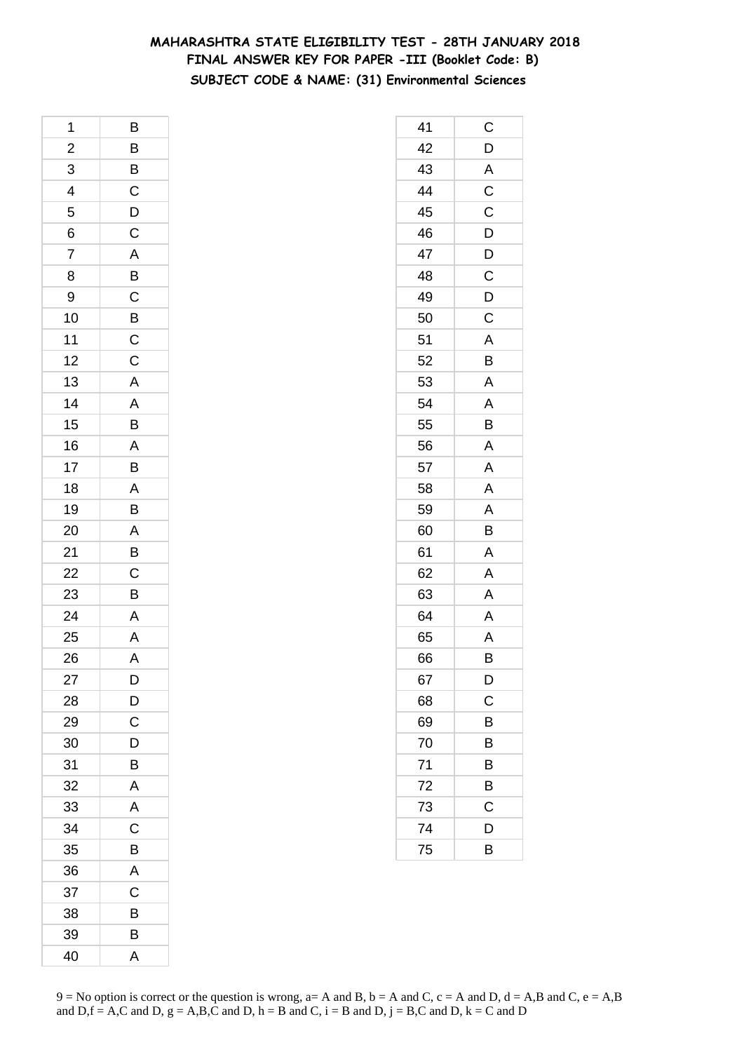# MAHARASHTRA STATE ELIGIBILITY TEST - 28TH JANUARY 2018
## FINAL ANSWER KEY FOR PAPER -III (Booklet Code: B)
### SUBJECT CODE & NAME: (31) Environmental Sciences

| Q | Ans |
|---|---|
| 1 | B |
| 2 | B |
| 3 | B |
| 4 | C |
| 5 | D |
| 6 | C |
| 7 | A |
| 8 | B |
| 9 | C |
| 10 | B |
| 11 | C |
| 12 | C |
| 13 | A |
| 14 | A |
| 15 | B |
| 16 | A |
| 17 | B |
| 18 | A |
| 19 | B |
| 20 | A |
| 21 | B |
| 22 | C |
| 23 | B |
| 24 | A |
| 25 | A |
| 26 | A |
| 27 | D |
| 28 | D |
| 29 | C |
| 30 | D |
| 31 | B |
| 32 | A |
| 33 | A |
| 34 | C |
| 35 | B |
| 36 | A |
| 37 | C |
| 38 | B |
| 39 | B |
| 40 | A |
| 41 | C |
| 42 | D |
| 43 | A |
| 44 | C |
| 45 | C |
| 46 | D |
| 47 | D |
| 48 | C |
| 49 | D |
| 50 | C |
| 51 | A |
| 52 | B |
| 53 | A |
| 54 | A |
| 55 | B |
| 56 | A |
| 57 | A |
| 58 | A |
| 59 | A |
| 60 | B |
| 61 | A |
| 62 | A |
| 63 | A |
| 64 | A |
| 65 | A |
| 66 | B |
| 67 | D |
| 68 | C |
| 69 | B |
| 70 | B |
| 71 | B |
| 72 | B |
| 73 | C |
| 74 | D |
| 75 | B |

9 = No option is correct or the question is wrong, a= A and B, b = A and C, c = A and D, d = A,B and C, e = A,B and D,f = A,C and D, g = A,B,C and D, h = B and C, i = B and D, j = B,C and D, k = C and D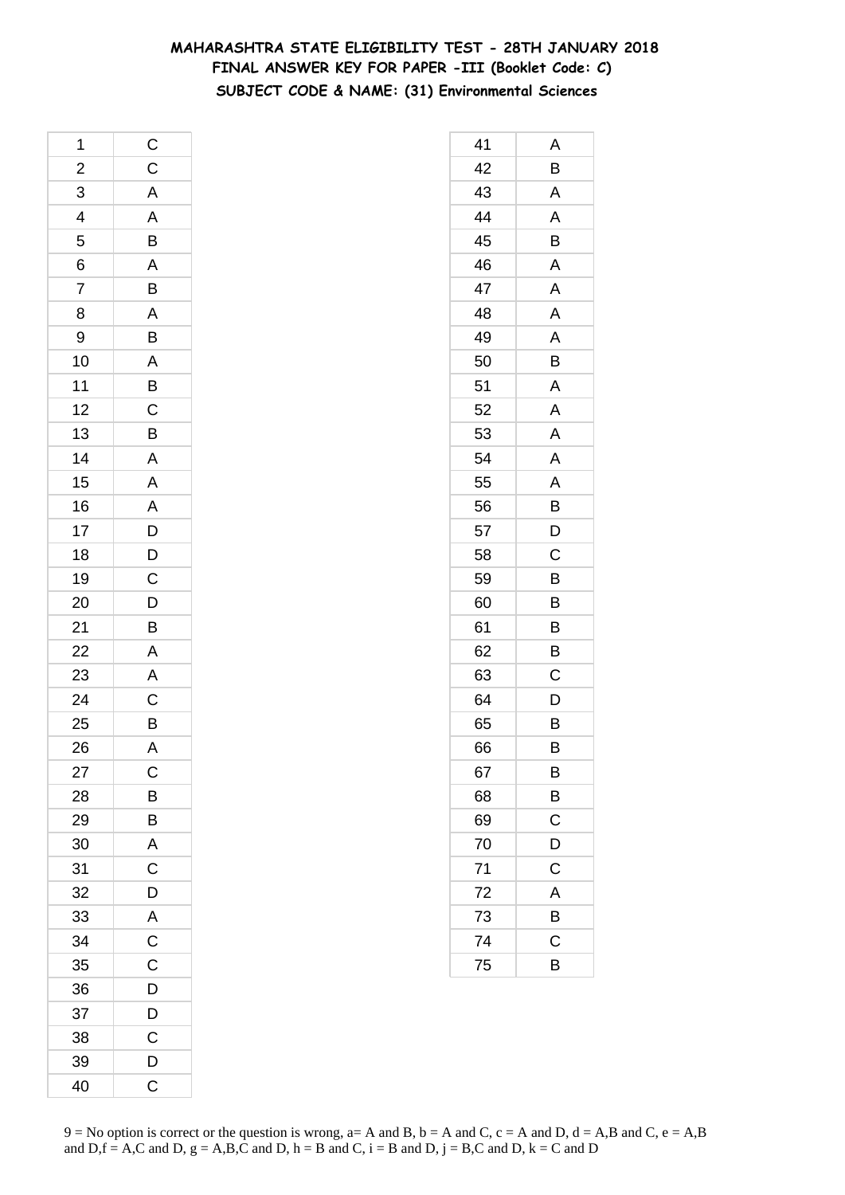# MAHARASHTRA STATE ELIGIBILITY TEST - 28TH JANUARY 2018
## FINAL ANSWER KEY FOR PAPER -III (Booklet Code: C)
### SUBJECT CODE & NAME: (31) Environmental Sciences

| Q | Ans |
|---|---|
| 1 | C |
| 2 | C |
| 3 | A |
| 4 | A |
| 5 | B |
| 6 | A |
| 7 | B |
| 8 | A |
| 9 | B |
| 10 | A |
| 11 | B |
| 12 | C |
| 13 | B |
| 14 | A |
| 15 | A |
| 16 | A |
| 17 | D |
| 18 | D |
| 19 | C |
| 20 | D |
| 21 | B |
| 22 | A |
| 23 | A |
| 24 | C |
| 25 | B |
| 26 | A |
| 27 | C |
| 28 | B |
| 29 | B |
| 30 | A |
| 31 | C |
| 32 | D |
| 33 | A |
| 34 | C |
| 35 | C |
| 36 | D |
| 37 | D |
| 38 | C |
| 39 | D |
| 40 | C |
| 41 | A |
| 42 | B |
| 43 | A |
| 44 | A |
| 45 | B |
| 46 | A |
| 47 | A |
| 48 | A |
| 49 | A |
| 50 | B |
| 51 | A |
| 52 | A |
| 53 | A |
| 54 | A |
| 55 | A |
| 56 | B |
| 57 | D |
| 58 | C |
| 59 | B |
| 60 | B |
| 61 | B |
| 62 | B |
| 63 | C |
| 64 | D |
| 65 | B |
| 66 | B |
| 67 | B |
| 68 | B |
| 69 | C |
| 70 | D |
| 71 | C |
| 72 | A |
| 73 | B |
| 74 | C |
| 75 | B |

9 = No option is correct or the question is wrong, a= A and B, b = A and C, c = A and D, d = A,B and C, e = A,B and D,f = A,C and D, g = A,B,C and D, h = B and C, i = B and D, j = B,C and D, k = C and D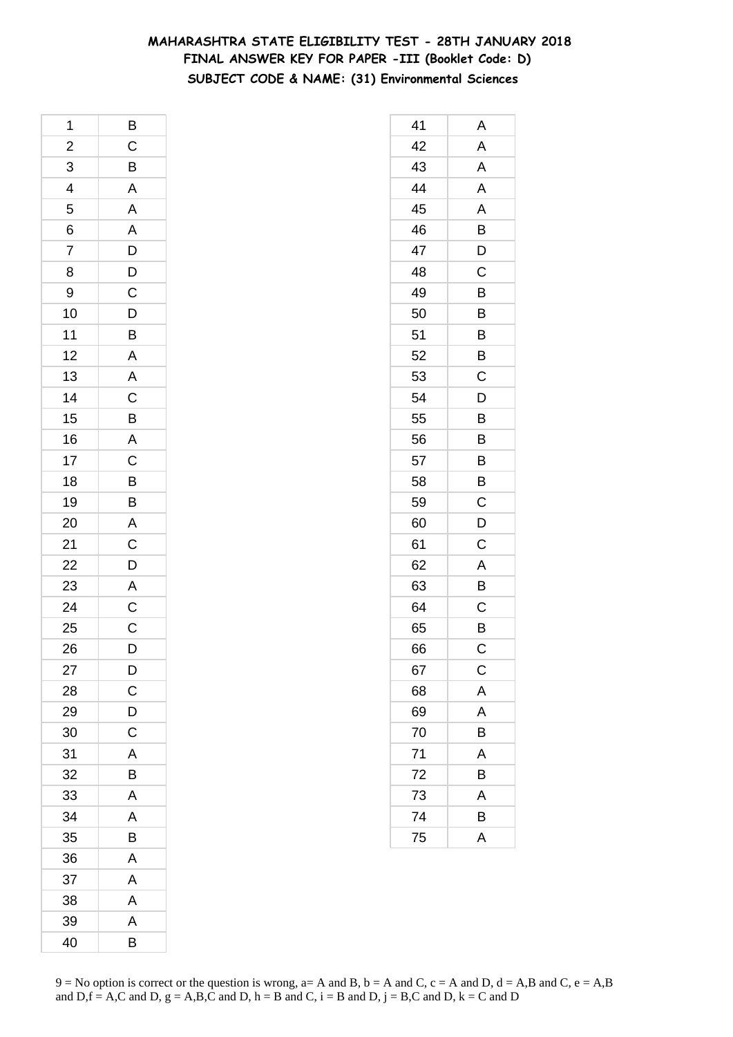# MAHARASHTRA STATE ELIGIBILITY TEST - 28TH JANUARY 2018
## FINAL ANSWER KEY FOR PAPER -III (Booklet Code: D)
### SUBJECT CODE & NAME: (31) Environmental Sciences

| | |
|---|---|
| 1 | B |
| 2 | C |
| 3 | B |
| 4 | A |
| 5 | A |
| 6 | A |
| 7 | D |
| 8 | D |
| 9 | C |
| 10 | D |
| 11 | B |
| 12 | A |
| 13 | A |
| 14 | C |
| 15 | B |
| 16 | A |
| 17 | C |
| 18 | B |
| 19 | B |
| 20 | A |
| 21 | C |
| 22 | D |
| 23 | A |
| 24 | C |
| 25 | C |
| 26 | D |
| 27 | D |
| 28 | C |
| 29 | D |
| 30 | C |
| 31 | A |
| 32 | B |
| 33 | A |
| 34 | A |
| 35 | B |
| 36 | A |
| 37 | A |
| 38 | A |
| 39 | A |
| 40 | B |

| | |
|---|---|
| 41 | A |
| 42 | A |
| 43 | A |
| 44 | A |
| 45 | A |
| 46 | B |
| 47 | D |
| 48 | C |
| 49 | B |
| 50 | B |
| 51 | B |
| 52 | B |
| 53 | C |
| 54 | D |
| 55 | B |
| 56 | B |
| 57 | B |
| 58 | B |
| 59 | C |
| 60 | D |
| 61 | C |
| 62 | A |
| 63 | B |
| 64 | C |
| 65 | B |
| 66 | C |
| 67 | C |
| 68 | A |
| 69 | A |
| 70 | B |
| 71 | A |
| 72 | B |
| 73 | A |
| 74 | B |
| 75 | A |

9 = No option is correct or the question is wrong, a= A and B, b = A and C, c = A and D, d = A,B and C, e = A,B and D,f = A,C and D, g = A,B,C and D, h = B and C, i = B and D, j = B,C and D, k = C and D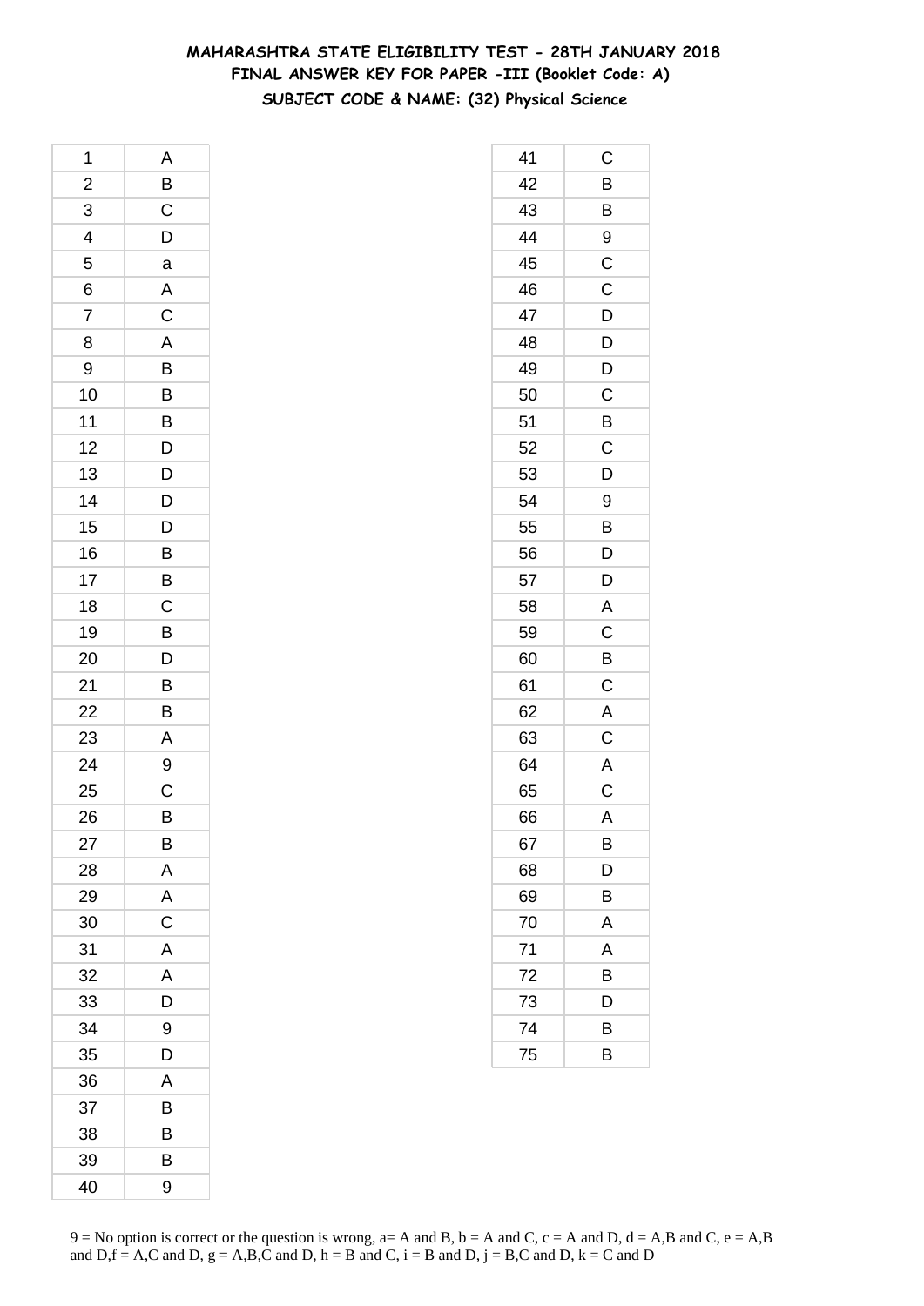# MAHARASHTRA STATE ELIGIBILITY TEST - 28TH JANUARY 2018
## FINAL ANSWER KEY FOR PAPER -III (Booklet Code: A)
### SUBJECT CODE & NAME: (32) Physical Science

| | |
|---|---|
| 1 | A |
| 2 | B |
| 3 | C |
| 4 | D |
| 5 | a |
| 6 | A |
| 7 | C |
| 8 | A |
| 9 | B |
| 10 | B |
| 11 | B |
| 12 | D |
| 13 | D |
| 14 | D |
| 15 | D |
| 16 | B |
| 17 | B |
| 18 | C |
| 19 | B |
| 20 | D |
| 21 | B |
| 22 | B |
| 23 | A |
| 24 | 9 |
| 25 | C |
| 26 | B |
| 27 | B |
| 28 | A |
| 29 | A |
| 30 | C |
| 31 | A |
| 32 | A |
| 33 | D |
| 34 | 9 |
| 35 | D |
| 36 | A |
| 37 | B |
| 38 | B |
| 39 | B |
| 40 | 9 |
| 41 | C |
| 42 | B |
| 43 | B |
| 44 | 9 |
| 45 | C |
| 46 | C |
| 47 | D |
| 48 | D |
| 49 | D |
| 50 | C |
| 51 | B |
| 52 | C |
| 53 | D |
| 54 | 9 |
| 55 | B |
| 56 | D |
| 57 | D |
| 58 | A |
| 59 | C |
| 60 | B |
| 61 | C |
| 62 | A |
| 63 | C |
| 64 | A |
| 65 | C |
| 66 | A |
| 67 | B |
| 68 | D |
| 69 | B |
| 70 | A |
| 71 | A |
| 72 | B |
| 73 | D |
| 74 | B |
| 75 | B |

9 = No option is correct or the question is wrong, a= A and B, b = A and C, c = A and D, d = A,B and C, e = A,B and D,f = A,C and D, g = A,B,C and D, h = B and C, i = B and D, j = B,C and D, k = C and D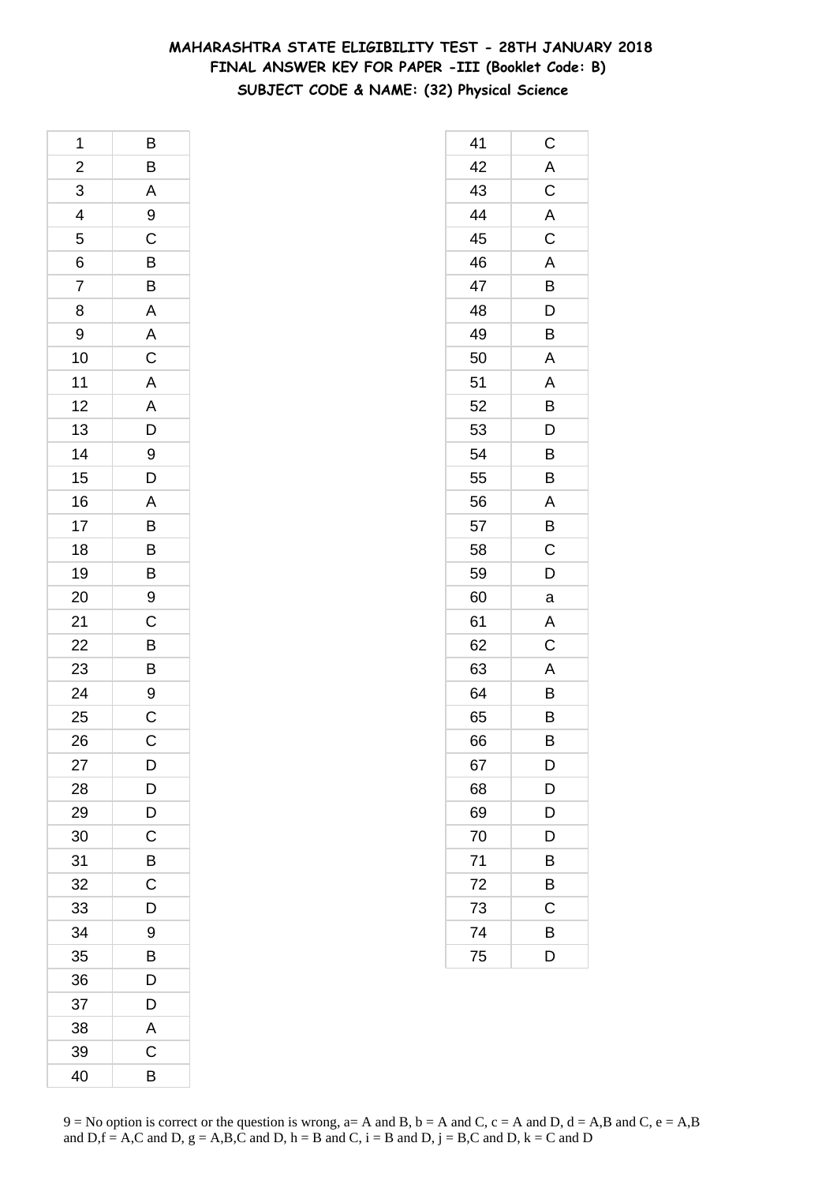# MAHARASHTRA STATE ELIGIBILITY TEST - 28TH JANUARY 2018
## FINAL ANSWER KEY FOR PAPER -III (Booklet Code: B)
### SUBJECT CODE & NAME: (32) Physical Science

| Q | Ans |
|---|---|
| 1 | B |
| 2 | B |
| 3 | A |
| 4 | 9 |
| 5 | C |
| 6 | B |
| 7 | B |
| 8 | A |
| 9 | A |
| 10 | C |
| 11 | A |
| 12 | A |
| 13 | D |
| 14 | 9 |
| 15 | D |
| 16 | A |
| 17 | B |
| 18 | B |
| 19 | B |
| 20 | 9 |
| 21 | C |
| 22 | B |
| 23 | B |
| 24 | 9 |
| 25 | C |
| 26 | C |
| 27 | D |
| 28 | D |
| 29 | D |
| 30 | C |
| 31 | B |
| 32 | C |
| 33 | D |
| 34 | 9 |
| 35 | B |
| 36 | D |
| 37 | D |
| 38 | A |
| 39 | C |
| 40 | B |
| 41 | C |
| 42 | A |
| 43 | C |
| 44 | A |
| 45 | C |
| 46 | A |
| 47 | B |
| 48 | D |
| 49 | B |
| 50 | A |
| 51 | A |
| 52 | B |
| 53 | D |
| 54 | B |
| 55 | B |
| 56 | A |
| 57 | B |
| 58 | C |
| 59 | D |
| 60 | a |
| 61 | A |
| 62 | C |
| 63 | A |
| 64 | B |
| 65 | B |
| 66 | B |
| 67 | D |
| 68 | D |
| 69 | D |
| 70 | D |
| 71 | B |
| 72 | B |
| 73 | C |
| 74 | B |
| 75 | D |

9 = No option is correct or the question is wrong, a= A and B, b = A and C, c = A and D, d = A,B and C, e = A,B and D,f = A,C and D, g = A,B,C and D, h = B and C, i = B and D, j = B,C and D, k = C and D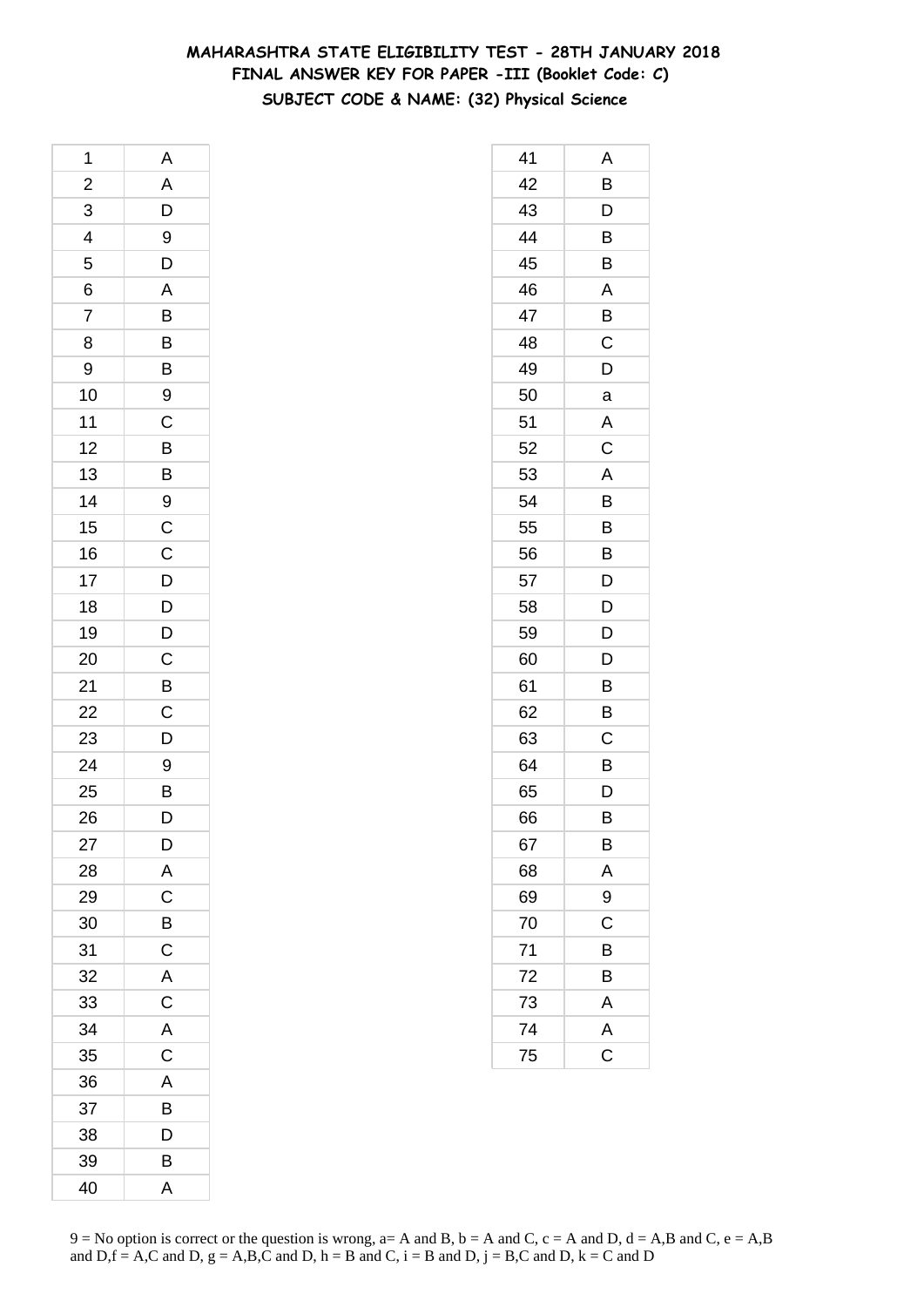# MAHARASHTRA STATE ELIGIBILITY TEST - 28TH JANUARY 2018
## FINAL ANSWER KEY FOR PAPER -III (Booklet Code: C)
### SUBJECT CODE & NAME: (32) Physical Science

| | |
|---|---|
| 1 | A |
| 2 | A |
| 3 | D |
| 4 | 9 |
| 5 | D |
| 6 | A |
| 7 | B |
| 8 | B |
| 9 | B |
| 10 | 9 |
| 11 | C |
| 12 | B |
| 13 | B |
| 14 | 9 |
| 15 | C |
| 16 | C |
| 17 | D |
| 18 | D |
| 19 | D |
| 20 | C |
| 21 | B |
| 22 | C |
| 23 | D |
| 24 | 9 |
| 25 | B |
| 26 | D |
| 27 | D |
| 28 | A |
| 29 | C |
| 30 | B |
| 31 | C |
| 32 | A |
| 33 | C |
| 34 | A |
| 35 | C |
| 36 | A |
| 37 | B |
| 38 | D |
| 39 | B |
| 40 | A |

| | |
|---|---|
| 41 | A |
| 42 | B |
| 43 | D |
| 44 | B |
| 45 | B |
| 46 | A |
| 47 | B |
| 48 | C |
| 49 | D |
| 50 | a |
| 51 | A |
| 52 | C |
| 53 | A |
| 54 | B |
| 55 | B |
| 56 | B |
| 57 | D |
| 58 | D |
| 59 | D |
| 60 | D |
| 61 | B |
| 62 | B |
| 63 | C |
| 64 | B |
| 65 | D |
| 66 | B |
| 67 | B |
| 68 | A |
| 69 | 9 |
| 70 | C |
| 71 | B |
| 72 | B |
| 73 | A |
| 74 | A |
| 75 | C |

9 = No option is correct or the question is wrong, a= A and B, b = A and C, c = A and D, d = A,B and C, e = A,B and D,f = A,C and D, g = A,B,C and D, h = B and C, i = B and D, j = B,C and D, k = C and D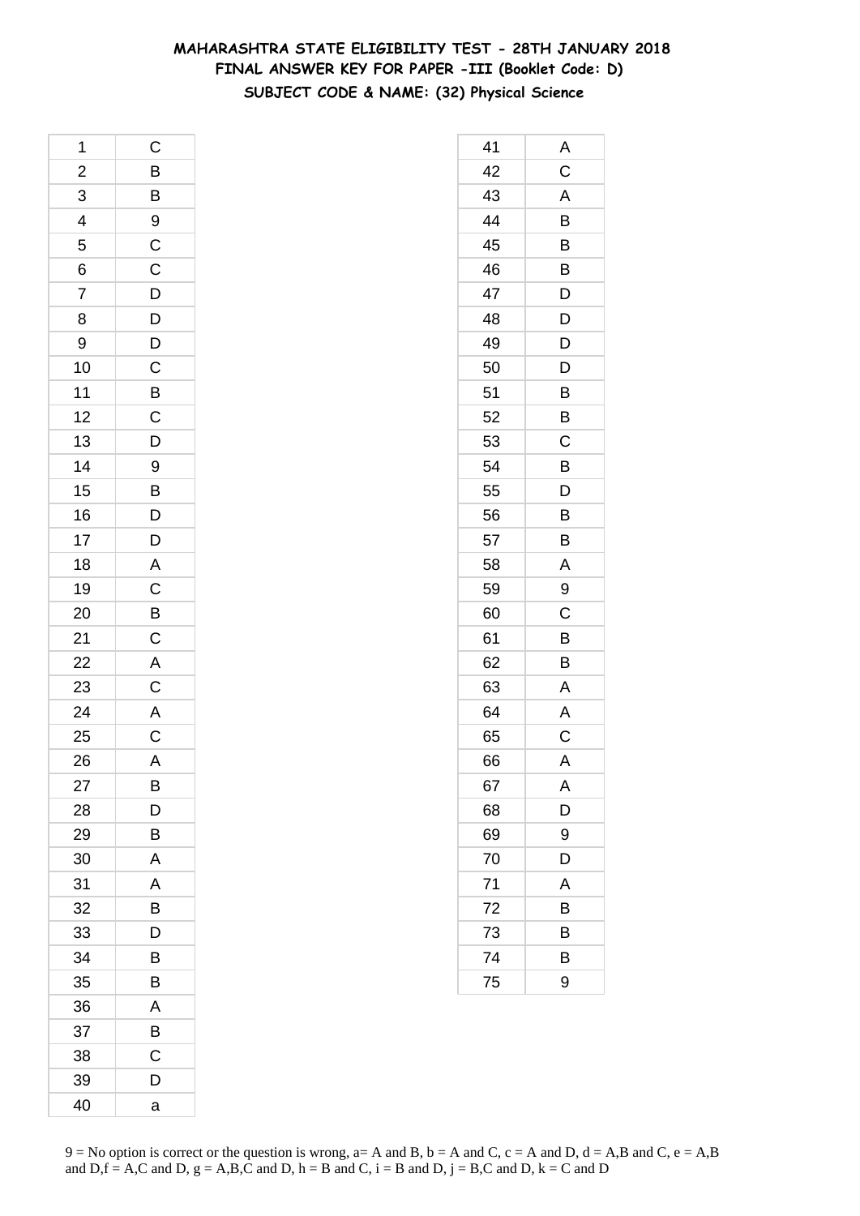# MAHARASHTRA STATE ELIGIBILITY TEST - 28TH JANUARY 2018

## FINAL ANSWER KEY FOR PAPER -III (Booklet Code: D)

### SUBJECT CODE & NAME: (32) Physical Science

| | |
|---|---|
| 1 | C |
| 2 | B |
| 3 | B |
| 4 | 9 |
| 5 | C |
| 6 | C |
| 7 | D |
| 8 | D |
| 9 | D |
| 10 | C |
| 11 | B |
| 12 | C |
| 13 | D |
| 14 | 9 |
| 15 | B |
| 16 | D |
| 17 | D |
| 18 | A |
| 19 | C |
| 20 | B |
| 21 | C |
| 22 | A |
| 23 | C |
| 24 | A |
| 25 | C |
| 26 | A |
| 27 | B |
| 28 | D |
| 29 | B |
| 30 | A |
| 31 | A |
| 32 | B |
| 33 | D |
| 34 | B |
| 35 | B |
| 36 | A |
| 37 | B |
| 38 | C |
| 39 | D |
| 40 | a |
| 41 | A |
| 42 | C |
| 43 | A |
| 44 | B |
| 45 | B |
| 46 | B |
| 47 | D |
| 48 | D |
| 49 | D |
| 50 | D |
| 51 | B |
| 52 | B |
| 53 | C |
| 54 | B |
| 55 | D |
| 56 | B |
| 57 | B |
| 58 | A |
| 59 | 9 |
| 60 | C |
| 61 | B |
| 62 | B |
| 63 | A |
| 64 | A |
| 65 | C |
| 66 | A |
| 67 | A |
| 68 | D |
| 69 | 9 |
| 70 | D |
| 71 | A |
| 72 | B |
| 73 | B |
| 74 | B |
| 75 | 9 |

9 = No option is correct or the question is wrong, a= A and B, b = A and C, c = A and D, d = A,B and C, e = A,B and D,f = A,C and D, g = A,B,C and D, h = B and C, i = B and D, j = B,C and D, k = C and D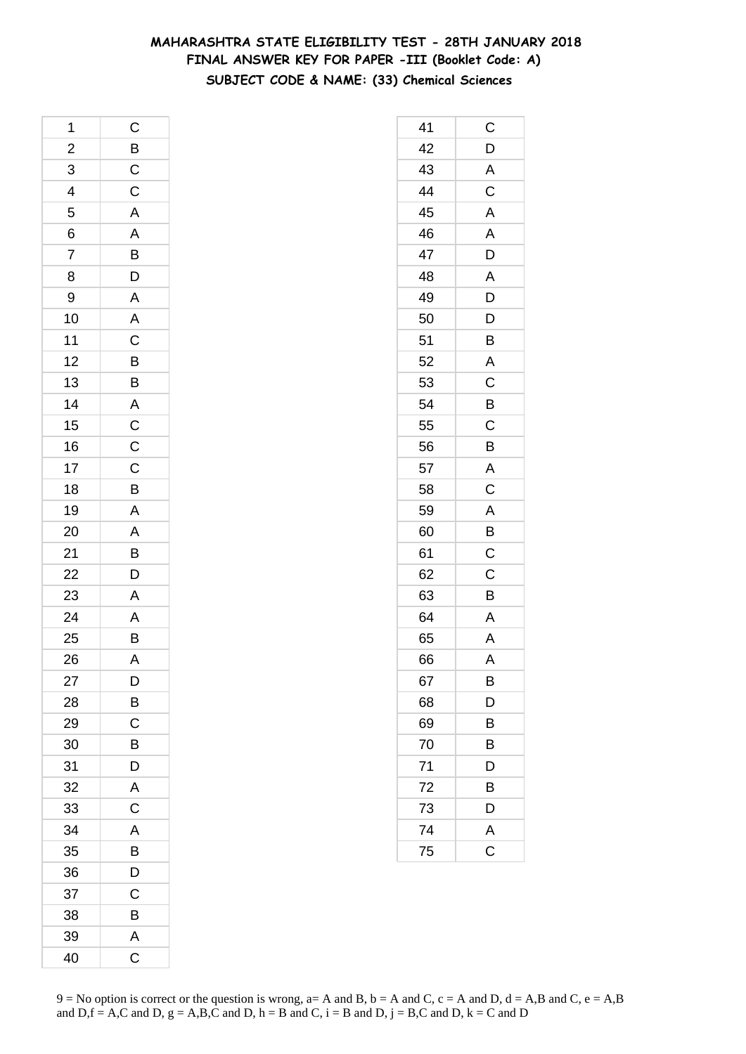# MAHARASHTRA STATE ELIGIBILITY TEST - 28TH JANUARY 2018

## FINAL ANSWER KEY FOR PAPER -III (Booklet Code: A)

### SUBJECT CODE & NAME: (33) Chemical Sciences

| Q. No. | Answer |
|---|---|
| 1 | C |
| 2 | B |
| 3 | C |
| 4 | C |
| 5 | A |
| 6 | A |
| 7 | B |
| 8 | D |
| 9 | A |
| 10 | A |
| 11 | C |
| 12 | B |
| 13 | B |
| 14 | A |
| 15 | C |
| 16 | C |
| 17 | C |
| 18 | B |
| 19 | A |
| 20 | A |
| 21 | B |
| 22 | D |
| 23 | A |
| 24 | A |
| 25 | B |
| 26 | A |
| 27 | D |
| 28 | B |
| 29 | C |
| 30 | B |
| 31 | D |
| 32 | A |
| 33 | C |
| 34 | A |
| 35 | B |
| 36 | D |
| 37 | C |
| 38 | B |
| 39 | A |
| 40 | C |
| 41 | C |
| 42 | D |
| 43 | A |
| 44 | C |
| 45 | A |
| 46 | A |
| 47 | D |
| 48 | A |
| 49 | D |
| 50 | D |
| 51 | B |
| 52 | A |
| 53 | C |
| 54 | B |
| 55 | C |
| 56 | B |
| 57 | A |
| 58 | C |
| 59 | A |
| 60 | B |
| 61 | C |
| 62 | C |
| 63 | B |
| 64 | A |
| 65 | A |
| 66 | A |
| 67 | B |
| 68 | D |
| 69 | B |
| 70 | B |
| 71 | D |
| 72 | B |
| 73 | D |
| 74 | A |
| 75 | C |

9 = No option is correct or the question is wrong, a= A and B, b = A and C, c = A and D, d = A,B and C, e = A,B and D,f = A,C and D, g = A,B,C and D, h = B and C, i = B and D, j = B,C and D, k = C and D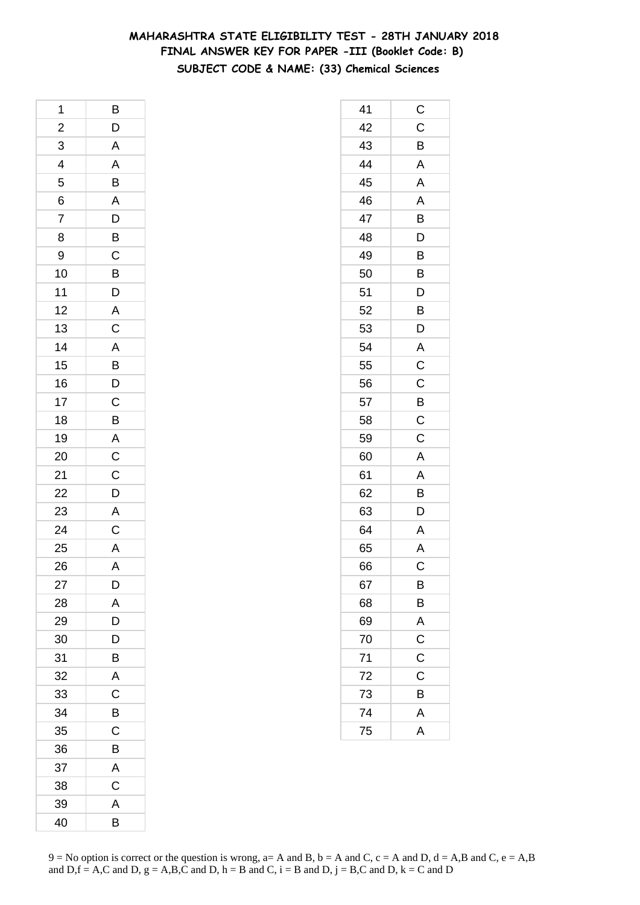# MAHARASHTRA STATE ELIGIBILITY TEST - 28TH JANUARY 2018
## FINAL ANSWER KEY FOR PAPER -III (Booklet Code: B)
### SUBJECT CODE & NAME: (33) Chemical Sciences

| | |
|---|---|
| 1 | B |
| 2 | D |
| 3 | A |
| 4 | A |
| 5 | B |
| 6 | A |
| 7 | D |
| 8 | B |
| 9 | C |
| 10 | B |
| 11 | D |
| 12 | A |
| 13 | C |
| 14 | A |
| 15 | B |
| 16 | D |
| 17 | C |
| 18 | B |
| 19 | A |
| 20 | C |
| 21 | C |
| 22 | D |
| 23 | A |
| 24 | C |
| 25 | A |
| 26 | A |
| 27 | D |
| 28 | A |
| 29 | D |
| 30 | D |
| 31 | B |
| 32 | A |
| 33 | C |
| 34 | B |
| 35 | C |
| 36 | B |
| 37 | A |
| 38 | C |
| 39 | A |
| 40 | B |
| 41 | C |
| 42 | C |
| 43 | B |
| 44 | A |
| 45 | A |
| 46 | A |
| 47 | B |
| 48 | D |
| 49 | B |
| 50 | B |
| 51 | D |
| 52 | B |
| 53 | D |
| 54 | A |
| 55 | C |
| 56 | C |
| 57 | B |
| 58 | C |
| 59 | C |
| 60 | A |
| 61 | A |
| 62 | B |
| 63 | D |
| 64 | A |
| 65 | A |
| 66 | C |
| 67 | B |
| 68 | B |
| 69 | A |
| 70 | C |
| 71 | C |
| 72 | C |
| 73 | B |
| 74 | A |
| 75 | A |

9 = No option is correct or the question is wrong, a= A and B, b = A and C, c = A and D, d = A,B and C, e = A,B and D,f = A,C and D, g = A,B,C and D, h = B and C, i = B and D, j = B,C and D, k = C and D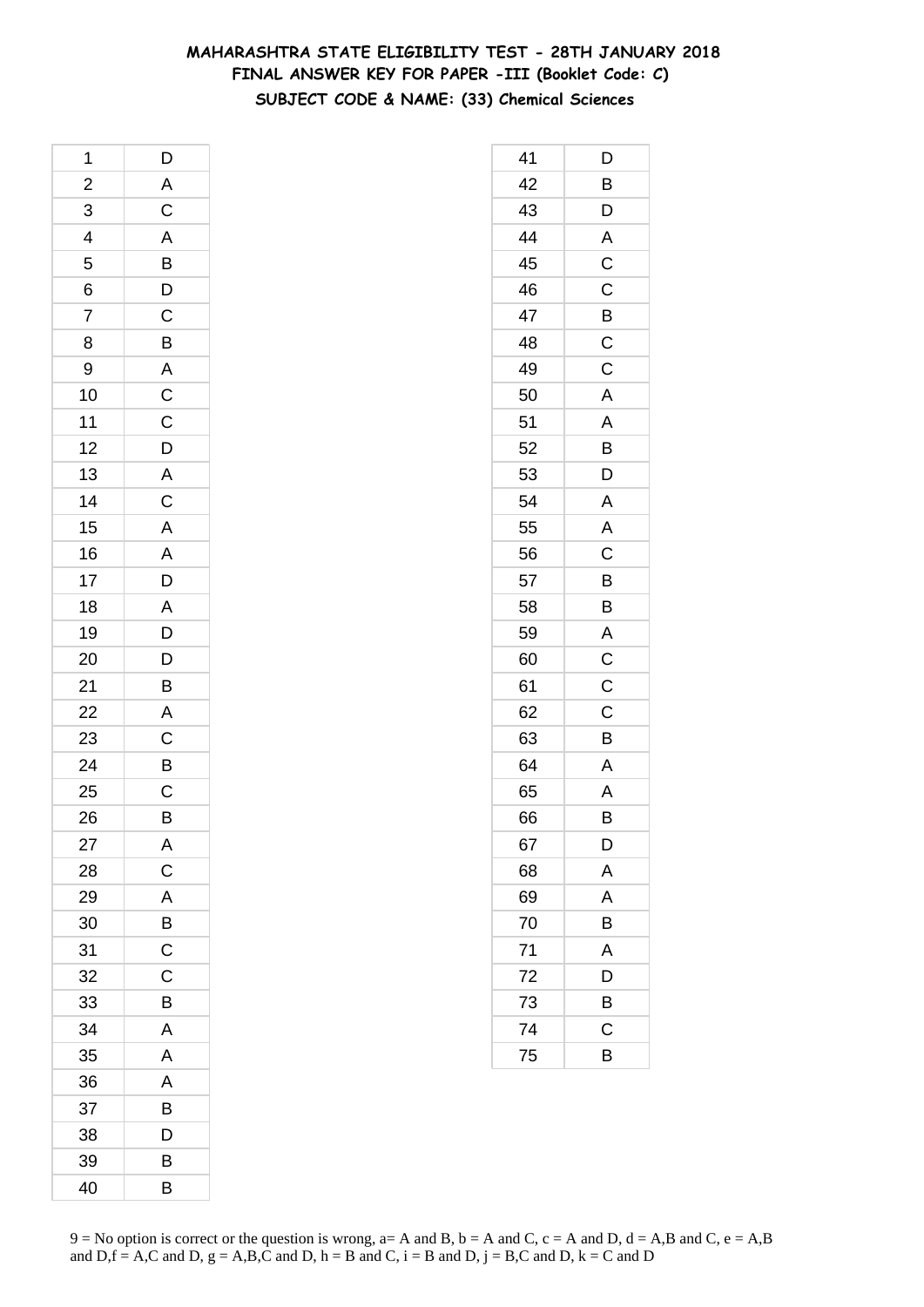**MAHARASHTRA STATE ELIGIBILITY TEST - 28TH JANUARY 2018**
**FINAL ANSWER KEY FOR PAPER -III (Booklet Code: C)**
**SUBJECT CODE & NAME: (33) Chemical Sciences**

| | |
|---|---|
| 1 | D |
| 2 | A |
| 3 | C |
| 4 | A |
| 5 | B |
| 6 | D |
| 7 | C |
| 8 | B |
| 9 | A |
| 10 | C |
| 11 | C |
| 12 | D |
| 13 | A |
| 14 | C |
| 15 | A |
| 16 | A |
| 17 | D |
| 18 | A |
| 19 | D |
| 20 | D |
| 21 | B |
| 22 | A |
| 23 | C |
| 24 | B |
| 25 | C |
| 26 | B |
| 27 | A |
| 28 | C |
| 29 | A |
| 30 | B |
| 31 | C |
| 32 | C |
| 33 | B |
| 34 | A |
| 35 | A |
| 36 | A |
| 37 | B |
| 38 | D |
| 39 | B |
| 40 | B |
| 41 | D |
| 42 | B |
| 43 | D |
| 44 | A |
| 45 | C |
| 46 | C |
| 47 | B |
| 48 | C |
| 49 | C |
| 50 | A |
| 51 | A |
| 52 | B |
| 53 | D |
| 54 | A |
| 55 | A |
| 56 | C |
| 57 | B |
| 58 | B |
| 59 | A |
| 60 | C |
| 61 | C |
| 62 | C |
| 63 | B |
| 64 | A |
| 65 | A |
| 66 | B |
| 67 | D |
| 68 | A |
| 69 | A |
| 70 | B |
| 71 | A |
| 72 | D |
| 73 | B |
| 74 | C |
| 75 | B |

9 = No option is correct or the question is wrong, a= A and B, b = A and C, c = A and D, d = A,B and C, e = A,B and D,f = A,C and D, g = A,B,C and D, h = B and C, i = B and D, j = B,C and D, k = C and D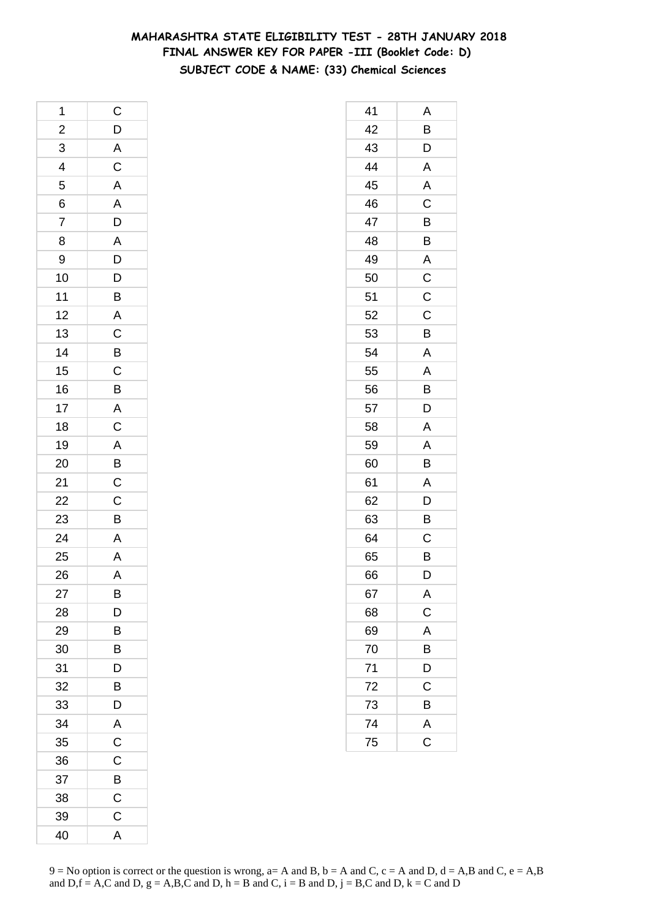# MAHARASHTRA STATE ELIGIBILITY TEST - 28TH JANUARY 2018
## FINAL ANSWER KEY FOR PAPER -III (Booklet Code: D)
### SUBJECT CODE & NAME: (33) Chemical Sciences

| Q | Ans | Q | Ans |
|---|---|---|---|
| 1 | C | 41 | A |
| 2 | D | 42 | B |
| 3 | A | 43 | D |
| 4 | C | 44 | A |
| 5 | A | 45 | A |
| 6 | A | 46 | C |
| 7 | D | 47 | B |
| 8 | A | 48 | B |
| 9 | D | 49 | A |
| 10 | D | 50 | C |
| 11 | B | 51 | C |
| 12 | A | 52 | C |
| 13 | C | 53 | B |
| 14 | B | 54 | A |
| 15 | C | 55 | A |
| 16 | B | 56 | B |
| 17 | A | 57 | D |
| 18 | C | 58 | A |
| 19 | A | 59 | A |
| 20 | B | 60 | B |
| 21 | C | 61 | A |
| 22 | C | 62 | D |
| 23 | B | 63 | B |
| 24 | A | 64 | C |
| 25 | A | 65 | B |
| 26 | A | 66 | D |
| 27 | B | 67 | A |
| 28 | D | 68 | C |
| 29 | B | 69 | A |
| 30 | B | 70 | B |
| 31 | D | 71 | D |
| 32 | B | 72 | C |
| 33 | D | 73 | B |
| 34 | A | 74 | A |
| 35 | C | 75 | C |
| 36 | C | | |
| 37 | B | | |
| 38 | C | | |
| 39 | C | | |
| 40 | A | | |

9 = No option is correct or the question is wrong, a= A and B, b = A and C, c = A and D, d = A,B and C, e = A,B and D,f = A,C and D, g = A,B,C and D, h = B and C, i = B and D, j = B,C and D, k = C and D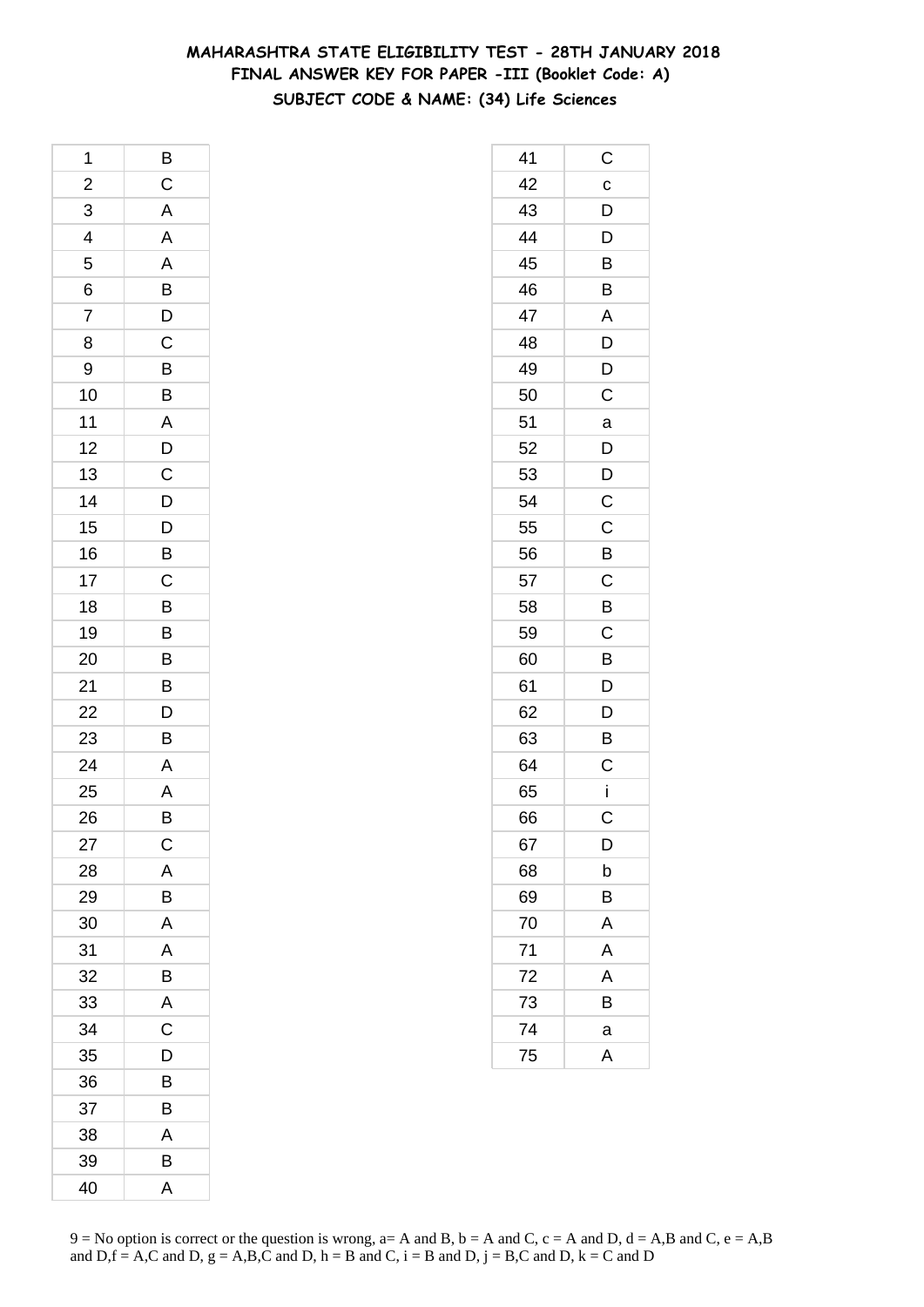# MAHARASHTRA STATE ELIGIBILITY TEST - 28TH JANUARY 2018
## FINAL ANSWER KEY FOR PAPER -III (Booklet Code: A)
### SUBJECT CODE & NAME: (34) Life Sciences

| | |
|---|---|
| 1 | B |
| 2 | C |
| 3 | A |
| 4 | A |
| 5 | A |
| 6 | B |
| 7 | D |
| 8 | C |
| 9 | B |
| 10 | B |
| 11 | A |
| 12 | D |
| 13 | C |
| 14 | D |
| 15 | D |
| 16 | B |
| 17 | C |
| 18 | B |
| 19 | B |
| 20 | B |
| 21 | B |
| 22 | D |
| 23 | B |
| 24 | A |
| 25 | A |
| 26 | B |
| 27 | C |
| 28 | A |
| 29 | B |
| 30 | A |
| 31 | A |
| 32 | B |
| 33 | A |
| 34 | C |
| 35 | D |
| 36 | B |
| 37 | B |
| 38 | A |
| 39 | B |
| 40 | A |
| 41 | C |
| 42 | c |
| 43 | D |
| 44 | D |
| 45 | B |
| 46 | B |
| 47 | A |
| 48 | D |
| 49 | D |
| 50 | C |
| 51 | a |
| 52 | D |
| 53 | D |
| 54 | C |
| 55 | C |
| 56 | B |
| 57 | C |
| 58 | B |
| 59 | C |
| 60 | B |
| 61 | D |
| 62 | D |
| 63 | B |
| 64 | C |
| 65 | i |
| 66 | C |
| 67 | D |
| 68 | b |
| 69 | B |
| 70 | A |
| 71 | A |
| 72 | A |
| 73 | B |
| 74 | a |
| 75 | A |

9 = No option is correct or the question is wrong, a= A and B, b = A and C, c = A and D, d = A,B and C, e = A,B and D,f = A,C and D, g = A,B,C and D, h = B and C, i = B and D, j = B,C and D, k = C and D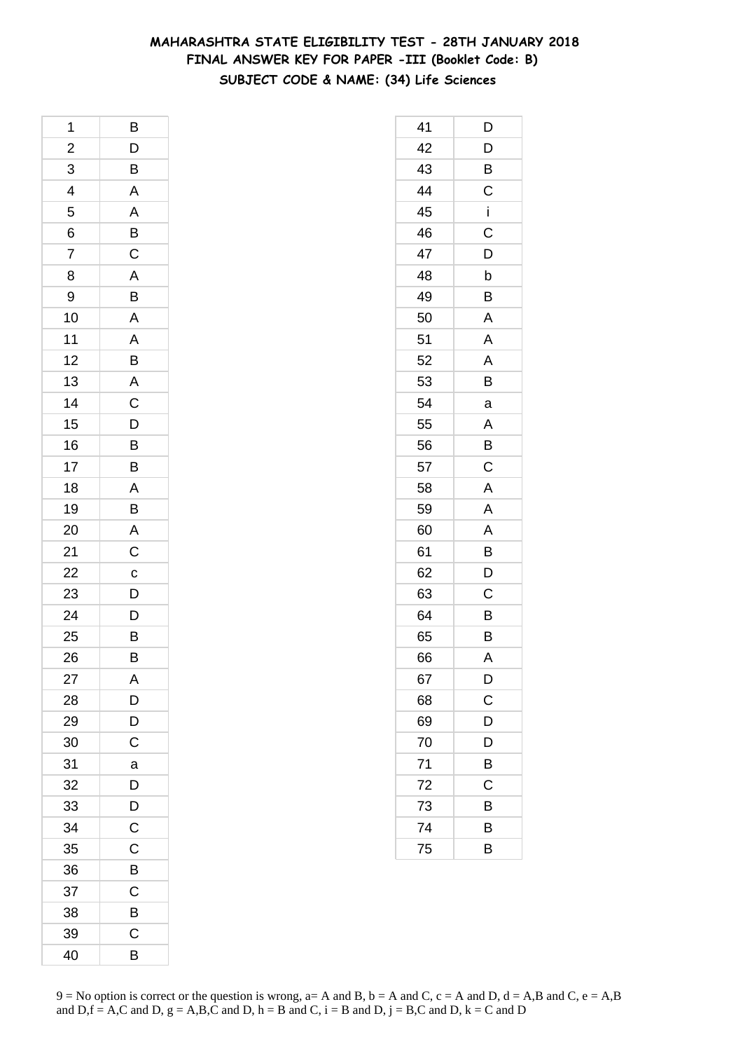# MAHARASHTRA STATE ELIGIBILITY TEST - 28TH JANUARY 2018
## FINAL ANSWER KEY FOR PAPER -III (Booklet Code: B)
### SUBJECT CODE & NAME: (34) Life Sciences

| Q | Ans |
|---|---|
| 1 | B |
| 2 | D |
| 3 | B |
| 4 | A |
| 5 | A |
| 6 | B |
| 7 | C |
| 8 | A |
| 9 | B |
| 10 | A |
| 11 | A |
| 12 | B |
| 13 | A |
| 14 | C |
| 15 | D |
| 16 | B |
| 17 | B |
| 18 | A |
| 19 | B |
| 20 | A |
| 21 | C |
| 22 | c |
| 23 | D |
| 24 | D |
| 25 | B |
| 26 | B |
| 27 | A |
| 28 | D |
| 29 | D |
| 30 | C |
| 31 | a |
| 32 | D |
| 33 | D |
| 34 | C |
| 35 | C |
| 36 | B |
| 37 | C |
| 38 | B |
| 39 | C |
| 40 | B |
| 41 | D |
| 42 | D |
| 43 | B |
| 44 | C |
| 45 | i |
| 46 | C |
| 47 | D |
| 48 | b |
| 49 | B |
| 50 | A |
| 51 | A |
| 52 | A |
| 53 | B |
| 54 | a |
| 55 | A |
| 56 | B |
| 57 | C |
| 58 | A |
| 59 | A |
| 60 | A |
| 61 | B |
| 62 | D |
| 63 | C |
| 64 | B |
| 65 | B |
| 66 | A |
| 67 | D |
| 68 | C |
| 69 | D |
| 70 | D |
| 71 | B |
| 72 | C |
| 73 | B |
| 74 | B |
| 75 | B |

9 = No option is correct or the question is wrong, a= A and B, b = A and C, c = A and D, d = A,B and C, e = A,B and D,f = A,C and D, g = A,B,C and D, h = B and C, i = B and D, j = B,C and D, k = C and D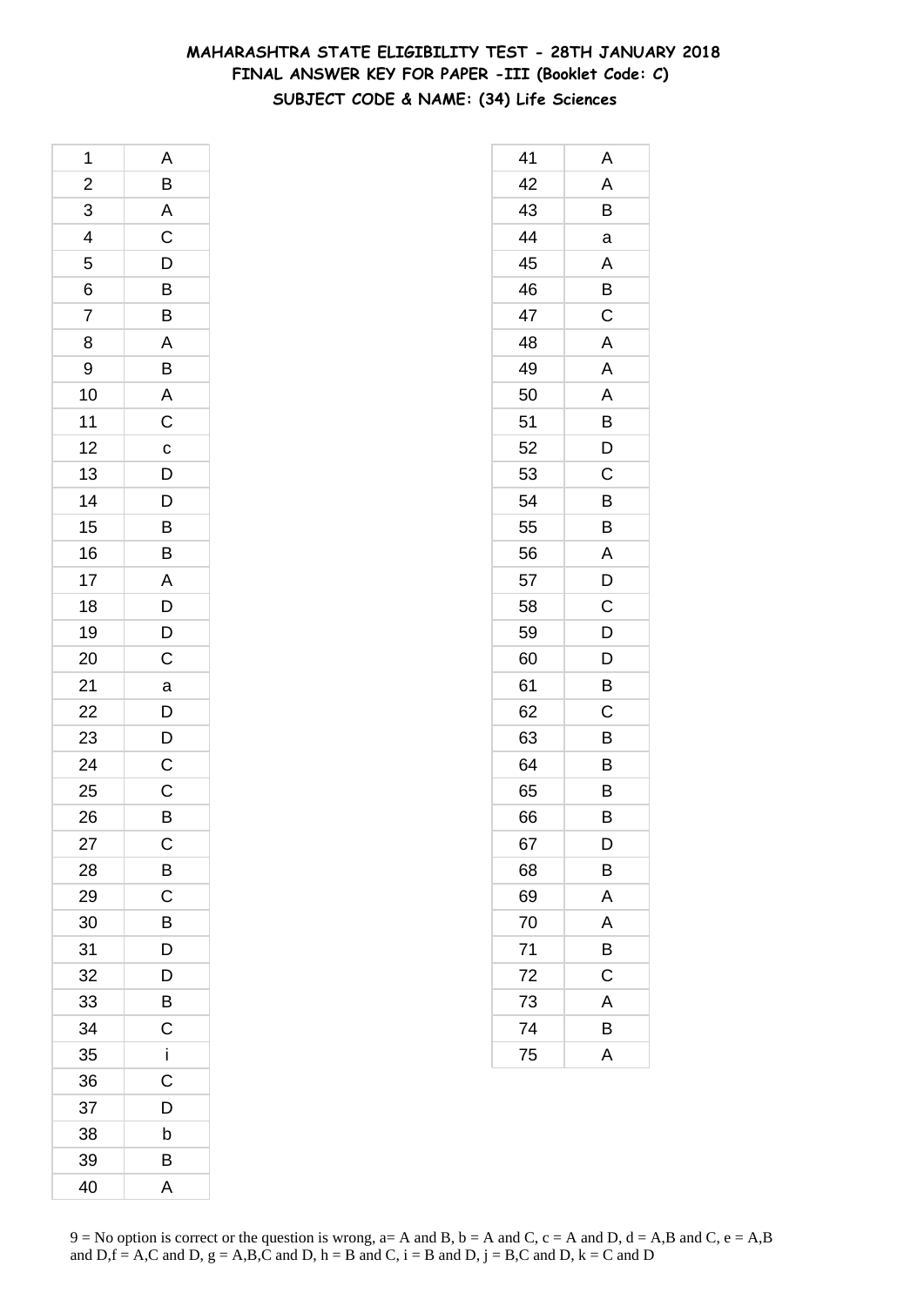# MAHARASHTRA STATE ELIGIBILITY TEST - 28TH JANUARY 2018

## FINAL ANSWER KEY FOR PAPER -III (Booklet Code: C)

### SUBJECT CODE & NAME: (34) Life Sciences

| | |
|---|---|
| 1 | A |
| 2 | B |
| 3 | A |
| 4 | C |
| 5 | D |
| 6 | B |
| 7 | B |
| 8 | A |
| 9 | B |
| 10 | A |
| 11 | C |
| 12 | c |
| 13 | D |
| 14 | D |
| 15 | B |
| 16 | B |
| 17 | A |
| 18 | D |
| 19 | D |
| 20 | C |
| 21 | a |
| 22 | D |
| 23 | D |
| 24 | C |
| 25 | C |
| 26 | B |
| 27 | C |
| 28 | B |
| 29 | C |
| 30 | B |
| 31 | D |
| 32 | D |
| 33 | B |
| 34 | C |
| 35 | i |
| 36 | C |
| 37 | D |
| 38 | b |
| 39 | B |
| 40 | A |

| | |
|---|---|
| 41 | A |
| 42 | A |
| 43 | B |
| 44 | a |
| 45 | A |
| 46 | B |
| 47 | C |
| 48 | A |
| 49 | A |
| 50 | A |
| 51 | B |
| 52 | D |
| 53 | C |
| 54 | B |
| 55 | B |
| 56 | A |
| 57 | D |
| 58 | C |
| 59 | D |
| 60 | D |
| 61 | B |
| 62 | C |
| 63 | B |
| 64 | B |
| 65 | B |
| 66 | B |
| 67 | D |
| 68 | B |
| 69 | A |
| 70 | A |
| 71 | B |
| 72 | C |
| 73 | A |
| 74 | B |
| 75 | A |

9 = No option is correct or the question is wrong, a= A and B, b = A and C, c = A and D, d = A,B and C, e = A,B and D,f = A,C and D, g = A,B,C and D, h = B and C, i = B and D, j = B,C and D, k = C and D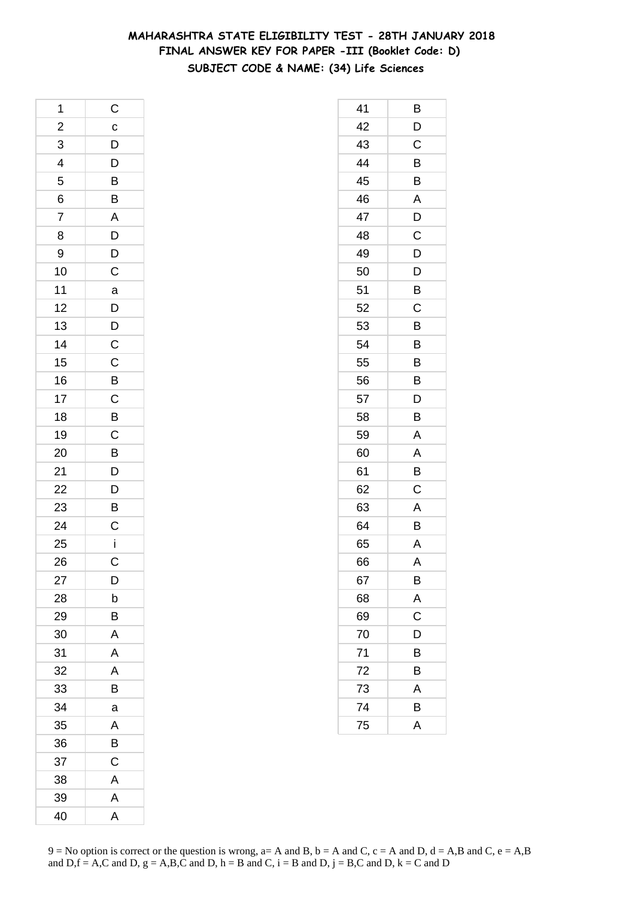# MAHARASHTRA STATE ELIGIBILITY TEST - 28TH JANUARY 2018
## FINAL ANSWER KEY FOR PAPER -III (Booklet Code: D)
### SUBJECT CODE & NAME: (34) Life Sciences

| Q | Ans |
|---|---|
| 1 | C |
| 2 | c |
| 3 | D |
| 4 | D |
| 5 | B |
| 6 | B |
| 7 | A |
| 8 | D |
| 9 | D |
| 10 | C |
| 11 | a |
| 12 | D |
| 13 | D |
| 14 | C |
| 15 | C |
| 16 | B |
| 17 | C |
| 18 | B |
| 19 | C |
| 20 | B |
| 21 | D |
| 22 | D |
| 23 | B |
| 24 | C |
| 25 | i |
| 26 | C |
| 27 | D |
| 28 | b |
| 29 | B |
| 30 | A |
| 31 | A |
| 32 | A |
| 33 | B |
| 34 | a |
| 35 | A |
| 36 | B |
| 37 | C |
| 38 | A |
| 39 | A |
| 40 | A |
| 41 | B |
| 42 | D |
| 43 | C |
| 44 | B |
| 45 | B |
| 46 | A |
| 47 | D |
| 48 | C |
| 49 | D |
| 50 | D |
| 51 | B |
| 52 | C |
| 53 | B |
| 54 | B |
| 55 | B |
| 56 | B |
| 57 | D |
| 58 | B |
| 59 | A |
| 60 | A |
| 61 | B |
| 62 | C |
| 63 | A |
| 64 | B |
| 65 | A |
| 66 | A |
| 67 | B |
| 68 | A |
| 69 | C |
| 70 | D |
| 71 | B |
| 72 | B |
| 73 | A |
| 74 | B |
| 75 | A |

9 = No option is correct or the question is wrong, a= A and B, b = A and C, c = A and D, d = A,B and C, e = A,B and D,f = A,C and D, g = A,B,C and D, h = B and C, i = B and D, j = B,C and D, k = C and D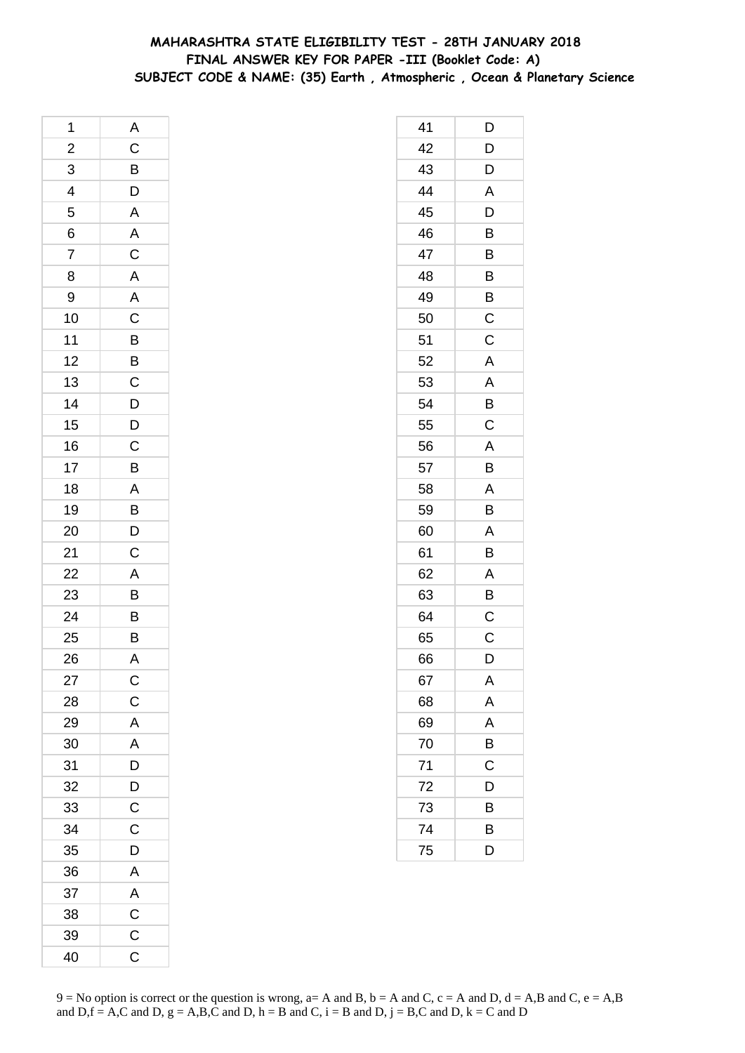# MAHARASHTRA STATE ELIGIBILITY TEST - 28TH JANUARY 2018
## FINAL ANSWER KEY FOR PAPER -III (Booklet Code: A)
## SUBJECT CODE & NAME: (35) Earth , Atmospheric , Ocean & Planetary Science

| | |
|---|---|
| 1 | A |
| 2 | C |
| 3 | B |
| 4 | D |
| 5 | A |
| 6 | A |
| 7 | C |
| 8 | A |
| 9 | A |
| 10 | C |
| 11 | B |
| 12 | B |
| 13 | C |
| 14 | D |
| 15 | D |
| 16 | C |
| 17 | B |
| 18 | A |
| 19 | B |
| 20 | D |
| 21 | C |
| 22 | A |
| 23 | B |
| 24 | B |
| 25 | B |
| 26 | A |
| 27 | C |
| 28 | C |
| 29 | A |
| 30 | A |
| 31 | D |
| 32 | D |
| 33 | C |
| 34 | C |
| 35 | D |
| 36 | A |
| 37 | A |
| 38 | C |
| 39 | C |
| 40 | C |

| | |
|---|---|
| 41 | D |
| 42 | D |
| 43 | D |
| 44 | A |
| 45 | D |
| 46 | B |
| 47 | B |
| 48 | B |
| 49 | B |
| 50 | C |
| 51 | C |
| 52 | A |
| 53 | A |
| 54 | B |
| 55 | C |
| 56 | A |
| 57 | B |
| 58 | A |
| 59 | B |
| 60 | A |
| 61 | B |
| 62 | A |
| 63 | B |
| 64 | C |
| 65 | C |
| 66 | D |
| 67 | A |
| 68 | A |
| 69 | A |
| 70 | B |
| 71 | C |
| 72 | D |
| 73 | B |
| 74 | B |
| 75 | D |

9 = No option is correct or the question is wrong, a= A and B, b = A and C, c = A and D, d = A,B and C, e = A,B and D,f = A,C and D, g = A,B,C and D, h = B and C, i = B and D, j = B,C and D, k = C and D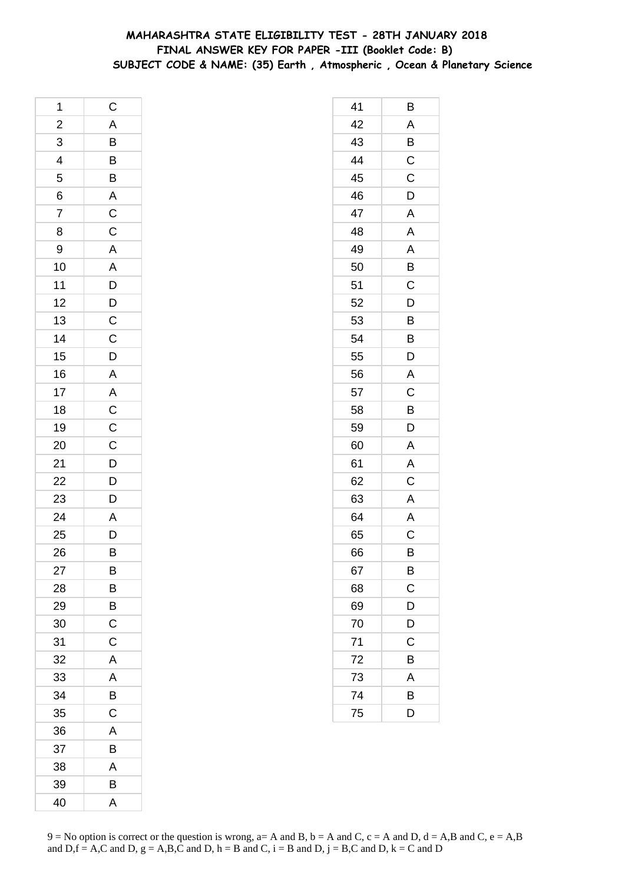# MAHARASHTRA STATE ELIGIBILITY TEST - 28TH JANUARY 2018
## FINAL ANSWER KEY FOR PAPER -III (Booklet Code: B)
## SUBJECT CODE & NAME: (35) Earth , Atmospheric , Ocean & Planetary Science

| Q | Ans |
|---|---|
| 1 | C |
| 2 | A |
| 3 | B |
| 4 | B |
| 5 | B |
| 6 | A |
| 7 | C |
| 8 | C |
| 9 | A |
| 10 | A |
| 11 | D |
| 12 | D |
| 13 | C |
| 14 | C |
| 15 | D |
| 16 | A |
| 17 | A |
| 18 | C |
| 19 | C |
| 20 | C |
| 21 | D |
| 22 | D |
| 23 | D |
| 24 | A |
| 25 | D |
| 26 | B |
| 27 | B |
| 28 | B |
| 29 | B |
| 30 | C |
| 31 | C |
| 32 | A |
| 33 | A |
| 34 | B |
| 35 | C |
| 36 | A |
| 37 | B |
| 38 | A |
| 39 | B |
| 40 | A |
| 41 | B |
| 42 | A |
| 43 | B |
| 44 | C |
| 45 | C |
| 46 | D |
| 47 | A |
| 48 | A |
| 49 | A |
| 50 | B |
| 51 | C |
| 52 | D |
| 53 | B |
| 54 | B |
| 55 | D |
| 56 | A |
| 57 | C |
| 58 | B |
| 59 | D |
| 60 | A |
| 61 | A |
| 62 | C |
| 63 | A |
| 64 | A |
| 65 | C |
| 66 | B |
| 67 | B |
| 68 | C |
| 69 | D |
| 70 | D |
| 71 | C |
| 72 | B |
| 73 | A |
| 74 | B |
| 75 | D |

9 = No option is correct or the question is wrong, a= A and B, b = A and C, c = A and D, d = A,B and C, e = A,B and D,f = A,C and D, g = A,B,C and D, h = B and C, i = B and D, j = B,C and D, k = C and D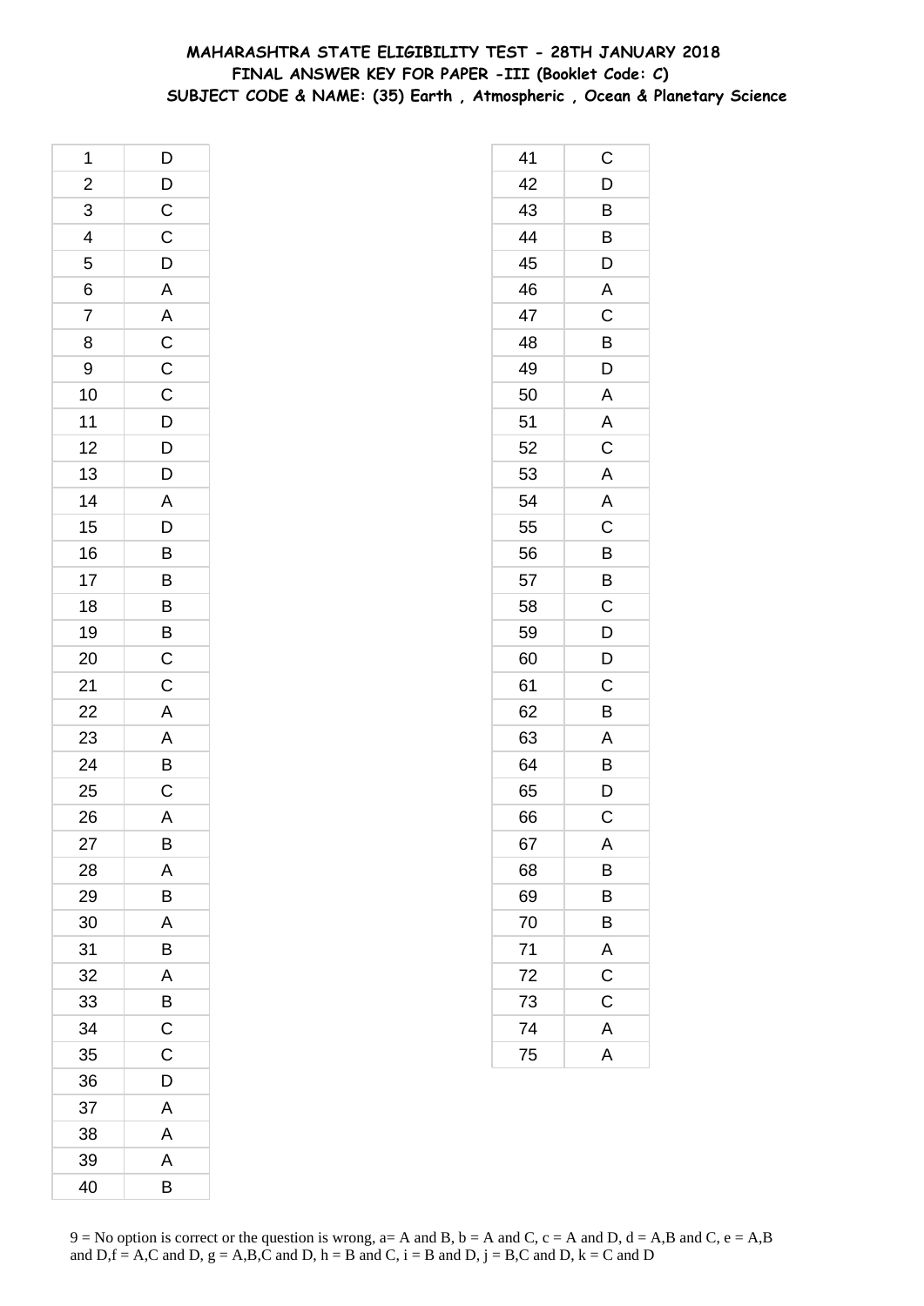# MAHARASHTRA STATE ELIGIBILITY TEST - 28TH JANUARY 2018
## FINAL ANSWER KEY FOR PAPER -III (Booklet Code: C)
### SUBJECT CODE & NAME: (35) Earth , Atmospheric , Ocean & Planetary Science

| | |
|---|---|
| 1 | D |
| 2 | D |
| 3 | C |
| 4 | C |
| 5 | D |
| 6 | A |
| 7 | A |
| 8 | C |
| 9 | C |
| 10 | C |
| 11 | D |
| 12 | D |
| 13 | D |
| 14 | A |
| 15 | D |
| 16 | B |
| 17 | B |
| 18 | B |
| 19 | B |
| 20 | C |
| 21 | C |
| 22 | A |
| 23 | A |
| 24 | B |
| 25 | C |
| 26 | A |
| 27 | B |
| 28 | A |
| 29 | B |
| 30 | A |
| 31 | B |
| 32 | A |
| 33 | B |
| 34 | C |
| 35 | C |
| 36 | D |
| 37 | A |
| 38 | A |
| 39 | A |
| 40 | B |

| | |
|---|---|
| 41 | C |
| 42 | D |
| 43 | B |
| 44 | B |
| 45 | D |
| 46 | A |
| 47 | C |
| 48 | B |
| 49 | D |
| 50 | A |
| 51 | A |
| 52 | C |
| 53 | A |
| 54 | A |
| 55 | C |
| 56 | B |
| 57 | B |
| 58 | C |
| 59 | D |
| 60 | D |
| 61 | C |
| 62 | B |
| 63 | A |
| 64 | B |
| 65 | D |
| 66 | C |
| 67 | A |
| 68 | B |
| 69 | B |
| 70 | B |
| 71 | A |
| 72 | C |
| 73 | C |
| 74 | A |
| 75 | A |

9 = No option is correct or the question is wrong, a= A and B, b = A and C, c = A and D, d = A,B and C, e = A,B and D,f = A,C and D, g = A,B,C and D, h = B and C, i = B and D, j = B,C and D, k = C and D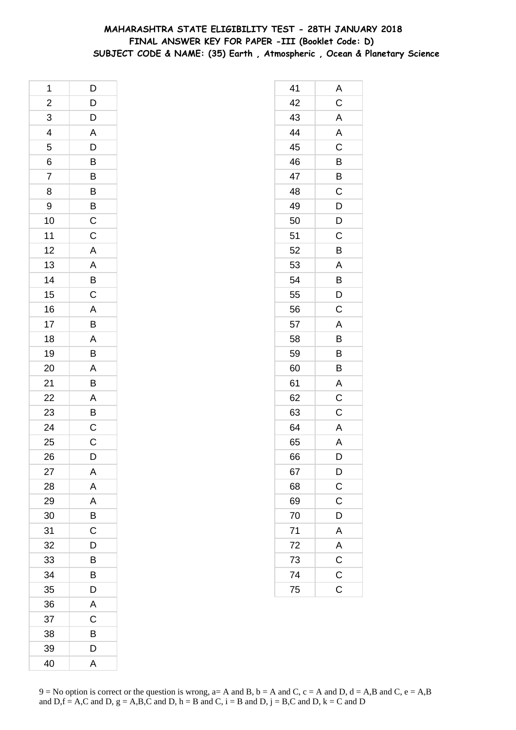# MAHARASHTRA STATE ELIGIBILITY TEST - 28TH JANUARY 2018
## FINAL ANSWER KEY FOR PAPER -III (Booklet Code: D)
## SUBJECT CODE & NAME: (35) Earth , Atmospheric , Ocean & Planetary Science

| | |
|---|---|
| 1 | D |
| 2 | D |
| 3 | D |
| 4 | A |
| 5 | D |
| 6 | B |
| 7 | B |
| 8 | B |
| 9 | B |
| 10 | C |
| 11 | C |
| 12 | A |
| 13 | A |
| 14 | B |
| 15 | C |
| 16 | A |
| 17 | B |
| 18 | A |
| 19 | B |
| 20 | A |
| 21 | B |
| 22 | A |
| 23 | B |
| 24 | C |
| 25 | C |
| 26 | D |
| 27 | A |
| 28 | A |
| 29 | A |
| 30 | B |
| 31 | C |
| 32 | D |
| 33 | B |
| 34 | B |
| 35 | D |
| 36 | A |
| 37 | C |
| 38 | B |
| 39 | D |
| 40 | A |
| 41 | A |
| 42 | C |
| 43 | A |
| 44 | A |
| 45 | C |
| 46 | B |
| 47 | B |
| 48 | C |
| 49 | D |
| 50 | D |
| 51 | C |
| 52 | B |
| 53 | A |
| 54 | B |
| 55 | D |
| 56 | C |
| 57 | A |
| 58 | B |
| 59 | B |
| 60 | B |
| 61 | A |
| 62 | C |
| 63 | C |
| 64 | A |
| 65 | A |
| 66 | D |
| 67 | D |
| 68 | C |
| 69 | C |
| 70 | D |
| 71 | A |
| 72 | A |
| 73 | C |
| 74 | C |
| 75 | C |

9 = No option is correct or the question is wrong, a= A and B, b = A and C, c = A and D, d = A,B and C, e = A,B and D,f = A,C and D, g = A,B,C and D, h = B and C, i = B and D, j = B,C and D, k = C and D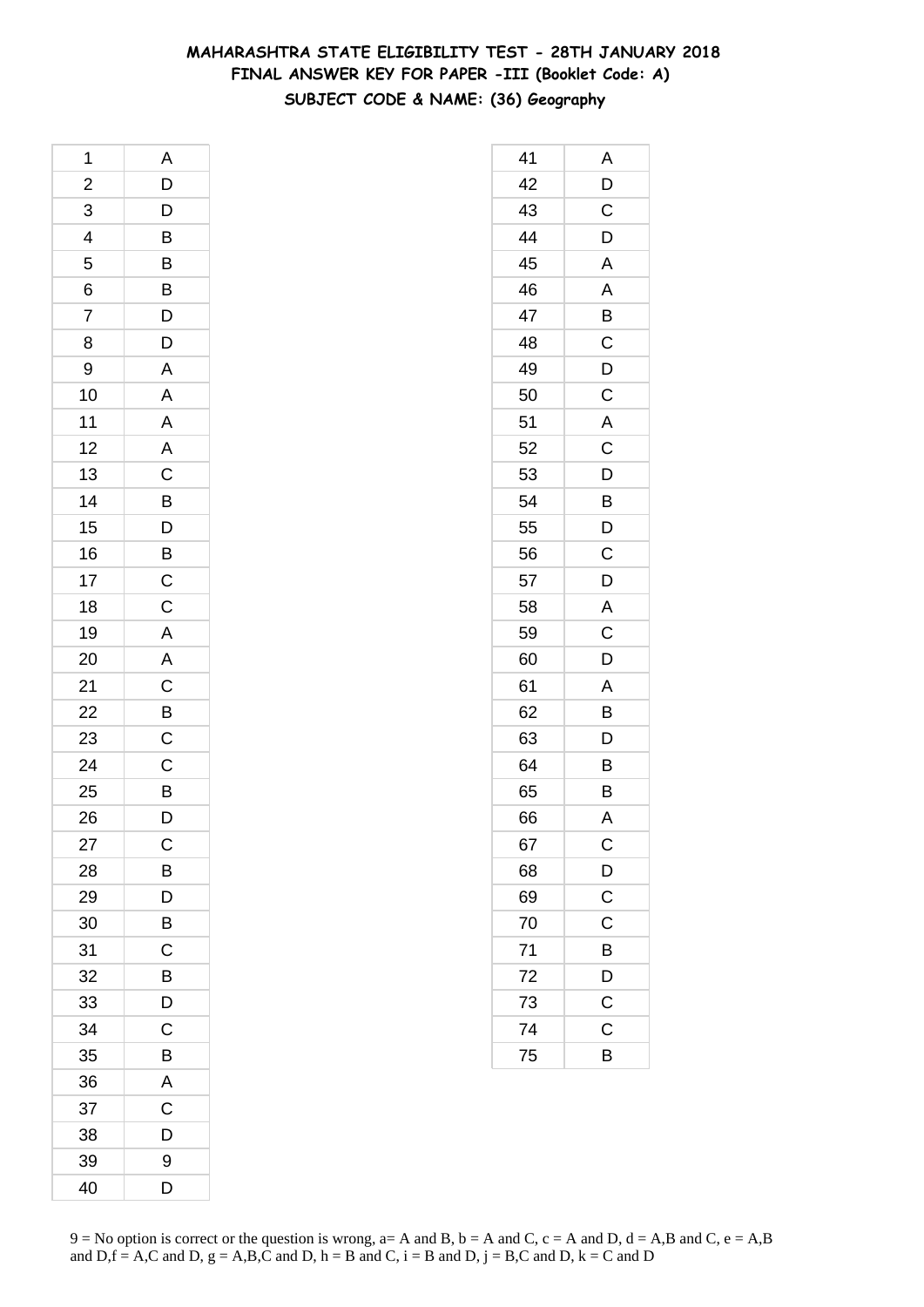**MAHARASHTRA STATE ELIGIBILITY TEST - 28TH JANUARY 2018**
**FINAL ANSWER KEY FOR PAPER -III (Booklet Code: A)**
**SUBJECT CODE & NAME: (36) Geography**

| | |
|---|---|
| 1 | A |
| 2 | D |
| 3 | D |
| 4 | B |
| 5 | B |
| 6 | B |
| 7 | D |
| 8 | D |
| 9 | A |
| 10 | A |
| 11 | A |
| 12 | A |
| 13 | C |
| 14 | B |
| 15 | D |
| 16 | B |
| 17 | C |
| 18 | C |
| 19 | A |
| 20 | A |
| 21 | C |
| 22 | B |
| 23 | C |
| 24 | C |
| 25 | B |
| 26 | D |
| 27 | C |
| 28 | B |
| 29 | D |
| 30 | B |
| 31 | C |
| 32 | B |
| 33 | D |
| 34 | C |
| 35 | B |
| 36 | A |
| 37 | C |
| 38 | D |
| 39 | 9 |
| 40 | D |

| | |
|---|---|
| 41 | A |
| 42 | D |
| 43 | C |
| 44 | D |
| 45 | A |
| 46 | A |
| 47 | B |
| 48 | C |
| 49 | D |
| 50 | C |
| 51 | A |
| 52 | C |
| 53 | D |
| 54 | B |
| 55 | D |
| 56 | C |
| 57 | D |
| 58 | A |
| 59 | C |
| 60 | D |
| 61 | A |
| 62 | B |
| 63 | D |
| 64 | B |
| 65 | B |
| 66 | A |
| 67 | C |
| 68 | D |
| 69 | C |
| 70 | C |
| 71 | B |
| 72 | D |
| 73 | C |
| 74 | C |
| 75 | B |

9 = No option is correct or the question is wrong, a= A and B, b = A and C, c = A and D, d = A,B and C, e = A,B and D,f = A,C and D, g = A,B,C and D, h = B and C, i = B and D, j = B,C and D, k = C and D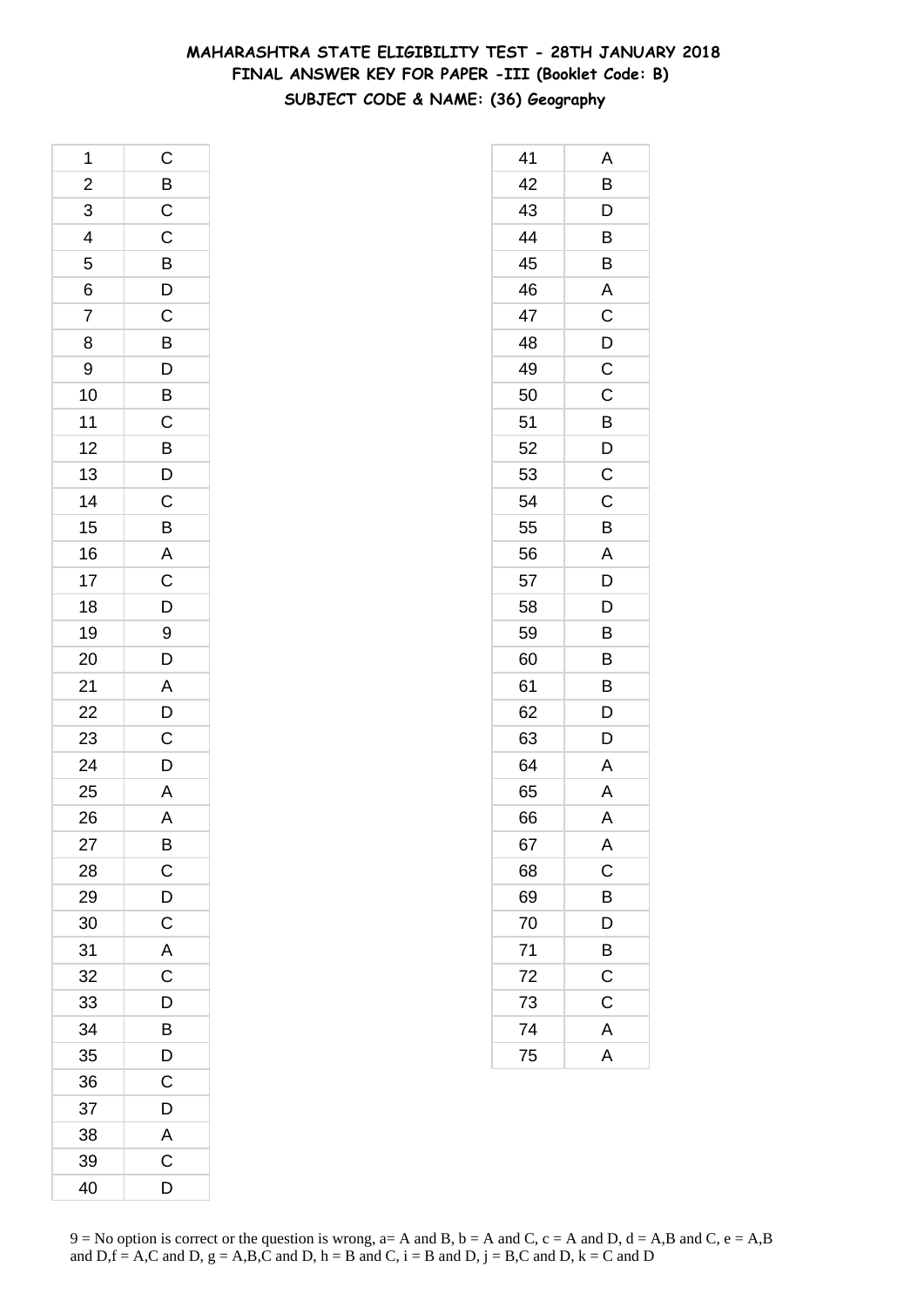# MAHARASHTRA STATE ELIGIBILITY TEST - 28TH JANUARY 2018

## FINAL ANSWER KEY FOR PAPER -III (Booklet Code: B)

### SUBJECT CODE & NAME: (36) Geography

| Q | Ans |
|---|---|
| 1 | C |
| 2 | B |
| 3 | C |
| 4 | C |
| 5 | B |
| 6 | D |
| 7 | C |
| 8 | B |
| 9 | D |
| 10 | B |
| 11 | C |
| 12 | B |
| 13 | D |
| 14 | C |
| 15 | B |
| 16 | A |
| 17 | C |
| 18 | D |
| 19 | 9 |
| 20 | D |
| 21 | A |
| 22 | D |
| 23 | C |
| 24 | D |
| 25 | A |
| 26 | A |
| 27 | B |
| 28 | C |
| 29 | D |
| 30 | C |
| 31 | A |
| 32 | C |
| 33 | D |
| 34 | B |
| 35 | D |
| 36 | C |
| 37 | D |
| 38 | A |
| 39 | C |
| 40 | D |

| Q | Ans |
|---|---|
| 41 | A |
| 42 | B |
| 43 | D |
| 44 | B |
| 45 | B |
| 46 | A |
| 47 | C |
| 48 | D |
| 49 | C |
| 50 | C |
| 51 | B |
| 52 | D |
| 53 | C |
| 54 | C |
| 55 | B |
| 56 | A |
| 57 | D |
| 58 | D |
| 59 | B |
| 60 | B |
| 61 | B |
| 62 | D |
| 63 | D |
| 64 | A |
| 65 | A |
| 66 | A |
| 67 | A |
| 68 | C |
| 69 | B |
| 70 | D |
| 71 | B |
| 72 | C |
| 73 | C |
| 74 | A |
| 75 | A |

9 = No option is correct or the question is wrong, a= A and B, b = A and C, c = A and D, d = A,B and C, e = A,B and D,f = A,C and D, g = A,B,C and D, h = B and C, i = B and D, j = B,C and D, k = C and D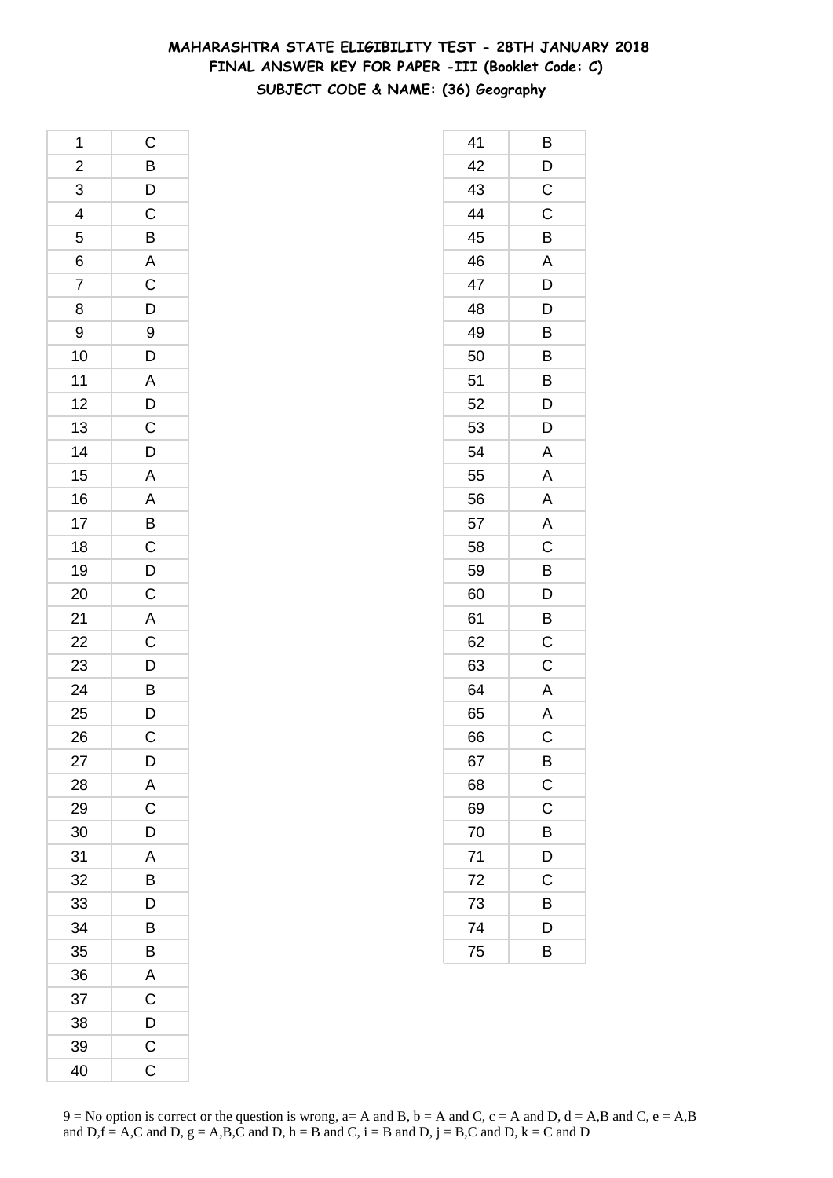# MAHARASHTRA STATE ELIGIBILITY TEST - 28TH JANUARY 2018
## FINAL ANSWER KEY FOR PAPER -III (Booklet Code: C)
### SUBJECT CODE & NAME: (36) Geography

| | |
|---|---|
| 1 | C |
| 2 | B |
| 3 | D |
| 4 | C |
| 5 | B |
| 6 | A |
| 7 | C |
| 8 | D |
| 9 | 9 |
| 10 | D |
| 11 | A |
| 12 | D |
| 13 | C |
| 14 | D |
| 15 | A |
| 16 | A |
| 17 | B |
| 18 | C |
| 19 | D |
| 20 | C |
| 21 | A |
| 22 | C |
| 23 | D |
| 24 | B |
| 25 | D |
| 26 | C |
| 27 | D |
| 28 | A |
| 29 | C |
| 30 | D |
| 31 | A |
| 32 | B |
| 33 | D |
| 34 | B |
| 35 | B |
| 36 | A |
| 37 | C |
| 38 | D |
| 39 | C |
| 40 | C |

| | |
|---|---|
| 41 | B |
| 42 | D |
| 43 | C |
| 44 | C |
| 45 | B |
| 46 | A |
| 47 | D |
| 48 | D |
| 49 | B |
| 50 | B |
| 51 | B |
| 52 | D |
| 53 | D |
| 54 | A |
| 55 | A |
| 56 | A |
| 57 | A |
| 58 | C |
| 59 | B |
| 60 | D |
| 61 | B |
| 62 | C |
| 63 | C |
| 64 | A |
| 65 | A |
| 66 | C |
| 67 | B |
| 68 | C |
| 69 | C |
| 70 | B |
| 71 | D |
| 72 | C |
| 73 | B |
| 74 | D |
| 75 | B |

9 = No option is correct or the question is wrong, a= A and B, b = A and C, c = A and D, d = A,B and C, e = A,B and D,f = A,C and D, g = A,B,C and D, h = B and C, i = B and D, j = B,C and D, k = C and D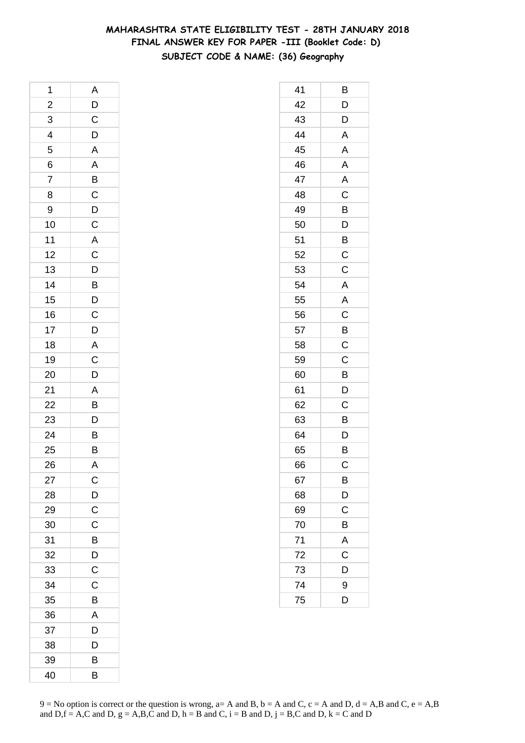# MAHARASHTRA STATE ELIGIBILITY TEST - 28TH JANUARY 2018
## FINAL ANSWER KEY FOR PAPER -III (Booklet Code: D)
### SUBJECT CODE & NAME: (36) Geography

| | |
|---|---|
| 1 | A |
| 2 | D |
| 3 | C |
| 4 | D |
| 5 | A |
| 6 | A |
| 7 | B |
| 8 | C |
| 9 | D |
| 10 | C |
| 11 | A |
| 12 | C |
| 13 | D |
| 14 | B |
| 15 | D |
| 16 | C |
| 17 | D |
| 18 | A |
| 19 | C |
| 20 | D |
| 21 | A |
| 22 | B |
| 23 | D |
| 24 | B |
| 25 | B |
| 26 | A |
| 27 | C |
| 28 | D |
| 29 | C |
| 30 | C |
| 31 | B |
| 32 | D |
| 33 | C |
| 34 | C |
| 35 | B |
| 36 | A |
| 37 | D |
| 38 | D |
| 39 | B |
| 40 | B |

| | |
|---|---|
| 41 | B |
| 42 | D |
| 43 | D |
| 44 | A |
| 45 | A |
| 46 | A |
| 47 | A |
| 48 | C |
| 49 | B |
| 50 | D |
| 51 | B |
| 52 | C |
| 53 | C |
| 54 | A |
| 55 | A |
| 56 | C |
| 57 | B |
| 58 | C |
| 59 | C |
| 60 | B |
| 61 | D |
| 62 | C |
| 63 | B |
| 64 | D |
| 65 | B |
| 66 | C |
| 67 | B |
| 68 | D |
| 69 | C |
| 70 | B |
| 71 | A |
| 72 | C |
| 73 | D |
| 74 | 9 |
| 75 | D |

9 = No option is correct or the question is wrong, a= A and B, b = A and C, c = A and D, d = A,B and C, e = A,B and D,f = A,C and D, g = A,B,C and D, h = B and C, i = B and D, j = B,C and D, k = C and D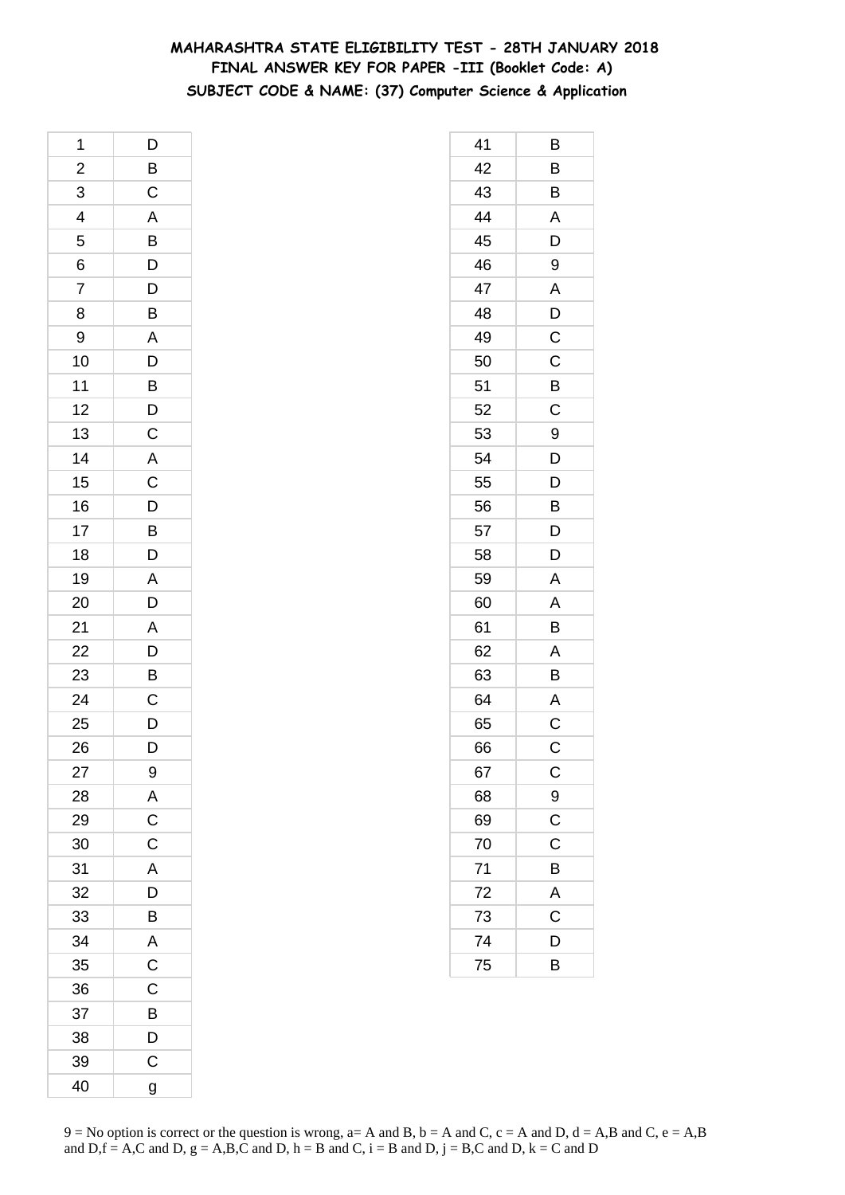# MAHARASHTRA STATE ELIGIBILITY TEST - 28TH JANUARY 2018
## FINAL ANSWER KEY FOR PAPER -III (Booklet Code: A)
### SUBJECT CODE & NAME: (37) Computer Science & Application

| | |
|---|---|
| 1 | D |
| 2 | B |
| 3 | C |
| 4 | A |
| 5 | B |
| 6 | D |
| 7 | D |
| 8 | B |
| 9 | A |
| 10 | D |
| 11 | B |
| 12 | D |
| 13 | C |
| 14 | A |
| 15 | C |
| 16 | D |
| 17 | B |
| 18 | D |
| 19 | A |
| 20 | D |
| 21 | A |
| 22 | D |
| 23 | B |
| 24 | C |
| 25 | D |
| 26 | D |
| 27 | 9 |
| 28 | A |
| 29 | C |
| 30 | C |
| 31 | A |
| 32 | D |
| 33 | B |
| 34 | A |
| 35 | C |
| 36 | C |
| 37 | B |
| 38 | D |
| 39 | C |
| 40 | g |

| | |
|---|---|
| 41 | B |
| 42 | B |
| 43 | B |
| 44 | A |
| 45 | D |
| 46 | 9 |
| 47 | A |
| 48 | D |
| 49 | C |
| 50 | C |
| 51 | B |
| 52 | C |
| 53 | 9 |
| 54 | D |
| 55 | D |
| 56 | B |
| 57 | D |
| 58 | D |
| 59 | A |
| 60 | A |
| 61 | B |
| 62 | A |
| 63 | B |
| 64 | A |
| 65 | C |
| 66 | C |
| 67 | C |
| 68 | 9 |
| 69 | C |
| 70 | C |
| 71 | B |
| 72 | A |
| 73 | C |
| 74 | D |
| 75 | B |

9 = No option is correct or the question is wrong, a= A and B, b = A and C, c = A and D, d = A,B and C, e = A,B and D,f = A,C and D, g = A,B,C and D, h = B and C, i = B and D, j = B,C and D, k = C and D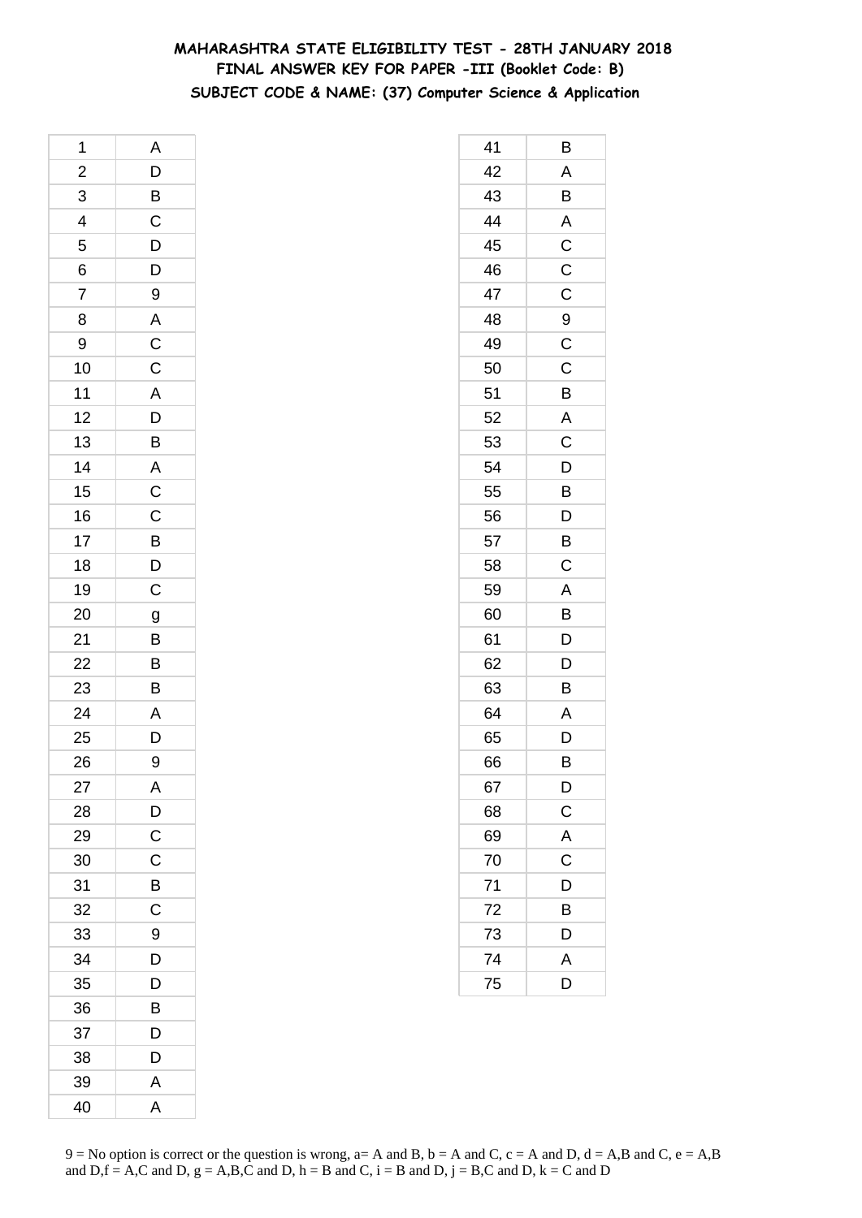**MAHARASHTRA STATE ELIGIBILITY TEST - 28TH JANUARY 2018**
**FINAL ANSWER KEY FOR PAPER -III (Booklet Code: B)**
**SUBJECT CODE & NAME: (37) Computer Science & Application**

| Q | Ans |
|---|---|
| 1 | A |
| 2 | D |
| 3 | B |
| 4 | C |
| 5 | D |
| 6 | D |
| 7 | 9 |
| 8 | A |
| 9 | C |
| 10 | C |
| 11 | A |
| 12 | D |
| 13 | B |
| 14 | A |
| 15 | C |
| 16 | C |
| 17 | B |
| 18 | D |
| 19 | C |
| 20 | g |
| 21 | B |
| 22 | B |
| 23 | B |
| 24 | A |
| 25 | D |
| 26 | 9 |
| 27 | A |
| 28 | D |
| 29 | C |
| 30 | C |
| 31 | B |
| 32 | C |
| 33 | 9 |
| 34 | D |
| 35 | D |
| 36 | B |
| 37 | D |
| 38 | D |
| 39 | A |
| 40 | A |
| 41 | B |
| 42 | A |
| 43 | B |
| 44 | A |
| 45 | C |
| 46 | C |
| 47 | C |
| 48 | 9 |
| 49 | C |
| 50 | C |
| 51 | B |
| 52 | A |
| 53 | C |
| 54 | D |
| 55 | B |
| 56 | D |
| 57 | B |
| 58 | C |
| 59 | A |
| 60 | B |
| 61 | D |
| 62 | D |
| 63 | B |
| 64 | A |
| 65 | D |
| 66 | B |
| 67 | D |
| 68 | C |
| 69 | A |
| 70 | C |
| 71 | D |
| 72 | B |
| 73 | D |
| 74 | A |
| 75 | D |

9 = No option is correct or the question is wrong, a= A and B, b = A and C, c = A and D, d = A,B and C, e = A,B and D,f = A,C and D, g = A,B,C and D, h = B and C, i = B and D, j = B,C and D, k = C and D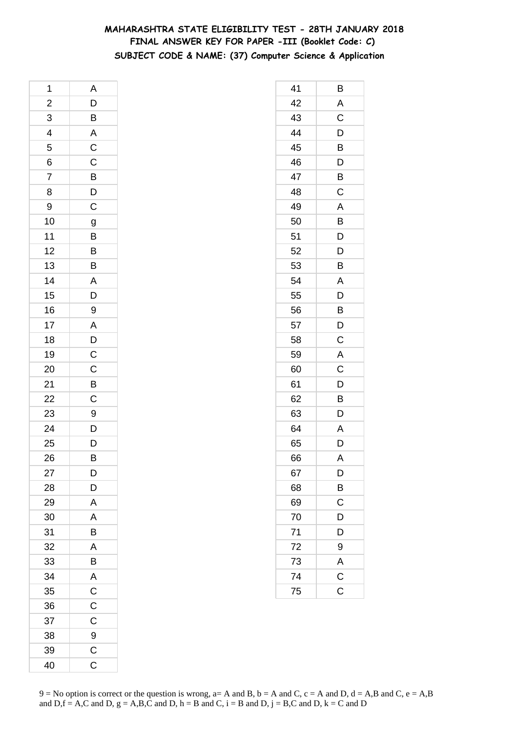# MAHARASHTRA STATE ELIGIBILITY TEST - 28TH JANUARY 2018
## FINAL ANSWER KEY FOR PAPER -III (Booklet Code: C)
### SUBJECT CODE & NAME: (37) Computer Science & Application

| | |
|---|---|
| 1 | A |
| 2 | D |
| 3 | B |
| 4 | A |
| 5 | C |
| 6 | C |
| 7 | B |
| 8 | D |
| 9 | C |
| 10 | g |
| 11 | B |
| 12 | B |
| 13 | B |
| 14 | A |
| 15 | D |
| 16 | 9 |
| 17 | A |
| 18 | D |
| 19 | C |
| 20 | C |
| 21 | B |
| 22 | C |
| 23 | 9 |
| 24 | D |
| 25 | D |
| 26 | B |
| 27 | D |
| 28 | D |
| 29 | A |
| 30 | A |
| 31 | B |
| 32 | A |
| 33 | B |
| 34 | A |
| 35 | C |
| 36 | C |
| 37 | C |
| 38 | 9 |
| 39 | C |
| 40 | C |

| | |
|---|---|
| 41 | B |
| 42 | A |
| 43 | C |
| 44 | D |
| 45 | B |
| 46 | D |
| 47 | B |
| 48 | C |
| 49 | A |
| 50 | B |
| 51 | D |
| 52 | D |
| 53 | B |
| 54 | A |
| 55 | D |
| 56 | B |
| 57 | D |
| 58 | C |
| 59 | A |
| 60 | C |
| 61 | D |
| 62 | B |
| 63 | D |
| 64 | A |
| 65 | D |
| 66 | A |
| 67 | D |
| 68 | B |
| 69 | C |
| 70 | D |
| 71 | D |
| 72 | 9 |
| 73 | A |
| 74 | C |
| 75 | C |

9 = No option is correct or the question is wrong, a= A and B, b = A and C, c = A and D, d = A,B and C, e = A,B and D,f = A,C and D, g = A,B,C and D, h = B and C, i = B and D, j = B,C and D, k = C and D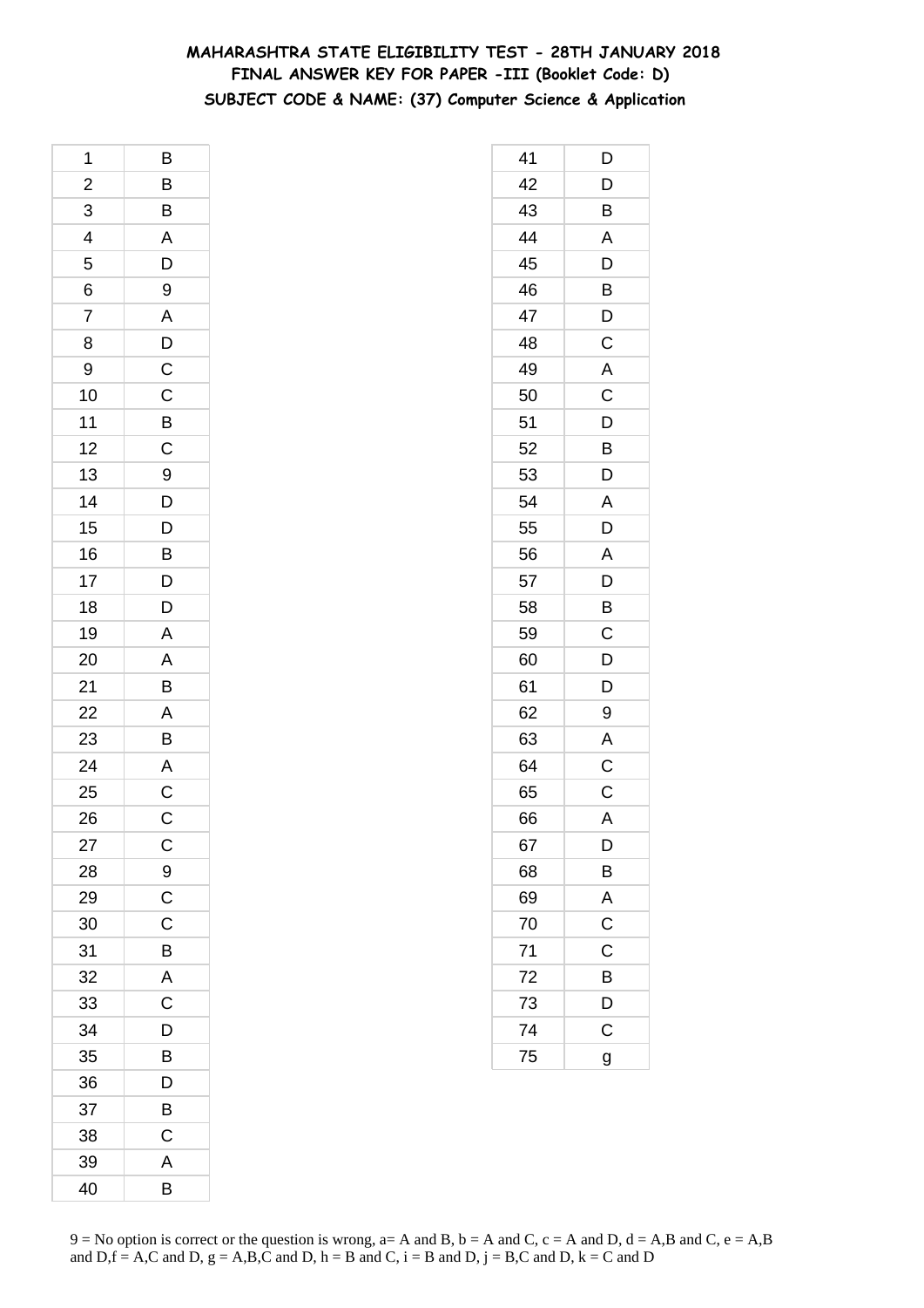# MAHARASHTRA STATE ELIGIBILITY TEST - 28TH JANUARY 2018
## FINAL ANSWER KEY FOR PAPER -III (Booklet Code: D)
### SUBJECT CODE & NAME: (37) Computer Science & Application

| | |
|---|---|
| 1 | B |
| 2 | B |
| 3 | B |
| 4 | A |
| 5 | D |
| 6 | 9 |
| 7 | A |
| 8 | D |
| 9 | C |
| 10 | C |
| 11 | B |
| 12 | C |
| 13 | 9 |
| 14 | D |
| 15 | D |
| 16 | B |
| 17 | D |
| 18 | D |
| 19 | A |
| 20 | A |
| 21 | B |
| 22 | A |
| 23 | B |
| 24 | A |
| 25 | C |
| 26 | C |
| 27 | C |
| 28 | 9 |
| 29 | C |
| 30 | C |
| 31 | B |
| 32 | A |
| 33 | C |
| 34 | D |
| 35 | B |
| 36 | D |
| 37 | B |
| 38 | C |
| 39 | A |
| 40 | B |

| | |
|---|---|
| 41 | D |
| 42 | D |
| 43 | B |
| 44 | A |
| 45 | D |
| 46 | B |
| 47 | D |
| 48 | C |
| 49 | A |
| 50 | C |
| 51 | D |
| 52 | B |
| 53 | D |
| 54 | A |
| 55 | D |
| 56 | A |
| 57 | D |
| 58 | B |
| 59 | C |
| 60 | D |
| 61 | D |
| 62 | 9 |
| 63 | A |
| 64 | C |
| 65 | C |
| 66 | A |
| 67 | D |
| 68 | B |
| 69 | A |
| 70 | C |
| 71 | C |
| 72 | B |
| 73 | D |
| 74 | C |
| 75 | g |

9 = No option is correct or the question is wrong, a= A and B, b = A and C, c = A and D, d = A,B and C, e = A,B and D,f = A,C and D, g = A,B,C and D, h = B and C, i = B and D, j = B,C and D, k = C and D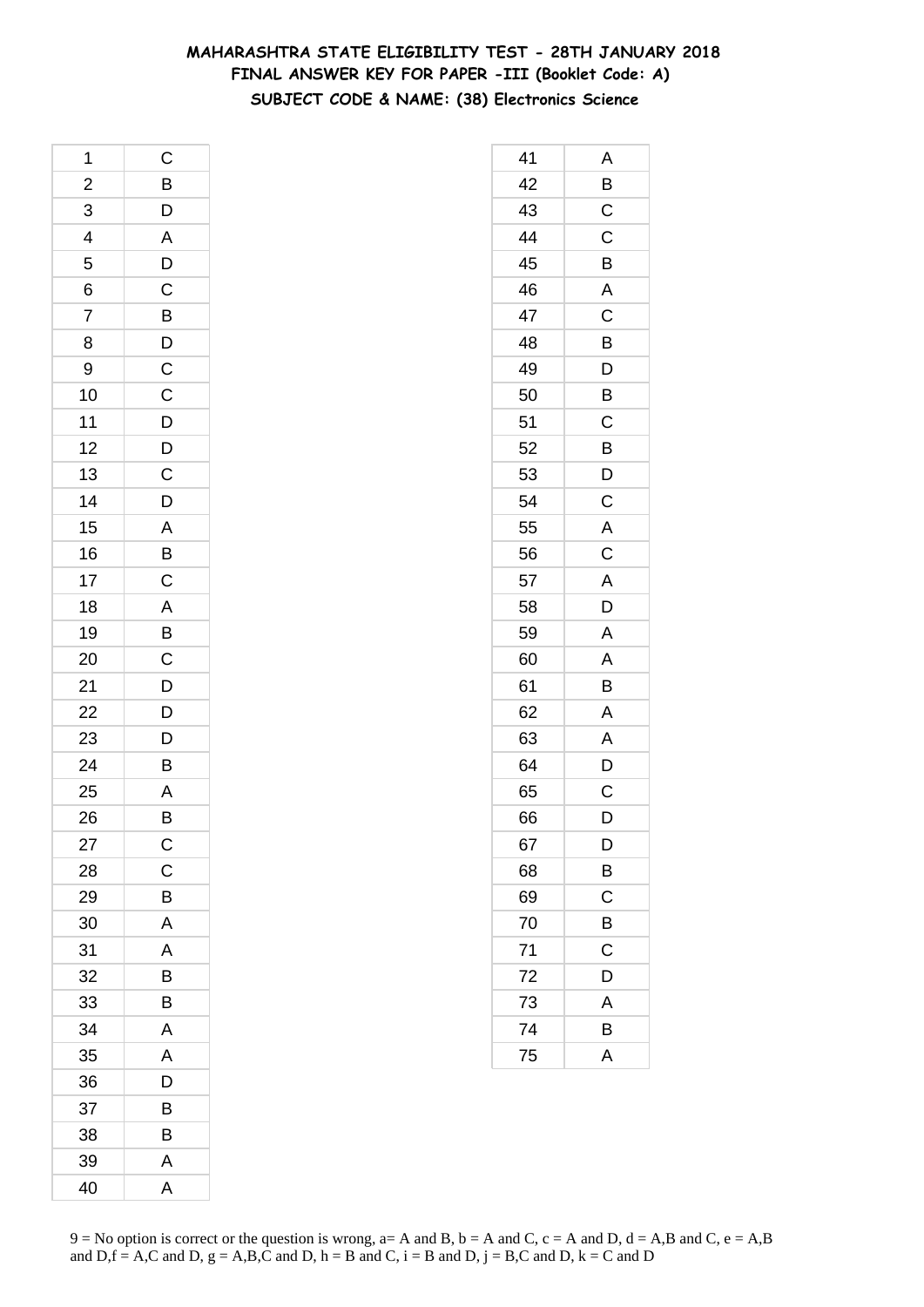# MAHARASHTRA STATE ELIGIBILITY TEST - 28TH JANUARY 2018
## FINAL ANSWER KEY FOR PAPER -III (Booklet Code: A)
### SUBJECT CODE & NAME: (38) Electronics Science

| Q | Ans |
|---|---|
| 1 | C |
| 2 | B |
| 3 | D |
| 4 | A |
| 5 | D |
| 6 | C |
| 7 | B |
| 8 | D |
| 9 | C |
| 10 | C |
| 11 | D |
| 12 | D |
| 13 | C |
| 14 | D |
| 15 | A |
| 16 | B |
| 17 | C |
| 18 | A |
| 19 | B |
| 20 | C |
| 21 | D |
| 22 | D |
| 23 | D |
| 24 | B |
| 25 | A |
| 26 | B |
| 27 | C |
| 28 | C |
| 29 | B |
| 30 | A |
| 31 | A |
| 32 | B |
| 33 | B |
| 34 | A |
| 35 | A |
| 36 | D |
| 37 | B |
| 38 | B |
| 39 | A |
| 40 | A |

| Q | Ans |
|---|---|
| 41 | A |
| 42 | B |
| 43 | C |
| 44 | C |
| 45 | B |
| 46 | A |
| 47 | C |
| 48 | B |
| 49 | D |
| 50 | B |
| 51 | C |
| 52 | B |
| 53 | D |
| 54 | C |
| 55 | A |
| 56 | C |
| 57 | A |
| 58 | D |
| 59 | A |
| 60 | A |
| 61 | B |
| 62 | A |
| 63 | A |
| 64 | D |
| 65 | C |
| 66 | D |
| 67 | D |
| 68 | B |
| 69 | C |
| 70 | B |
| 71 | C |
| 72 | D |
| 73 | A |
| 74 | B |
| 75 | A |

9 = No option is correct or the question is wrong, a= A and B, b = A and C, c = A and D, d = A,B and C, e = A,B and D,f = A,C and D, g = A,B,C and D, h = B and C, i = B and D, j = B,C and D, k = C and D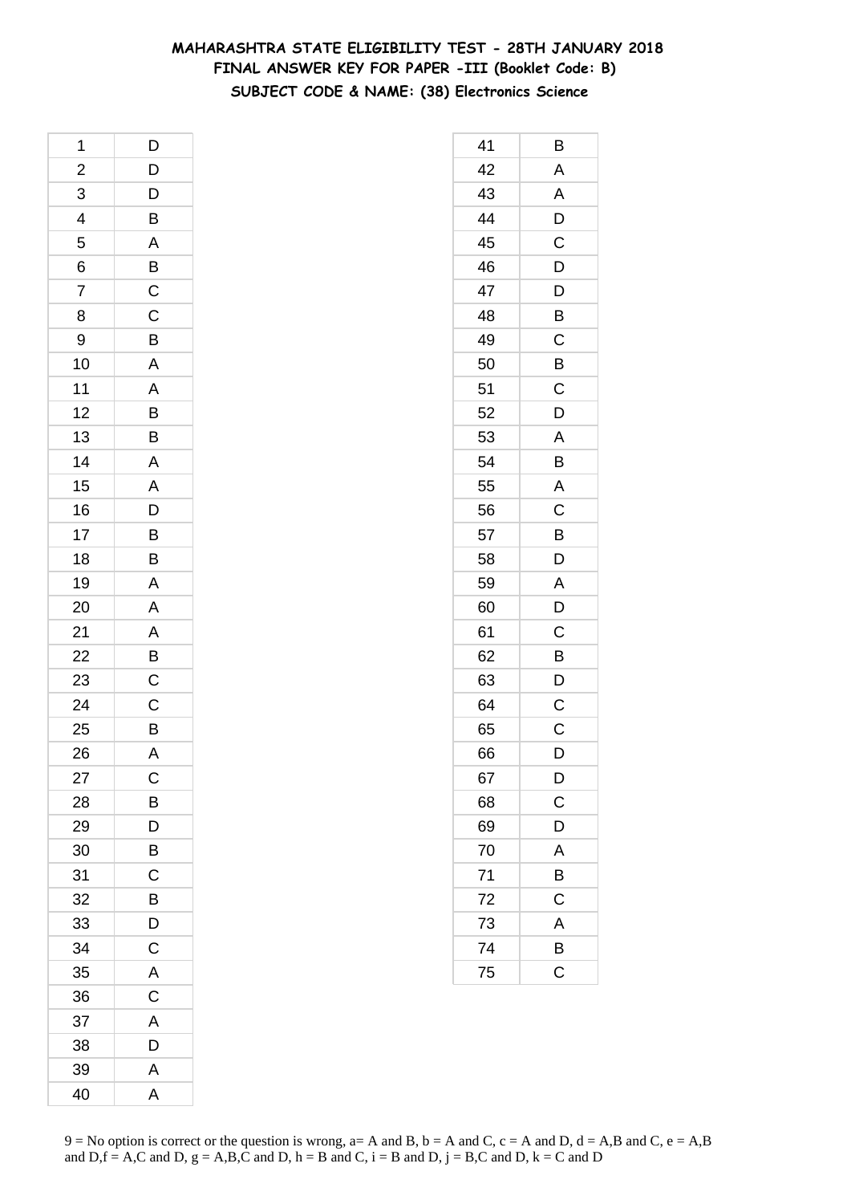# MAHARASHTRA STATE ELIGIBILITY TEST - 28TH JANUARY 2018
## FINAL ANSWER KEY FOR PAPER -III (Booklet Code: B)
### SUBJECT CODE & NAME: (38) Electronics Science

| | |
|---|---|
| 1 | D |
| 2 | D |
| 3 | D |
| 4 | B |
| 5 | A |
| 6 | B |
| 7 | C |
| 8 | C |
| 9 | B |
| 10 | A |
| 11 | A |
| 12 | B |
| 13 | B |
| 14 | A |
| 15 | A |
| 16 | D |
| 17 | B |
| 18 | B |
| 19 | A |
| 20 | A |
| 21 | A |
| 22 | B |
| 23 | C |
| 24 | C |
| 25 | B |
| 26 | A |
| 27 | C |
| 28 | B |
| 29 | D |
| 30 | B |
| 31 | C |
| 32 | B |
| 33 | D |
| 34 | C |
| 35 | A |
| 36 | C |
| 37 | A |
| 38 | D |
| 39 | A |
| 40 | A |
| 41 | B |
| 42 | A |
| 43 | A |
| 44 | D |
| 45 | C |
| 46 | D |
| 47 | D |
| 48 | B |
| 49 | C |
| 50 | B |
| 51 | C |
| 52 | D |
| 53 | A |
| 54 | B |
| 55 | A |
| 56 | C |
| 57 | B |
| 58 | D |
| 59 | A |
| 60 | D |
| 61 | C |
| 62 | B |
| 63 | D |
| 64 | C |
| 65 | C |
| 66 | D |
| 67 | D |
| 68 | C |
| 69 | D |
| 70 | A |
| 71 | B |
| 72 | C |
| 73 | A |
| 74 | B |
| 75 | C |

9 = No option is correct or the question is wrong, a= A and B, b = A and C, c = A and D, d = A,B and C, e = A,B and D,f = A,C and D, g = A,B,C and D, h = B and C, i = B and D, j = B,C and D, k = C and D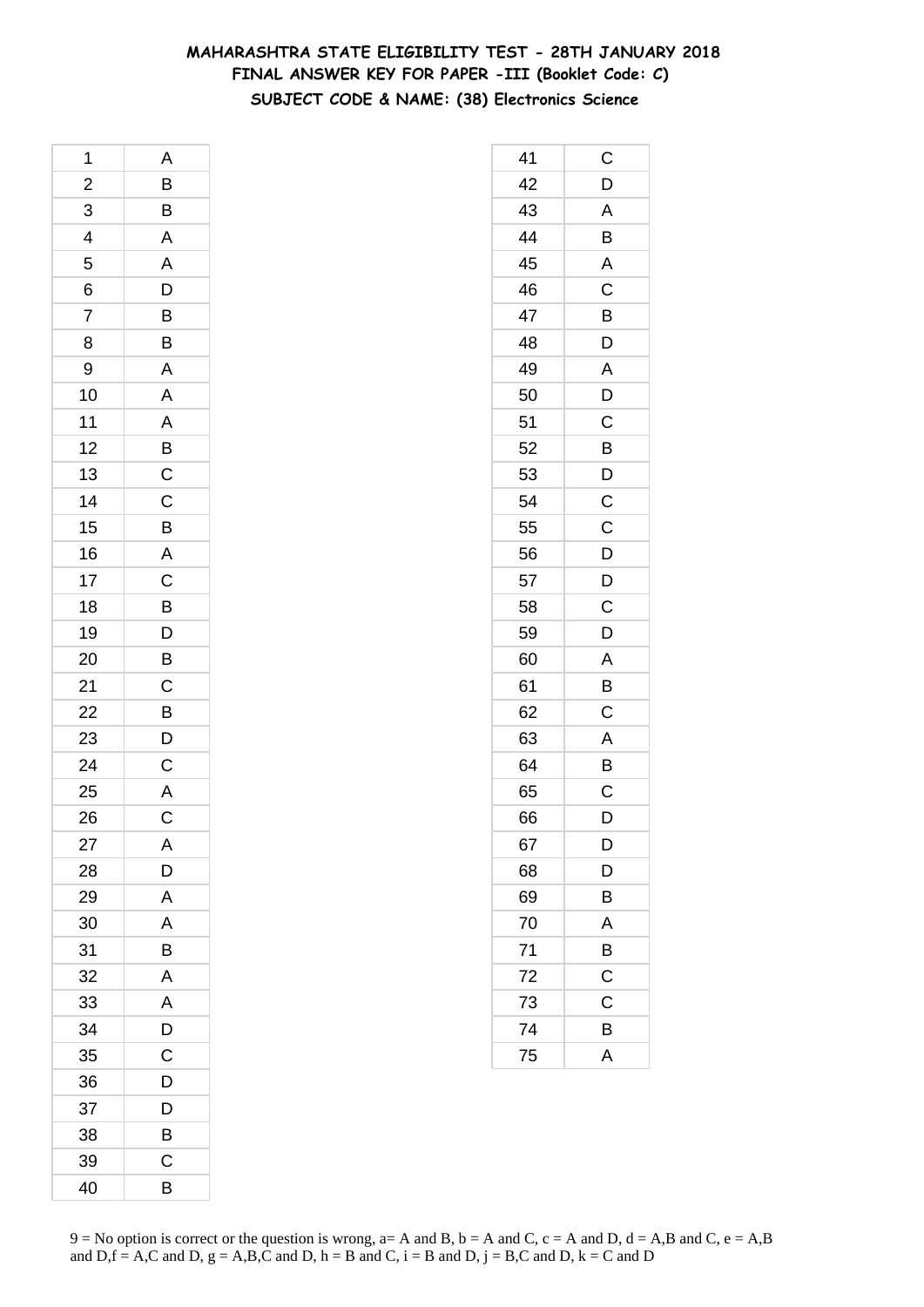# MAHARASHTRA STATE ELIGIBILITY TEST - 28TH JANUARY 2018
## FINAL ANSWER KEY FOR PAPER -III (Booklet Code: C)
### SUBJECT CODE & NAME: (38) Electronics Science

| | |
|---|---|
| 1 | A |
| 2 | B |
| 3 | B |
| 4 | A |
| 5 | A |
| 6 | D |
| 7 | B |
| 8 | B |
| 9 | A |
| 10 | A |
| 11 | A |
| 12 | B |
| 13 | C |
| 14 | C |
| 15 | B |
| 16 | A |
| 17 | C |
| 18 | B |
| 19 | D |
| 20 | B |
| 21 | C |
| 22 | B |
| 23 | D |
| 24 | C |
| 25 | A |
| 26 | C |
| 27 | A |
| 28 | D |
| 29 | A |
| 30 | A |
| 31 | B |
| 32 | A |
| 33 | A |
| 34 | D |
| 35 | C |
| 36 | D |
| 37 | D |
| 38 | B |
| 39 | C |
| 40 | B |

| | |
|---|---|
| 41 | C |
| 42 | D |
| 43 | A |
| 44 | B |
| 45 | A |
| 46 | C |
| 47 | B |
| 48 | D |
| 49 | A |
| 50 | D |
| 51 | C |
| 52 | B |
| 53 | D |
| 54 | C |
| 55 | C |
| 56 | D |
| 57 | D |
| 58 | C |
| 59 | D |
| 60 | A |
| 61 | B |
| 62 | C |
| 63 | A |
| 64 | B |
| 65 | C |
| 66 | D |
| 67 | D |
| 68 | D |
| 69 | B |
| 70 | A |
| 71 | B |
| 72 | C |
| 73 | C |
| 74 | B |
| 75 | A |

9 = No option is correct or the question is wrong, a= A and B, b = A and C, c = A and D, d = A,B and C, e = A,B and D,f = A,C and D, g = A,B,C and D, h = B and C, i = B and D, j = B,C and D, k = C and D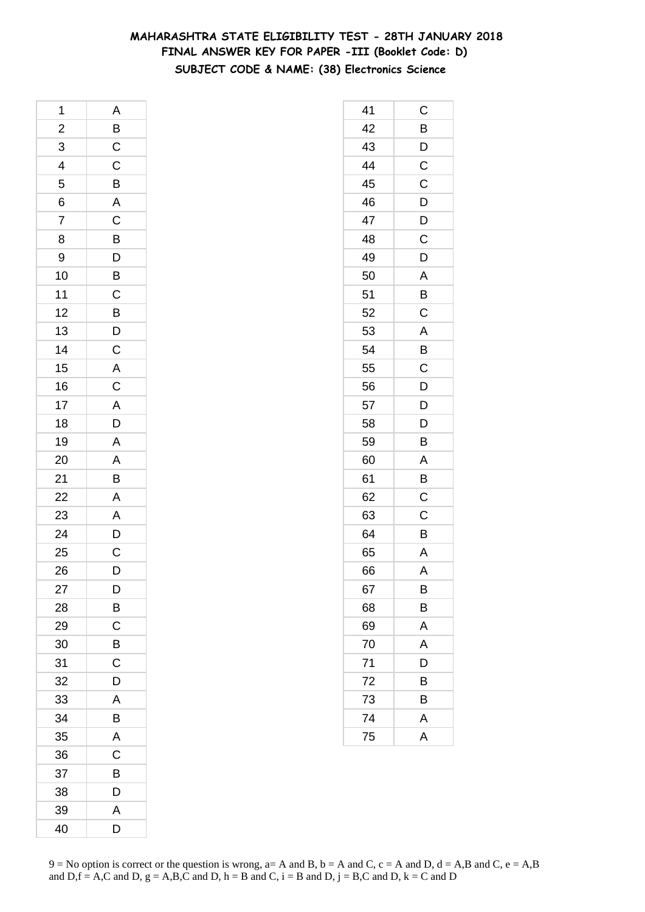# MAHARASHTRA STATE ELIGIBILITY TEST - 28TH JANUARY 2018

## FINAL ANSWER KEY FOR PAPER -III (Booklet Code: D)

### SUBJECT CODE & NAME: (38) Electronics Science

| Q | Ans |
|---|---|
| 1 | A |
| 2 | B |
| 3 | C |
| 4 | C |
| 5 | B |
| 6 | A |
| 7 | C |
| 8 | B |
| 9 | D |
| 10 | B |
| 11 | C |
| 12 | B |
| 13 | D |
| 14 | C |
| 15 | A |
| 16 | C |
| 17 | A |
| 18 | D |
| 19 | A |
| 20 | A |
| 21 | B |
| 22 | A |
| 23 | A |
| 24 | D |
| 25 | C |
| 26 | D |
| 27 | D |
| 28 | B |
| 29 | C |
| 30 | B |
| 31 | C |
| 32 | D |
| 33 | A |
| 34 | B |
| 35 | A |
| 36 | C |
| 37 | B |
| 38 | D |
| 39 | A |
| 40 | D |
| 41 | C |
| 42 | B |
| 43 | D |
| 44 | C |
| 45 | C |
| 46 | D |
| 47 | D |
| 48 | C |
| 49 | D |
| 50 | A |
| 51 | B |
| 52 | C |
| 53 | A |
| 54 | B |
| 55 | C |
| 56 | D |
| 57 | D |
| 58 | D |
| 59 | B |
| 60 | A |
| 61 | B |
| 62 | C |
| 63 | C |
| 64 | B |
| 65 | A |
| 66 | A |
| 67 | B |
| 68 | B |
| 69 | A |
| 70 | A |
| 71 | D |
| 72 | B |
| 73 | B |
| 74 | A |
| 75 | A |

9 = No option is correct or the question is wrong, a= A and B, b = A and C, c = A and D, d = A,B and C, e = A,B and D,f = A,C and D, g = A,B,C and D, h = B and C, i = B and D, j = B,C and D, k = C and D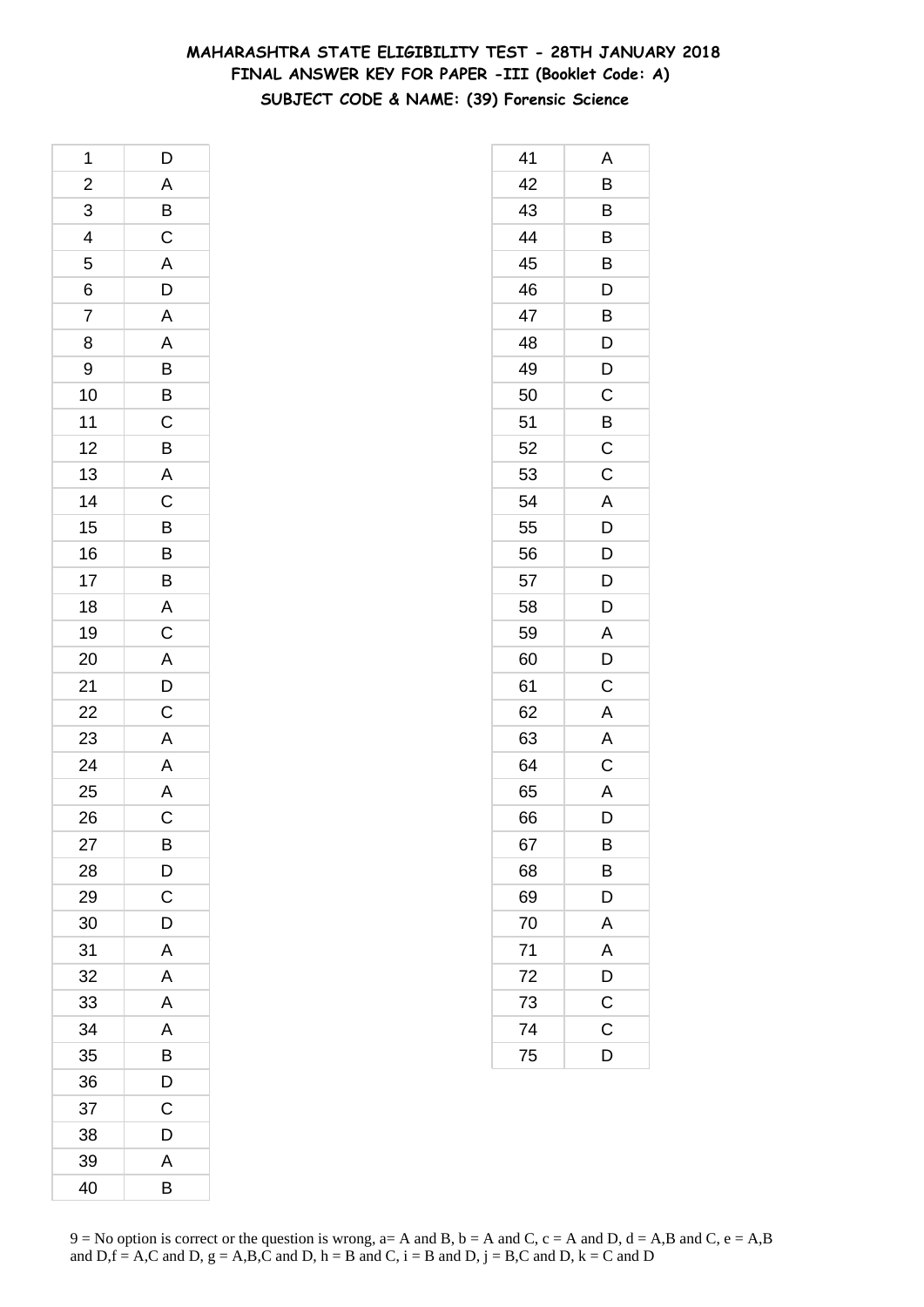# MAHARASHTRA STATE ELIGIBILITY TEST - 28TH JANUARY 2018

## FINAL ANSWER KEY FOR PAPER -III (Booklet Code: A)

### SUBJECT CODE & NAME: (39) Forensic Science

| | |
|---|---|
| 1 | D |
| 2 | A |
| 3 | B |
| 4 | C |
| 5 | A |
| 6 | D |
| 7 | A |
| 8 | A |
| 9 | B |
| 10 | B |
| 11 | C |
| 12 | B |
| 13 | A |
| 14 | C |
| 15 | B |
| 16 | B |
| 17 | B |
| 18 | A |
| 19 | C |
| 20 | A |
| 21 | D |
| 22 | C |
| 23 | A |
| 24 | A |
| 25 | A |
| 26 | C |
| 27 | B |
| 28 | D |
| 29 | C |
| 30 | D |
| 31 | A |
| 32 | A |
| 33 | A |
| 34 | A |
| 35 | B |
| 36 | D |
| 37 | C |
| 38 | D |
| 39 | A |
| 40 | B |
| 41 | A |
| 42 | B |
| 43 | B |
| 44 | B |
| 45 | B |
| 46 | D |
| 47 | B |
| 48 | D |
| 49 | D |
| 50 | C |
| 51 | B |
| 52 | C |
| 53 | C |
| 54 | A |
| 55 | D |
| 56 | D |
| 57 | D |
| 58 | D |
| 59 | A |
| 60 | D |
| 61 | C |
| 62 | A |
| 63 | A |
| 64 | C |
| 65 | A |
| 66 | D |
| 67 | B |
| 68 | B |
| 69 | D |
| 70 | A |
| 71 | A |
| 72 | D |
| 73 | C |
| 74 | C |
| 75 | D |

9 = No option is correct or the question is wrong, a= A and B, b = A and C, c = A and D, d = A,B and C, e = A,B and D,f = A,C and D, g = A,B,C and D, h = B and C, i = B and D, j = B,C and D, k = C and D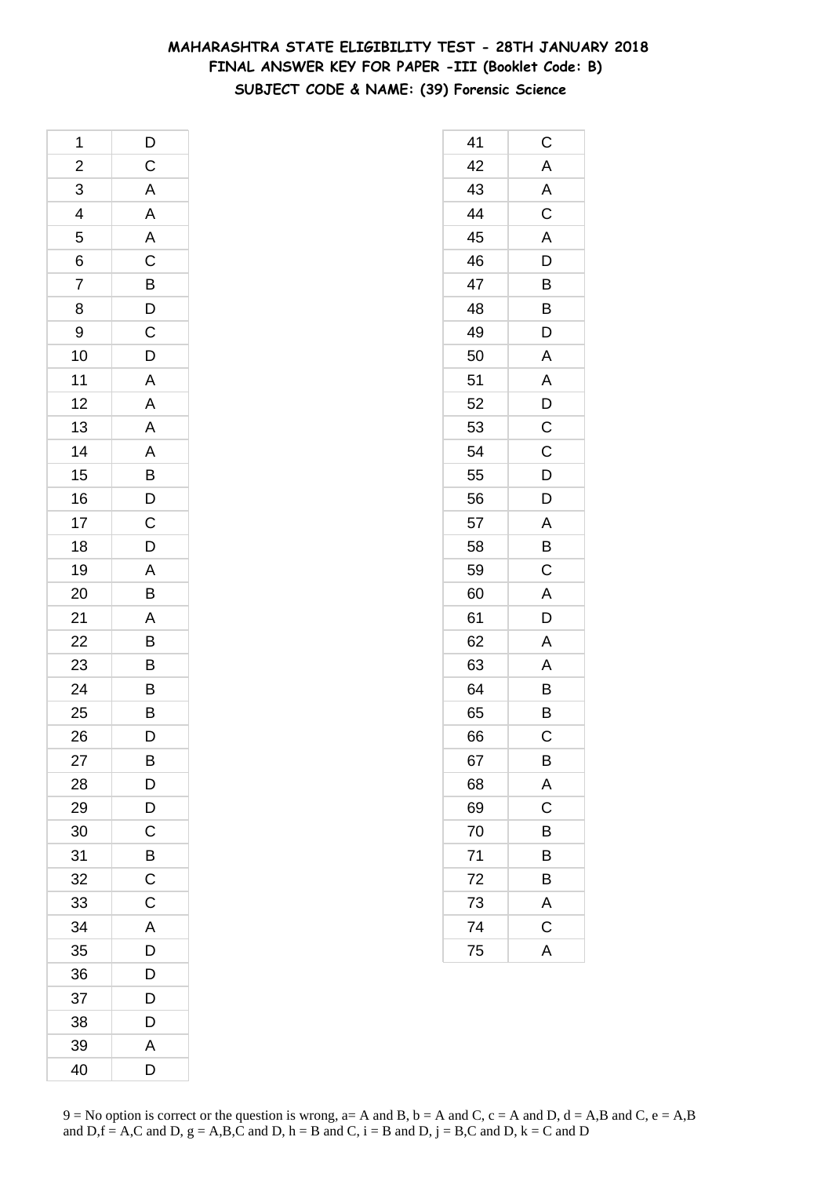# MAHARASHTRA STATE ELIGIBILITY TEST - 28TH JANUARY 2018

## FINAL ANSWER KEY FOR PAPER -III (Booklet Code: B)

### SUBJECT CODE & NAME: (39) Forensic Science

| Q | Ans |
|---|---|
| 1 | D |
| 2 | C |
| 3 | A |
| 4 | A |
| 5 | A |
| 6 | C |
| 7 | B |
| 8 | D |
| 9 | C |
| 10 | D |
| 11 | A |
| 12 | A |
| 13 | A |
| 14 | A |
| 15 | B |
| 16 | D |
| 17 | C |
| 18 | D |
| 19 | A |
| 20 | B |
| 21 | A |
| 22 | B |
| 23 | B |
| 24 | B |
| 25 | B |
| 26 | D |
| 27 | B |
| 28 | D |
| 29 | D |
| 30 | C |
| 31 | B |
| 32 | C |
| 33 | C |
| 34 | A |
| 35 | D |
| 36 | D |
| 37 | D |
| 38 | D |
| 39 | A |
| 40 | D |
| 41 | C |
| 42 | A |
| 43 | A |
| 44 | C |
| 45 | A |
| 46 | D |
| 47 | B |
| 48 | B |
| 49 | D |
| 50 | A |
| 51 | A |
| 52 | D |
| 53 | C |
| 54 | C |
| 55 | D |
| 56 | D |
| 57 | A |
| 58 | B |
| 59 | C |
| 60 | A |
| 61 | D |
| 62 | A |
| 63 | A |
| 64 | B |
| 65 | B |
| 66 | C |
| 67 | B |
| 68 | A |
| 69 | C |
| 70 | B |
| 71 | B |
| 72 | B |
| 73 | A |
| 74 | C |
| 75 | A |

9 = No option is correct or the question is wrong, a= A and B, b = A and C, c = A and D, d = A,B and C, e = A,B and D,f = A,C and D, g = A,B,C and D, h = B and C, i = B and D, j = B,C and D, k = C and D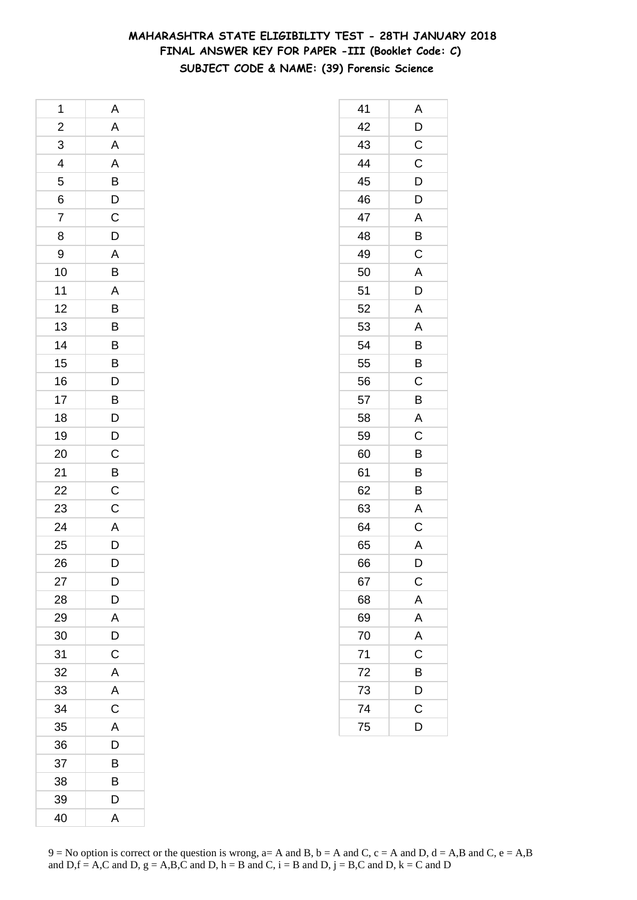# MAHARASHTRA STATE ELIGIBILITY TEST - 28TH JANUARY 2018
## FINAL ANSWER KEY FOR PAPER -III (Booklet Code: C)
### SUBJECT CODE & NAME: (39) Forensic Science

| Q | Ans |
|---|---|
| 1 | A |
| 2 | A |
| 3 | A |
| 4 | A |
| 5 | B |
| 6 | D |
| 7 | C |
| 8 | D |
| 9 | A |
| 10 | B |
| 11 | A |
| 12 | B |
| 13 | B |
| 14 | B |
| 15 | B |
| 16 | D |
| 17 | B |
| 18 | D |
| 19 | D |
| 20 | C |
| 21 | B |
| 22 | C |
| 23 | C |
| 24 | A |
| 25 | D |
| 26 | D |
| 27 | D |
| 28 | D |
| 29 | A |
| 30 | D |
| 31 | C |
| 32 | A |
| 33 | A |
| 34 | C |
| 35 | A |
| 36 | D |
| 37 | B |
| 38 | B |
| 39 | D |
| 40 | A |
| 41 | A |
| 42 | D |
| 43 | C |
| 44 | C |
| 45 | D |
| 46 | D |
| 47 | A |
| 48 | B |
| 49 | C |
| 50 | A |
| 51 | D |
| 52 | A |
| 53 | A |
| 54 | B |
| 55 | B |
| 56 | C |
| 57 | B |
| 58 | A |
| 59 | C |
| 60 | B |
| 61 | B |
| 62 | B |
| 63 | A |
| 64 | C |
| 65 | A |
| 66 | D |
| 67 | C |
| 68 | A |
| 69 | A |
| 70 | A |
| 71 | C |
| 72 | B |
| 73 | D |
| 74 | C |
| 75 | D |

9 = No option is correct or the question is wrong, a= A and B, b = A and C, c = A and D, d = A,B and C, e = A,B and D,f = A,C and D, g = A,B,C and D, h = B and C, i = B and D, j = B,C and D, k = C and D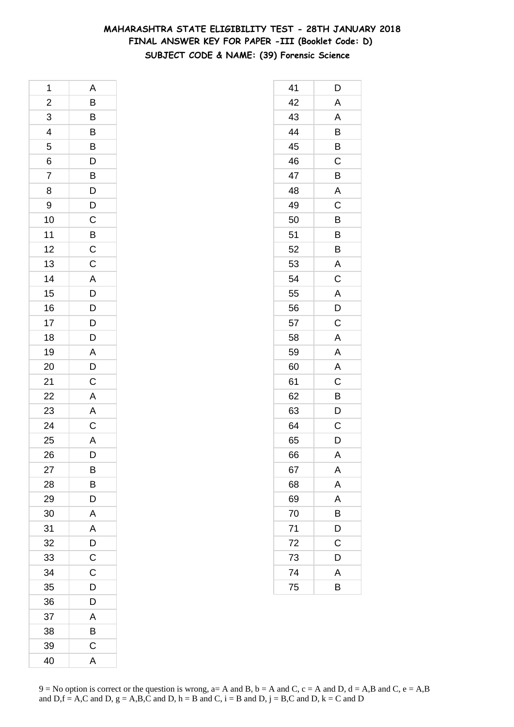# MAHARASHTRA STATE ELIGIBILITY TEST - 28TH JANUARY 2018
## FINAL ANSWER KEY FOR PAPER -III (Booklet Code: D)
### SUBJECT CODE & NAME: (39) Forensic Science

| | |
|---|---|
| 1 | A |
| 2 | B |
| 3 | B |
| 4 | B |
| 5 | B |
| 6 | D |
| 7 | B |
| 8 | D |
| 9 | D |
| 10 | C |
| 11 | B |
| 12 | C |
| 13 | C |
| 14 | A |
| 15 | D |
| 16 | D |
| 17 | D |
| 18 | D |
| 19 | A |
| 20 | D |
| 21 | C |
| 22 | A |
| 23 | A |
| 24 | C |
| 25 | A |
| 26 | D |
| 27 | B |
| 28 | B |
| 29 | D |
| 30 | A |
| 31 | A |
| 32 | D |
| 33 | C |
| 34 | C |
| 35 | D |
| 36 | D |
| 37 | A |
| 38 | B |
| 39 | C |
| 40 | A |

| | |
|---|---|
| 41 | D |
| 42 | A |
| 43 | A |
| 44 | B |
| 45 | B |
| 46 | C |
| 47 | B |
| 48 | A |
| 49 | C |
| 50 | B |
| 51 | B |
| 52 | B |
| 53 | A |
| 54 | C |
| 55 | A |
| 56 | D |
| 57 | C |
| 58 | A |
| 59 | A |
| 60 | A |
| 61 | C |
| 62 | B |
| 63 | D |
| 64 | C |
| 65 | D |
| 66 | A |
| 67 | A |
| 68 | A |
| 69 | A |
| 70 | B |
| 71 | D |
| 72 | C |
| 73 | D |
| 74 | A |
| 75 | B |

9 = No option is correct or the question is wrong, a= A and B, b = A and C, c = A and D, d = A,B and C, e = A,B and D,f = A,C and D, g = A,B,C and D, h = B and C, i = B and D, j = B,C and D, k = C and D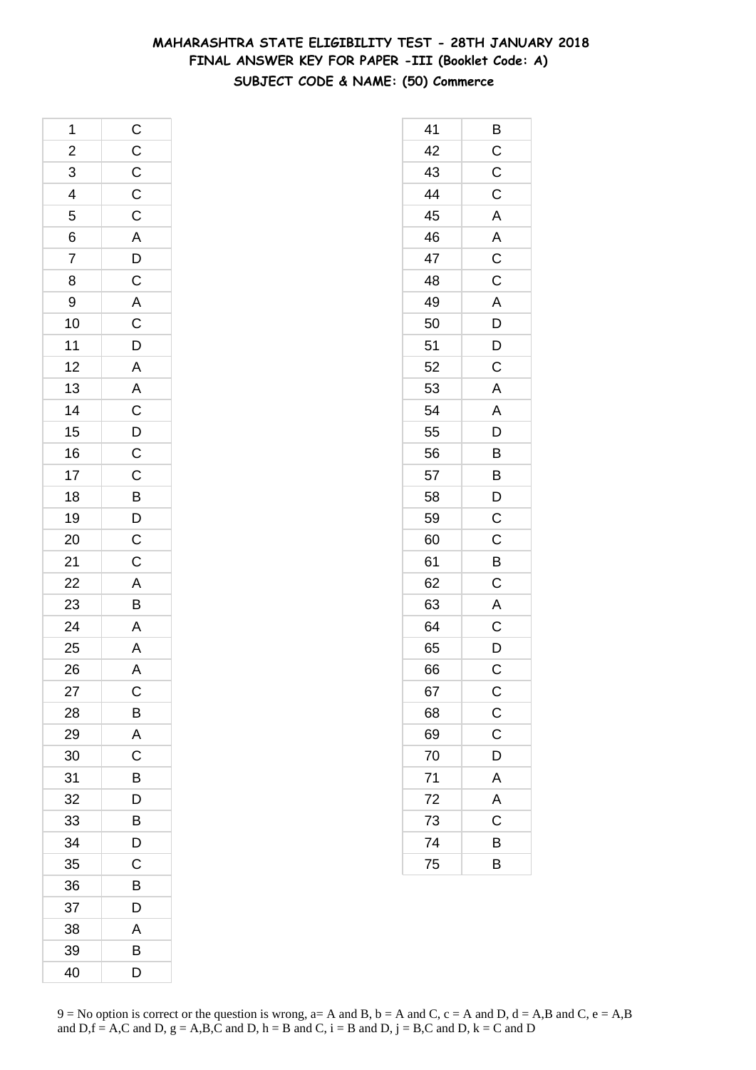# MAHARASHTRA STATE ELIGIBILITY TEST - 28TH JANUARY 2018

## FINAL ANSWER KEY FOR PAPER -III (Booklet Code: A)

### SUBJECT CODE & NAME: (50) Commerce

| Q | Ans |
|---|---|
| 1 | C |
| 2 | C |
| 3 | C |
| 4 | C |
| 5 | C |
| 6 | A |
| 7 | D |
| 8 | C |
| 9 | A |
| 10 | C |
| 11 | D |
| 12 | A |
| 13 | A |
| 14 | C |
| 15 | D |
| 16 | C |
| 17 | C |
| 18 | B |
| 19 | D |
| 20 | C |
| 21 | C |
| 22 | A |
| 23 | B |
| 24 | A |
| 25 | A |
| 26 | A |
| 27 | C |
| 28 | B |
| 29 | A |
| 30 | C |
| 31 | B |
| 32 | D |
| 33 | B |
| 34 | D |
| 35 | C |
| 36 | B |
| 37 | D |
| 38 | A |
| 39 | B |
| 40 | D |
| 41 | B |
| 42 | C |
| 43 | C |
| 44 | C |
| 45 | A |
| 46 | A |
| 47 | C |
| 48 | C |
| 49 | A |
| 50 | D |
| 51 | D |
| 52 | C |
| 53 | A |
| 54 | A |
| 55 | D |
| 56 | B |
| 57 | B |
| 58 | D |
| 59 | C |
| 60 | C |
| 61 | B |
| 62 | C |
| 63 | A |
| 64 | C |
| 65 | D |
| 66 | C |
| 67 | C |
| 68 | C |
| 69 | C |
| 70 | D |
| 71 | A |
| 72 | A |
| 73 | C |
| 74 | B |
| 75 | B |

9 = No option is correct or the question is wrong, a= A and B, b = A and C, c = A and D, d = A,B and C, e = A,B and D,f = A,C and D, g = A,B,C and D, h = B and C, i = B and D, j = B,C and D, k = C and D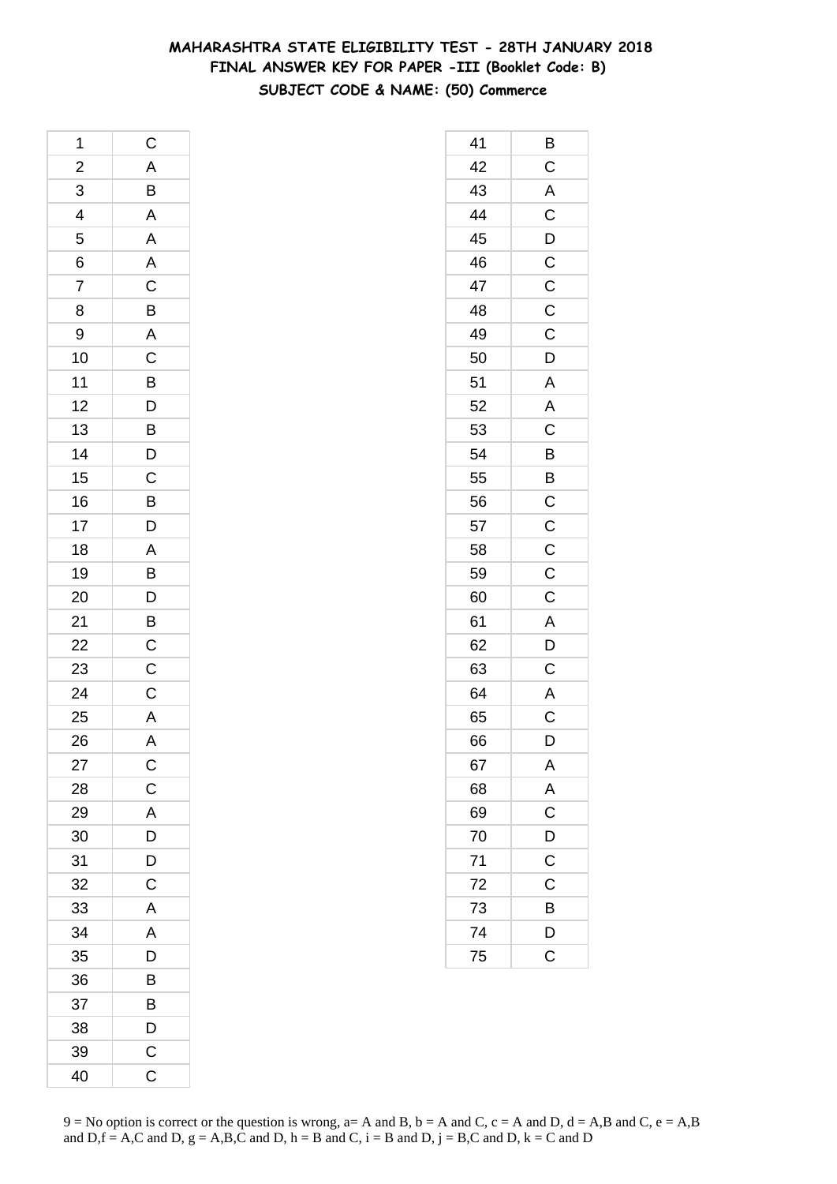**MAHARASHTRA STATE ELIGIBILITY TEST - 28TH JANUARY 2018**
**FINAL ANSWER KEY FOR PAPER -III (Booklet Code: B)**
**SUBJECT CODE & NAME: (50) Commerce**

| Q | Ans |
|---|---|
| 1 | C |
| 2 | A |
| 3 | B |
| 4 | A |
| 5 | A |
| 6 | A |
| 7 | C |
| 8 | B |
| 9 | A |
| 10 | C |
| 11 | B |
| 12 | D |
| 13 | B |
| 14 | D |
| 15 | C |
| 16 | B |
| 17 | D |
| 18 | A |
| 19 | B |
| 20 | D |
| 21 | B |
| 22 | C |
| 23 | C |
| 24 | C |
| 25 | A |
| 26 | A |
| 27 | C |
| 28 | C |
| 29 | A |
| 30 | D |
| 31 | D |
| 32 | C |
| 33 | A |
| 34 | A |
| 35 | D |
| 36 | B |
| 37 | B |
| 38 | D |
| 39 | C |
| 40 | C |
| 41 | B |
| 42 | C |
| 43 | A |
| 44 | C |
| 45 | D |
| 46 | C |
| 47 | C |
| 48 | C |
| 49 | C |
| 50 | D |
| 51 | A |
| 52 | A |
| 53 | C |
| 54 | B |
| 55 | B |
| 56 | C |
| 57 | C |
| 58 | C |
| 59 | C |
| 60 | C |
| 61 | A |
| 62 | D |
| 63 | C |
| 64 | A |
| 65 | C |
| 66 | D |
| 67 | A |
| 68 | A |
| 69 | C |
| 70 | D |
| 71 | C |
| 72 | C |
| 73 | B |
| 74 | D |
| 75 | C |

9 = No option is correct or the question is wrong, a= A and B, b = A and C, c = A and D, d = A,B and C, e = A,B and D,f = A,C and D, g = A,B,C and D, h = B and C, i = B and D, j = B,C and D, k = C and D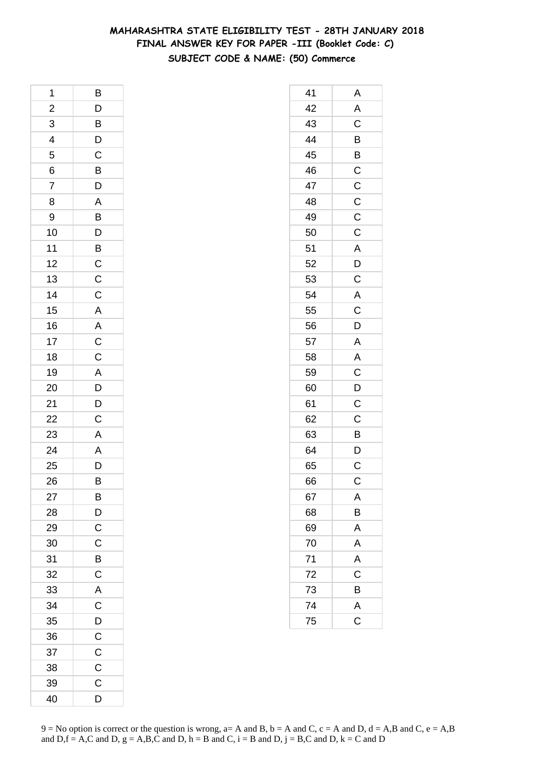# MAHARASHTRA STATE ELIGIBILITY TEST - 28TH JANUARY 2018
## FINAL ANSWER KEY FOR PAPER -III (Booklet Code: C)
### SUBJECT CODE & NAME: (50) Commerce

| Q. No. | Answer |
|---|---|
| 1 | B |
| 2 | D |
| 3 | B |
| 4 | D |
| 5 | C |
| 6 | B |
| 7 | D |
| 8 | A |
| 9 | B |
| 10 | D |
| 11 | B |
| 12 | C |
| 13 | C |
| 14 | C |
| 15 | A |
| 16 | A |
| 17 | C |
| 18 | C |
| 19 | A |
| 20 | D |
| 21 | D |
| 22 | C |
| 23 | A |
| 24 | A |
| 25 | D |
| 26 | B |
| 27 | B |
| 28 | D |
| 29 | C |
| 30 | C |
| 31 | B |
| 32 | C |
| 33 | A |
| 34 | C |
| 35 | D |
| 36 | C |
| 37 | C |
| 38 | C |
| 39 | C |
| 40 | D |
| 41 | A |
| 42 | A |
| 43 | C |
| 44 | B |
| 45 | B |
| 46 | C |
| 47 | C |
| 48 | C |
| 49 | C |
| 50 | C |
| 51 | A |
| 52 | D |
| 53 | C |
| 54 | A |
| 55 | C |
| 56 | D |
| 57 | A |
| 58 | A |
| 59 | C |
| 60 | D |
| 61 | C |
| 62 | C |
| 63 | B |
| 64 | D |
| 65 | C |
| 66 | C |
| 67 | A |
| 68 | B |
| 69 | A |
| 70 | A |
| 71 | A |
| 72 | C |
| 73 | B |
| 74 | A |
| 75 | C |

9 = No option is correct or the question is wrong, a= A and B, b = A and C, c = A and D, d = A,B and C, e = A,B and D,f = A,C and D, g = A,B,C and D, h = B and C, i = B and D, j = B,C and D, k = C and D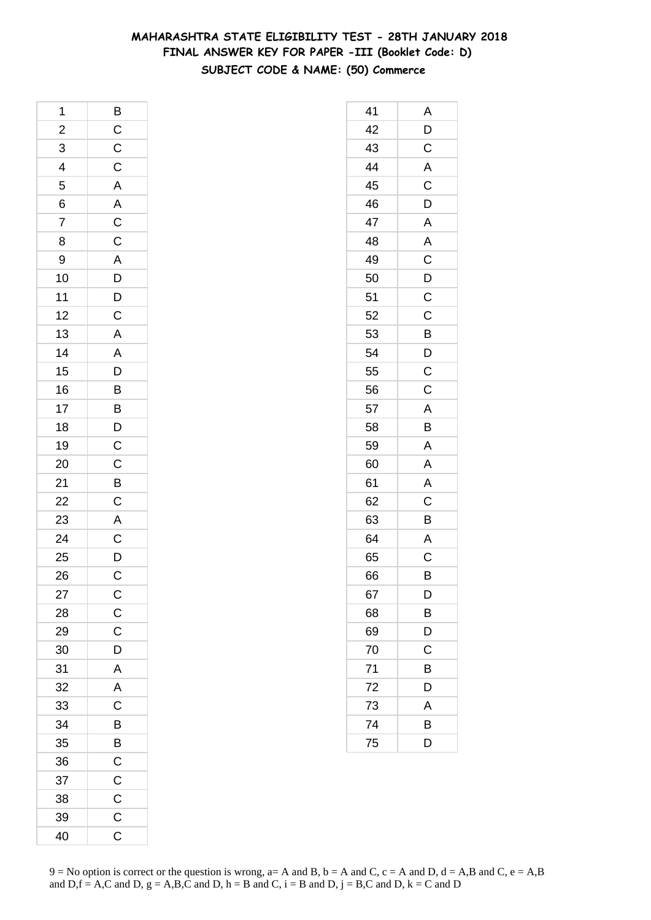# MAHARASHTRA STATE ELIGIBILITY TEST - 28TH JANUARY 2018

## FINAL ANSWER KEY FOR PAPER -III (Booklet Code: D)

### SUBJECT CODE & NAME: (50) Commerce

| | |
|---|---|
| 1 | B |
| 2 | C |
| 3 | C |
| 4 | C |
| 5 | A |
| 6 | A |
| 7 | C |
| 8 | C |
| 9 | A |
| 10 | D |
| 11 | D |
| 12 | C |
| 13 | A |
| 14 | A |
| 15 | D |
| 16 | B |
| 17 | B |
| 18 | D |
| 19 | C |
| 20 | C |
| 21 | B |
| 22 | C |
| 23 | A |
| 24 | C |
| 25 | D |
| 26 | C |
| 27 | C |
| 28 | C |
| 29 | C |
| 30 | D |
| 31 | A |
| 32 | A |
| 33 | C |
| 34 | B |
| 35 | B |
| 36 | C |
| 37 | C |
| 38 | C |
| 39 | C |
| 40 | C |

| | |
|---|---|
| 41 | A |
| 42 | D |
| 43 | C |
| 44 | A |
| 45 | C |
| 46 | D |
| 47 | A |
| 48 | A |
| 49 | C |
| 50 | D |
| 51 | C |
| 52 | C |
| 53 | B |
| 54 | D |
| 55 | C |
| 56 | C |
| 57 | A |
| 58 | B |
| 59 | A |
| 60 | A |
| 61 | A |
| 62 | C |
| 63 | B |
| 64 | A |
| 65 | C |
| 66 | B |
| 67 | D |
| 68 | B |
| 69 | D |
| 70 | C |
| 71 | B |
| 72 | D |
| 73 | A |
| 74 | B |
| 75 | D |

9 = No option is correct or the question is wrong, a= A and B, b = A and C, c = A and D, d = A,B and C, e = A,B and D,f = A,C and D, g = A,B,C and D, h = B and C, i = B and D, j = B,C and D, k = C and D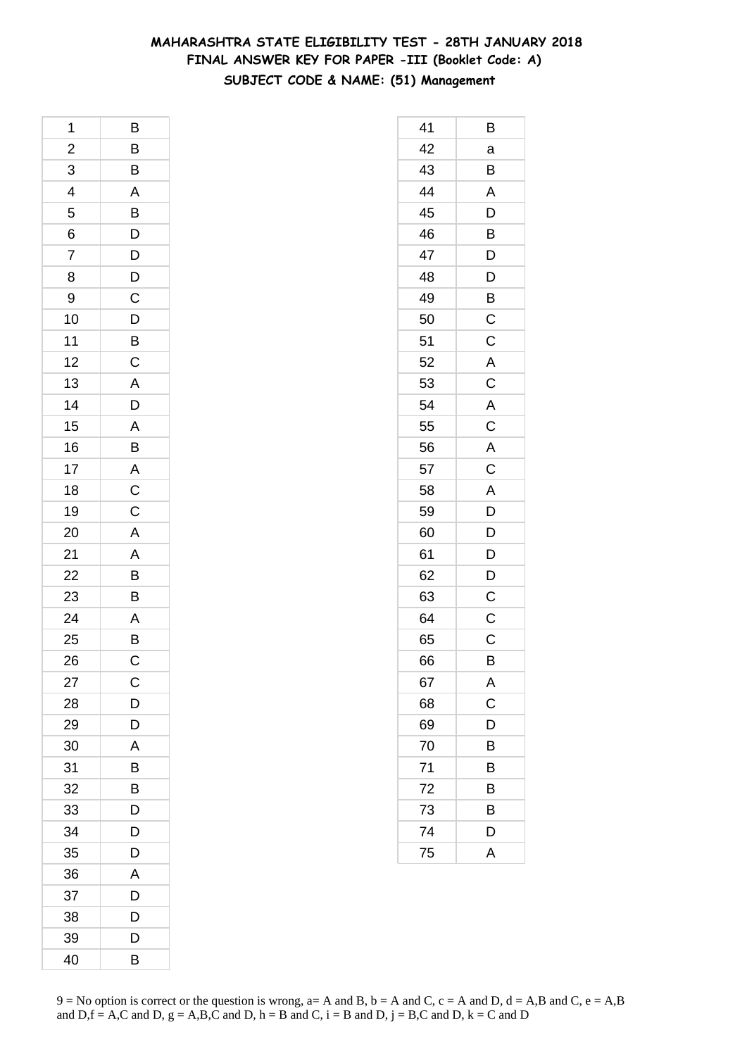# MAHARASHTRA STATE ELIGIBILITY TEST - 28TH JANUARY 2018
## FINAL ANSWER KEY FOR PAPER -III (Booklet Code: A)
### SUBJECT CODE & NAME: (51) Management

| | |
|---|---|
| 1 | B |
| 2 | B |
| 3 | B |
| 4 | A |
| 5 | B |
| 6 | D |
| 7 | D |
| 8 | D |
| 9 | C |
| 10 | D |
| 11 | B |
| 12 | C |
| 13 | A |
| 14 | D |
| 15 | A |
| 16 | B |
| 17 | A |
| 18 | C |
| 19 | C |
| 20 | A |
| 21 | A |
| 22 | B |
| 23 | B |
| 24 | A |
| 25 | B |
| 26 | C |
| 27 | C |
| 28 | D |
| 29 | D |
| 30 | A |
| 31 | B |
| 32 | B |
| 33 | D |
| 34 | D |
| 35 | D |
| 36 | A |
| 37 | D |
| 38 | D |
| 39 | D |
| 40 | B |
| 41 | B |
| 42 | a |
| 43 | B |
| 44 | A |
| 45 | D |
| 46 | B |
| 47 | D |
| 48 | D |
| 49 | B |
| 50 | C |
| 51 | C |
| 52 | A |
| 53 | C |
| 54 | A |
| 55 | C |
| 56 | A |
| 57 | C |
| 58 | A |
| 59 | D |
| 60 | D |
| 61 | D |
| 62 | D |
| 63 | C |
| 64 | C |
| 65 | C |
| 66 | B |
| 67 | A |
| 68 | C |
| 69 | D |
| 70 | B |
| 71 | B |
| 72 | B |
| 73 | B |
| 74 | D |
| 75 | A |

9 = No option is correct or the question is wrong, a= A and B, b = A and C, c = A and D, d = A,B and C, e = A,B and D,f = A,C and D, g = A,B,C and D, h = B and C, i = B and D, j = B,C and D, k = C and D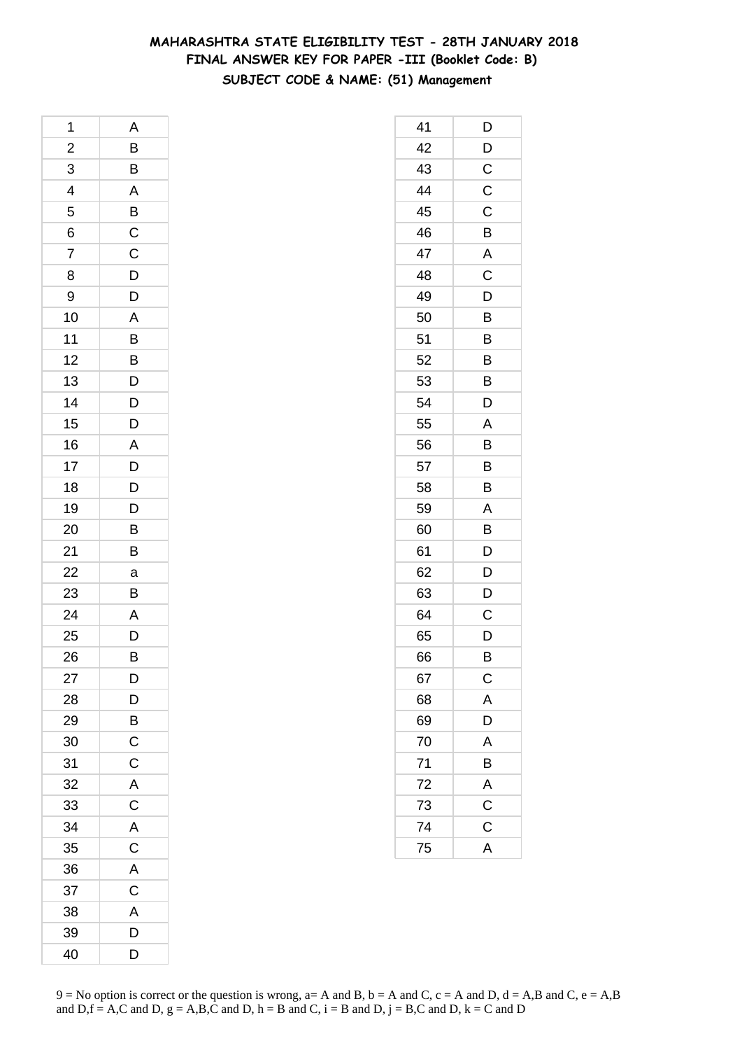# MAHARASHTRA STATE ELIGIBILITY TEST - 28TH JANUARY 2018
## FINAL ANSWER KEY FOR PAPER -III (Booklet Code: B)
### SUBJECT CODE & NAME: (51) Management

| Q | Ans |
|---|---|
| 1 | A |
| 2 | B |
| 3 | B |
| 4 | A |
| 5 | B |
| 6 | C |
| 7 | C |
| 8 | D |
| 9 | D |
| 10 | A |
| 11 | B |
| 12 | B |
| 13 | D |
| 14 | D |
| 15 | D |
| 16 | A |
| 17 | D |
| 18 | D |
| 19 | D |
| 20 | B |
| 21 | B |
| 22 | a |
| 23 | B |
| 24 | A |
| 25 | D |
| 26 | B |
| 27 | D |
| 28 | D |
| 29 | B |
| 30 | C |
| 31 | C |
| 32 | A |
| 33 | C |
| 34 | A |
| 35 | C |
| 36 | A |
| 37 | C |
| 38 | A |
| 39 | D |
| 40 | D |

| Q | Ans |
|---|---|
| 41 | D |
| 42 | D |
| 43 | C |
| 44 | C |
| 45 | C |
| 46 | B |
| 47 | A |
| 48 | C |
| 49 | D |
| 50 | B |
| 51 | B |
| 52 | B |
| 53 | B |
| 54 | D |
| 55 | A |
| 56 | B |
| 57 | B |
| 58 | B |
| 59 | A |
| 60 | B |
| 61 | D |
| 62 | D |
| 63 | D |
| 64 | C |
| 65 | D |
| 66 | B |
| 67 | C |
| 68 | A |
| 69 | D |
| 70 | A |
| 71 | B |
| 72 | A |
| 73 | C |
| 74 | C |
| 75 | A |

9 = No option is correct or the question is wrong, a= A and B, b = A and C, c = A and D, d = A,B and C, e = A,B and D,f = A,C and D, g = A,B,C and D, h = B and C, i = B and D, j = B,C and D, k = C and D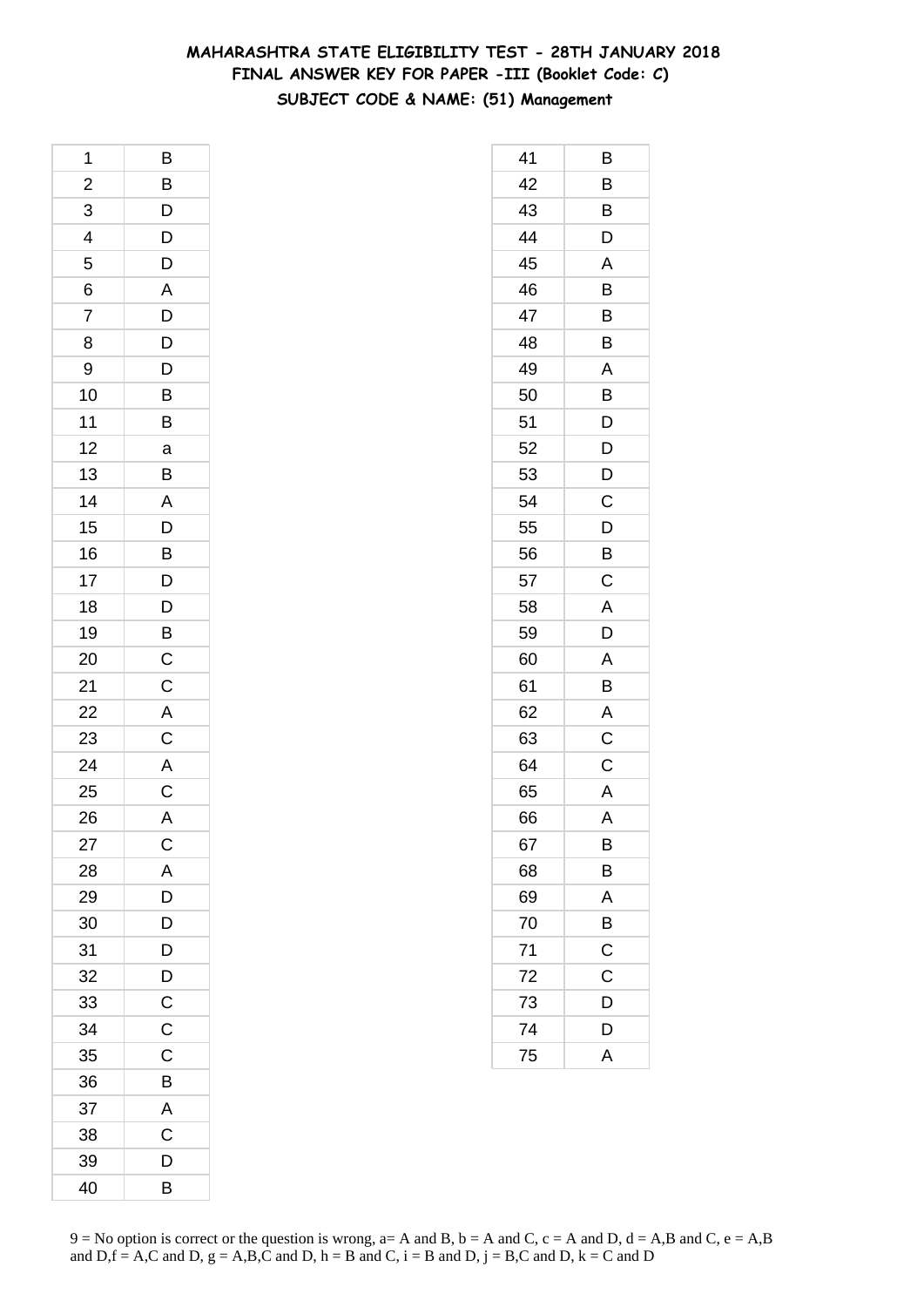# MAHARASHTRA STATE ELIGIBILITY TEST - 28TH JANUARY 2018

## FINAL ANSWER KEY FOR PAPER -III (Booklet Code: C)

### SUBJECT CODE & NAME: (51) Management

| Q. No. | Answer |
|---|---|
| 1 | B |
| 2 | B |
| 3 | D |
| 4 | D |
| 5 | D |
| 6 | A |
| 7 | D |
| 8 | D |
| 9 | D |
| 10 | B |
| 11 | B |
| 12 | a |
| 13 | B |
| 14 | A |
| 15 | D |
| 16 | B |
| 17 | D |
| 18 | D |
| 19 | B |
| 20 | C |
| 21 | C |
| 22 | A |
| 23 | C |
| 24 | A |
| 25 | C |
| 26 | A |
| 27 | C |
| 28 | A |
| 29 | D |
| 30 | D |
| 31 | D |
| 32 | D |
| 33 | C |
| 34 | C |
| 35 | C |
| 36 | B |
| 37 | A |
| 38 | C |
| 39 | D |
| 40 | B |
| 41 | B |
| 42 | B |
| 43 | B |
| 44 | D |
| 45 | A |
| 46 | B |
| 47 | B |
| 48 | B |
| 49 | A |
| 50 | B |
| 51 | D |
| 52 | D |
| 53 | D |
| 54 | C |
| 55 | D |
| 56 | B |
| 57 | C |
| 58 | A |
| 59 | D |
| 60 | A |
| 61 | B |
| 62 | A |
| 63 | C |
| 64 | C |
| 65 | A |
| 66 | A |
| 67 | B |
| 68 | B |
| 69 | A |
| 70 | B |
| 71 | C |
| 72 | C |
| 73 | D |
| 74 | D |
| 75 | A |

9 = No option is correct or the question is wrong, a= A and B, b = A and C, c = A and D, d = A,B and C, e = A,B and D,f = A,C and D, g = A,B,C and D, h = B and C, i = B and D, j = B,C and D, k = C and D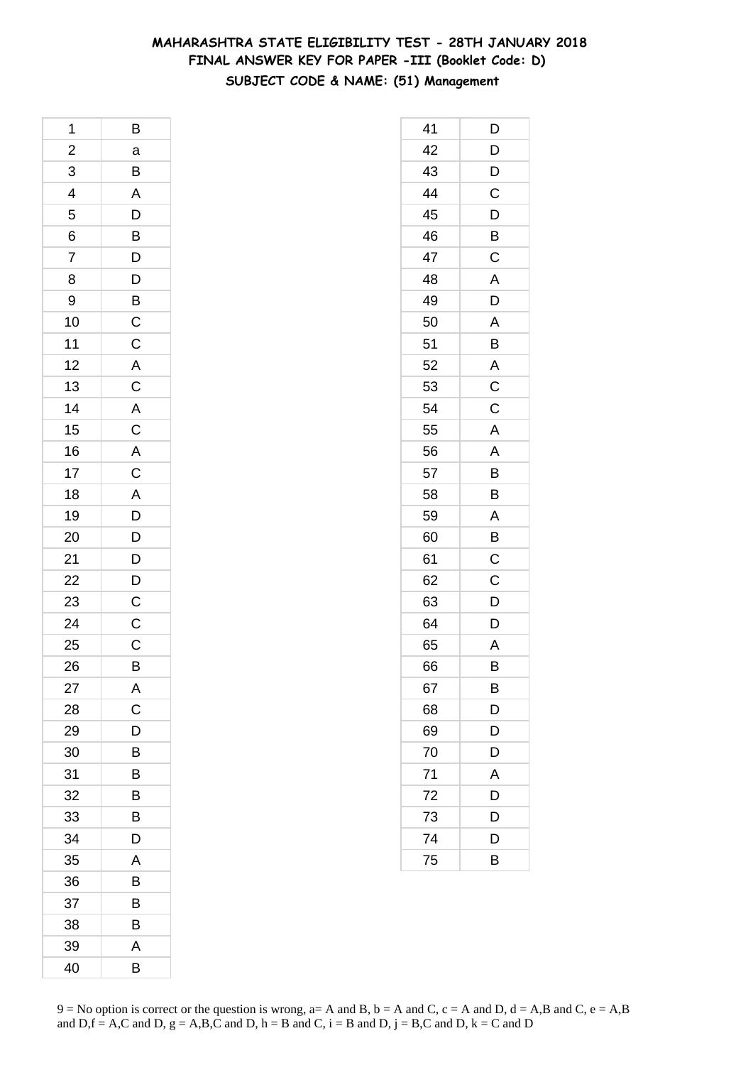# MAHARASHTRA STATE ELIGIBILITY TEST - 28TH JANUARY 2018

## FINAL ANSWER KEY FOR PAPER -III (Booklet Code: D)

### SUBJECT CODE & NAME: (51) Management

| | |
|---|---|
| 1 | B |
| 2 | a |
| 3 | B |
| 4 | A |
| 5 | D |
| 6 | B |
| 7 | D |
| 8 | D |
| 9 | B |
| 10 | C |
| 11 | C |
| 12 | A |
| 13 | C |
| 14 | A |
| 15 | C |
| 16 | A |
| 17 | C |
| 18 | A |
| 19 | D |
| 20 | D |
| 21 | D |
| 22 | D |
| 23 | C |
| 24 | C |
| 25 | C |
| 26 | B |
| 27 | A |
| 28 | C |
| 29 | D |
| 30 | B |
| 31 | B |
| 32 | B |
| 33 | B |
| 34 | D |
| 35 | A |
| 36 | B |
| 37 | B |
| 38 | B |
| 39 | A |
| 40 | B |
| 41 | D |
| 42 | D |
| 43 | D |
| 44 | C |
| 45 | D |
| 46 | B |
| 47 | C |
| 48 | A |
| 49 | D |
| 50 | A |
| 51 | B |
| 52 | A |
| 53 | C |
| 54 | C |
| 55 | A |
| 56 | A |
| 57 | B |
| 58 | B |
| 59 | A |
| 60 | B |
| 61 | C |
| 62 | C |
| 63 | D |
| 64 | D |
| 65 | A |
| 66 | B |
| 67 | B |
| 68 | D |
| 69 | D |
| 70 | D |
| 71 | A |
| 72 | D |
| 73 | D |
| 74 | D |
| 75 | B |

9 = No option is correct or the question is wrong, a= A and B, b = A and C, c = A and D, d = A,B and C, e = A,B and D,f = A,C and D, g = A,B,C and D, h = B and C, i = B and D, j = B,C and D, k = C and D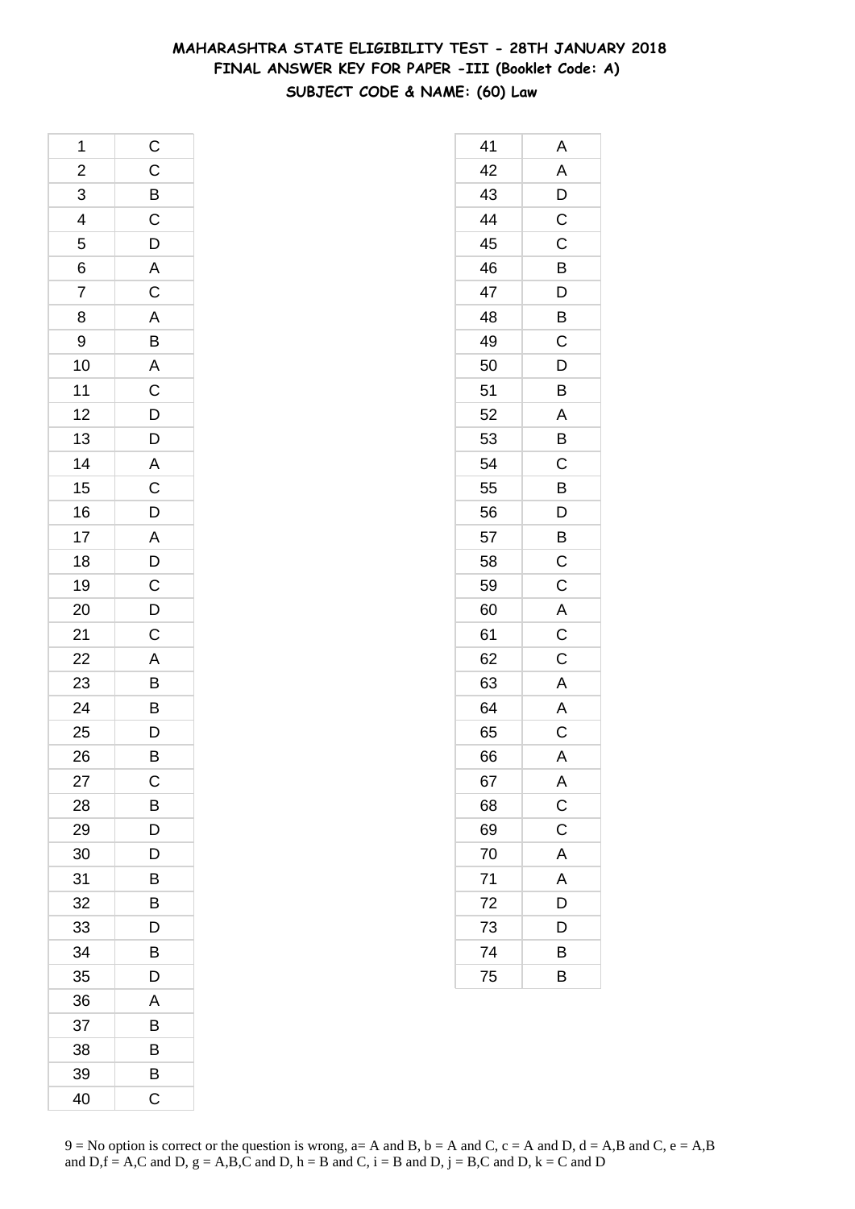# MAHARASHTRA STATE ELIGIBILITY TEST - 28TH JANUARY 2018

## FINAL ANSWER KEY FOR PAPER -III (Booklet Code: A)

### SUBJECT CODE & NAME: (60) Law

| | |
|---|---|
| 1 | C |
| 2 | C |
| 3 | B |
| 4 | C |
| 5 | D |
| 6 | A |
| 7 | C |
| 8 | A |
| 9 | B |
| 10 | A |
| 11 | C |
| 12 | D |
| 13 | D |
| 14 | A |
| 15 | C |
| 16 | D |
| 17 | A |
| 18 | D |
| 19 | C |
| 20 | D |
| 21 | C |
| 22 | A |
| 23 | B |
| 24 | B |
| 25 | D |
| 26 | B |
| 27 | C |
| 28 | B |
| 29 | D |
| 30 | D |
| 31 | B |
| 32 | B |
| 33 | D |
| 34 | B |
| 35 | D |
| 36 | A |
| 37 | B |
| 38 | B |
| 39 | B |
| 40 | C |
| 41 | A |
| 42 | A |
| 43 | D |
| 44 | C |
| 45 | C |
| 46 | B |
| 47 | D |
| 48 | B |
| 49 | C |
| 50 | D |
| 51 | B |
| 52 | A |
| 53 | B |
| 54 | C |
| 55 | B |
| 56 | D |
| 57 | B |
| 58 | C |
| 59 | C |
| 60 | A |
| 61 | C |
| 62 | C |
| 63 | A |
| 64 | A |
| 65 | C |
| 66 | A |
| 67 | A |
| 68 | C |
| 69 | C |
| 70 | A |
| 71 | A |
| 72 | D |
| 73 | D |
| 74 | B |
| 75 | B |

9 = No option is correct or the question is wrong, a= A and B, b = A and C, c = A and D, d = A,B and C, e = A,B and D,f = A,C and D, g = A,B,C and D, h = B and C, i = B and D, j = B,C and D, k = C and D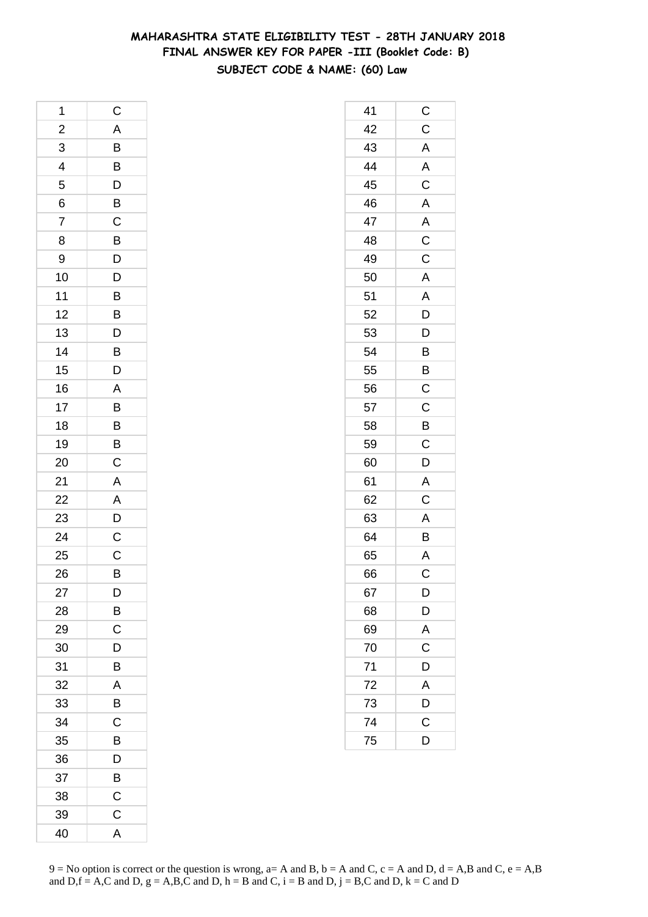**MAHARASHTRA STATE ELIGIBILITY TEST - 28TH JANUARY 2018**
**FINAL ANSWER KEY FOR PAPER -III (Booklet Code: B)**
**SUBJECT CODE & NAME: (60) Law**

| | |
|---|---|
| 1 | C |
| 2 | A |
| 3 | B |
| 4 | B |
| 5 | D |
| 6 | B |
| 7 | C |
| 8 | B |
| 9 | D |
| 10 | D |
| 11 | B |
| 12 | B |
| 13 | D |
| 14 | B |
| 15 | D |
| 16 | A |
| 17 | B |
| 18 | B |
| 19 | B |
| 20 | C |
| 21 | A |
| 22 | A |
| 23 | D |
| 24 | C |
| 25 | C |
| 26 | B |
| 27 | D |
| 28 | B |
| 29 | C |
| 30 | D |
| 31 | B |
| 32 | A |
| 33 | B |
| 34 | C |
| 35 | B |
| 36 | D |
| 37 | B |
| 38 | C |
| 39 | C |
| 40 | A |

| | |
|---|---|
| 41 | C |
| 42 | C |
| 43 | A |
| 44 | A |
| 45 | C |
| 46 | A |
| 47 | A |
| 48 | C |
| 49 | C |
| 50 | A |
| 51 | A |
| 52 | D |
| 53 | D |
| 54 | B |
| 55 | B |
| 56 | C |
| 57 | C |
| 58 | B |
| 59 | C |
| 60 | D |
| 61 | A |
| 62 | C |
| 63 | A |
| 64 | B |
| 65 | A |
| 66 | C |
| 67 | D |
| 68 | D |
| 69 | A |
| 70 | C |
| 71 | D |
| 72 | A |
| 73 | D |
| 74 | C |
| 75 | D |

9 = No option is correct or the question is wrong, a= A and B, b = A and C, c = A and D, d = A,B and C, e = A,B and D,f = A,C and D, g = A,B,C and D, h = B and C, i = B and D, j = B,C and D, k = C and D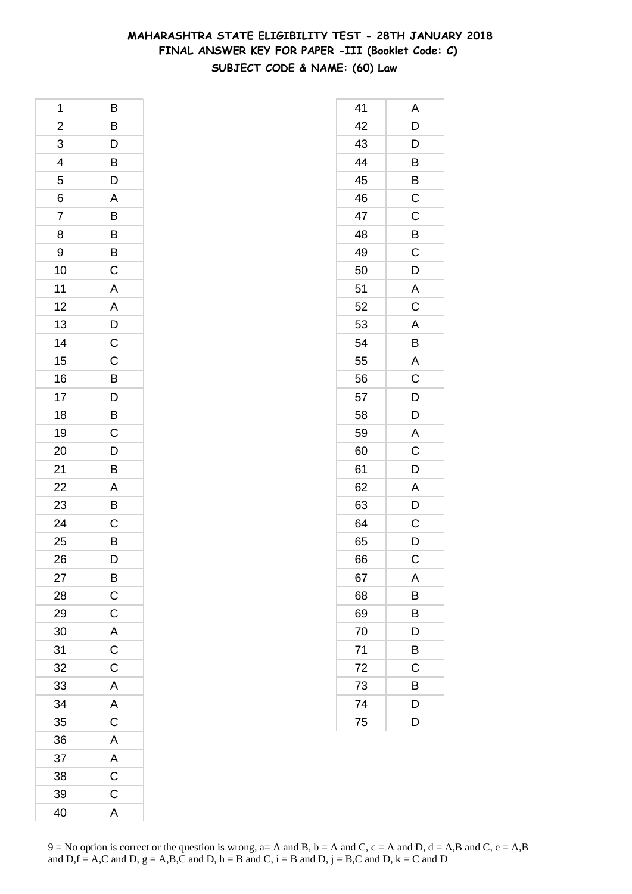# MAHARASHTRA STATE ELIGIBILITY TEST - 28TH JANUARY 2018
## FINAL ANSWER KEY FOR PAPER -III (Booklet Code: C)
### SUBJECT CODE & NAME: (60) Law

| Q | Ans |
|---|---|
| 1 | B |
| 2 | B |
| 3 | D |
| 4 | B |
| 5 | D |
| 6 | A |
| 7 | B |
| 8 | B |
| 9 | B |
| 10 | C |
| 11 | A |
| 12 | A |
| 13 | D |
| 14 | C |
| 15 | C |
| 16 | B |
| 17 | D |
| 18 | B |
| 19 | C |
| 20 | D |
| 21 | B |
| 22 | A |
| 23 | B |
| 24 | C |
| 25 | B |
| 26 | D |
| 27 | B |
| 28 | C |
| 29 | C |
| 30 | A |
| 31 | C |
| 32 | C |
| 33 | A |
| 34 | A |
| 35 | C |
| 36 | A |
| 37 | A |
| 38 | C |
| 39 | C |
| 40 | A |
| 41 | A |
| 42 | D |
| 43 | D |
| 44 | B |
| 45 | B |
| 46 | C |
| 47 | C |
| 48 | B |
| 49 | C |
| 50 | D |
| 51 | A |
| 52 | C |
| 53 | A |
| 54 | B |
| 55 | A |
| 56 | C |
| 57 | D |
| 58 | D |
| 59 | A |
| 60 | C |
| 61 | D |
| 62 | A |
| 63 | D |
| 64 | C |
| 65 | D |
| 66 | C |
| 67 | A |
| 68 | B |
| 69 | B |
| 70 | D |
| 71 | B |
| 72 | C |
| 73 | B |
| 74 | D |
| 75 | D |

9 = No option is correct or the question is wrong, a= A and B, b = A and C, c = A and D, d = A,B and C, e = A,B and D,f = A,C and D, g = A,B,C and D, h = B and C, i = B and D, j = B,C and D, k = C and D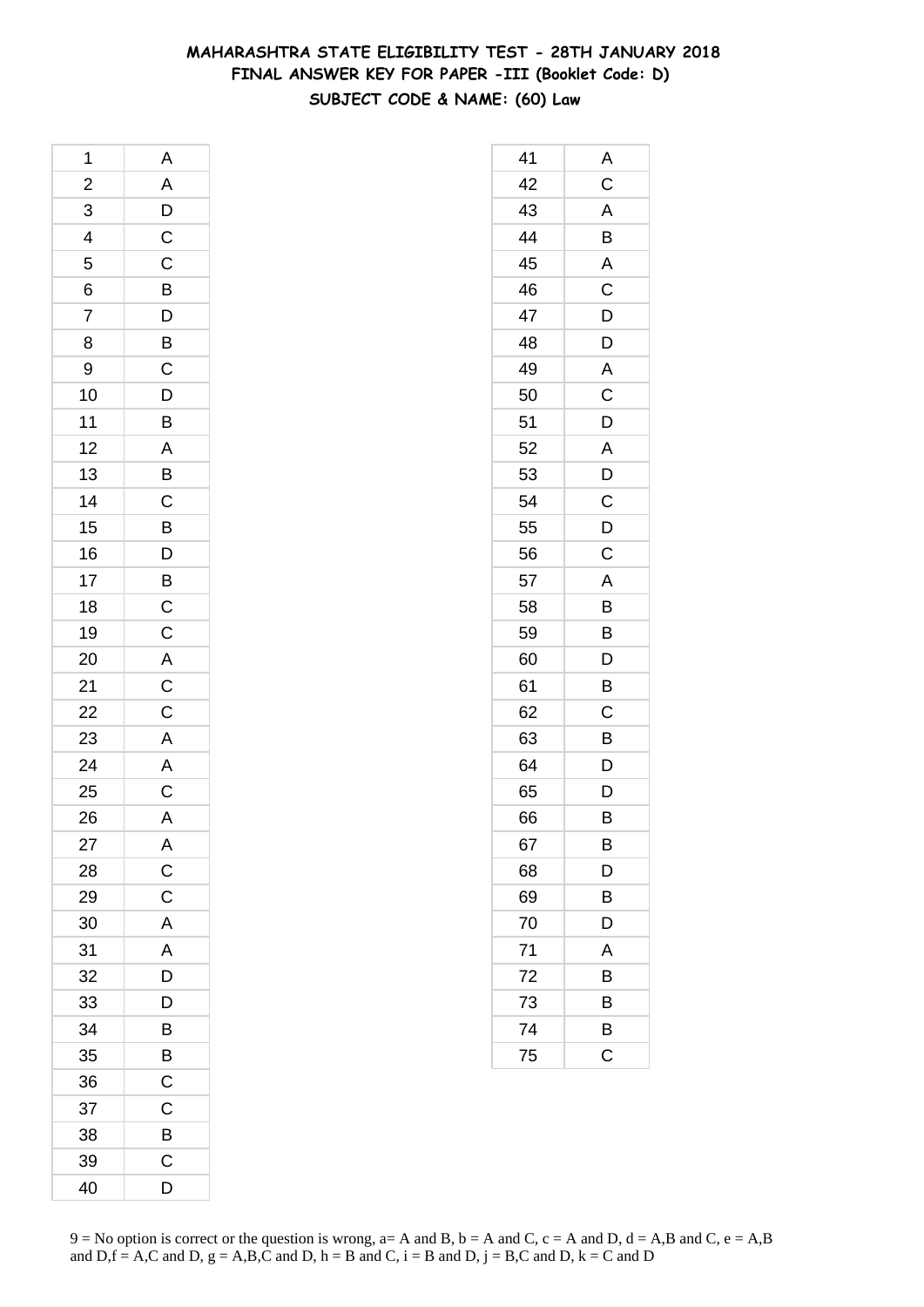# MAHARASHTRA STATE ELIGIBILITY TEST - 28TH JANUARY 2018
## FINAL ANSWER KEY FOR PAPER -III (Booklet Code: D)
### SUBJECT CODE & NAME: (60) Law

| | |
|---|---|
| 1 | A |
| 2 | A |
| 3 | D |
| 4 | C |
| 5 | C |
| 6 | B |
| 7 | D |
| 8 | B |
| 9 | C |
| 10 | D |
| 11 | B |
| 12 | A |
| 13 | B |
| 14 | C |
| 15 | B |
| 16 | D |
| 17 | B |
| 18 | C |
| 19 | C |
| 20 | A |
| 21 | C |
| 22 | C |
| 23 | A |
| 24 | A |
| 25 | C |
| 26 | A |
| 27 | A |
| 28 | C |
| 29 | C |
| 30 | A |
| 31 | A |
| 32 | D |
| 33 | D |
| 34 | B |
| 35 | B |
| 36 | C |
| 37 | C |
| 38 | B |
| 39 | C |
| 40 | D |
| 41 | A |
| 42 | C |
| 43 | A |
| 44 | B |
| 45 | A |
| 46 | C |
| 47 | D |
| 48 | D |
| 49 | A |
| 50 | C |
| 51 | D |
| 52 | A |
| 53 | D |
| 54 | C |
| 55 | D |
| 56 | C |
| 57 | A |
| 58 | B |
| 59 | B |
| 60 | D |
| 61 | B |
| 62 | C |
| 63 | B |
| 64 | D |
| 65 | D |
| 66 | B |
| 67 | B |
| 68 | D |
| 69 | B |
| 70 | D |
| 71 | A |
| 72 | B |
| 73 | B |
| 74 | B |
| 75 | C |

9 = No option is correct or the question is wrong, a= A and B, b = A and C, c = A and D, d = A,B and C, e = A,B and D,f = A,C and D, g = A,B,C and D, h = B and C, i = B and D, j = B,C and D, k = C and D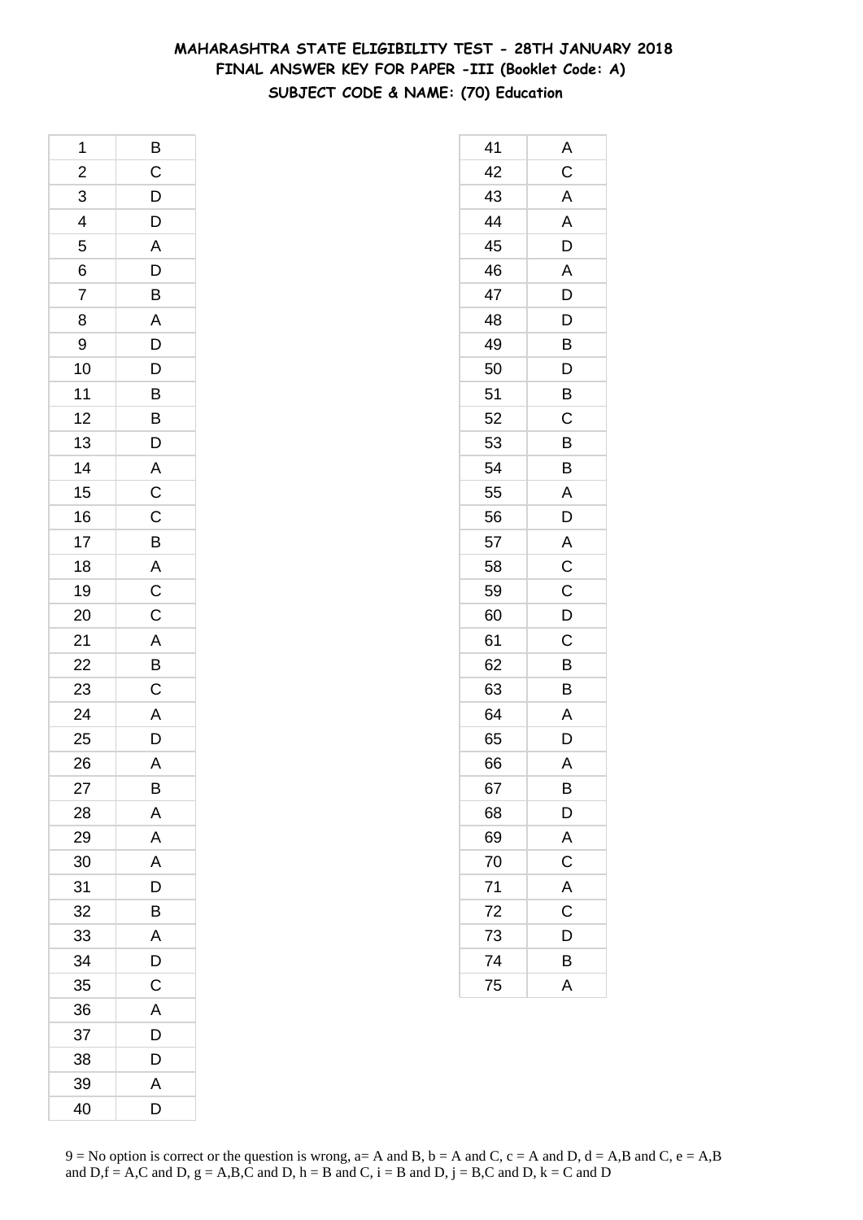# MAHARASHTRA STATE ELIGIBILITY TEST - 28TH JANUARY 2018
## FINAL ANSWER KEY FOR PAPER -III (Booklet Code: A)
### SUBJECT CODE & NAME: (70) Education

| | |
|---|---|
| 1 | B |
| 2 | C |
| 3 | D |
| 4 | D |
| 5 | A |
| 6 | D |
| 7 | B |
| 8 | A |
| 9 | D |
| 10 | D |
| 11 | B |
| 12 | B |
| 13 | D |
| 14 | A |
| 15 | C |
| 16 | C |
| 17 | B |
| 18 | A |
| 19 | C |
| 20 | C |
| 21 | A |
| 22 | B |
| 23 | C |
| 24 | A |
| 25 | D |
| 26 | A |
| 27 | B |
| 28 | A |
| 29 | A |
| 30 | A |
| 31 | D |
| 32 | B |
| 33 | A |
| 34 | D |
| 35 | C |
| 36 | A |
| 37 | D |
| 38 | D |
| 39 | A |
| 40 | D |
| 41 | A |
| 42 | C |
| 43 | A |
| 44 | A |
| 45 | D |
| 46 | A |
| 47 | D |
| 48 | D |
| 49 | B |
| 50 | D |
| 51 | B |
| 52 | C |
| 53 | B |
| 54 | B |
| 55 | A |
| 56 | D |
| 57 | A |
| 58 | C |
| 59 | C |
| 60 | D |
| 61 | C |
| 62 | B |
| 63 | B |
| 64 | A |
| 65 | D |
| 66 | A |
| 67 | B |
| 68 | D |
| 69 | A |
| 70 | C |
| 71 | A |
| 72 | C |
| 73 | D |
| 74 | B |
| 75 | A |

9 = No option is correct or the question is wrong, a= A and B, b = A and C, c = A and D, d = A,B and C, e = A,B and D,f = A,C and D, g = A,B,C and D, h = B and C, i = B and D, j = B,C and D, k = C and D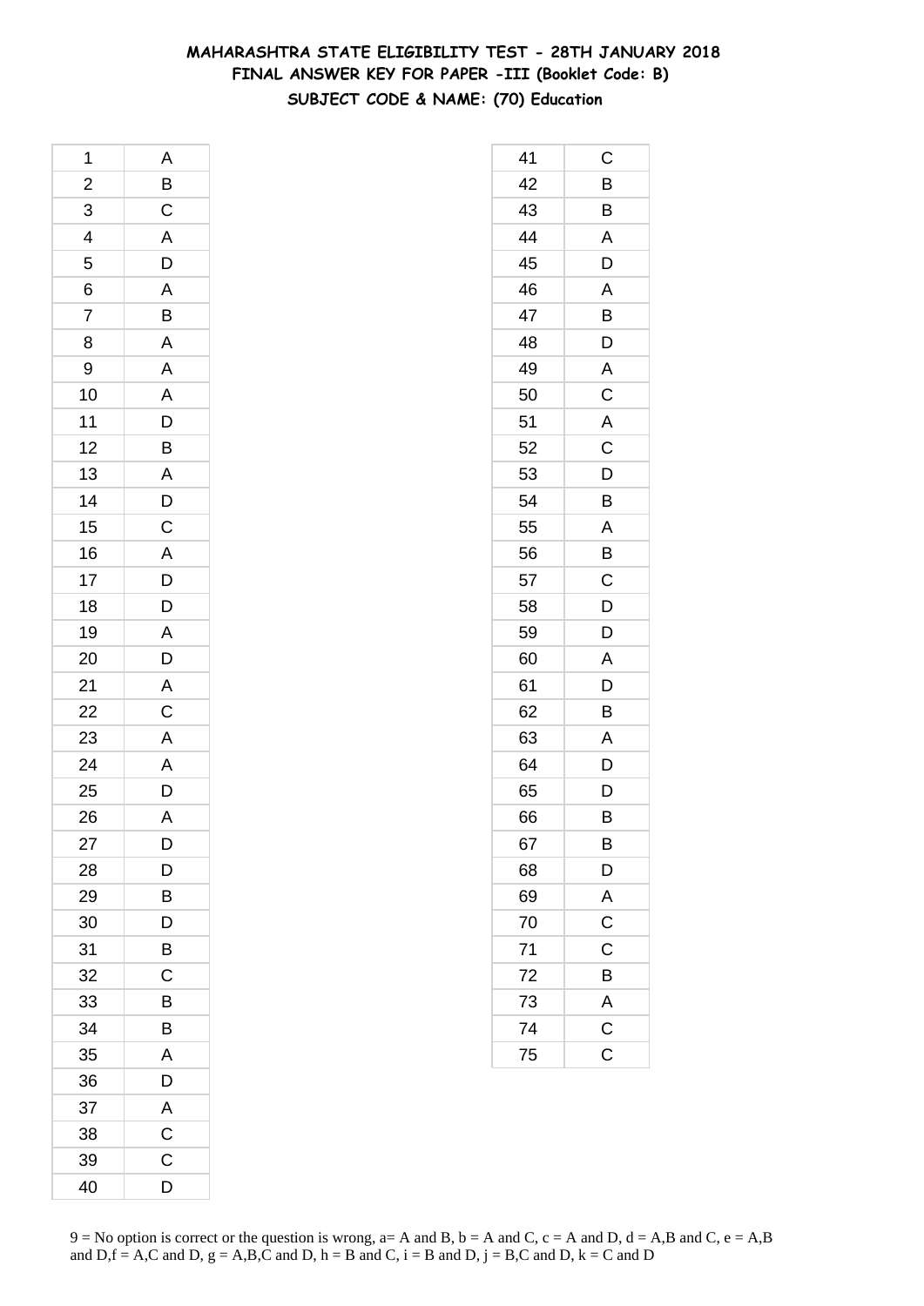# MAHARASHTRA STATE ELIGIBILITY TEST - 28TH JANUARY 2018

## FINAL ANSWER KEY FOR PAPER -III (Booklet Code: B)

### SUBJECT CODE & NAME: (70) Education

| Q | Ans |
|---|---|
| 1 | A |
| 2 | B |
| 3 | C |
| 4 | A |
| 5 | D |
| 6 | A |
| 7 | B |
| 8 | A |
| 9 | A |
| 10 | A |
| 11 | D |
| 12 | B |
| 13 | A |
| 14 | D |
| 15 | C |
| 16 | A |
| 17 | D |
| 18 | D |
| 19 | A |
| 20 | D |
| 21 | A |
| 22 | C |
| 23 | A |
| 24 | A |
| 25 | D |
| 26 | A |
| 27 | D |
| 28 | D |
| 29 | B |
| 30 | D |
| 31 | B |
| 32 | C |
| 33 | B |
| 34 | B |
| 35 | A |
| 36 | D |
| 37 | A |
| 38 | C |
| 39 | C |
| 40 | D |
| 41 | C |
| 42 | B |
| 43 | B |
| 44 | A |
| 45 | D |
| 46 | A |
| 47 | B |
| 48 | D |
| 49 | A |
| 50 | C |
| 51 | A |
| 52 | C |
| 53 | D |
| 54 | B |
| 55 | A |
| 56 | B |
| 57 | C |
| 58 | D |
| 59 | D |
| 60 | A |
| 61 | D |
| 62 | B |
| 63 | A |
| 64 | D |
| 65 | D |
| 66 | B |
| 67 | B |
| 68 | D |
| 69 | A |
| 70 | C |
| 71 | C |
| 72 | B |
| 73 | A |
| 74 | C |
| 75 | C |

9 = No option is correct or the question is wrong, a= A and B, b = A and C, c = A and D, d = A,B and C, e = A,B and D,f = A,C and D, g = A,B,C and D, h = B and C, i = B and D, j = B,C and D, k = C and D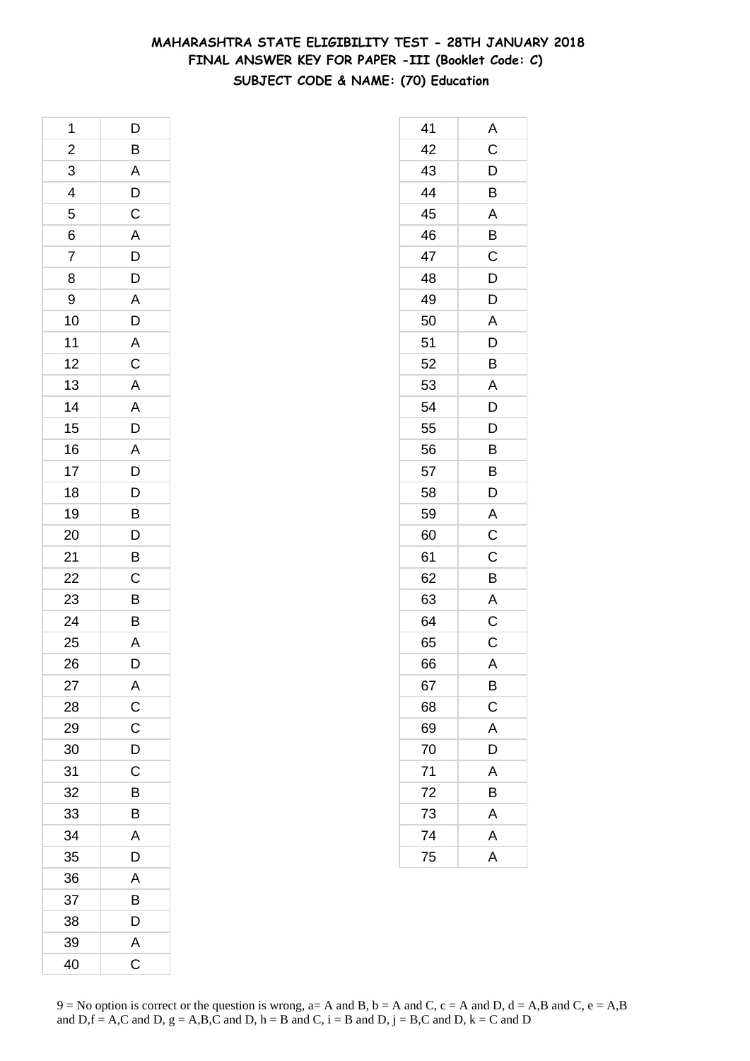# MAHARASHTRA STATE ELIGIBILITY TEST - 28TH JANUARY 2018
## FINAL ANSWER KEY FOR PAPER -III (Booklet Code: C)
### SUBJECT CODE & NAME: (70) Education

| | |
|---|---|
| 1 | D |
| 2 | B |
| 3 | A |
| 4 | D |
| 5 | C |
| 6 | A |
| 7 | D |
| 8 | D |
| 9 | A |
| 10 | D |
| 11 | A |
| 12 | C |
| 13 | A |
| 14 | A |
| 15 | D |
| 16 | A |
| 17 | D |
| 18 | D |
| 19 | B |
| 20 | D |
| 21 | B |
| 22 | C |
| 23 | B |
| 24 | B |
| 25 | A |
| 26 | D |
| 27 | A |
| 28 | C |
| 29 | C |
| 30 | D |
| 31 | C |
| 32 | B |
| 33 | B |
| 34 | A |
| 35 | D |
| 36 | A |
| 37 | B |
| 38 | D |
| 39 | A |
| 40 | C |
| 41 | A |
| 42 | C |
| 43 | D |
| 44 | B |
| 45 | A |
| 46 | B |
| 47 | C |
| 48 | D |
| 49 | D |
| 50 | A |
| 51 | D |
| 52 | B |
| 53 | A |
| 54 | D |
| 55 | D |
| 56 | B |
| 57 | B |
| 58 | D |
| 59 | A |
| 60 | C |
| 61 | C |
| 62 | B |
| 63 | A |
| 64 | C |
| 65 | C |
| 66 | A |
| 67 | B |
| 68 | C |
| 69 | A |
| 70 | D |
| 71 | A |
| 72 | B |
| 73 | A |
| 74 | A |
| 75 | A |

9 = No option is correct or the question is wrong, a= A and B, b = A and C, c = A and D, d = A,B and C, e = A,B and D,f = A,C and D, g = A,B,C and D, h = B and C, i = B and D, j = B,C and D, k = C and D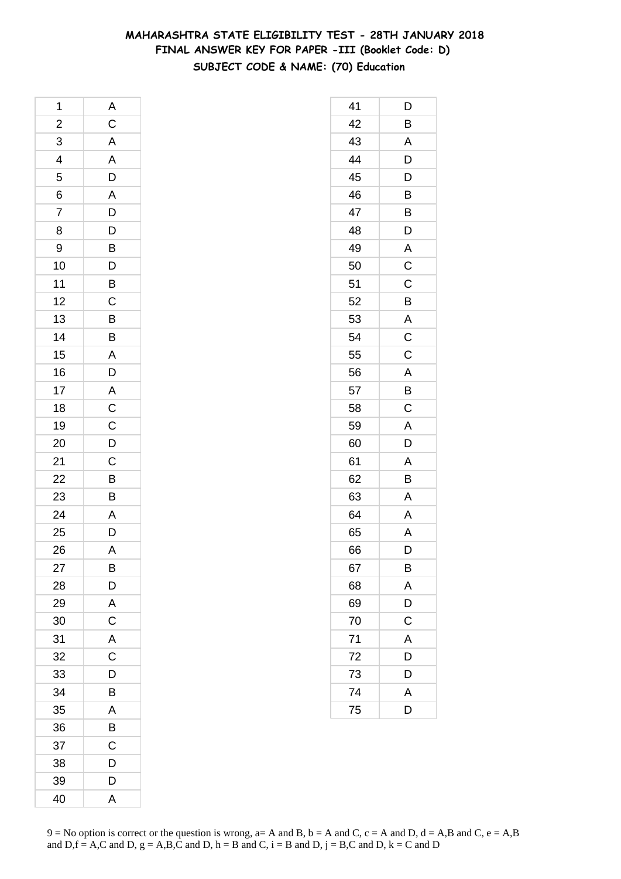# MAHARASHTRA STATE ELIGIBILITY TEST - 28TH JANUARY 2018
## FINAL ANSWER KEY FOR PAPER -III (Booklet Code: D)
### SUBJECT CODE & NAME: (70) Education

| Q | Ans |
|---|---|
| 1 | A |
| 2 | C |
| 3 | A |
| 4 | A |
| 5 | D |
| 6 | A |
| 7 | D |
| 8 | D |
| 9 | B |
| 10 | D |
| 11 | B |
| 12 | C |
| 13 | B |
| 14 | B |
| 15 | A |
| 16 | D |
| 17 | A |
| 18 | C |
| 19 | C |
| 20 | D |
| 21 | C |
| 22 | B |
| 23 | B |
| 24 | A |
| 25 | D |
| 26 | A |
| 27 | B |
| 28 | D |
| 29 | A |
| 30 | C |
| 31 | A |
| 32 | C |
| 33 | D |
| 34 | B |
| 35 | A |
| 36 | B |
| 37 | C |
| 38 | D |
| 39 | D |
| 40 | A |

| Q | Ans |
|---|---|
| 41 | D |
| 42 | B |
| 43 | A |
| 44 | D |
| 45 | D |
| 46 | B |
| 47 | B |
| 48 | D |
| 49 | A |
| 50 | C |
| 51 | C |
| 52 | B |
| 53 | A |
| 54 | C |
| 55 | C |
| 56 | A |
| 57 | B |
| 58 | C |
| 59 | A |
| 60 | D |
| 61 | A |
| 62 | B |
| 63 | A |
| 64 | A |
| 65 | A |
| 66 | D |
| 67 | B |
| 68 | A |
| 69 | D |
| 70 | C |
| 71 | A |
| 72 | D |
| 73 | D |
| 74 | A |
| 75 | D |

9 = No option is correct or the question is wrong, a= A and B, b = A and C, c = A and D, d = A,B and C, e = A,B and D,f = A,C and D, g = A,B,C and D, h = B and C, i = B and D, j = B,C and D, k = C and D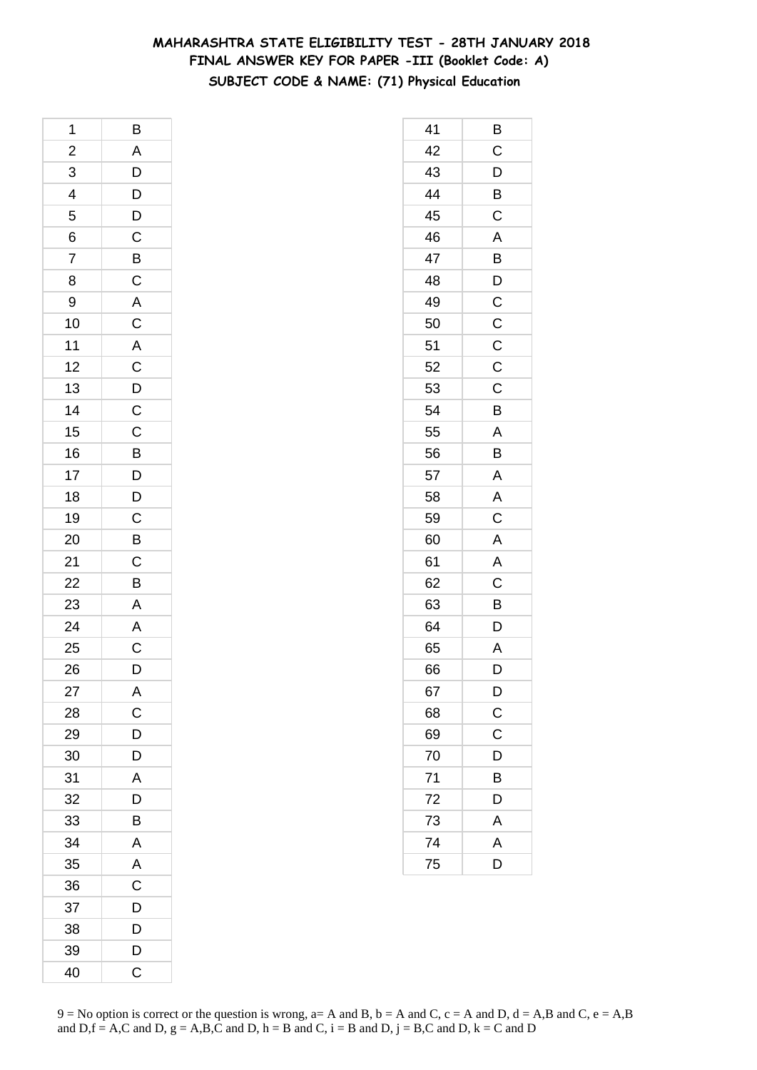# MAHARASHTRA STATE ELIGIBILITY TEST - 28TH JANUARY 2018
## FINAL ANSWER KEY FOR PAPER -III (Booklet Code: A)
### SUBJECT CODE & NAME: (71) Physical Education

| Q | Ans |
|---|---|
| 1 | B |
| 2 | A |
| 3 | D |
| 4 | D |
| 5 | D |
| 6 | C |
| 7 | B |
| 8 | C |
| 9 | A |
| 10 | C |
| 11 | A |
| 12 | C |
| 13 | D |
| 14 | C |
| 15 | C |
| 16 | B |
| 17 | D |
| 18 | D |
| 19 | C |
| 20 | B |
| 21 | C |
| 22 | B |
| 23 | A |
| 24 | A |
| 25 | C |
| 26 | D |
| 27 | A |
| 28 | C |
| 29 | D |
| 30 | D |
| 31 | A |
| 32 | D |
| 33 | B |
| 34 | A |
| 35 | A |
| 36 | C |
| 37 | D |
| 38 | D |
| 39 | D |
| 40 | C |
| 41 | B |
| 42 | C |
| 43 | D |
| 44 | B |
| 45 | C |
| 46 | A |
| 47 | B |
| 48 | D |
| 49 | C |
| 50 | C |
| 51 | C |
| 52 | C |
| 53 | C |
| 54 | B |
| 55 | A |
| 56 | B |
| 57 | A |
| 58 | A |
| 59 | C |
| 60 | A |
| 61 | A |
| 62 | C |
| 63 | B |
| 64 | D |
| 65 | A |
| 66 | D |
| 67 | D |
| 68 | C |
| 69 | C |
| 70 | D |
| 71 | B |
| 72 | D |
| 73 | A |
| 74 | A |
| 75 | D |

9 = No option is correct or the question is wrong, a= A and B, b = A and C, c = A and D, d = A,B and C, e = A,B and D,f = A,C and D, g = A,B,C and D, h = B and C, i = B and D, j = B,C and D, k = C and D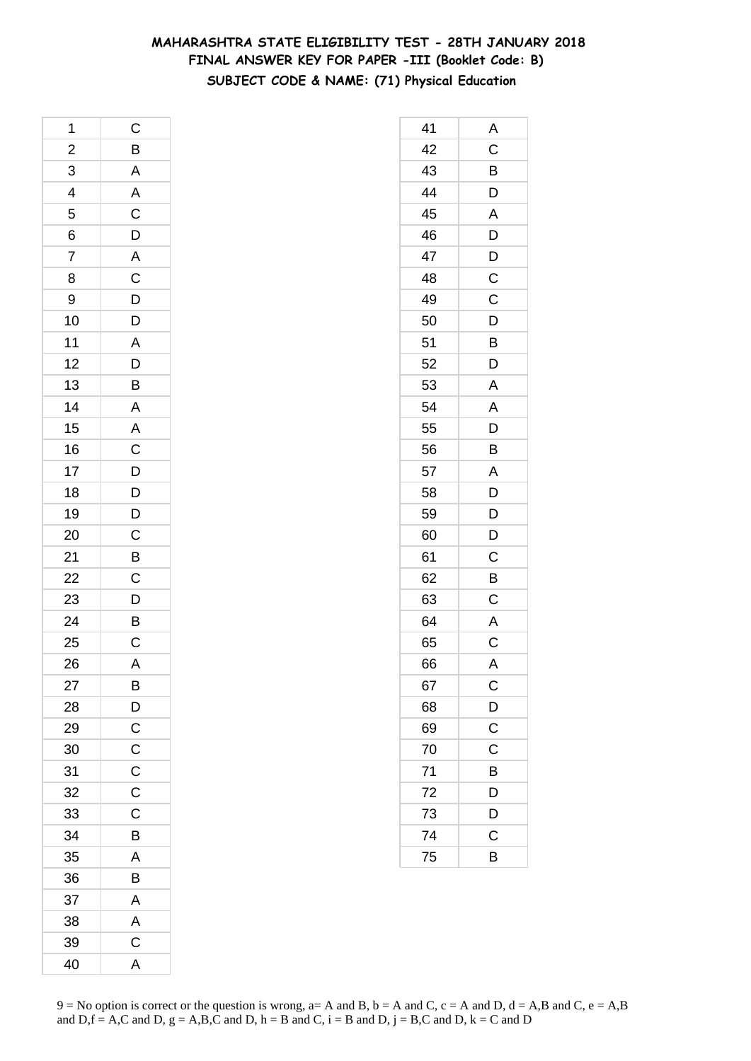# MAHARASHTRA STATE ELIGIBILITY TEST - 28TH JANUARY 2018
## FINAL ANSWER KEY FOR PAPER -III (Booklet Code: B)
### SUBJECT CODE & NAME: (71) Physical Education

| | |
|---|---|
| 1 | C |
| 2 | B |
| 3 | A |
| 4 | A |
| 5 | C |
| 6 | D |
| 7 | A |
| 8 | C |
| 9 | D |
| 10 | D |
| 11 | A |
| 12 | D |
| 13 | B |
| 14 | A |
| 15 | A |
| 16 | C |
| 17 | D |
| 18 | D |
| 19 | D |
| 20 | C |
| 21 | B |
| 22 | C |
| 23 | D |
| 24 | B |
| 25 | C |
| 26 | A |
| 27 | B |
| 28 | D |
| 29 | C |
| 30 | C |
| 31 | C |
| 32 | C |
| 33 | C |
| 34 | B |
| 35 | A |
| 36 | B |
| 37 | A |
| 38 | A |
| 39 | C |
| 40 | A |
| 41 | A |
| 42 | C |
| 43 | B |
| 44 | D |
| 45 | A |
| 46 | D |
| 47 | D |
| 48 | C |
| 49 | C |
| 50 | D |
| 51 | B |
| 52 | D |
| 53 | A |
| 54 | A |
| 55 | D |
| 56 | B |
| 57 | A |
| 58 | D |
| 59 | D |
| 60 | D |
| 61 | C |
| 62 | B |
| 63 | C |
| 64 | A |
| 65 | C |
| 66 | A |
| 67 | C |
| 68 | D |
| 69 | C |
| 70 | C |
| 71 | B |
| 72 | D |
| 73 | D |
| 74 | C |
| 75 | B |

9 = No option is correct or the question is wrong, a= A and B, b = A and C, c = A and D, d = A,B and C, e = A,B and D,f = A,C and D, g = A,B,C and D, h = B and C, i = B and D, j = B,C and D, k = C and D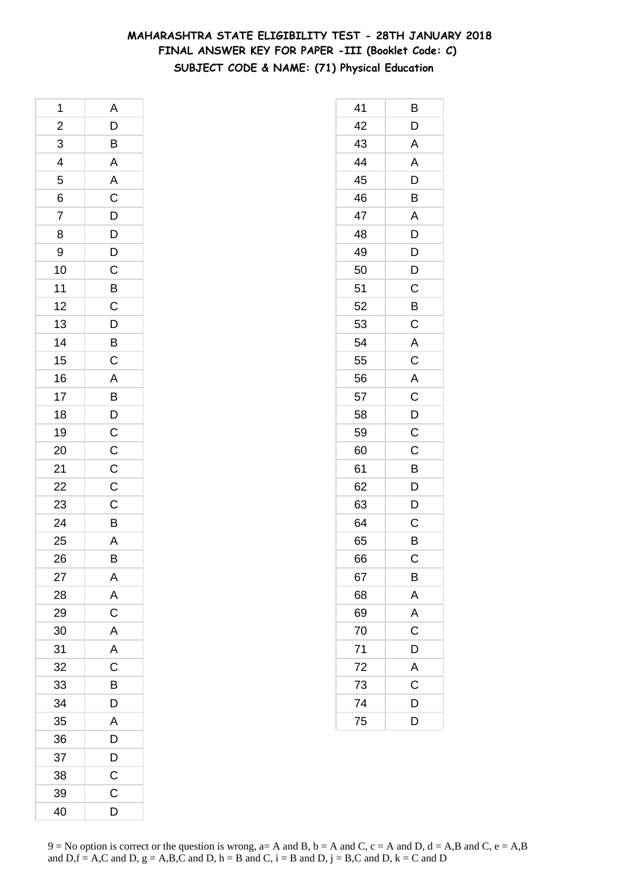# MAHARASHTRA STATE ELIGIBILITY TEST - 28TH JANUARY 2018

## FINAL ANSWER KEY FOR PAPER -III (Booklet Code: C)

### SUBJECT CODE & NAME: (71) Physical Education

| | |
|---|---|
| 1 | A |
| 2 | D |
| 3 | B |
| 4 | A |
| 5 | A |
| 6 | C |
| 7 | D |
| 8 | D |
| 9 | D |
| 10 | C |
| 11 | B |
| 12 | C |
| 13 | D |
| 14 | B |
| 15 | C |
| 16 | A |
| 17 | B |
| 18 | D |
| 19 | C |
| 20 | C |
| 21 | C |
| 22 | C |
| 23 | C |
| 24 | B |
| 25 | A |
| 26 | B |
| 27 | A |
| 28 | A |
| 29 | C |
| 30 | A |
| 31 | A |
| 32 | C |
| 33 | B |
| 34 | D |
| 35 | A |
| 36 | D |
| 37 | D |
| 38 | C |
| 39 | C |
| 40 | D |
| 41 | B |
| 42 | D |
| 43 | A |
| 44 | A |
| 45 | D |
| 46 | B |
| 47 | A |
| 48 | D |
| 49 | D |
| 50 | D |
| 51 | C |
| 52 | B |
| 53 | C |
| 54 | A |
| 55 | C |
| 56 | A |
| 57 | C |
| 58 | D |
| 59 | C |
| 60 | C |
| 61 | B |
| 62 | D |
| 63 | D |
| 64 | C |
| 65 | B |
| 66 | C |
| 67 | B |
| 68 | A |
| 69 | A |
| 70 | C |
| 71 | D |
| 72 | A |
| 73 | C |
| 74 | D |
| 75 | D |

9 = No option is correct or the question is wrong, a= A and B, b = A and C, c = A and D, d = A,B and C, e = A,B and D,f = A,C and D, g = A,B,C and D, h = B and C, i = B and D, j = B,C and D, k = C and D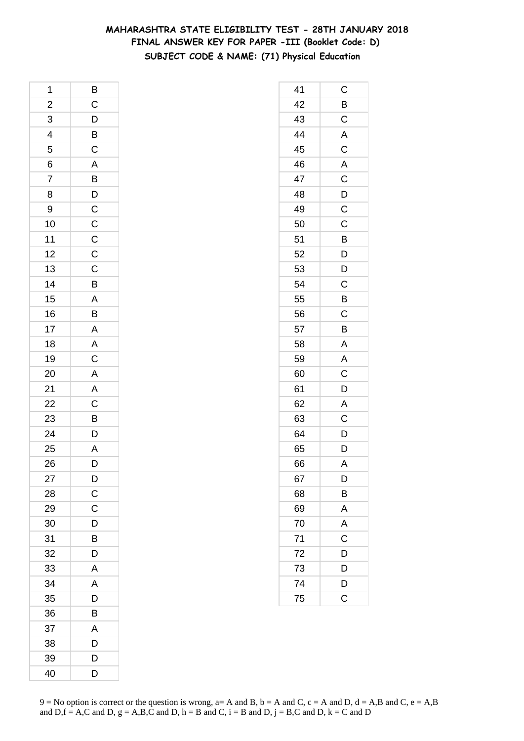# MAHARASHTRA STATE ELIGIBILITY TEST - 28TH JANUARY 2018
## FINAL ANSWER KEY FOR PAPER -III (Booklet Code: D)
### SUBJECT CODE & NAME: (71) Physical Education

| | |
|---|---|
| 1 | B |
| 2 | C |
| 3 | D |
| 4 | B |
| 5 | C |
| 6 | A |
| 7 | B |
| 8 | D |
| 9 | C |
| 10 | C |
| 11 | C |
| 12 | C |
| 13 | C |
| 14 | B |
| 15 | A |
| 16 | B |
| 17 | A |
| 18 | A |
| 19 | C |
| 20 | A |
| 21 | A |
| 22 | C |
| 23 | B |
| 24 | D |
| 25 | A |
| 26 | D |
| 27 | D |
| 28 | C |
| 29 | C |
| 30 | D |
| 31 | B |
| 32 | D |
| 33 | A |
| 34 | A |
| 35 | D |
| 36 | B |
| 37 | A |
| 38 | D |
| 39 | D |
| 40 | D |

| | |
|---|---|
| 41 | C |
| 42 | B |
| 43 | C |
| 44 | A |
| 45 | C |
| 46 | A |
| 47 | C |
| 48 | D |
| 49 | C |
| 50 | C |
| 51 | B |
| 52 | D |
| 53 | D |
| 54 | C |
| 55 | B |
| 56 | C |
| 57 | B |
| 58 | A |
| 59 | A |
| 60 | C |
| 61 | D |
| 62 | A |
| 63 | C |
| 64 | D |
| 65 | D |
| 66 | A |
| 67 | D |
| 68 | B |
| 69 | A |
| 70 | A |
| 71 | C |
| 72 | D |
| 73 | D |
| 74 | D |
| 75 | C |

9 = No option is correct or the question is wrong, a= A and B, b = A and C, c = A and D, d = A,B and C, e = A,B and D,f = A,C and D, g = A,B,C and D, h = B and C, i = B and D, j = B,C and D, k = C and D